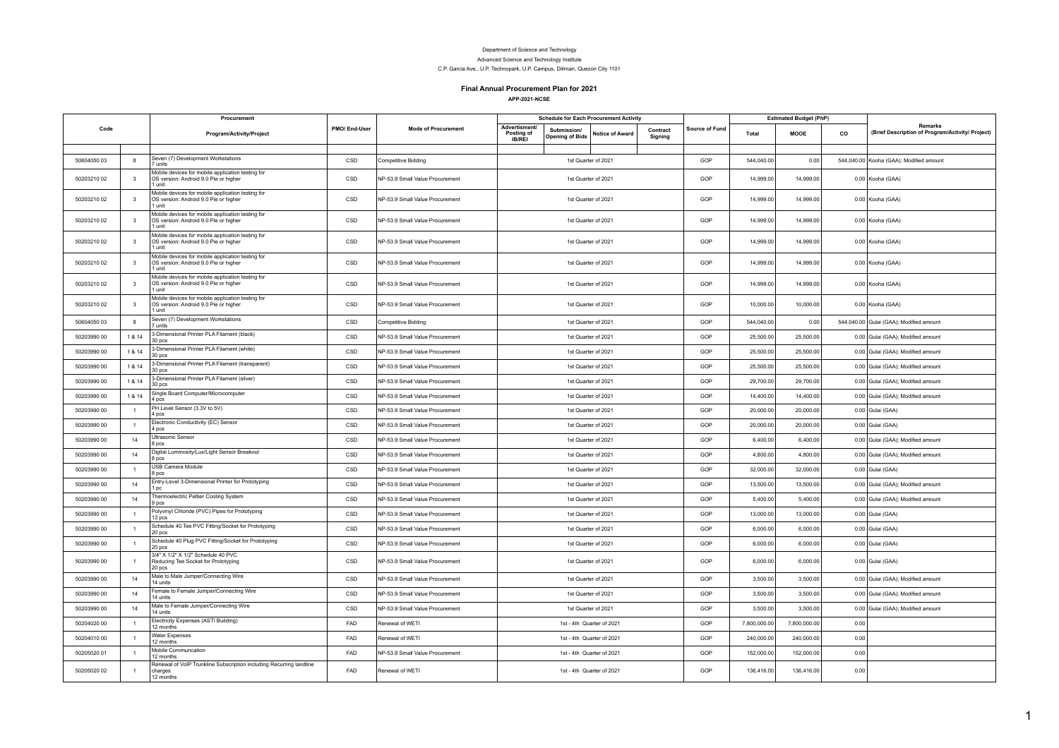Department of Science and Technology

Advanced Science and Technology Institute

C.P. Garcia Ave., U.P. Technopark, U.P. Campus, Diliman, Quezon City 1101

# Final Annual Procurement Plan for 2021

**APP-2021-NCSE**

| Code | | Procurement Program/Activity/Project | PMO/ End-User | Mode of Procurement | Schedule for Each Procurement Activity | | | | Source of Fund | Estimated Budget (PhP) | | | Remarks (Brief Description of Program/Activity/ Project) |
|---|---|---|---|---|---|---|---|---|---|---|---|---|---|
| | | | | | Advertisment/ Posting of IB/REI | Submission/ Opening of Bids | Notice of Award | Contract Signing | | Total | MOOE | CO | |
| 50604050 03 | 8 | Seven (7) Development Workstations 7 units | CSD | Competitive Bidding | 1st Quarter of 2021 | | | | GOP | 544,040.00 | 0.00 | 544,040.00 | Kooha (GAA); Modified amount |
| 50203210 02 | 3 | Mobile devices for mobile application testing for OS version: Android 9.0 Pie or higher 1 unit | CSD | NP-53.9 Small Value Procurement | 1st Quarter of 2021 | | | | GOP | 14,999.00 | 14,999.00 | 0.00 | Kooha (GAA) |
| 50203210 02 | 3 | Mobile devices for mobile application testing for OS version: Android 9.0 Pie or higher 1 unit | CSD | NP-53.9 Small Value Procurement | 1st Quarter of 2021 | | | | GOP | 14,999.00 | 14,999.00 | 0.00 | Kooha (GAA) |
| 50203210 02 | 3 | Mobile devices for mobile application testing for OS version: Android 9.0 Pie or higher 1 unit | CSD | NP-53.9 Small Value Procurement | 1st Quarter of 2021 | | | | GOP | 14,999.00 | 14,999.00 | 0.00 | Kooha (GAA) |
| 50203210 02 | 3 | Mobile devices for mobile application testing for OS version: Android 9.0 Pie or higher 1 unit | CSD | NP-53.9 Small Value Procurement | 1st Quarter of 2021 | | | | GOP | 14,999.00 | 14,999.00 | 0.00 | Kooha (GAA) |
| 50203210 02 | 3 | Mobile devices for mobile application testing for OS version: Android 9.0 Pie or higher 1 unit | CSD | NP-53.9 Small Value Procurement | 1st Quarter of 2021 | | | | GOP | 14,999.00 | 14,999.00 | 0.00 | Kooha (GAA) |
| 50203210 02 | 3 | Mobile devices for mobile application testing for OS version: Android 9.0 Pie or higher 1 unit | CSD | NP-53.9 Small Value Procurement | 1st Quarter of 2021 | | | | GOP | 14,999.00 | 14,999.00 | 0.00 | Kooha (GAA) |
| 50203210 02 | 3 | Mobile devices for mobile application testing for OS version: Android 9.0 Pie or higher 1 unit | CSD | NP-53.9 Small Value Procurement | 1st Quarter of 2021 | | | | GOP | 10,000.00 | 10,000.00 | 0.00 | Kooha (GAA) |
| 50604050 03 | 8 | Seven (7) Development Workstations 7 units | CSD | Competitive Bidding | 1st Quarter of 2021 | | | | GOP | 544,040.00 | 0.00 | 544,040.00 | Gulai (GAA); Modified amount |
| 50203990 00 | 1 & 14 | 3-Dimensional Printer PLA Filament (black) 30 pcs | CSD | NP-53.9 Small Value Procurement | 1st Quarter of 2021 | | | | GOP | 25,500.00 | 25,500.00 | 0.00 | Gulai (GAA); Modified amount |
| 50203990 00 | 1 & 14 | 3-Dimensional Printer PLA Filament (white) 30 pcs | CSD | NP-53.9 Small Value Procurement | 1st Quarter of 2021 | | | | GOP | 25,500.00 | 25,500.00 | 0.00 | Gulai (GAA); Modified amount |
| 50203990 00 | 1 & 14 | 3-Dimensional Printer PLA Filament (transparent) 30 pcs | CSD | NP-53.9 Small Value Procurement | 1st Quarter of 2021 | | | | GOP | 25,500.00 | 25,500.00 | 0.00 | Gulai (GAA); Modified amount |
| 50203990 00 | 1 & 14 | 3-Dimensional Printer PLA Filament (silver) 30 pcs | CSD | NP-53.9 Small Value Procurement | 1st Quarter of 2021 | | | | GOP | 29,700.00 | 29,700.00 | 0.00 | Gulai (GAA); Modified amount |
| 50203990 00 | 1 & 14 | Single Board Computer/Microcomputer 4 pcs | CSD | NP-53.9 Small Value Procurement | 1st Quarter of 2021 | | | | GOP | 14,400.00 | 14,400.00 | 0.00 | Gulai (GAA); Modified amount |
| 50203990 00 | 1 | PH Level Sensor (3.3V to 5V) 4 pcs | CSD | NP-53.9 Small Value Procurement | 1st Quarter of 2021 | | | | GOP | 20,000.00 | 20,000.00 | 0.00 | Gulai (GAA) |
| 50203990 00 | 1 | Electronic Conductivity (EC) Sensor 4 pcs | CSD | NP-53.9 Small Value Procurement | 1st Quarter of 2021 | | | | GOP | 20,000.00 | 20,000.00 | 0.00 | Gulai (GAA) |
| 50203990 00 | 14 | Ultrasonic Sensor 8 pcs | CSD | NP-53.9 Small Value Procurement | 1st Quarter of 2021 | | | | GOP | 6,400.00 | 6,400.00 | 0.00 | Gulai (GAA); Modified amount |
| 50203990 00 | 14 | Digital Luminosity/Lux/Light Sensor Breakout 8 pcs | CSD | NP-53.9 Small Value Procurement | 1st Quarter of 2021 | | | | GOP | 4,800.00 | 4,800.00 | 0.00 | Gulai (GAA); Modified amount |
| 50203990 00 | 1 | USB Camera Module 8 pcs | CSD | NP-53.9 Small Value Procurement | 1st Quarter of 2021 | | | | GOP | 32,000.00 | 32,000.00 | 0.00 | Gulai (GAA) |
| 50203990 00 | 14 | Entry-Level 3-Dimensional Printer for Prototyping 1 pc | CSD | NP-53.9 Small Value Procurement | 1st Quarter of 2021 | | | | GOP | 13,500.00 | 13,500.00 | 0.00 | Gulai (GAA); Modified amount |
| 50203990 00 | 14 | Thermoelectric Peltier Cooling System 9 pcs | CSD | NP-53.9 Small Value Procurement | 1st Quarter of 2021 | | | | GOP | 5,400.00 | 5,400.00 | 0.00 | Gulai (GAA); Modified amount |
| 50203990 00 | 1 | Polyvinyl Chloride (PVC) Pipes for Prototyping 13 pcs | CSD | NP-53.9 Small Value Procurement | 1st Quarter of 2021 | | | | GOP | 13,000.00 | 13,000.00 | 0.00 | Gulai (GAA) |
| 50203990 00 | 1 | Schedule 40 Tee PVC Fitting/Socket for Prototyping 20 pcs | CSD | NP-53.9 Small Value Procurement | 1st Quarter of 2021 | | | | GOP | 6,000.00 | 6,000.00 | 0.00 | Gulai (GAA) |
| 50203990 00 | 1 | Schedule 40 Plug PVC Fitting/Socket for Prototyping 20 pcs | CSD | NP-53.9 Small Value Procurement | 1st Quarter of 2021 | | | | GOP | 6,000.00 | 6,000.00 | 0.00 | Gulai (GAA) |
| 50203990 00 | 1 | 3/4" X 1/2" X 1/2" Schedule 40 PVC Reducing Tee Socket for Prototyping 20 pcs | CSD | NP-53.9 Small Value Procurement | 1st Quarter of 2021 | | | | GOP | 6,000.00 | 6,000.00 | 0.00 | Gulai (GAA) |
| 50203990 00 | 14 | Male to Male Jumper/Connecting Wire 14 units | CSD | NP-53.9 Small Value Procurement | 1st Quarter of 2021 | | | | GOP | 3,500.00 | 3,500.00 | 0.00 | Gulai (GAA); Modified amount |
| 50203990 00 | 14 | Female to Female Jumper/Connecting Wire 14 units | CSD | NP-53.9 Small Value Procurement | 1st Quarter of 2021 | | | | GOP | 3,500.00 | 3,500.00 | 0.00 | Gulai (GAA); Modified amount |
| 50203990 00 | 14 | Male to Female Jumper/Connecting Wire 14 units | CSD | NP-53.9 Small Value Procurement | 1st Quarter of 2021 | | | | GOP | 3,500.00 | 3,500.00 | 0.00 | Gulai (GAA); Modified amount |
| 50204020 00 | 1 | Electricity Expenses (ASTI Building) 12 months | FAD | Renewal of WETI | 1st - 4th Quarter of 2021 | | | | GOP | 7,800,000.00 | 7,800,000.00 | 0.00 | |
| 50204010 00 | 1 | Water Expenses 12 months | FAD | Renewal of WETI | 1st - 4th Quarter of 2021 | | | | GOP | 240,000.00 | 240,000.00 | 0.00 | |
| 50205020 01 | 1 | Mobile Communcation 12 months | FAD | NP-53.9 Small Value Procurement | 1st - 4th Quarter of 2021 | | | | GOP | 152,000.00 | 152,000.00 | 0.00 | |
| 50205020 02 | 1 | Renewal of VoIP Trunkline Subscription including Recurring landline charges 12 months | FAD | Renewal of WETI | 1st - 4th Quarter of 2021 | | | | GOP | 136,416.00 | 136,416.00 | 0.00 | |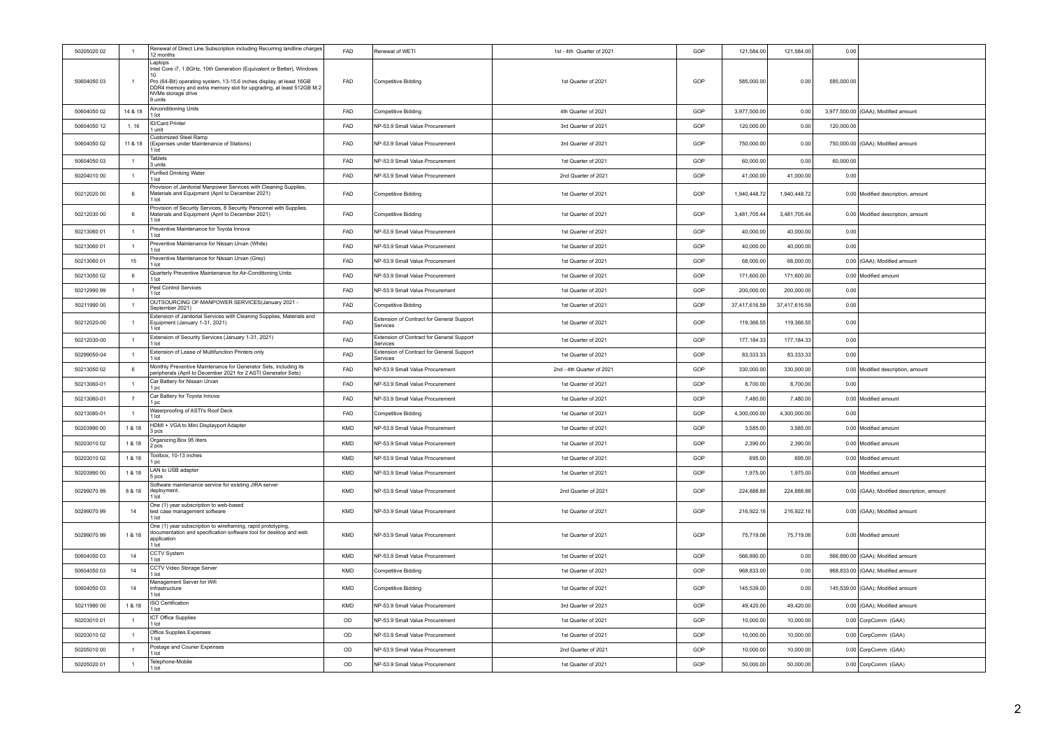| | | | | | | | | | | |
|---|---|---|---|---|---|---|---|---|---|---|
| 50205020 02 | 1 | Renewal of Direct Line Subscription including Recurring landline charges 12 months | FAD | Renewal of WETI | 1st - 4th Quarter of 2021 | GOP | 121,584.00 | 121,584.00 | 0.00 | |
| 50604050 03 | 1 | Laptops Intel Core i7, 1.8GHz, 10th Generation (Equivalent or Better), Windows 10 Pro (64-Bit) operating system, 13-15.6 inches display, at least 16GB DDR4 memory and extra memory slot for upgrading, at least 512GB M.2 NVMe storage drive 9 units | FAD | Competitive Bidding | 1st Quarter of 2021 | GOP | 585,000.00 | 0.00 | 585,000.00 | |
| 50604050 02 | 14 & 18 | Airconditioning Units 1 lot | FAD | Competitive Bidding | 4th Quarter of 2021 | GOP | 3,977,500.00 | 0.00 | 3,977,500.00 | (GAA); Modified amount |
| 50604050 12 | 1, 16 | ID/Card Printer 1 unit | FAD | NP-53.9 Small Value Procurement | 3rd Quarter of 2021 | GOP | 120,000.00 | 0.00 | 120,000.00 | |
| 50604050 02 | 11 & 18 | Customized Steel Ramp (Expenses under Maintenance of Stations) 1 lot | FAD | NP-53.9 Small Value Procurement | 3rd Quarter of 2021 | GOP | 750,000.00 | 0.00 | 750,000.00 | (GAA); Modified amount |
| 50604050 03 | 1 | Tablets 3 units | FAD | NP-53.9 Small Value Procurement | 1st Quarter of 2021 | GOP | 60,000.00 | 0.00 | 60,000.00 | |
| 50204010 00 | 1 | Purified Drinking Water 1 lot | FAD | NP-53.9 Small Value Procurement | 2nd Quarter of 2021 | GOP | 41,000.00 | 41,000.00 | 0.00 | |
| 50212020 00 | 6 | Provision of Janitorial Manpower Services with Cleaning Supplies, Materials and Equipment (April to December 2021) 1 lot | FAD | Competitive Bidding | 1st Quarter of 2021 | GOP | 1,940,448.72 | 1,940,448.72 | 0.00 | Modified description, amount |
| 50212030 00 | 6 | Provision of Security Services, 8 Security Personnel with Supplies, Materials and Equipment (April to December 2021) 1 lot | FAD | Competitive Bidding | 1st Quarter of 2021 | GOP | 3,481,705.44 | 3,481,705.44 | 0.00 | Modified description, amount |
| 50213060 01 | 1 | Preventive Maintenance for Toyota Innova 1 lot | FAD | NP-53.9 Small Value Procurement | 1st Quarter of 2021 | GOP | 40,000.00 | 40,000.00 | 0.00 | |
| 50213060 01 | 1 | Preventive Maintenance for Nissan Urvan (White) 1 lot | FAD | NP-53.9 Small Value Procurement | 1st Quarter of 2021 | GOP | 40,000.00 | 40,000.00 | 0.00 | |
| 50213060 01 | 15 | Preventive Maintenance for Nissan Urvan (Grey) 1 lot | FAD | NP-53.9 Small Value Procurement | 1st Quarter of 2021 | GOP | 68,000.00 | 68,000.00 | 0.00 | (GAA); Modified amount |
| 50213050 02 | 6 | Quarterly Preventive Maintenance for Air-Conditioning Units 1 lot | FAD | NP-53.9 Small Value Procurement | 1st Quarter of 2021 | GOP | 171,600.00 | 171,600.00 | 0.00 | Modified amount |
| 50212990 99 | 1 | Pest Control Services 1 lot | FAD | NP-53.9 Small Value Procurement | 1st Quarter of 2021 | GOP | 200,000.00 | 200,000.00 | 0.00 | |
| 50211990 00 | 1 | OUTSOURCING OF MANPOWER SERVICES(January 2021 - September 2021) | FAD | Competitive Bidding | 1st Quarter of 2021 | GOP | 37,417,616.59 | 37,417,616.59 | 0.00 | |
| 50212020-00 | 1 | Extension of Janitorial Services with Cleaning Supplies, Materials and Equipment (January 1-31, 2021) 1 lot | FAD | Extension of Contract for General Support Services | 1st Quarter of 2021 | GOP | 119,366.55 | 119,366.55 | 0.00 | |
| 50212030-00 | 1 | Extension of Security Services (January 1-31, 2021) 1 lot | FAD | Extension of Contract for General Support Services | 1st Quarter of 2021 | GOP | 177,184.33 | 177,184.33 | 0.00 | |
| 50299050-04 | 1 | Extension of Lease of Multifunction Printers only 1 lot | FAD | Extension of Contract for General Support Services | 1st Quarter of 2021 | GOP | 83,333.33 | 83,333.33 | 0.00 | |
| 50213050 02 | 6 | Monthly Preventive Maintenance for Generator Sets, including its peripherals (April to December 2021 for 2 ASTI Generator Sets) | FAD | NP-53.9 Small Value Procurement | 2nd - 4th Quarter of 2021 | GOP | 330,000.00 | 330,000.00 | 0.00 | Modified description, amount |
| 50213060-01 | 1 | Car Battery for Nissan Urvan 1 pc | FAD | NP-53.9 Small Value Procurement | 1st Quarter of 2021 | GOP | 8,700.00 | 8,700.00 | 0.00 | |
| 50213060-01 | 7 | Car Battery for Toyota Innova 1 pc | FAD | NP-53.9 Small Value Procurement | 1st Quarter of 2021 | GOP | 7,480.00 | 7,480.00 | 0.00 | Modified amount |
| 50213080-01 | 1 | Waterproofing of ASTI's Roof Deck 1 lot | FAD | Competitive Bidding | 1st Quarter of 2021 | GOP | 4,300,000.00 | 4,300,000.00 | 0.00 | |
| 50203990 00 | 1 & 18 | HDMI + VGA to Mini Displayport Adapter 3 pcs | KMD | NP-53.9 Small Value Procurement | 1st Quarter of 2021 | GOP | 3,585.00 | 3,585.00 | 0.00 | Modified amount |
| 50203010 02 | 1 & 18 | Organizing Box 95 liters 2 pcs | KMD | NP-53.9 Small Value Procurement | 1st Quarter of 2021 | GOP | 2,390.00 | 2,390.00 | 0.00 | Modified amount |
| 50203010 02 | 1 & 18 | Toolbox, 10-13 inches 1 pc | KMD | NP-53.9 Small Value Procurement | 1st Quarter of 2021 | GOP | 695.00 | 695.00 | 0.00 | Modified amount |
| 50203990 00 | 1 & 18 | LAN to USB adapter 5 pcs | KMD | NP-53.9 Small Value Procurement | 1st Quarter of 2021 | GOP | 1,975.00 | 1,975.00 | 0.00 | Modified amount |
| 50299070 99 | 8 & 18 | Software maintenance service for existing JIRA server deployment. 1 lot | KMD | NP-53.9 Small Value Procurement | 2nd Quarter of 2021 | GOP | 224,888.88 | 224,888.88 | 0.00 | (GAA); Modified description, amount |
| 50299070 99 | 14 | One (1) year subscription to web-based test case management software 1 lot | KMD | NP-53.9 Small Value Procurement | 1st Quarter of 2021 | GOP | 216,922.16 | 216,922.16 | 0.00 | (GAA); Modified amount |
| 50299070 99 | 1 & 18 | One (1) year subscription to wireframing, rapid prototyping, documentation and specification software tool for desktop and web application 1 lot | KMD | NP-53.9 Small Value Procurement | 1st Quarter of 2021 | GOP | 75,719.06 | 75,719.06 | 0.00 | Modified amount |
| 50604050 03 | 14 | CCTV System 1 lot | KMD | NP-53.9 Small Value Procurement | 1st Quarter of 2021 | GOP | 566,890.00 | 0.00 | 566,890.00 | (GAA); Modified amount |
| 50604050 03 | 14 | CCTV Video Storage Server 1 lot | KMD | Competitive Bidding | 1st Quarter of 2021 | GOP | 968,833.00 | 0.00 | 968,833.00 | (GAA); Modified amount |
| 50604050 03 | 14 | Management Server for Wifi Infrastructure 1 lot | KMD | Competitive Bidding | 1st Quarter of 2021 | GOP | 145,539.00 | 0.00 | 145,539.00 | (GAA); Modified amount |
| 50211990 00 | 1 & 18 | ISO Certification 1 lot | KMD | NP-53.9 Small Value Procurement | 3rd Quarter of 2021 | GOP | 49,420.00 | 49,420.00 | 0.00 | (GAA); Modified amount |
| 50203010 01 | 1 | ICT Office Supplies 1 lot | OD | NP-53.9 Small Value Procurement | 1st Quarter of 2021 | GOP | 10,000.00 | 10,000.00 | 0.00 | CorpComm (GAA) |
| 50203010 02 | 1 | Office Supplies Expenses 1 lot | OD | NP-53.9 Small Value Procurement | 1st Quarter of 2021 | GOP | 10,000.00 | 10,000.00 | 0.00 | CorpComm (GAA) |
| 50205010 00 | 1 | Postage and Courier Expenses 1 lot | OD | NP-53.9 Small Value Procurement | 2nd Quarter of 2021 | GOP | 10,000.00 | 10,000.00 | 0.00 | CorpComm (GAA) |
| 50205020 01 | 1 | Telephone-Mobile 1 lot | OD | NP-53.9 Small Value Procurement | 1st Quarter of 2021 | GOP | 50,000.00 | 50,000.00 | 0.00 | CorpComm (GAA) |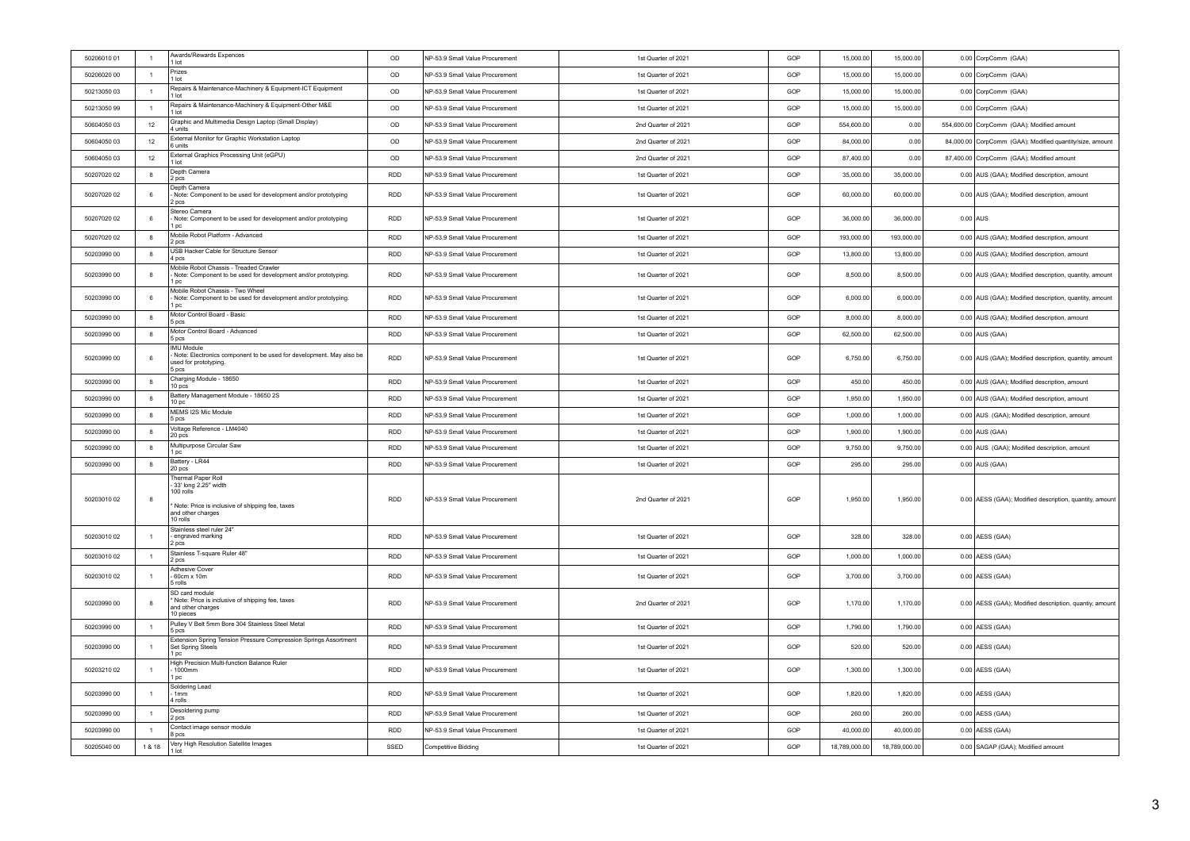| | | | | | | | | | | |
|---|---|---|---|---|---|---|---|---|---|---|
| 50206010 01 | 1 | Awards/Rewards Expences<br>1 lot | OD | NP-53.9 Small Value Procurement | 1st Quarter of 2021 | GOP | 15,000.00 | 15,000.00 | 0.00 | CorpComm (GAA) |
| 50206020 00 | 1 | Prizes<br>1 lot | OD | NP-53.9 Small Value Procurement | 1st Quarter of 2021 | GOP | 15,000.00 | 15,000.00 | 0.00 | CorpComm (GAA) |
| 50213050 03 | 1 | Repairs & Maintenance-Machinery & Equipment-ICT Equipment<br>1 lot | OD | NP-53.9 Small Value Procurement | 1st Quarter of 2021 | GOP | 15,000.00 | 15,000.00 | 0.00 | CorpComm (GAA) |
| 50213050 99 | 1 | Repairs & Maintenance-Machinery & Equipment-Other M&E<br>1 lot | OD | NP-53.9 Small Value Procurement | 1st Quarter of 2021 | GOP | 15,000.00 | 15,000.00 | 0.00 | CorpComm (GAA) |
| 50604050 03 | 12 | Graphic and Multimedia Design Laptop (Small Display)<br>4 units | OD | NP-53.9 Small Value Procurement | 2nd Quarter of 2021 | GOP | 554,600.00 | 0.00 | 554,600.00 | CorpComm (GAA); Modified amount |
| 50604050 03 | 12 | External Monitor for Graphic Workstation Laptop<br>6 units | OD | NP-53.9 Small Value Procurement | 2nd Quarter of 2021 | GOP | 84,000.00 | 0.00 | 84,000.00 | CorpComm (GAA); Modified quantity/size, amount |
| 50604050 03 | 12 | External Graphics Processing Unit (eGPU)<br>1 lot | OD | NP-53.9 Small Value Procurement | 2nd Quarter of 2021 | GOP | 87,400.00 | 0.00 | 87,400.00 | CorpComm (GAA); Modified amount |
| 50207020 02 | 8 | Depth Camera<br>2 pcs | RDD | NP-53.9 Small Value Procurement | 1st Quarter of 2021 | GOP | 35,000.00 | 35,000.00 | 0.00 | AUS (GAA); Modified description, amount |
| 50207020 02 | 6 | Depth Camera<br>- Note: Component to be used for development and/or prototyping<br>2 pcs | RDD | NP-53.9 Small Value Procurement | 1st Quarter of 2021 | GOP | 60,000.00 | 60,000.00 | 0.00 | AUS (GAA); Modified description, amount |
| 50207020 02 | 6 | Stereo Camera<br>- Note: Component to be used for development and/or prototyping<br>1 pc | RDD | NP-53.9 Small Value Procurement | 1st Quarter of 2021 | GOP | 36,000.00 | 36,000.00 | 0.00 | AUS |
| 50207020 02 | 8 | Mobile Robot Platform - Advanced<br>2 pcs | RDD | NP-53.9 Small Value Procurement | 1st Quarter of 2021 | GOP | 193,000.00 | 193,000.00 | 0.00 | AUS (GAA); Modified description, amount |
| 50203990 00 | 8 | USB Hacker Cable for Structure Sensor<br>4 pcs | RDD | NP-53.9 Small Value Procurement | 1st Quarter of 2021 | GOP | 13,800.00 | 13,800.00 | 0.00 | AUS (GAA); Modified description, amount |
| 50203990 00 | 8 | Mobile Robot Chassis - Treaded Crawler<br>- Note: Component to be used for development and/or prototyping.<br>1 pc | RDD | NP-53.9 Small Value Procurement | 1st Quarter of 2021 | GOP | 8,500.00 | 8,500.00 | 0.00 | AUS (GAA); Modified description, quantity, amount |
| 50203990 00 | 6 | Mobile Robot Chassis - Two Wheel<br>- Note: Component to be used for development and/or prototyping.<br>1 pc | RDD | NP-53.9 Small Value Procurement | 1st Quarter of 2021 | GOP | 6,000.00 | 6,000.00 | 0.00 | AUS (GAA); Modified description, quantity, amount |
| 50203990 00 | 8 | Motor Control Board - Basic<br>5 pcs | RDD | NP-53.9 Small Value Procurement | 1st Quarter of 2021 | GOP | 8,000.00 | 8,000.00 | 0.00 | AUS (GAA); Modified description, amount |
| 50203990 00 | 8 | Motor Control Board - Advanced<br>5 pcs | RDD | NP-53.9 Small Value Procurement | 1st Quarter of 2021 | GOP | 62,500.00 | 62,500.00 | 0.00 | AUS (GAA) |
| 50203990 00 | 6 | IMU Module<br>- Note: Electronics component to be used for development. May also be used for prototyping.<br>5 pcs | RDD | NP-53.9 Small Value Procurement | 1st Quarter of 2021 | GOP | 6,750.00 | 6,750.00 | 0.00 | AUS (GAA); Modified description, quantity, amount |
| 50203990 00 | 8 | Charging Module - 18650<br>10 pcs | RDD | NP-53.9 Small Value Procurement | 1st Quarter of 2021 | GOP | 450.00 | 450.00 | 0.00 | AUS (GAA); Modified description, amount |
| 50203990 00 | 8 | Battery Management Module - 18650 2S<br>10 pc | RDD | NP-53.9 Small Value Procurement | 1st Quarter of 2021 | GOP | 1,950.00 | 1,950.00 | 0.00 | AUS (GAA); Modified description, amount |
| 50203990 00 | 8 | MEMS I2S Mic Module<br>5 pcs | RDD | NP-53.9 Small Value Procurement | 1st Quarter of 2021 | GOP | 1,000.00 | 1,000.00 | 0.00 | AUS (GAA); Modified description, amount |
| 50203990 00 | 8 | Voltage Reference - LM4040<br>20 pcs | RDD | NP-53.9 Small Value Procurement | 1st Quarter of 2021 | GOP | 1,900.00 | 1,900.00 | 0.00 | AUS (GAA) |
| 50203990 00 | 8 | Multipurpose Circular Saw<br>1 pc | RDD | NP-53.9 Small Value Procurement | 1st Quarter of 2021 | GOP | 9,750.00 | 9,750.00 | 0.00 | AUS (GAA); Modified description, amount |
| 50203990 00 | 8 | Battery - LR44<br>20 pcs | RDD | NP-53.9 Small Value Procurement | 1st Quarter of 2021 | GOP | 295.00 | 295.00 | 0.00 | AUS (GAA) |
| 50203010 02 | 8 | Thermal Paper Roll<br>- 33' long 2.25" width<br>100 rolls<br><br>* Note: Price is inclusive of shipping fee, taxes and other charges<br>10 rolls | RDD | NP-53.9 Small Value Procurement | 2nd Quarter of 2021 | GOP | 1,950.00 | 1,950.00 | 0.00 | AESS (GAA); Modified description, quantity, amount |
| 50203010 02 | 1 | Stainless steel ruler 24"<br>- engraved marking<br>2 pcs | RDD | NP-53.9 Small Value Procurement | 1st Quarter of 2021 | GOP | 328.00 | 328.00 | 0.00 | AESS (GAA) |
| 50203010 02 | 1 | Stainless T-square Ruler 48"<br>2 pcs | RDD | NP-53.9 Small Value Procurement | 1st Quarter of 2021 | GOP | 1,000.00 | 1,000.00 | 0.00 | AESS (GAA) |
| 50203010 02 | 1 | Adhesive Cover<br>- 60cm x 10m<br>5 rolls | RDD | NP-53.9 Small Value Procurement | 1st Quarter of 2021 | GOP | 3,700.00 | 3,700.00 | 0.00 | AESS (GAA) |
| 50203990 00 | 8 | SD card module<br>* Note: Price is inclusive of shipping fee, taxes and other charges<br>10 pieces | RDD | NP-53.9 Small Value Procurement | 2nd Quarter of 2021 | GOP | 1,170.00 | 1,170.00 | 0.00 | AESS (GAA); Modified descrription, quantiy, amount |
| 50203990 00 | 1 | Pulley V Belt 5mm Bore 304 Stainless Steel Metal<br>5 pcs | RDD | NP-53.9 Small Value Procurement | 1st Quarter of 2021 | GOP | 1,790.00 | 1,790.00 | 0.00 | AESS (GAA) |
| 50203990 00 | 1 | Extension Spring Tension Pressure Compression Springs Assortment Set Spring Steels<br>1 pc | RDD | NP-53.9 Small Value Procurement | 1st Quarter of 2021 | GOP | 520.00 | 520.00 | 0.00 | AESS (GAA) |
| 50203210 02 | 1 | High Precision Multi-function Balance Ruler<br>- 1000mm<br>1 pc | RDD | NP-53.9 Small Value Procurement | 1st Quarter of 2021 | GOP | 1,300.00 | 1,300.00 | 0.00 | AESS (GAA) |
| 50203990 00 | 1 | Soldering Lead<br>- 1mm<br>4 rolls | RDD | NP-53.9 Small Value Procurement | 1st Quarter of 2021 | GOP | 1,820.00 | 1,820.00 | 0.00 | AESS (GAA) |
| 50203990 00 | 1 | Desoldering pump<br>2 pcs | RDD | NP-53.9 Small Value Procurement | 1st Quarter of 2021 | GOP | 260.00 | 260.00 | 0.00 | AESS (GAA) |
| 50203990 00 | 1 | Contact image sensor module<br>8 pcs | RDD | NP-53.9 Small Value Procurement | 1st Quarter of 2021 | GOP | 40,000.00 | 40,000.00 | 0.00 | AESS (GAA) |
| 50205040 00 | 1 & 18 | Very High Resolution Satellite Images<br>1 lot | SSED | Competitive Bidding | 1st Quarter of 2021 | GOP | 18,789,000.00 | 18,789,000.00 | 0.00 | SAGAP (GAA); Modified amount |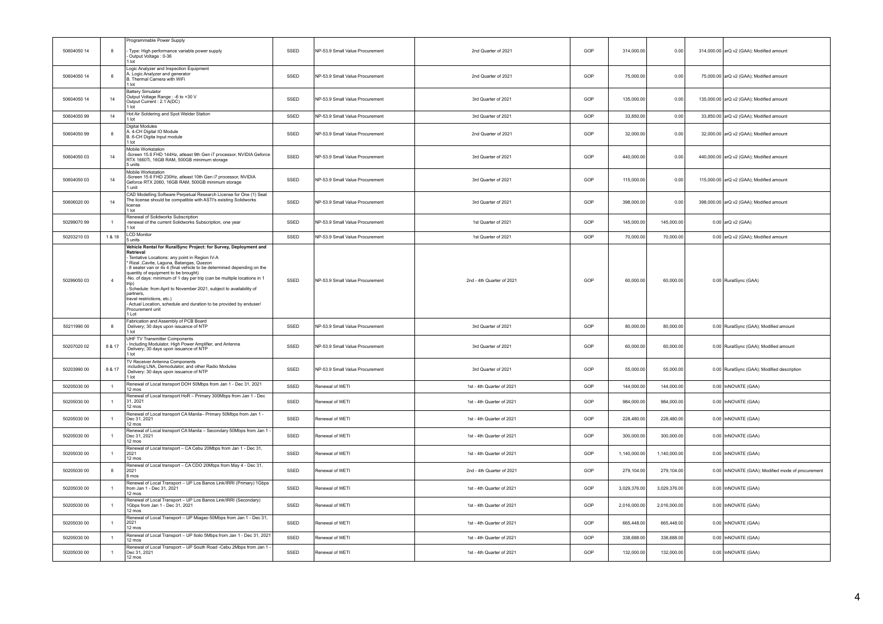| | | | | | | | | | | |
|---|---|---|---|---|---|---|---|---|---|---|
| 50604050 14 | 8 | Programmable Power Supply<br>- Type: High performance variable power supply<br>- Output Voltage : 0-36<br>1 lot | SSED | NP-53.9 Small Value Procurement | 2nd Quarter of 2021 | GOP | 314,000.00 | 0.00 | 314,000.00 | arQ v2 (GAA); Modified amount |
| 50604050 14 | 8 | Logic Analyzer and Inspection Equipment<br>A. Logic Analyzer and generator<br>B. Thermal Camera with WiFi<br>1 lot | SSED | NP-53.9 Small Value Procurement | 2nd Quarter of 2021 | GOP | 75,000.00 | 0.00 | 75,000.00 | arQ v2 (GAA); Modified amount |
| 50604050 14 | 14 | Battery Simulator<br>Output Voltage Range : -6 to +30 V<br>Output Current : 2.1 A(DC)<br>1 lot | SSED | NP-53.9 Small Value Procurement | 3rd Quarter of 2021 | GOP | 135,000.00 | 0.00 | 135,000.00 | arQ v2 (GAA); Modified amount |
| 50604050 99 | 14 | Hot Air Soldering and Spot Welder Station<br>1 lot | SSED | NP-53.9 Small Value Procurement | 3rd Quarter of 2021 | GOP | 33,850.00 | 0.00 | 33,850.00 | arQ v2 (GAA); Modified amount |
| 50604050 99 | 8 | Digital Modules<br>A. 4-CH Digital IO Module<br>B. 6-CH Digita Input module<br>1 lot | SSED | NP-53.9 Small Value Procurement | 2nd Quarter of 2021 | GOP | 32,000.00 | 0.00 | 32,000.00 | arQ v2 (GAA); Modified amount |
| 50604050 03 | 14 | Mobile Workstation<br>-Screen 15.6 FHD 144Hz, atleast 9th Gen i7 processor, NVIDIA Geforce RTX 1660Ti, 16GB RAM, 500GB minimum storage<br>5 units | SSED | NP-53.9 Small Value Procurement | 3rd Quarter of 2021 | GOP | 440,000.00 | 0.00 | 440,000.00 | arQ v2 (GAA); Modified amount |
| 50604050 03 | 14 | Mobile Workstation<br>-Screen 15.6 FHD 230Hz, atleast 10th Gen i7 processor, NVIDIA Geforce RTX 2060, 16GB RAM, 500GB minimum storage<br>1 unit | SSED | NP-53.9 Small Value Procurement | 3rd Quarter of 2021 | GOP | 115,000.00 | 0.00 | 115,000.00 | arQ v2 (GAA); Modified amount |
| 50606020 00 | 14 | CAD Modelling Software Perpetual Research License for One (1) Seat<br>The license should be compatible with ASTI's existing Solidworks license<br>1 lot | SSED | NP-53.9 Small Value Procurement | 3rd Quarter of 2021 | GOP | 398,000.00 | 0.00 | 398,000.00 | arQ v2 (GAA); Modified amount |
| 50299070 99 | 1 | Renewal of Solidworks Subscription<br>-renewal of the current Solidworks Subscription, one year<br>1 lot | SSED | NP-53.9 Small Value Procurement | 1st Quarter of 2021 | GOP | 145,000.00 | 145,000.00 | 0.00 | arQ v2 (GAA) |
| 50203210 03 | 1 & 18 | LCD Monitor<br>5 units | SSED | NP-53.9 Small Value Procurement | 1st Quarter of 2021 | GOP | 70,000.00 | 70,000.00 | 0.00 | arQ v2 (GAA); Modified amount |
| 50299050 03 | 4 | **Vehicle Rental for RuralSync Project: for Survey, Deployment and Retrieval**<br>- Tentative Locations: any point in Region IV-A<br>* Rizal ,Cavite, Laguna, Batangas, Quezon<br>- 8 seater van or 4x 4 (final vehicle to be determined depending on the quantity of equipment to be brought)<br>-No. of days: minimum of 1 day per trip (can be multiple locations in 1 trip)<br>- Schedule: from April to November 2021, subject to availability of partners,<br>travel restrictions, etc.)<br>- Actual Location, schedule and duration to be provided by enduser/ Procurement unit<br>1 Lot | SSED | NP-53.9 Small Value Procurement | 2nd - 4th Quarter of 2021 | GOP | 60,000.00 | 60,000.00 | 0.00 | RuralSync (GAA) |
| 50211990 00 | 8 | Fabrication and Assembly of PCB Board<br>Delivery; 30 days upon issuance of NTP<br>1 lot | SSED | NP-53.9 Small Value Procurement | 3rd Quarter of 2021 | GOP | 80,000.00 | 80,000.00 | 0.00 | RuralSync (GAA); Modified amount |
| 50207020 02 | 8 & 17 | UHF TV Transmitter Components<br>- Including Modulator, High Power Amplifier, and Antenna<br>Delivery; 30 days upon issuance of NTP<br>1 lot | SSED | NP-53.9 Small Value Procurement | 3rd Quarter of 2021 | GOP | 60,000.00 | 60,000.00 | 0.00 | RuralSync (GAA); Modified amount |
| 50203990 00 | 8 & 17 | TV Receiver Antenna Components<br>including LNA, Demodulator, and other Radio Modules<br>Delivery: 30 days upon issuance of NTP<br>1 lot | SSED | NP-53.9 Small Value Procurement | 3rd Quarter of 2021 | GOP | 55,000.00 | 55,000.00 | 0.00 | RuralSync (GAA); Modified description |
| 50205030 00 | 1 | Renewal of Local transport DOH 50Mbps from Jan 1 - Dec 31, 2021<br>12 mos | SSED | Renewal of WETI | 1st - 4th Quarter of 2021 | GOP | 144,000.00 | 144,000.00 | 0.00 | InNOVATE (GAA) |
| 50205030 00 | 1 | Renewal of Local transport HoR – Primary 300Mbps from Jan 1 - Dec 31, 2021<br>12 mos | SSED | Renewal of WETI | 1st - 4th Quarter of 2021 | GOP | 984,000.00 | 984,000.00 | 0.00 | InNOVATE (GAA) |
| 50205030 00 | 1 | Renewal of Local transport CA Manila– Primary 50Mbps from Jan 1 - Dec 31, 2021<br>12 mos | SSED | Renewal of WETI | 1st - 4th Quarter of 2021 | GOP | 228,480.00 | 228,480.00 | 0.00 | InNOVATE (GAA) |
| 50205030 00 | 1 | Renewal of Local transport CA Manila – Secondary 50Mbps from Jan 1 - Dec 31, 2021<br>12 mos | SSED | Renewal of WETI | 1st - 4th Quarter of 2021 | GOP | 300,000.00 | 300,000.00 | 0.00 | InNOVATE (GAA) |
| 50205030 00 | 1 | Renewal of Local transport – CA Cebu 20Mbps from Jan 1 - Dec 31, 2021<br>12 mos | SSED | Renewal of WETI | 1st - 4th Quarter of 2021 | GOP | 1,140,000.00 | 1,140,000.00 | 0.00 | InNOVATE (GAA) |
| 50205030 00 | 8 | Renewal of Local transport – CA CDO 20Mbps from May 4 - Dec 31, 2021<br>8 mos | SSED | Renewal of WETI | 2nd - 4th Quarter of 2021 | GOP | 279,104.00 | 279,104.00 | 0.00 | InNOVATE (GAA); Modified mode of procurement |
| 50205030 00 | 1 | Renewal of Local Transport – UP Los Banos Link/IRRI (Primary) 1Gbps from Jan 1 - Dec 31, 2021<br>12 mos | SSED | Renewal of WETI | 1st - 4th Quarter of 2021 | GOP | 3,029,376.00 | 3,029,376.00 | 0.00 | InNOVATE (GAA) |
| 50205030 00 | 1 | Renewal of Local Transport – UP Los Banos Link/IRRI (Secondary) 1Gbps from Jan 1 - Dec 31, 2021<br>12 mos | SSED | Renewal of WETI | 1st - 4th Quarter of 2021 | GOP | 2,016,000.00 | 2,016,000.00 | 0.00 | InNOVATE (GAA) |
| 50205030 00 | 1 | Renewal of Local Transport – UP Miagao 50Mbps from Jan 1 - Dec 31, 2021<br>12 mos | SSED | Renewal of WETI | 1st - 4th Quarter of 2021 | GOP | 665,448.00 | 665,448.00 | 0.00 | InNOVATE (GAA) |
| 50205030 00 | 1 | Renewal of Local Transport – UP Iloilo 5Mbps from Jan 1 - Dec 31, 2021<br>12 mos | SSED | Renewal of WETI | 1st - 4th Quarter of 2021 | GOP | 338,688.00 | 338,688.00 | 0.00 | InNOVATE (GAA) |
| 50205030 00 | 1 | Renewal of Local Transport – UP South Road -Cebu 2Mbps from Jan 1 - Dec 31, 2021<br>12 mos | SSED | Renewal of WETI | 1st - 4th Quarter of 2021 | GOP | 132,000.00 | 132,000.00 | 0.00 | InNOVATE (GAA) |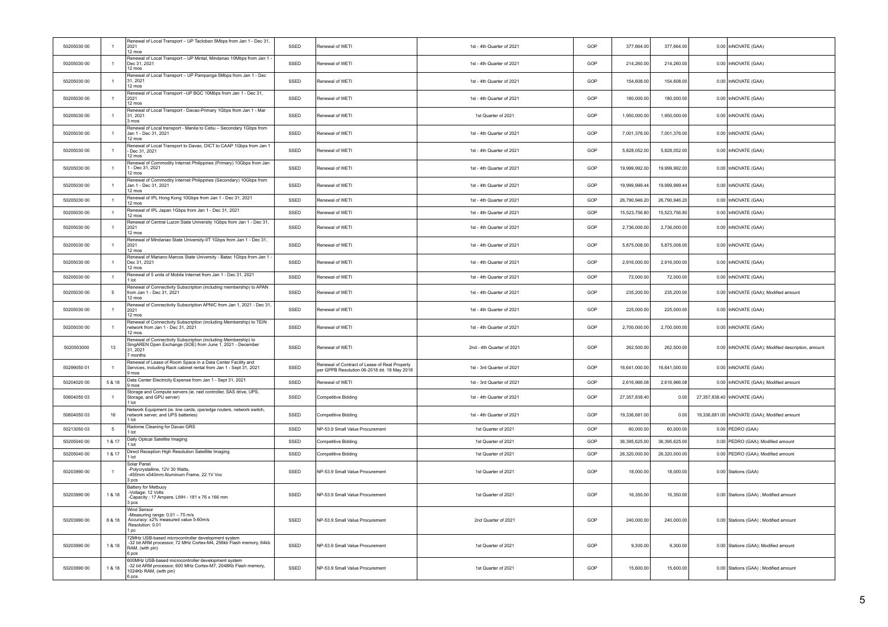| | | | | | | | | | | |
|---|---|---|---|---|---|---|---|---|---|---|
| 50205030 00 | 1 | Renewal of Local Transport – UP Tacloban 5Mbps from Jan 1 - Dec 31, 2021<br>12 mos | SSED | Renewal of WETI | 1st - 4th Quarter of 2021 | GOP | 377,664.00 | 377,664.00 | 0.00 | InNOVATE (GAA) |
| 50205030 00 | 1 | Renewal of Local Transport – UP Mintal, Mindanao 10Mbps from Jan 1 - Dec 31, 2021<br>12 mos | SSED | Renewal of WETI | 1st - 4th Quarter of 2021 | GOP | 214,260.00 | 214,260.00 | 0.00 | InNOVATE (GAA) |
| 50205030 00 | 1 | Renewal of Local Transport – UP Pampanga 5Mbps from Jan 1 - Dec 31, 2021<br>12 mos | SSED | Renewal of WETI | 1st - 4th Quarter of 2021 | GOP | 154,608.00 | 154,608.00 | 0.00 | InNOVATE (GAA) |
| 50205030 00 | 1 | Renewal of Local Transport –UP BGC 10Mbps from Jan 1 - Dec 31, 2021<br>12 mos | SSED | Renewal of WETI | 1st - 4th Quarter of 2021 | GOP | 180,000.00 | 180,000.00 | 0.00 | InNOVATE (GAA) |
| 50205030 00 | 1 | Renewal of Local Transport - Davao-Primary 1Gbps from Jan 1 - Mar 31, 2021<br>3 mos | SSED | Renewal of WETI | 1st Quarter of 2021 | GOP | 1,950,000.00 | 1,950,000.00 | 0.00 | InNOVATE (GAA) |
| 50205030 00 | 1 | Renewal of Local transport - Manila to Cebu – Secondary 1Gbps from Jan 1 - Dec 31, 2021<br>12 mos | SSED | Renewal of WETI | 1st - 4th Quarter of 2021 | GOP | 7,001,376.00 | 7,001,376.00 | 0.00 | InNOVATE (GAA) |
| 50205030 00 | 1 | Renewal of Local Transport to Davao, DICT to CAAP 1Gbps from Jan 1 - Dec 31, 2021<br>12 mos | SSED | Renewal of WETI | 1st - 4th Quarter of 2021 | GOP | 5,828,052.00 | 5,828,052.00 | 0.00 | InNOVATE (GAA) |
| 50205030 00 | 1 | Renewal of Commodity Internet Philippines (Primary) 10Gbps from Jan 1 - Dec 31, 2021<br>12 mos | SSED | Renewal of WETI | 1st - 4th Quarter of 2021 | GOP | 19,999,992.00 | 19,999,992.00 | 0.00 | InNOVATE (GAA) |
| 50205030 00 | 1 | Renewal of Commodity Internet Philippines (Secondary) 10Gbps from Jan 1 - Dec 31, 2021<br>12 mos | SSED | Renewal of WETI | 1st - 4th Quarter of 2021 | GOP | 19,999,999.44 | 19,999,999.44 | 0.00 | InNOVATE (GAA) |
| 50205030 00 | 1 | Renewal of IPL Hong Kong 10Gbps from Jan 1 - Dec 31, 2021<br>12 mos | SSED | Renewal of WETI | 1st - 4th Quarter of 2021 | GOP | 26,790,946.20 | 26,790,946.20 | 0.00 | InNOVATE (GAA) |
| 50205030 00 | 1 | Renewal of IPL Japan 1Gbps from Jan 1 - Dec 31, 2021<br>12 mos | SSED | Renewal of WETI | 1st - 4th Quarter of 2021 | GOP | 15,523,756.80 | 15,523,756.80 | 0.00 | InNOVATE (GAA) |
| 50205030 00 | 1 | Renewal of Central Luzon State University 1Gbps from Jan 1 - Dec 31, 2021<br>12 mos | SSED | Renewal of WETI | 1st - 4th Quarter of 2021 | GOP | 2,736,000.00 | 2,736,000.00 | 0.00 | InNOVATE (GAA) |
| 50205030 00 | 1 | Renewal of Mindanao State University-IIT 1Gbps from Jan 1 - Dec 31, 2021<br>12 mos | SSED | Renewal of WETI | 1st - 4th Quarter of 2021 | GOP | 5,875,008.00 | 5,875,008.00 | 0.00 | InNOVATE (GAA) |
| 50205030 00 | 1 | Renewal of Mariano Marcos State University - Batac 1Gbps from Jan 1 - Dec 31, 2021<br>12 mos | SSED | Renewal of WETI | 1st - 4th Quarter of 2021 | GOP | 2,916,000.00 | 2,916,000.00 | 0.00 | InNOVATE (GAA) |
| 50205030 00 | 1 | Renewal of 5 units of Mobile Internet from Jan 1 - Dec 31, 2021<br>1 lot | SSED | Renewal of WETI | 1st - 4th Quarter of 2021 | GOP | 72,000.00 | 72,000.00 | 0.00 | InNOVATE (GAA) |
| 50205030 00 | 5 | Renewal of Connectivity Subscription (including membership) to APAN from Jan 1 - Dec 31, 2021<br>12 mos | SSED | Renewal of WETI | 1st - 4th Quarter of 2021 | GOP | 235,200.00 | 235,200.00 | 0.00 | InNOVATE (GAA); Modified amount |
| 50205030 00 | 1 | Renewal of Connectivity Subscription APNIC from Jan 1, 2021 - Dec 31, 2021<br>12 mos | SSED | Renewal of WETI | 1st - 4th Quarter of 2021 | GOP | 225,000.00 | 225,000.00 | 0.00 | InNOVATE (GAA) |
| 50205030 00 | 1 | Renewal of Connectivity Subscription (including Membership) to TEIN network from Jan 1 - Dec 31, 2021<br>12 mos | SSED | Renewal of WETI | 1st - 4th Quarter of 2021 | GOP | 2,700,000.00 | 2,700,000.00 | 0.00 | InNOVATE (GAA) |
| 5020503000 | 13 | Renewal of Connectivity Subscription (including Membership) to SingAREN Open Exchange (SOE) from June 1, 2021 - December 31, 2021<br>7 months | SSED | Renewal of WETI | 2nd - 4th Quarter of 2021 | GOP | 262,500.00 | 262,500.00 | 0.00 | InNOVATE (GAA); Modified description, amount |
| 50299050 01 | 1 | Renewal of Lease of Room Space in a Data Center Facility and Services, including Rack cabinet rental from Jan 1 - Sept 31, 2021<br>9 mos | SSED | Renewal of Contract of Lease of Real Property per GPPB Resolution 06-2018 dd. 18 May 2018 | 1st - 3rd Quarter of 2021 | GOP | 16,641,000.00 | 16,641,000.00 | 0.00 | InNOVATE (GAA) |
| 50204020 00 | 5 & 18 | Data Center Electricity Expense from Jan 1 - Sept 31, 2021<br>9 mos | SSED | Renewal of WETI | 1st - 3rd Quarter of 2021 | GOP | 2,616,966.08 | 2,616,966.08 | 0.00 | InNOVATE (GAA); Modified amount |
| 50604050 03 | 1 | Storage and Compute servers (ie. raid controller, SAS drive, UPS, Storage, and GPU server)<br>1 lot | SSED | Competitive Bidding | 1st - 4th Quarter of 2021 | GOP | 27,357,838.40 | 0.00 | 27,357,838.40 | InNOVATE (GAA) |
| 50604050 03 | 16 | Network Equipment (ie. line cards, cpe/edge routers, network switch, network server, and UPS batteries)<br>1 lot | SSED | Competitive Bidding | 1st - 4th Quarter of 2021 | GOP | 19,336,681.00 | 0.00 | 19,336,681.00 | InNOVATE (GAA); Modified amount |
| 50213050 03 | 5 | Radome Cleaning for Davao GRS<br>1 lot | SSED | NP-53.9 Small Value Procurement | 1st Quarter of 2021 | GOP | 60,000.00 | 60,000.00 | 0.00 | PEDRO (GAA) |
| 50205040 00 | 1 & 17 | Daily Optical Satellite Imaging<br>1 lot | SSED | Competitive Bidding | 1st Quarter of 2021 | GOP | 36,395,625.00 | 36,395,625.00 | 0.00 | PEDRO (GAA); Modified amount |
| 50205040 00 | 1 & 17 | Direct Reception High Resolution Satellite Imaging<br>1 lot | SSED | Competitive Bidding | 1st Quarter of 2021 | GOP | 26,320,000.00 | 26,320,000.00 | 0.00 | PEDRO (GAA); Modified amount |
| 50203990 00 | 1 | Solar Panel<br>-Polycrystalline, 12V 30 Watts,<br>-450mm x540mm Aluminum Frame, 22.1V Voc<br>3 pcs | SSED | NP-53.9 Small Value Procurement | 1st Quarter of 2021 | GOP | 18,000.00 | 18,000.00 | 0.00 | Stations (GAA) |
| 50203990 00 | 1 & 18 | Battery for Metbuoy<br>-Voltage: 12 Volts<br>-Capacity : 17 Ampere, LWH - 181 x 76 x 166 mm<br>3 pcs | SSED | NP-53.9 Small Value Procurement | 1st Quarter of 2021 | GOP | 16,350.00 | 16,350.00 | 0.00 | Stations (GAA) ; Modified amount |
| 50203990 00 | 8 & 18 | Wind Sensor<br>-Measuring range: 0.01 – 75 m/s<br>Accuracy: ±2% measured value 5-60m/s<br>Resolution: 0.01<br>1 pc | SSED | NP-53.9 Small Value Procurement | 2nd Quarter of 2021 | GOP | 240,000.00 | 240,000.00 | 0.00 | Stations (GAA) ; Modified amount |
| 50203990 00 | 1 & 18 | 72MHz USB-based microcontroller development system<br>-32 bit ARM processor, 72 MHz Cortex-M4, 256kb Flash memory, 64kb RAM, (with pin)<br>6 pcs | SSED | NP-53.9 Small Value Procurement | 1st Quarter of 2021 | GOP | 9,300.00 | 9,300.00 | 0.00 | Stations (GAA); Modified amount |
| 50203990 00 | 1 & 18 | 600MHz USB-based microcontroller development system<br>-32 bit ARM processor, 600 MHz Cortex-M7, 2048Kb Flash memory, 1024Kb RAM, (with pin)<br>6 pcs | SSED | NP-53.9 Small Value Procurement | 1st Quarter of 2021 | GOP | 15,600.00 | 15,600.00 | 0.00 | Stations (GAA) ; Modified amount |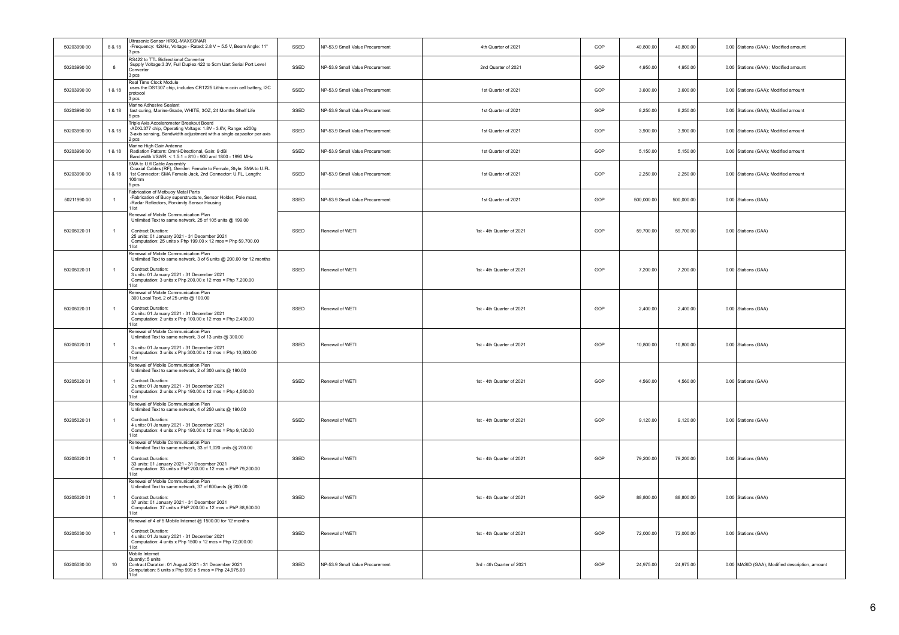| | | | | | | | | | | |
|---|---|---|---|---|---|---|---|---|---|---|
| 50203990 00 | 8 & 18 | Ultrasonic Sensor HRXL-MAXSONAR<br>-Frequency: 42kHz, Voltage - Rated: 2.8 V ~ 5.5 V, Beam Angle: 11°<br>3 pcs | SSED | NP-53.9 Small Value Procurement | 4th Quarter of 2021 | GOP | 40,800.00 | 40,800.00 | 0.00 | Stations (GAA) ; Modified amount |
| 50203990 00 | 8 | RS422 to TTL Bidirectional Converter<br>Supply Voltage:3.3V, Full Duplex 422 to Scm Uart Serial Port Level Converter<br>3 pcs | SSED | NP-53.9 Small Value Procurement | 2nd Quarter of 2021 | GOP | 4,950.00 | 4,950.00 | 0.00 | Stations (GAA) ; Modified amount |
| 50203990 00 | 1 & 18 | Real Time Clock Module<br>uses the DS1307 chip, includes CR1225 Lithium coin cell battery, I2C protocol<br>3 pcs | SSED | NP-53.9 Small Value Procurement | 1st Quarter of 2021 | GOP | 3,600.00 | 3,600.00 | 0.00 | Stations (GAA); Modified amount |
| 50203990 00 | 1 & 18 | Marine Adhesive Sealant<br>fast curing, Marine-Grade, WHITE, 3OZ, 24 Months Shelf Life<br>5 pcs | SSED | NP-53.9 Small Value Procurement | 1st Quarter of 2021 | GOP | 8,250.00 | 8,250.00 | 0.00 | Stations (GAA); Modified amount |
| 50203990 00 | 1 & 18 | Triple Axis Accelerometer Breakout Board<br>-ADXL377 chip, Operating Voltage: 1.8V - 3.6V, Range: ±200g<br>3-axis sensing, Bandwidth adjustment with a single capacitor per axis<br>2 pcs | SSED | NP-53.9 Small Value Procurement | 1st Quarter of 2021 | GOP | 3,900.00 | 3,900.00 | 0.00 | Stations (GAA); Modified amount |
| 50203990 00 | 1 & 18 | Marine High Gain Antenna<br>Radiation Pattern: Omni-Directional, Gain: 9 dBi<br>Bandwidth VSWR: < 1.5:1 = 810 - 900 and 1800 - 1990 MHz | SSED | NP-53.9 Small Value Procurement | 1st Quarter of 2021 | GOP | 5,150.00 | 5,150.00 | 0.00 | Stations (GAA); Modified amount |
| 50203990 00 | 1 & 18 | SMA to U.fl Cable Assembly<br>Coaxial Cables (RF), Gender: Female to Female, Style: SMA to U.FL<br>1st Connector: SMA Female Jack, 2nd Connector: U.FL, Length: 100mm<br>5 pcs | SSED | NP-53.9 Small Value Procurement | 1st Quarter of 2021 | GOP | 2,250.00 | 2,250.00 | 0.00 | Stations (GAA); Modified amount |
| 50211990 00 | 1 | Fabrication of Metbuoy Metal Parts<br>-Fabrication of Buoy superstructure, Sensor Holder, Pole mast,<br>-Radar Reflectors, Porximity Sensor Housing<br>1 lot | SSED | NP-53.9 Small Value Procurement | 1st Quarter of 2021 | GOP | 500,000.00 | 500,000.00 | 0.00 | Stations (GAA) |
| 50205020 01 | 1 | Renewal of Mobile Communication Plan<br>Unlimited Text to same network, 25 of 105 units @ 199.00<br><br>Contract Duration:<br>25 units: 01 January 2021 - 31 December 2021<br>Computation: 25 units x Php 199.00 x 12 mos = Php 59,700.00<br>1 lot | SSED | Renewal of WETI | 1st - 4th Quarter of 2021 | GOP | 59,700.00 | 59,700.00 | 0.00 | Stations (GAA) |
| 50205020 01 | 1 | Renewal of Mobile Communication Plan<br>Unlimited Text to same network, 3 of 6 units @ 200.00 for 12 months<br><br>Contract Duration:<br>3 units: 01 January 2021 - 31 December 2021<br>Computation: 3 units x Php 200.00 x 12 mos = Php 7,200.00<br>1 lot | SSED | Renewal of WETI | 1st - 4th Quarter of 2021 | GOP | 7,200.00 | 7,200.00 | 0.00 | Stations (GAA) |
| 50205020 01 | 1 | Renewal of Mobile Communication Plan<br>300 Local Text, 2 of 25 units @ 100.00<br><br>Contract Duration:<br>2 units: 01 January 2021 - 31 December 2021<br>Computation: 2 units x Php 100.00 x 12 mos = Php 2,400.00<br>1 lot | SSED | Renewal of WETI | 1st - 4th Quarter of 2021 | GOP | 2,400.00 | 2,400.00 | 0.00 | Stations (GAA) |
| 50205020 01 | 1 | Renewal of Mobile Communication Plan<br>Unlimited Text to same network, 3 of 13 units @ 300.00<br><br>3 units: 01 January 2021 - 31 December 2021<br>Computation: 3 units x Php 300.00 x 12 mos = Php 10,800.00<br>1 lot | SSED | Renewal of WETI | 1st - 4th Quarter of 2021 | GOP | 10,800.00 | 10,800.00 | 0.00 | Stations (GAA) |
| 50205020 01 | 1 | Renewal of Mobile Communication Plan<br>Unlimited Text to same network, 2 of 300 units @ 190.00<br><br>Contract Duration:<br>2 units: 01 January 2021 - 31 December 2021<br>Computation: 2 units x Php 190.00 x 12 mos = Php 4,560.00<br>1 lot | SSED | Renewal of WETI | 1st - 4th Quarter of 2021 | GOP | 4,560.00 | 4,560.00 | 0.00 | Stations (GAA) |
| 50205020 01 | 1 | Renewal of Mobile Communication Plan<br>Unlimited Text to same network, 4 of 250 units @ 190.00<br><br>Contract Duration:<br>4 units: 01 January 2021 - 31 December 2021<br>Computation: 4 units x Php 190.00 x 12 mos = Php 9,120.00<br>1 lot | SSED | Renewal of WETI | 1st - 4th Quarter of 2021 | GOP | 9,120.00 | 9,120.00 | 0.00 | Stations (GAA) |
| 50205020 01 | 1 | Renewal of Mobile Communication Plan<br>Unlimited Text to same network, 33 of 1,020 units @ 200.00<br><br>Contract Duration:<br>33 units: 01 January 2021 - 31 December 2021<br>Computation: 33 units x PhP 200.00 x 12 mos = PhP 79,200.00<br>1 lot | SSED | Renewal of WETI | 1st - 4th Quarter of 2021 | GOP | 79,200.00 | 79,200.00 | 0.00 | Stations (GAA) |
| 50205020 01 | 1 | Renewal of Mobile Communication Plan<br>Unlimited Text to same network, 37 of 600units @ 200.00<br><br>Contract Duration:<br>37 units: 01 January 2021 - 31 December 2021<br>Computation: 37 units x PhP 200.00 x 12 mos = PhP 88,800.00<br>1 lot | SSED | Renewal of WETI | 1st - 4th Quarter of 2021 | GOP | 88,800.00 | 88,800.00 | 0.00 | Stations (GAA) |
| 50205030 00 | 1 | Renewal of 4 of 5 Mobile Internet @ 1500.00 for 12 months<br><br>Contract Duration:<br>4 units: 01 January 2021 - 31 December 2021<br>Computation: 4 units x Php 1500 x 12 mos = Php 72,000.00<br>1 lot | SSED | Renewal of WETI | 1st - 4th Quarter of 2021 | GOP | 72,000.00 | 72,000.00 | 0.00 | Stations (GAA) |
| 50205030 00 | 10 | Mobile Internet<br>Quantiy: 5 units<br>Contract Duration: 01 August 2021 - 31 December 2021<br>Computation: 5 units x Php 999 x 5 mos = Php 24,975.00<br>1 lot | SSED | NP-53.9 Small Value Procurement | 3rd - 4th Quarter of 2021 | GOP | 24,975.00 | 24,975.00 | 0.00 | MASID (GAA); Modified description, amount |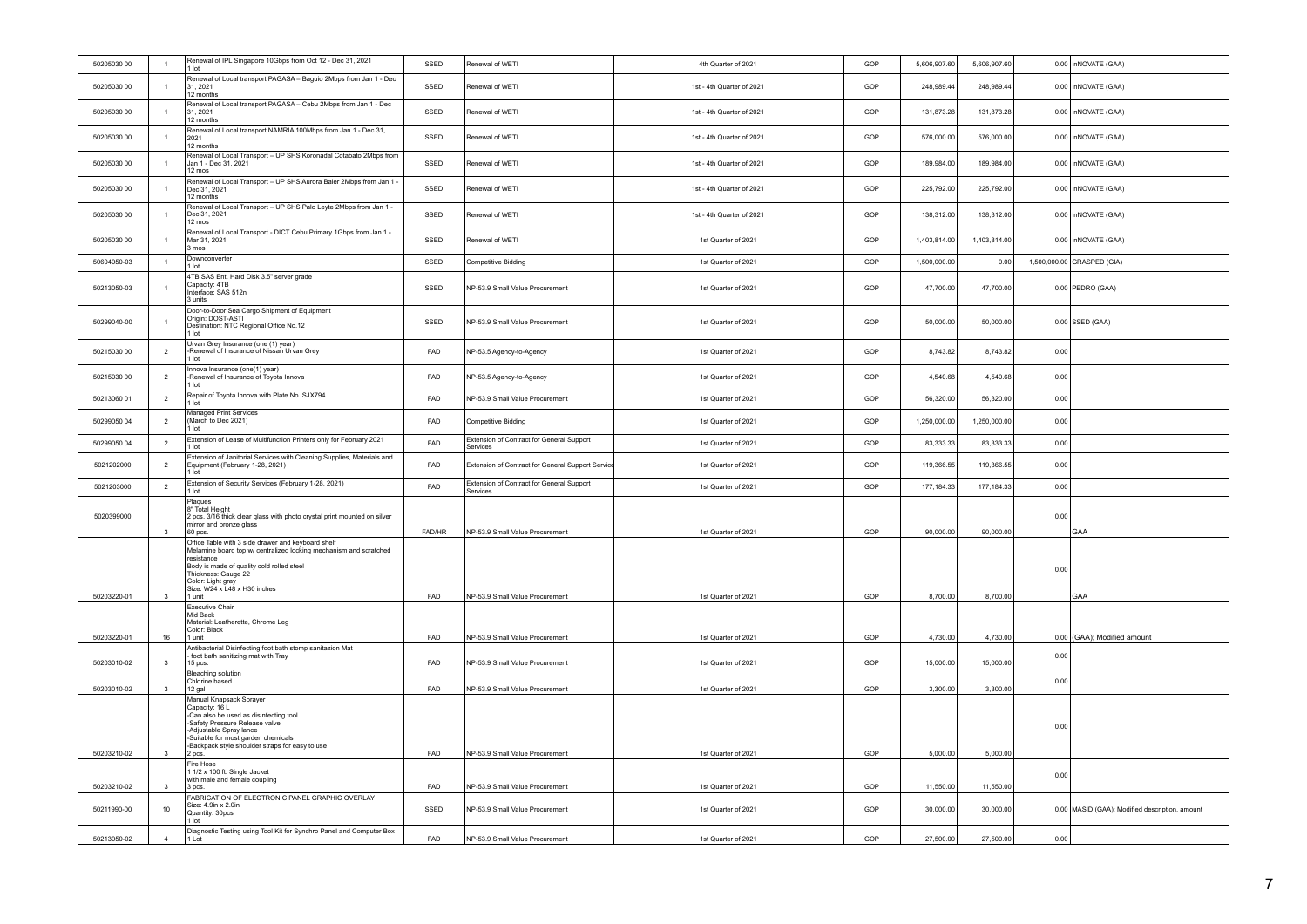| | | | | | | | | | | |
|---|---|---|---|---|---|---|---|---|---|---|
| 50205030 00 | 1 | Renewal of IPL Singapore 10Gbps from Oct 12 - Dec 31, 2021<br>1 lot | SSED | Renewal of WETI | 4th Quarter of 2021 | GOP | 5,606,907.60 | 5,606,907.60 | 0.00 | InNOVATE (GAA) |
| 50205030 00 | 1 | Renewal of Local transport PAGASA – Baguio 2Mbps from Jan 1 - Dec 31, 2021<br>12 months | SSED | Renewal of WETI | 1st - 4th Quarter of 2021 | GOP | 248,989.44 | 248,989.44 | 0.00 | InNOVATE (GAA) |
| 50205030 00 | 1 | Renewal of Local transport PAGASA – Cebu 2Mbps from Jan 1 - Dec 31, 2021<br>12 months | SSED | Renewal of WETI | 1st - 4th Quarter of 2021 | GOP | 131,873.28 | 131,873.28 | 0.00 | InNOVATE (GAA) |
| 50205030 00 | 1 | Renewal of Local transport NAMRIA 100Mbps from Jan 1 - Dec 31, 2021<br>12 months | SSED | Renewal of WETI | 1st - 4th Quarter of 2021 | GOP | 576,000.00 | 576,000.00 | 0.00 | InNOVATE (GAA) |
| 50205030 00 | 1 | Renewal of Local Transport – UP SHS Koronadal Cotabato 2Mbps from Jan 1 - Dec 31, 2021<br>12 mos | SSED | Renewal of WETI | 1st - 4th Quarter of 2021 | GOP | 189,984.00 | 189,984.00 | 0.00 | InNOVATE (GAA) |
| 50205030 00 | 1 | Renewal of Local Transport – UP SHS Aurora Baler 2Mbps from Jan 1 - Dec 31, 2021<br>12 months | SSED | Renewal of WETI | 1st - 4th Quarter of 2021 | GOP | 225,792.00 | 225,792.00 | 0.00 | InNOVATE (GAA) |
| 50205030 00 | 1 | Renewal of Local Transport – UP SHS Palo Leyte 2Mbps from Jan 1 - Dec 31, 2021<br>12 mos | SSED | Renewal of WETI | 1st - 4th Quarter of 2021 | GOP | 138,312.00 | 138,312.00 | 0.00 | InNOVATE (GAA) |
| 50205030 00 | 1 | Renewal of Local Transport - DICT Cebu Primary 1Gbps from Jan 1 - Mar 31, 2021<br>3 mos | SSED | Renewal of WETI | 1st Quarter of 2021 | GOP | 1,403,814.00 | 1,403,814.00 | 0.00 | InNOVATE (GAA) |
| 50604050-03 | 1 | Downconverter<br>1 lot | SSED | Competitive Bidding | 1st Quarter of 2021 | GOP | 1,500,000.00 | 0.00 | 1,500,000.00 | GRASPED (GIA) |
| 50213050-03 | 1 | 4TB SAS Ent. Hard Disk 3.5" server grade<br>Capacity: 4TB<br>Interface: SAS 512n<br>3 units | SSED | NP-53.9 Small Value Procurement | 1st Quarter of 2021 | GOP | 47,700.00 | 47,700.00 | 0.00 | PEDRO (GAA) |
| 50299040-00 | 1 | Door-to-Door Sea Cargo Shipment of Equipment<br>Origin: DOST-ASTI<br>Destination: NTC Regional Office No.12<br>1 lot | SSED | NP-53.9 Small Value Procurement | 1st Quarter of 2021 | GOP | 50,000.00 | 50,000.00 | 0.00 | SSED (GAA) |
| 50215030 00 | 2 | Urvan Grey Insurance (one (1) year)<br>-Renewal of Insurance of Nissan Urvan Grey<br>1 lot | FAD | NP-53.5 Agency-to-Agency | 1st Quarter of 2021 | GOP | 8,743.82 | 8,743.82 | 0.00 | |
| 50215030 00 | 2 | Innova Insurance (one(1) year)<br>-Renewal of Insurance of Toyota Innova<br>1 lot | FAD | NP-53.5 Agency-to-Agency | 1st Quarter of 2021 | GOP | 4,540.68 | 4,540.68 | 0.00 | |
| 50213060 01 | 2 | Repair of Toyota Innova with Plate No. SJX794<br>1 lot | FAD | NP-53.9 Small Value Procurement | 1st Quarter of 2021 | GOP | 56,320.00 | 56,320.00 | 0.00 | |
| 50299050 04 | 2 | Managed Print Services<br>(March to Dec 2021)<br>1 lot | FAD | Competitive Bidding | 1st Quarter of 2021 | GOP | 1,250,000.00 | 1,250,000.00 | 0.00 | |
| 50299050 04 | 2 | Extension of Lease of Multifunction Printers only for February 2021<br>1 lot | FAD | Extension of Contract for General Support Services | 1st Quarter of 2021 | GOP | 83,333.33 | 83,333.33 | 0.00 | |
| 5021202000 | 2 | Extension of Janitorial Services with Cleaning Supplies, Materials and Equipment (February 1-28, 2021)<br>1 lot | FAD | Extension of Contract for General Support Service | 1st Quarter of 2021 | GOP | 119,366.55 | 119,366.55 | 0.00 | |
| 5021203000 | 2 | Extension of Security Services (February 1-28, 2021)<br>1 lot | FAD | Extension of Contract for General Support Services | 1st Quarter of 2021 | GOP | 177,184.33 | 177,184.33 | 0.00 | |
| 5020399000 | 3 | Plaques<br>8" Total Height<br>2 pcs. 3/16 thick clear glass with photo crystal print mounted on silver mirror and bronze glass<br>60 pcs. | FAD/HR | NP-53.9 Small Value Procurement | 1st Quarter of 2021 | GOP | 90,000.00 | 90,000.00 | 0.00 | GAA |
| 50203220-01 | 3 | Office Table with 3 side drawer and keyboard shelf<br>Melamine board top w/ centralized locking mechanism and scratched resistance<br>Body is made of quality cold rolled steel<br>Thickness: Gauge 22<br>Color: Light gray<br>Size: W24 x L48 x H30 inches<br>1 unit | FAD | NP-53.9 Small Value Procurement | 1st Quarter of 2021 | GOP | 8,700.00 | 8,700.00 | 0.00 | GAA |
| 50203220-01 | 16 | Executive Chair<br>Mid Back<br>Material: Leatherette, Chrome Leg<br>Color: Black<br>1 unit | FAD | NP-53.9 Small Value Procurement | 1st Quarter of 2021 | GOP | 4,730.00 | 4,730.00 | 0.00 | (GAA); Modified amount |
| 50203010-02 | 3 | Antibacterial Disinfecting foot bath stomp sanitazion Mat<br>- foot bath sanitizing mat with Tray<br>15 pcs. | FAD | NP-53.9 Small Value Procurement | 1st Quarter of 2021 | GOP | 15,000.00 | 15,000.00 | 0.00 | |
| 50203010-02 | 3 | Bleaching solution<br>Chlorine based<br>12 gal | FAD | NP-53.9 Small Value Procurement | 1st Quarter of 2021 | GOP | 3,300.00 | 3,300.00 | 0.00 | |
| 50203210-02 | 3 | Manual Knapsack Sprayer<br>Capacity: 16 L<br>-Can also be used as disinfecting tool<br>-Safety Pressure Release valve<br>-Adjustable Spray lance<br>-Suitable for most garden chemicals<br>-Backpack style shoulder straps for easy to use<br>2 pcs. | FAD | NP-53.9 Small Value Procurement | 1st Quarter of 2021 | GOP | 5,000.00 | 5,000.00 | 0.00 | |
| 50203210-02 | 3 | Fire Hose<br>1 1/2 x 100 ft. Single Jacket<br>with male and female coupling<br>3 pcs. | FAD | NP-53.9 Small Value Procurement | 1st Quarter of 2021 | GOP | 11,550.00 | 11,550.00 | 0.00 | |
| 50211990-00 | 10 | FABRICATION OF ELECTRONIC PANEL GRAPHIC OVERLAY<br>Size: 4.9in x 2.0in<br>Quantity: 30pcs<br>1 lot | SSED | NP-53.9 Small Value Procurement | 1st Quarter of 2021 | GOP | 30,000.00 | 30,000.00 | 0.00 | MASID (GAA); Modified description, amount |
| 50213050-02 | 4 | Diagnostic Testing using Tool Kit for Synchro Panel and Computer Box<br>1 Lot | FAD | NP-53.9 Small Value Procurement | 1st Quarter of 2021 | GOP | 27,500.00 | 27,500.00 | 0.00 | |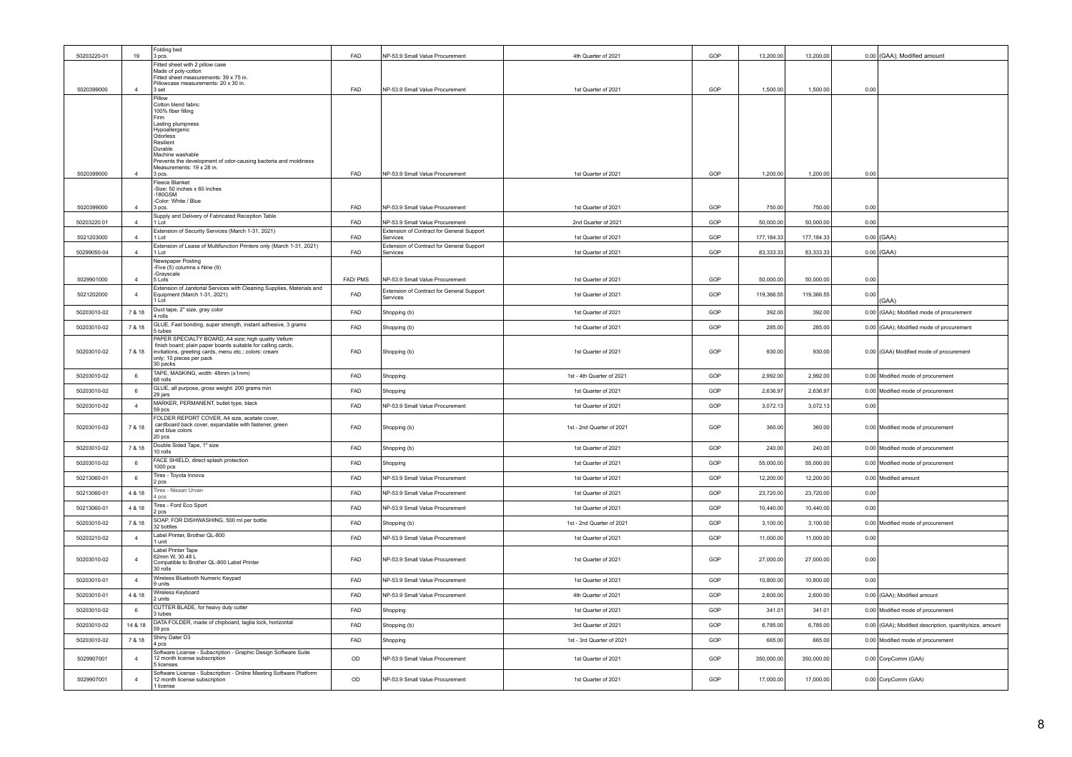| 50203220-01 | 19 | Folding bed<br>3 pcs. | FAD | NP-53.9 Small Value Procurement | 4th Quarter of 2021 | GOP | 13,200.00 | 13,200.00 | 0.00 | (GAA); Modified amount |
|---|---|---|---|---|---|---|---|---|---|---|
| 5020399000 | 4 | Fitted sheet with 2 pillow case<br>Made of poly-cotton<br>Fitted sheet measurements: 39 x 75 in.<br>Pillowcase measurements: 20 x 30 in.<br>3 set | FAD | NP-53.9 Small Value Procurement | 1st Quarter of 2021 | GOP | 1,500.00 | 1,500.00 | 0.00 | |
| 5020399000 | 4 | Pillow<br>Cotton blend fabric<br>100% fiber filling<br>Firm<br>Lasting plumpness<br>Hypoallergenic<br>Odorless<br>Resilient<br>Durable<br>Machine washable<br>Prevents the development of odor-causing bacteria and moldiness<br>Measurements: 19 x 28 in.<br>3 pcs. | FAD | NP-53.9 Small Value Procurement | 1st Quarter of 2021 | GOP | 1,200.00 | 1,200.00 | 0.00 | |
| 5020399000 | 4 | Fleece Blanket<br>-Size: 50 inches x 60 inches<br>-180GSM<br>-Color: White / Blue<br>3 pcs. | FAD | NP-53.9 Small Value Procurement | 1st Quarter of 2021 | GOP | 750.00 | 750.00 | 0.00 | |
| 50203220 01 | 4 | Supply and Delivery of Fabricated Reception Table<br>1 Lot | FAD | NP-53.9 Small Value Procurement | 2nd Quarter of 2021 | GOP | 50,000.00 | 50,000.00 | 0.00 | |
| 5021203000 | 4 | Extension of Security Services (March 1-31, 2021)<br>1 Lot | FAD | Extension of Contract for General Support Services | 1st Quarter of 2021 | GOP | 177,184.33 | 177,184.33 | 0.00 | (GAA) |
| 50299050-04 | 4 | Extension of Lease of Multifunction Printers only (March 1-31, 2021)<br>1 Lot | FAD | Extension of Contract for General Support Services | 1st Quarter of 2021 | GOP | 83,333.33 | 83,333.33 | 0.00 | (GAA) |
| 5029901000 | 4 | Newspaper Posting<br>-Five (5) columns x Nine (9)<br>-Grayscale<br>5 Lots | FAD/ PMS | NP-53.9 Small Value Procurement | 1st Quarter of 2021 | GOP | 50,000.00 | 50,000.00 | 0.00 | |
| 5021202000 | 4 | Extension of Janitorial Services with Cleaning Supplies, Materials and Equipment (March 1-31, 2021)<br>1 Lot | FAD | Extension of Contract for General Support Services | 1st Quarter of 2021 | GOP | 119,366.55 | 119,366.55 | 0.00 | (GAA) |
| 50203010-02 | 7 & 18 | Duct tape, 2" size, gray color<br>4 rolls | FAD | Shopping (b) | 1st Quarter of 2021 | GOP | 392.00 | 392.00 | 0.00 | (GAA); Modified mode of procurement |
| 50203010-02 | 7 & 18 | GLUE, Fast bonding, super strength, instant adhesive, 3 grams<br>5 tubes | FAD | Shopping (b) | 1st Quarter of 2021 | GOP | 285.00 | 285.00 | 0.00 | (GAA); Modified mode of procurement |
| 50203010-02 | 7 & 18 | PAPER SPECIALTY BOARD, A4 size; high quality Vellum finish board; plain paper boards suitable for calling cards, invitations, greeting cards, menu etc.; colors: cream only; 10 pieces per pack<br>30 packs | FAD | Shopping (b) | 1st Quarter of 2021 | GOP | 930.00 | 930.00 | 0.00 | (GAA) Modified mode of procurement |
| 50203010-02 | 6 | TAPE, MASKING, width: 48mm (±1mm)<br>68 rolls | FAD | Shopping | 1st - 4th Quarter of 2021 | GOP | 2,992.00 | 2,992.00 | 0.00 | Modified mode of procurement |
| 50203010-02 | 6 | GLUE, all purpose, gross weight: 200 grams min<br>29 jars | FAD | Shopping | 1st Quarter of 2021 | GOP | 2,636.97 | 2,636.97 | 0.00 | Modified mode of procurement |
| 50203010-02 | 4 | MARKER, PERMANENT, bullet type, black<br>59 pcs | FAD | NP-53.9 Small Value Procurement | 1st Quarter of 2021 | GOP | 3,072.13 | 3,072.13 | 0.00 | |
| 50203010-02 | 7 & 18 | FOLDER REPORT COVER, A4 size, acetate cover, cardboard back cover, expandable with fastener, green and blue colors<br>20 pcs | FAD | Shopping (b) | 1st - 2nd Quarter of 2021 | GOP | 360.00 | 360.00 | 0.00 | Modified mode of procurement |
| 50203010-02 | 7 & 18 | Double Sided Tape, 1" size<br>10 rolls | FAD | Shopping (b) | 1st Quarter of 2021 | GOP | 240.00 | 240.00 | 0.00 | Modified mode of procurement |
| 50203010-02 | 6 | FACE SHIELD, direct splash protection<br>1000 pcs | FAD | Shopping | 1st Quarter of 2021 | GOP | 55,000.00 | 55,000.00 | 0.00 | Modified mode of procurement |
| 50213060-01 | 6 | Tires - Toyota Innova<br>2 pcs | FAD | NP-53.9 Small Value Procurement | 1st Quarter of 2021 | GOP | 12,200.00 | 12,200.00 | 0.00 | Modified amount |
| 50213060-01 | 4 & 18 | Tires - Nissan Urvan<br>4 pcs | FAD | NP-53.9 Small Value Procurement | 1st Quarter of 2021 | GOP | 23,720.00 | 23,720.00 | 0.00 | |
| 50213060-01 | 4 & 18 | Tires - Ford Eco Sport<br>2 pcs | FAD | NP-53.9 Small Value Procurement | 1st Quarter of 2021 | GOP | 10,440.00 | 10,440.00 | 0.00 | |
| 50203010-02 | 7 & 18 | SOAP, FOR DISHWASHING, 500 ml per bottle<br>32 bottles | FAD | Shopping (b) | 1st - 2nd Quarter of 2021 | GOP | 3,100.00 | 3,100.00 | 0.00 | Modified mode of procurement |
| 50203210-02 | 4 | Label Printer, Brother QL-800<br>1 unit | FAD | NP-53.9 Small Value Procurement | 1st Quarter of 2021 | GOP | 11,000.00 | 11,000.00 | 0.00 | |
| 50203010-02 | 4 | Label Printer Tape<br>62mm W, 30.48 L<br>Compatible to Brother QL-800 Label Printer<br>30 rolls | FAD | NP-53.9 Small Value Procurement | 1st Quarter of 2021 | GOP | 27,000.00 | 27,000.00 | 0.00 | |
| 50203010-01 | 4 | Wireless Bluetooth Numeric Keypad<br>9 units | FAD | NP-53.9 Small Value Procurement | 1st Quarter of 2021 | GOP | 10,800.00 | 10,800.00 | 0.00 | |
| 50203010-01 | 4 & 18 | Wireless Keyboard<br>2 units | FAD | NP-53.9 Small Value Procurement | 4th Quarter of 2021 | GOP | 2,600.00 | 2,600.00 | 0.00 | (GAA); Modified amount |
| 50203010-02 | 6 | CUTTER BLADE, for heavy duty cutter<br>3 tubes | FAD | Shopping | 1st Quarter of 2021 | GOP | 341.01 | 341.01 | 0.00 | Modified mode of procurement |
| 50203010-02 | 14 & 18 | DATA FOLDER, made of chipboard, taglia lock, horizontal<br>59 pcs | FAD | Shopping (b) | 3rd Quarter of 2021 | GOP | 6,785.00 | 6,785.00 | 0.00 | (GAA); Modified description, quantity/size, amount |
| 50203010-02 | 7 & 18 | Shiny Dater D3<br>4 pcs | FAD | Shopping | 1st - 3rd Quarter of 2021 | GOP | 665.00 | 665.00 | 0.00 | Modified mode of procurement |
| 5029907001 | 4 | Software License - Subscription - Graphic Design Software Suite<br>12 month license subscription<br>5 licenses | OD | NP-53.9 Small Value Procurement | 1st Quarter of 2021 | GOP | 350,000.00 | 350,000.00 | 0.00 | CorpComm (GAA) |
| 5029907001 | 4 | Software License - Subscription - Online Meeting Software Platform<br>12 month license subscription<br>1 license | OD | NP-53.9 Small Value Procurement | 1st Quarter of 2021 | GOP | 17,000.00 | 17,000.00 | 0.00 | CorpComm (GAA) |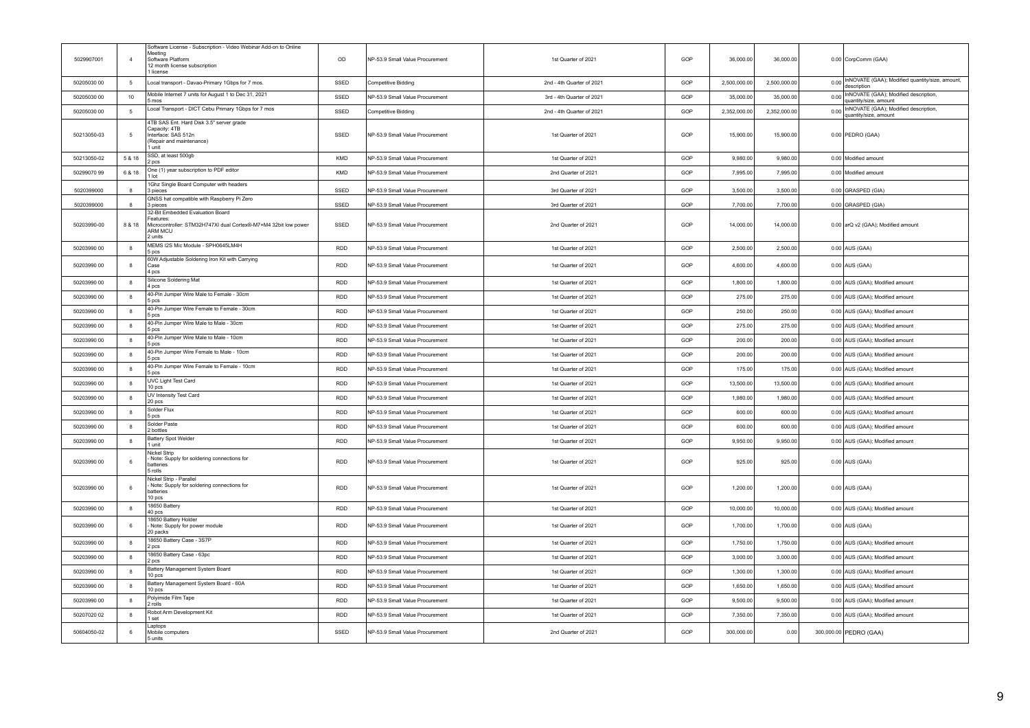| 5029907001 | 4 | Software License - Subscription - Video Webinar Add-on to Online Meeting<br>Software Platform<br>12 month license subscription<br>1 license | OD | NP-53.9 Small Value Procurement | 1st Quarter of 2021 | GOP | 36,000.00 | 36,000.00 | 0.00 | CorpComm (GAA) |
|---|---|---|---|---|---|---|---|---|---|---|
| 50205030 00 | 5 | Local transport - Davao-Primary 1Gbps for 7 mos. | SSED | Competitive Bidding | 2nd - 4th Quarter of 2021 | GOP | 2,500,000.00 | 2,500,000.00 | 0.00 | InNOVATE (GAA); Modified quantity/size, amount, description |
| 50205030 00 | 10 | Mobile Internet 7 units for August 1 to Dec 31, 2021<br>5 mos | SSED | NP-53.9 Small Value Procurement | 3rd - 4th Quarter of 2021 | GOP | 35,000.00 | 35,000.00 | 0.00 | InNOVATE (GAA); Modified description, quantity/size, amount |
| 50205030 00 | 5 | Local Transport - DICT Cebu Primary 1Gbps for 7 mos | SSED | Competitive Bidding | 2nd - 4th Quarter of 2021 | GOP | 2,352,000.00 | 2,352,000.00 | 0.00 | InNOVATE (GAA); Modified description, quantity/size, amount |
| 50213050-03 | 5 | 4TB SAS Ent. Hard Disk 3.5" server grade<br>Capacity: 4TB<br>Interface: SAS 512n<br>(Repair and maintenance)<br>1 unit | SSED | NP-53.9 Small Value Procurement | 1st Quarter of 2021 | GOP | 15,900.00 | 15,900.00 | 0.00 | PEDRO (GAA) |
| 50213050-02 | 5 & 18 | SSD, at least 500gb<br>2 pcs | KMD | NP-53.9 Small Value Procurement | 1st Quarter of 2021 | GOP | 9,980.00 | 9,980.00 | 0.00 | Modified amount |
| 50299070 99 | 6 & 18 | One (1) year subscription to PDF editor<br>1 lot | KMD | NP-53.9 Small Value Procurement | 2nd Quarter of 2021 | GOP | 7,995.00 | 7,995.00 | 0.00 | Modified amount |
| 5020399000 | 8 | 1Ghz Single Board Computer with headers<br>3 pieces | SSED | NP-53.9 Small Value Procurement | 3rd Quarter of 2021 | GOP | 3,500.00 | 3,500.00 | 0.00 | GRASPED (GIA) |
| 5020399000 | 8 | GNSS hat compatible with Raspberry Pi Zero<br>3 pieces | SSED | NP-53.9 Small Value Procurement | 3rd Quarter of 2021 | GOP | 7,700.00 | 7,700.00 | 0.00 | GRASPED (GIA) |
| 50203990-00 | 8 & 18 | 32-Bit Embedded Evaluation Board<br>Features:<br>Microcontroller: STM32H747XI dual Cortex®-M7+M4 32bit low power ARM MCU<br>2 units | SSED | NP-53.9 Small Value Procurement | 2nd Quarter of 2021 | GOP | 14,000.00 | 14,000.00 | 0.00 | arQ v2 (GAA); Modified amount |
| 50203990 00 | 8 | MEMS I2S Mic Module - SPH0645LM4H<br>5 pcs | RDD | NP-53.9 Small Value Procurement | 1st Quarter of 2021 | GOP | 2,500.00 | 2,500.00 | 0.00 | AUS (GAA) |
| 50203990 00 | 8 | 60W Adjustable Soldering Iron Kit with Carrying Case<br>4 pcs | RDD | NP-53.9 Small Value Procurement | 1st Quarter of 2021 | GOP | 4,600.00 | 4,600.00 | 0.00 | AUS (GAA) |
| 50203990 00 | 8 | Silicone Soldering Mat<br>4 pcs | RDD | NP-53.9 Small Value Procurement | 1st Quarter of 2021 | GOP | 1,800.00 | 1,800.00 | 0.00 | AUS (GAA); Modified amount |
| 50203990 00 | 8 | 40-Pin Jumper Wire Male to Female - 30cm<br>5 pcs | RDD | NP-53.9 Small Value Procurement | 1st Quarter of 2021 | GOP | 275.00 | 275.00 | 0.00 | AUS (GAA); Modified amount |
| 50203990 00 | 8 | 40-Pin Jumper Wire Female to Female - 30cm<br>5 pcs | RDD | NP-53.9 Small Value Procurement | 1st Quarter of 2021 | GOP | 250.00 | 250.00 | 0.00 | AUS (GAA); Modified amount |
| 50203990 00 | 8 | 40-Pin Jumper Wire Male to Male - 30cm<br>5 pcs | RDD | NP-53.9 Small Value Procurement | 1st Quarter of 2021 | GOP | 275.00 | 275.00 | 0.00 | AUS (GAA); Modified amount |
| 50203990 00 | 8 | 40-Pin Jumper Wire Male to Male - 10cm<br>5 pcs | RDD | NP-53.9 Small Value Procurement | 1st Quarter of 2021 | GOP | 200.00 | 200.00 | 0.00 | AUS (GAA); Modified amount |
| 50203990 00 | 8 | 40-Pin Jumper Wire Female to Male - 10cm<br>5 pcs | RDD | NP-53.9 Small Value Procurement | 1st Quarter of 2021 | GOP | 200.00 | 200.00 | 0.00 | AUS (GAA); Modified amount |
| 50203990 00 | 8 | 40-Pin Jumper Wire Female to Female - 10cm<br>5 pcs | RDD | NP-53.9 Small Value Procurement | 1st Quarter of 2021 | GOP | 175.00 | 175.00 | 0.00 | AUS (GAA); Modified amount |
| 50203990 00 | 8 | UVC Light Test Card<br>10 pcs | RDD | NP-53.9 Small Value Procurement | 1st Quarter of 2021 | GOP | 13,500.00 | 13,500.00 | 0.00 | AUS (GAA); Modified amount |
| 50203990 00 | 8 | UV Intensity Test Card<br>20 pcs | RDD | NP-53.9 Small Value Procurement | 1st Quarter of 2021 | GOP | 1,980.00 | 1,980.00 | 0.00 | AUS (GAA); Modified amount |
| 50203990 00 | 8 | Solder Flux<br>5 pcs | RDD | NP-53.9 Small Value Procurement | 1st Quarter of 2021 | GOP | 600.00 | 600.00 | 0.00 | AUS (GAA); Modified amount |
| 50203990 00 | 8 | Solder Paste<br>2 bottles | RDD | NP-53.9 Small Value Procurement | 1st Quarter of 2021 | GOP | 600.00 | 600.00 | 0.00 | AUS (GAA); Modified amount |
| 50203990 00 | 8 | Battery Spot Welder<br>1 unit | RDD | NP-53.9 Small Value Procurement | 1st Quarter of 2021 | GOP | 9,950.00 | 9,950.00 | 0.00 | AUS (GAA); Modified amount |
| 50203990 00 | 6 | Nickel Strip<br>- Note: Supply for soldering connections for batteries<br>5 rolls | RDD | NP-53.9 Small Value Procurement | 1st Quarter of 2021 | GOP | 925.00 | 925.00 | 0.00 | AUS (GAA) |
| 50203990 00 | 6 | Nickel Strip - Parallel<br>- Note: Supply for soldering connections for batteries<br>10 pcs | RDD | NP-53.9 Small Value Procurement | 1st Quarter of 2021 | GOP | 1,200.00 | 1,200.00 | 0.00 | AUS (GAA) |
| 50203990 00 | 8 | 18650 Battery<br>40 pcs | RDD | NP-53.9 Small Value Procurement | 1st Quarter of 2021 | GOP | 10,000.00 | 10,000.00 | 0.00 | AUS (GAA); Modified amount |
| 50203990 00 | 6 | 18650 Battery Holder<br>- Note: Supply for power module<br>20 packs | RDD | NP-53.9 Small Value Procurement | 1st Quarter of 2021 | GOP | 1,700.00 | 1,700.00 | 0.00 | AUS (GAA) |
| 50203990 00 | 8 | 18650 Battery Case - 3S7P<br>2 pcs | RDD | NP-53.9 Small Value Procurement | 1st Quarter of 2021 | GOP | 1,750.00 | 1,750.00 | 0.00 | AUS (GAA); Modified amount |
| 50203990 00 | 8 | 18650 Battery Case - 63pc<br>2 pcs | RDD | NP-53.9 Small Value Procurement | 1st Quarter of 2021 | GOP | 3,000.00 | 3,000.00 | 0.00 | AUS (GAA); Modified amount |
| 50203990 00 | 8 | Battery Management System Board<br>10 pcs | RDD | NP-53.9 Small Value Procurement | 1st Quarter of 2021 | GOP | 1,300.00 | 1,300.00 | 0.00 | AUS (GAA); Modified amount |
| 50203990 00 | 8 | Battery Management System Board - 60A<br>10 pcs | RDD | NP-53.9 Small Value Procurement | 1st Quarter of 2021 | GOP | 1,650.00 | 1,650.00 | 0.00 | AUS (GAA); Modified amount |
| 50203990 00 | 8 | Polyimide Film Tape<br>2 rolls | RDD | NP-53.9 Small Value Procurement | 1st Quarter of 2021 | GOP | 9,500.00 | 9,500.00 | 0.00 | AUS (GAA); Modified amount |
| 50207020 02 | 8 | Robot Arm Development Kit<br>1 set | RDD | NP-53.9 Small Value Procurement | 1st Quarter of 2021 | GOP | 7,350.00 | 7,350.00 | 0.00 | AUS (GAA); Modified amount |
| 50604050-02 | 6 | Laptops<br>Mobile computers<br>5 units | SSED | NP-53.9 Small Value Procurement | 2nd Quarter of 2021 | GOP | 300,000.00 | 0.00 | 300,000.00 | PEDRO (GAA) |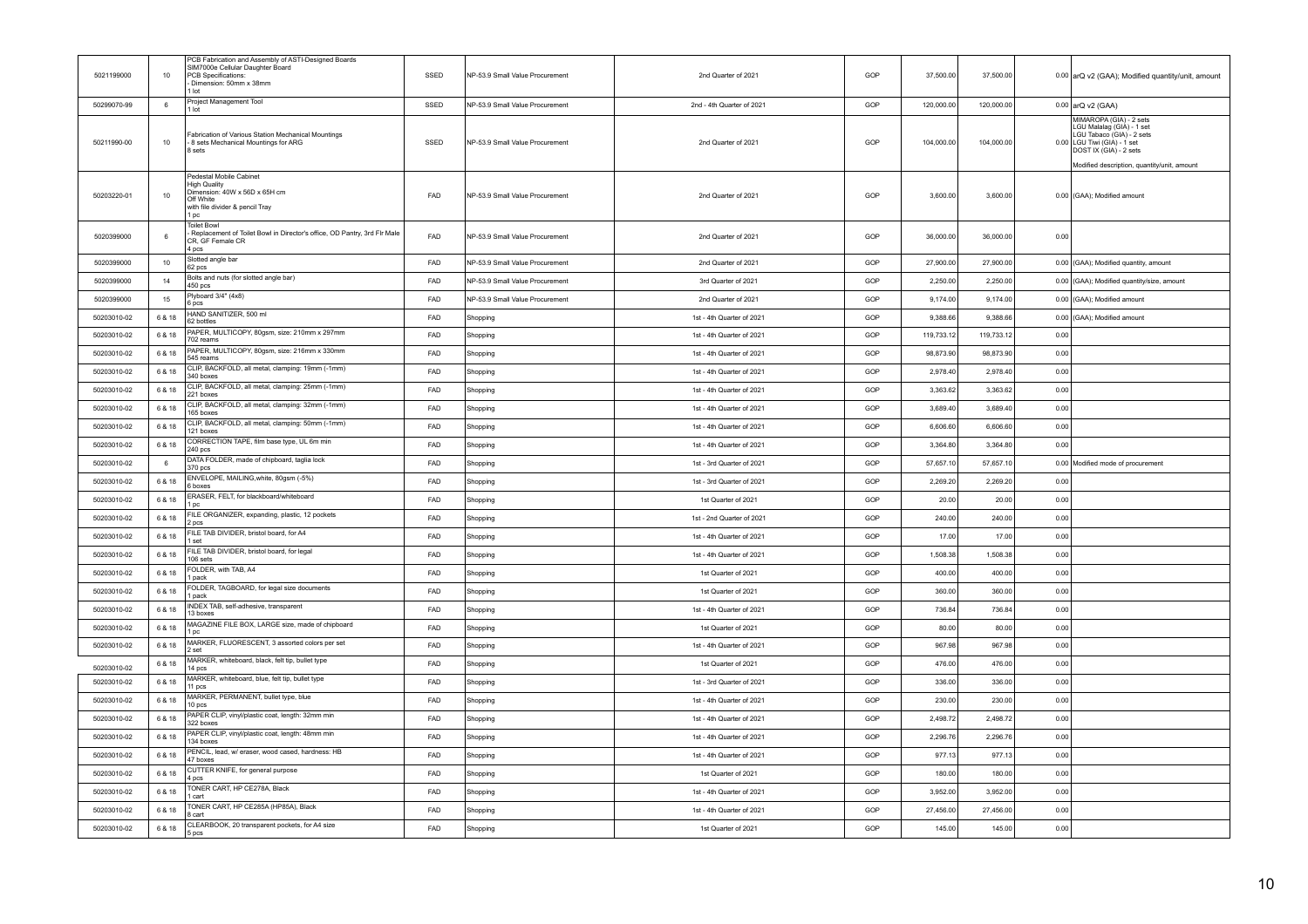| | | | | | | | | | | |
|---|---|---|---|---|---|---|---|---|---|---|
| 5021199000 | 10 | PCB Fabrication and Assembly of ASTI-Designed Boards<br>SIM7000e Cellular Daughter Board<br>PCB Specifications:<br>- Dimension: 50mm x 38mm<br>1 lot | SSED | NP-53.9 Small Value Procurement | 2nd Quarter of 2021 | GOP | 37,500.00 | 37,500.00 | 0.00 | arQ v2 (GAA); Modified quantity/unit, amount |
| 50299070-99 | 6 | Project Management Tool<br>1 lot | SSED | NP-53.9 Small Value Procurement | 2nd - 4th Quarter of 2021 | GOP | 120,000.00 | 120,000.00 | 0.00 | arQ v2 (GAA) |
| 50211990-00 | 10 | Fabrication of Various Station Mechanical Mountings<br>- 8 sets Mechanical Mountings for ARG<br>8 sets | SSED | NP-53.9 Small Value Procurement | 2nd Quarter of 2021 | GOP | 104,000.00 | 104,000.00 | 0.00 | MIMAROPA (GIA) - 2 sets<br>LGU Malalag (GIA) - 1 set<br>LGU Tabaco (GIA) - 2 sets<br>LGU Tiwi (GIA) - 1 set<br>DOST IX (GIA) - 2 sets<br><br>Modified description, quantity/unit, amount |
| 50203220-01 | 10 | Pedestal Mobile Cabinet<br>High Quality<br>Dimension: 40W x 56D x 65H cm<br>Off White<br>with file divider & pencil Tray<br>1 pc | FAD | NP-53.9 Small Value Procurement | 2nd Quarter of 2021 | GOP | 3,600.00 | 3,600.00 | 0.00 | (GAA); Modified amount |
| 5020399000 | 6 | Toilet Bowl<br>- Replacement of Toilet Bowl in Director's office, OD Pantry, 3rd Flr Male CR, GF Female CR<br>4 pcs | FAD | NP-53.9 Small Value Procurement | 2nd Quarter of 2021 | GOP | 36,000.00 | 36,000.00 | 0.00 | |
| 5020399000 | 10 | Slotted angle bar<br>62 pcs | FAD | NP-53.9 Small Value Procurement | 2nd Quarter of 2021 | GOP | 27,900.00 | 27,900.00 | 0.00 | (GAA); Modified quantity, amount |
| 5020399000 | 14 | Bolts and nuts (for slotted angle bar)<br>450 pcs | FAD | NP-53.9 Small Value Procurement | 3rd Quarter of 2021 | GOP | 2,250.00 | 2,250.00 | 0.00 | (GAA); Modified quantity/size, amount |
| 5020399000 | 15 | Plyboard 3/4" (4x8)<br>6 pcs | FAD | NP-53.9 Small Value Procurement | 2nd Quarter of 2021 | GOP | 9,174.00 | 9,174.00 | 0.00 | (GAA); Modified amount |
| 50203010-02 | 6 & 18 | HAND SANITIZER, 500 ml<br>62 bottles | FAD | Shopping | 1st - 4th Quarter of 2021 | GOP | 9,388.66 | 9,388.66 | 0.00 | (GAA); Modified amount |
| 50203010-02 | 6 & 18 | PAPER, MULTICOPY, 80gsm, size: 210mm x 297mm<br>702 reams | FAD | Shopping | 1st - 4th Quarter of 2021 | GOP | 119,733.12 | 119,733.12 | 0.00 | |
| 50203010-02 | 6 & 18 | PAPER, MULTICOPY, 80gsm, size: 216mm x 330mm<br>545 reams | FAD | Shopping | 1st - 4th Quarter of 2021 | GOP | 98,873.90 | 98,873.90 | 0.00 | |
| 50203010-02 | 6 & 18 | CLIP, BACKFOLD, all metal, clamping: 19mm (-1mm)<br>340 boxes | FAD | Shopping | 1st - 4th Quarter of 2021 | GOP | 2,978.40 | 2,978.40 | 0.00 | |
| 50203010-02 | 6 & 18 | CLIP, BACKFOLD, all metal, clamping: 25mm (-1mm)<br>221 boxes | FAD | Shopping | 1st - 4th Quarter of 2021 | GOP | 3,363.62 | 3,363.62 | 0.00 | |
| 50203010-02 | 6 & 18 | CLIP, BACKFOLD, all metal, clamping: 32mm (-1mm)<br>165 boxes | FAD | Shopping | 1st - 4th Quarter of 2021 | GOP | 3,689.40 | 3,689.40 | 0.00 | |
| 50203010-02 | 6 & 18 | CLIP, BACKFOLD, all metal, clamping: 50mm (-1mm)<br>121 boxes | FAD | Shopping | 1st - 4th Quarter of 2021 | GOP | 6,606.60 | 6,606.60 | 0.00 | |
| 50203010-02 | 6 & 18 | CORRECTION TAPE, film base type, UL 6m min<br>240 pcs | FAD | Shopping | 1st - 4th Quarter of 2021 | GOP | 3,364.80 | 3,364.80 | 0.00 | |
| 50203010-02 | 6 | DATA FOLDER, made of chipboard, taglia lock<br>370 pcs | FAD | Shopping | 1st - 3rd Quarter of 2021 | GOP | 57,657.10 | 57,657.10 | 0.00 | Modified mode of procurement |
| 50203010-02 | 6 & 18 | ENVELOPE, MAILING,white, 80gsm (-5%)<br>6 boxes | FAD | Shopping | 1st - 3rd Quarter of 2021 | GOP | 2,269.20 | 2,269.20 | 0.00 | |
| 50203010-02 | 6 & 18 | ERASER, FELT, for blackboard/whiteboard<br>1 pc | FAD | Shopping | 1st Quarter of 2021 | GOP | 20.00 | 20.00 | 0.00 | |
| 50203010-02 | 6 & 18 | FILE ORGANIZER, expanding, plastic, 12 pockets<br>2 pcs | FAD | Shopping | 1st - 2nd Quarter of 2021 | GOP | 240.00 | 240.00 | 0.00 | |
| 50203010-02 | 6 & 18 | FILE TAB DIVIDER, bristol board, for A4<br>1 set | FAD | Shopping | 1st - 4th Quarter of 2021 | GOP | 17.00 | 17.00 | 0.00 | |
| 50203010-02 | 6 & 18 | FILE TAB DIVIDER, bristol board, for legal<br>106 sets | FAD | Shopping | 1st - 4th Quarter of 2021 | GOP | 1,508.38 | 1,508.38 | 0.00 | |
| 50203010-02 | 6 & 18 | FOLDER, with TAB, A4<br>1 pack | FAD | Shopping | 1st Quarter of 2021 | GOP | 400.00 | 400.00 | 0.00 | |
| 50203010-02 | 6 & 18 | FOLDER, TAGBOARD, for legal size documents<br>1 pack | FAD | Shopping | 1st Quarter of 2021 | GOP | 360.00 | 360.00 | 0.00 | |
| 50203010-02 | 6 & 18 | INDEX TAB, self-adhesive, transparent<br>13 boxes | FAD | Shopping | 1st - 4th Quarter of 2021 | GOP | 736.84 | 736.84 | 0.00 | |
| 50203010-02 | 6 & 18 | MAGAZINE FILE BOX, LARGE size, made of chipboard<br>1 pc | FAD | Shopping | 1st Quarter of 2021 | GOP | 80.00 | 80.00 | 0.00 | |
| 50203010-02 | 6 & 18 | MARKER, FLUORESCENT, 3 assorted colors per set<br>2 set | FAD | Shopping | 1st - 4th Quarter of 2021 | GOP | 967.98 | 967.98 | 0.00 | |
| 50203010-02 | 6 & 18 | MARKER, whiteboard, black, felt tip, bullet type<br>14 pcs | FAD | Shopping | 1st Quarter of 2021 | GOP | 476.00 | 476.00 | 0.00 | |
| 50203010-02 | 6 & 18 | MARKER, whiteboard, blue, felt tip, bullet type<br>11 pcs | FAD | Shopping | 1st - 3rd Quarter of 2021 | GOP | 336.00 | 336.00 | 0.00 | |
| 50203010-02 | 6 & 18 | MARKER, PERMANENT, bullet type, blue<br>10 pcs | FAD | Shopping | 1st - 4th Quarter of 2021 | GOP | 230.00 | 230.00 | 0.00 | |
| 50203010-02 | 6 & 18 | PAPER CLIP, vinyl/plastic coat, length: 32mm min<br>322 boxes | FAD | Shopping | 1st - 4th Quarter of 2021 | GOP | 2,498.72 | 2,498.72 | 0.00 | |
| 50203010-02 | 6 & 18 | PAPER CLIP, vinyl/plastic coat, length: 48mm min<br>134 boxes | FAD | Shopping | 1st - 4th Quarter of 2021 | GOP | 2,296.76 | 2,296.76 | 0.00 | |
| 50203010-02 | 6 & 18 | PENCIL, lead, w/ eraser, wood cased, hardness: HB<br>47 boxes | FAD | Shopping | 1st - 4th Quarter of 2021 | GOP | 977.13 | 977.13 | 0.00 | |
| 50203010-02 | 6 & 18 | CUTTER KNIFE, for general purpose<br>4 pcs | FAD | Shopping | 1st Quarter of 2021 | GOP | 180.00 | 180.00 | 0.00 | |
| 50203010-02 | 6 & 18 | TONER CART, HP CE278A, Black<br>1 cart | FAD | Shopping | 1st - 4th Quarter of 2021 | GOP | 3,952.00 | 3,952.00 | 0.00 | |
| 50203010-02 | 6 & 18 | TONER CART, HP CE285A (HP85A), Black<br>8 cart | FAD | Shopping | 1st - 4th Quarter of 2021 | GOP | 27,456.00 | 27,456.00 | 0.00 | |
| 50203010-02 | 6 & 18 | CLEARBOOK, 20 transparent pockets, for A4 size<br>5 pcs | FAD | Shopping | 1st Quarter of 2021 | GOP | 145.00 | 145.00 | 0.00 | |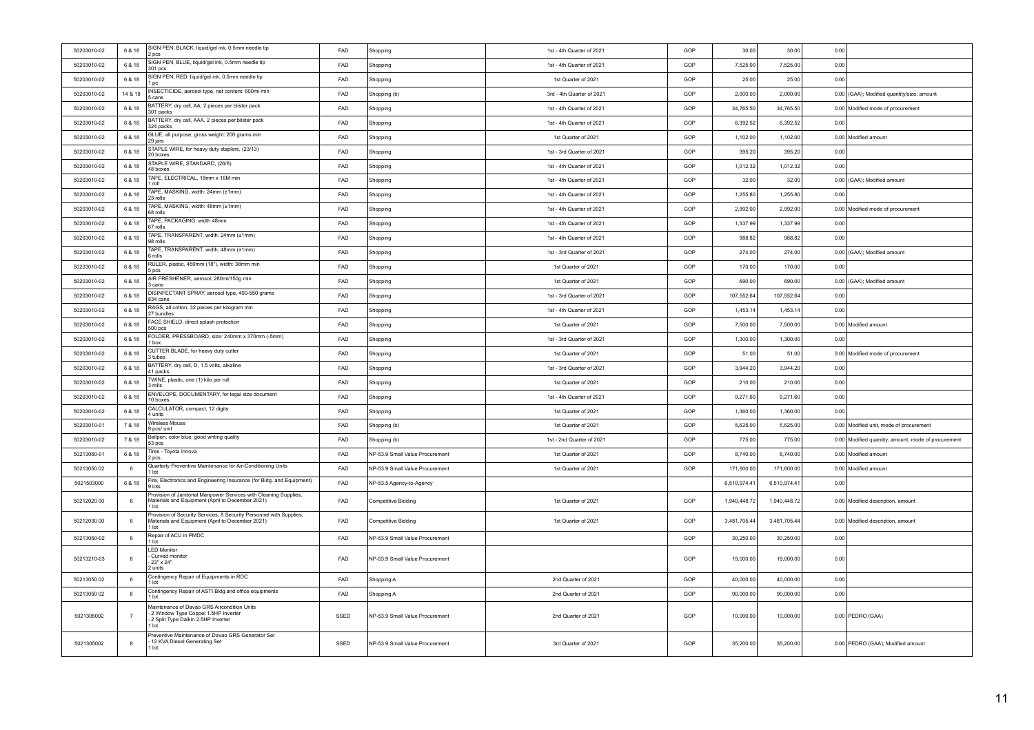| | | | | | | | | | |
|---|---|---|---|---|---|---|---|---|---|
| 50203010-02 | 6 & 18 | SIGN PEN, BLACK, liquid/gel ink, 0.5mm needle tip<br>2 pcs | FAD | Shopping | 1st - 4th Quarter of 2021 | GOP | 30.00 | 30.00 | 0.00 |
| 50203010-02 | 6 & 18 | SIGN PEN, BLUE, liquid/gel ink, 0.5mm needle tip<br>301 pcs | FAD | Shopping | 1st - 4th Quarter of 2021 | GOP | 7,525.00 | 7,525.00 | 0.00 |
| 50203010-02 | 6 & 18 | SIGN PEN, RED, liquid/gel ink, 0.5mm needle tip<br>1 pc | FAD | Shopping | 1st Quarter of 2021 | GOP | 25.00 | 25.00 | 0.00 |
| 50203010-02 | 14 & 18 | INSECTICIDE, aerosol type, net content: 600ml min<br>5 cans | FAD | Shopping (b) | 3rd - 4th Quarter of 2021 | GOP | 2,000.00 | 2,000.00 | 0.00 (GAA); Modified quantity/size, amount |
| 50203010-02 | 6 & 18 | BATTERY, dry cell, AA, 2 pieces per blister pack<br>301 packs | FAD | Shopping | 1st - 4th Quarter of 2021 | GOP | 34,765.50 | 34,765.50 | 0.00 Modified mode of procurement |
| 50203010-02 | 6 & 18 | BATTERY, dry cell, AAA, 2 pieces per blister pack<br>324 packs | FAD | Shopping | 1st - 4th Quarter of 2021 | GOP | 6,392.52 | 6,392.52 | 0.00 |
| 50203010-02 | 6 & 18 | GLUE, all purpose, gross weight: 200 grams min<br>29 jars | FAD | Shopping | 1st Quarter of 2021 | GOP | 1,102.00 | 1,102.00 | 0.00 Modified amount |
| 50203010-02 | 6 & 18 | STAPLE WIRE, for heavy duty staplers, (23/13)<br>20 boxes | FAD | Shopping | 1st - 3rd Quarter of 2021 | GOP | 395.20 | 395.20 | 0.00 |
| 50203010-02 | 6 & 18 | STAPLE WIRE, STANDARD, (26/6)<br>48 boxes | FAD | Shopping | 1st - 4th Quarter of 2021 | GOP | 1,012.32 | 1,012.32 | 0.00 |
| 50203010-02 | 6 & 18 | TAPE, ELECTRICAL, 18mm x 16M min<br>1 roll | FAD | Shopping | 1st - 4th Quarter of 2021 | GOP | 32.00 | 32.00 | 0.00 (GAA); Modified amount |
| 50203010-02 | 6 & 18 | TAPE, MASKING, width: 24mm (±1mm)<br>23 rolls | FAD | Shopping | 1st - 4th Quarter of 2021 | GOP | 1,255.80 | 1,255.80 | 0.00 |
| 50203010-02 | 6 & 18 | TAPE, MASKING, width: 48mm (±1mm)<br>68 rolls | FAD | Shopping | 1st - 4th Quarter of 2021 | GOP | 2,992.00 | 2,992.00 | 0.00 Modified mode of procurement |
| 50203010-02 | 6 & 18 | TAPE, PACKAGING, width 48mm<br>67 rolls | FAD | Shopping | 1st - 4th Quarter of 2021 | GOP | 1,337.99 | 1,337.99 | 0.00 |
| 50203010-02 | 6 & 18 | TAPE, TRANSPARENT, width: 24mm (±1mm)<br>98 rolls | FAD | Shopping | 1st - 4th Quarter of 2021 | GOP | 988.82 | 988.82 | 0.00 |
| 50203010-02 | 6 & 18 | TAPE, TRANSPARENT, width: 48mm (±1mm)<br>6 rolls | FAD | Shopping | 1st - 3rd Quarter of 2021 | GOP | 274.00 | 274.00 | 0.00 (GAA); Modified amount |
| 50203010-02 | 6 & 18 | RULER, plastic, 450mm (18"), width: 38mm min<br>5 pcs | FAD | Shopping | 1st Quarter of 2021 | GOP | 170.00 | 170.00 | 0.00 |
| 50203010-02 | 6 & 18 | AIR FRESHENER, aerosol, 280ml/150g min<br>3 cans | FAD | Shopping | 1st Quarter of 2021 | GOP | 690.00 | 690.00 | 0.00 (GAA); Modified amount |
| 50203010-02 | 6 & 18 | DISINFECTANT SPRAY, aerosol type, 400-550 grams<br>834 cans | FAD | Shopping | 1st - 3rd Quarter of 2021 | GOP | 107,552.64 | 107,552.64 | 0.00 |
| 50203010-02 | 6 & 18 | RAGS, all cotton, 32 pieces per kilogram min<br>27 bundles | FAD | Shopping | 1st - 4th Quarter of 2021 | GOP | 1,453.14 | 1,453.14 | 0.00 |
| 50203010-02 | 6 & 18 | FACE SHIELD, direct splash protection<br>500 pcs | FAD | Shopping | 1st Quarter of 2021 | GOP | 7,500.00 | 7,500.00 | 0.00 Modified amount |
| 50203010-02 | 6 & 18 | FOLDER, PRESSBOARD, size: 240mm x 370mm (-5mm)<br>1 box | FAD | Shopping | 1st - 3rd Quarter of 2021 | GOP | 1,300.00 | 1,300.00 | 0.00 |
| 50203010-02 | 6 & 18 | CUTTER BLADE, for heavy duty cutter<br>3 tubes | FAD | Shopping | 1st Quarter of 2021 | GOP | 51.00 | 51.00 | 0.00 Modified mode of procurement |
| 50203010-02 | 6 & 18 | BATTERY, dry cell, D, 1.5 volts, alkaline<br>41 packs | FAD | Shopping | 1st - 3rd Quarter of 2021 | GOP | 3,944.20 | 3,944.20 | 0.00 |
| 50203010-02 | 6 & 18 | TWINE, plastic, one (1) kilo per roll<br>3 rolls | FAD | Shopping | 1st Quarter of 2021 | GOP | 210.00 | 210.00 | 0.00 |
| 50203010-02 | 6 & 18 | ENVELOPE, DOCUMENTARY, for legal size document<br>10 boxes | FAD | Shopping | 1st - 4th Quarter of 2021 | GOP | 9,271.60 | 9,271.60 | 0.00 |
| 50203010-02 | 6 & 18 | CALCULATOR, compact, 12 digits<br>4 units | FAD | Shopping | 1st Quarter of 2021 | GOP | 1,360.00 | 1,360.00 | 0.00 |
| 50203010-01 | 7 & 18 | Wireless Mouse<br>9 pcs/ unit | FAD | Shopping (b) | 1st Quarter of 2021 | GOP | 5,625.00 | 5,625.00 | 0.00 Modified unit, mode of procurement |
| 50203010-02 | 7 & 18 | Ballpen, color blue, good writing quality<br>53 pcs | FAD | Shopping (b) | 1st - 2nd Quarter of 2021 | GOP | 775.00 | 775.00 | 0.00 Modified quantity, amount, mode of procurement |
| 50213060-01 | 6 & 18 | Tires - Toyota Innova<br>2 pcs | FAD | NP-53.9 Small Value Procurement | 1st Quarter of 2021 | GOP | 8,740.00 | 8,740.00 | 0.00 Modified amount |
| 50213050 02 | 6 | Quarterly Preventive Maintenance for Air-Conditioning Units<br>1 lot | FAD | NP-53.9 Small Value Procurement | 1st Quarter of 2021 | GOP | 171,600.00 | 171,600.00 | 0.00 Modified amount |
| 5021503000 | 6 & 18 | Fire, Electronics and Engineering Insurance (for Bldg. and Equipment)<br>9 lots | FAD | NP-53.5 Agency-to-Agency | | | 6,510,974.41 | 6,510,974.41 | 0.00 |
| 50212020 00 | 6 | Provision of Janitorial Manpower Services with Cleaning Supplies, Materials and Equipment (April to December 2021)<br>1 lot | FAD | Competitive Bidding | 1st Quarter of 2021 | GOP | 1,940,448.72 | 1,940,448.72 | 0.00 Modified description, amount |
| 50212030 00 | 6 | Provision of Security Services, 8 Security Personnel with Supplies, Materials and Equipment (April to December 2021)<br>1 lot | FAD | Competitive Bidding | 1st Quarter of 2021 | GOP | 3,481,705.44 | 3,481,705.44 | 0.00 Modified description, amount |
| 50213050-02 | 6 | Repair of ACU in PMDC<br>1 lot | FAD | NP-53.9 Small Value Procurement | | GOP | 30,250.00 | 30,250.00 | 0.00 |
| 50213210-03 | 6 | LED Monitor<br>- Curved monitor<br>- 23" x 24"<br>2 units | FAD | NP-53.9 Small Value Procurement | | GOP | 19,000.00 | 19,000.00 | 0.00 |
| 50213050 02 | 6 | Contingency Repair of Equipments in RDC<br>1 lot | FAD | Shopping A | 2nd Quarter of 2021 | GOP | 40,000.00 | 40,000.00 | 0.00 |
| 50213050 02 | 6 | Contingency Repair of ASTI Bldg and office equipments<br>1 lot | FAD | Shopping A | 2nd Quarter of 2021 | GOP | 90,000.00 | 90,000.00 | 0.00 |
| 5021305002 | 7 | Maintenance of Davao GRS Aircondition Units<br>- 2 Window Type Coppel 1.5HP Inverter<br>- 2 Split Type Daikin 2.5HP Inverter<br>1 lot | SSED | NP-53.9 Small Value Procurement | 2nd Quarter of 2021 | GOP | 10,000.00 | 10,000.00 | 0.00 PEDRO (GAA) |
| 5021305002 | 8 | Preventive Maintenance of Davao GRS Generator Set<br>- 12 KVA Diesel Generating Set<br>1 lot | SSED | NP-53.9 Small Value Procurement | 3rd Quarter of 2021 | GOP | 35,200.00 | 35,200.00 | 0.00 PEDRO (GAA); Modified amount |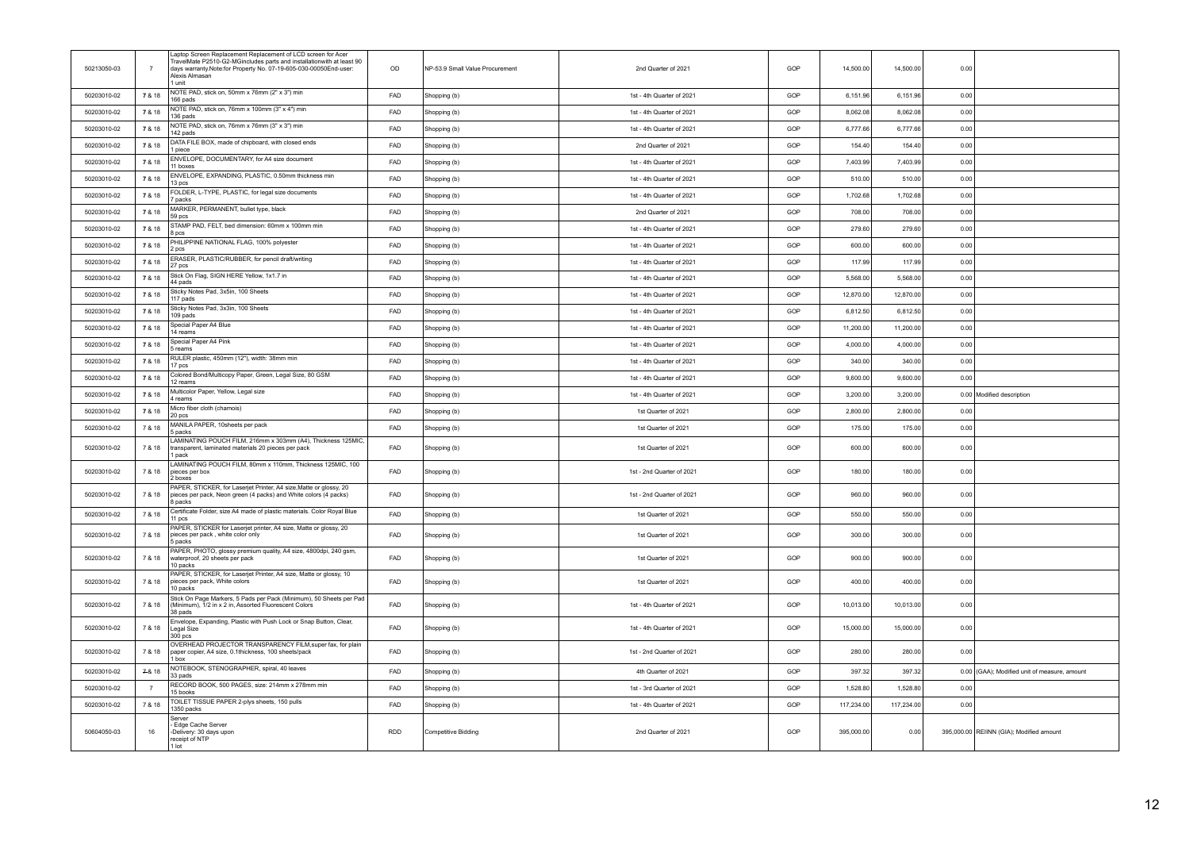| | | | | | | | | | | |
|---|---|---|---|---|---|---|---|---|---|---|
| 50213050-03 | 7 | Laptop Screen Replacement Replacement of LCD screen for Acer TravelMate P2510-G2-MGincludes parts and installationwith at least 90 days warranty.Note:for Property No. 07-19-605-030-00050End-user: Alexis Almasan<br>1 unit | OD | NP-53.9 Small Value Procurement | 2nd Quarter of 2021 | GOP | 14,500.00 | 14,500.00 | 0.00 | |
| 50203010-02 | 7 & 18 | NOTE PAD, stick on, 50mm x 76mm (2" x 3") min<br>166 pads | FAD | Shopping (b) | 1st - 4th Quarter of 2021 | GOP | 6,151.96 | 6,151.96 | 0.00 | |
| 50203010-02 | 7 & 18 | NOTE PAD, stick on, 76mm x 100mm (3" x 4") min<br>136 pads | FAD | Shopping (b) | 1st - 4th Quarter of 2021 | GOP | 8,062.08 | 8,062.08 | 0.00 | |
| 50203010-02 | 7 & 18 | NOTE PAD, stick on, 76mm x 76mm (3" x 3") min<br>142 pads | FAD | Shopping (b) | 1st - 4th Quarter of 2021 | GOP | 6,777.66 | 6,777.66 | 0.00 | |
| 50203010-02 | 7 & 18 | DATA FILE BOX, made of chipboard, with closed ends<br>1 piece | FAD | Shopping (b) | 2nd Quarter of 2021 | GOP | 154.40 | 154.40 | 0.00 | |
| 50203010-02 | 7 & 18 | ENVELOPE, DOCUMENTARY, for A4 size document<br>11 boxes | FAD | Shopping (b) | 1st - 4th Quarter of 2021 | GOP | 7,403.99 | 7,403.99 | 0.00 | |
| 50203010-02 | 7 & 18 | ENVELOPE, EXPANDING, PLASTIC, 0.50mm thickness min<br>13 pcs | FAD | Shopping (b) | 1st - 4th Quarter of 2021 | GOP | 510.00 | 510.00 | 0.00 | |
| 50203010-02 | 7 & 18 | FOLDER, L-TYPE, PLASTIC, for legal size documents<br>7 packs | FAD | Shopping (b) | 1st - 4th Quarter of 2021 | GOP | 1,702.68 | 1,702.68 | 0.00 | |
| 50203010-02 | 7 & 18 | MARKER, PERMANENT, bullet type, black<br>59 pcs | FAD | Shopping (b) | 2nd Quarter of 2021 | GOP | 708.00 | 708.00 | 0.00 | |
| 50203010-02 | 7 & 18 | STAMP PAD, FELT, bed dimension: 60mm x 100mm min<br>8 pcs | FAD | Shopping (b) | 1st - 4th Quarter of 2021 | GOP | 279.60 | 279.60 | 0.00 | |
| 50203010-02 | 7 & 18 | PHILIPPINE NATIONAL FLAG, 100% polyester<br>2 pcs | FAD | Shopping (b) | 1st - 4th Quarter of 2021 | GOP | 600.00 | 600.00 | 0.00 | |
| 50203010-02 | 7 & 18 | ERASER, PLASTIC/RUBBER, for pencil draft/writing<br>27 pcs | FAD | Shopping (b) | 1st - 4th Quarter of 2021 | GOP | 117.99 | 117.99 | 0.00 | |
| 50203010-02 | 7 & 18 | Stick On Flag, SIGN HERE Yellow, 1x1.7 in<br>44 pads | FAD | Shopping (b) | 1st - 4th Quarter of 2021 | GOP | 5,568.00 | 5,568.00 | 0.00 | |
| 50203010-02 | 7 & 18 | Sticky Notes Pad, 3x5in, 100 Sheets<br>117 pads | FAD | Shopping (b) | 1st - 4th Quarter of 2021 | GOP | 12,870.00 | 12,870.00 | 0.00 | |
| 50203010-02 | 7 & 18 | Sticky Notes Pad, 3x3in, 100 Sheets<br>109 pads | FAD | Shopping (b) | 1st - 4th Quarter of 2021 | GOP | 6,812.50 | 6,812.50 | 0.00 | |
| 50203010-02 | 7 & 18 | Special Paper A4 Blue<br>14 reams | FAD | Shopping (b) | 1st - 4th Quarter of 2021 | GOP | 11,200.00 | 11,200.00 | 0.00 | |
| 50203010-02 | 7 & 18 | Special Paper A4 Pink<br>5 reams | FAD | Shopping (b) | 1st - 4th Quarter of 2021 | GOP | 4,000.00 | 4,000.00 | 0.00 | |
| 50203010-02 | 7 & 18 | RULER plastic, 450mm (12"), width: 38mm min<br>17 pcs | FAD | Shopping (b) | 1st - 4th Quarter of 2021 | GOP | 340.00 | 340.00 | 0.00 | |
| 50203010-02 | 7 & 18 | Colored Bond/Multicopy Paper, Green, Legal Size, 80 GSM<br>12 reams | FAD | Shopping (b) | 1st - 4th Quarter of 2021 | GOP | 9,600.00 | 9,600.00 | 0.00 | |
| 50203010-02 | 7 & 18 | Multicolor Paper, Yellow, Legal size<br>4 reams | FAD | Shopping (b) | 1st - 4th Quarter of 2021 | GOP | 3,200.00 | 3,200.00 | 0.00 | Modified description |
| 50203010-02 | 7 & 18 | Micro fiber cloth (chamois)<br>20 pcs | FAD | Shopping (b) | 1st Quarter of 2021 | GOP | 2,800.00 | 2,800.00 | 0.00 | |
| 50203010-02 | 7 & 18 | MANILA PAPER, 10sheets per pack<br>5 packs | FAD | Shopping (b) | 1st Quarter of 2021 | GOP | 175.00 | 175.00 | 0.00 | |
| 50203010-02 | 7 & 18 | LAMINATING POUCH FILM, 216mm x 303mm (A4), Thickness 125MIC, transparent, laminated materials 20 pieces per pack<br>1 pack | FAD | Shopping (b) | 1st Quarter of 2021 | GOP | 600.00 | 600.00 | 0.00 | |
| 50203010-02 | 7 & 18 | LAMINATING POUCH FILM, 80mm x 110mm, Thickness 125MIC, 100 pieces per box<br>2 boxes | FAD | Shopping (b) | 1st - 2nd Quarter of 2021 | GOP | 180.00 | 180.00 | 0.00 | |
| 50203010-02 | 7 & 18 | PAPER, STICKER, for Laserjet Printer, A4 size,Matte or glossy, 20 pieces per pack, Neon green (4 packs) and White colors (4 packs)<br>8 packs | FAD | Shopping (b) | 1st - 2nd Quarter of 2021 | GOP | 960.00 | 960.00 | 0.00 | |
| 50203010-02 | 7 & 18 | Certificate Folder, size A4 made of plastic materials. Color Royal Blue<br>11 pcs | FAD | Shopping (b) | 1st Quarter of 2021 | GOP | 550.00 | 550.00 | 0.00 | |
| 50203010-02 | 7 & 18 | PAPER, STICKER for Laserjet printer, A4 size, Matte or glossy, 20 pieces per pack , white color only<br>5 packs | FAD | Shopping (b) | 1st Quarter of 2021 | GOP | 300.00 | 300.00 | 0.00 | |
| 50203010-02 | 7 & 18 | PAPER, PHOTO, glossy premium quality, A4 size, 4800dpi, 240 gsm, waterproof, 20 sheets per pack<br>10 packs | FAD | Shopping (b) | 1st Quarter of 2021 | GOP | 900.00 | 900.00 | 0.00 | |
| 50203010-02 | 7 & 18 | PAPER, STICKER, for Laserjet Printer, A4 size, Matte or glossy, 10 pieces per pack, White colors<br>10 packs | FAD | Shopping (b) | 1st Quarter of 2021 | GOP | 400.00 | 400.00 | 0.00 | |
| 50203010-02 | 7 & 18 | Stick On Page Markers, 5 Pads per Pack (Minimum), 50 Sheets per Pad (Minimum), 1/2 in x 2 in, Assorted Fluorescent Colors<br>38 pads | FAD | Shopping (b) | 1st - 4th Quarter of 2021 | GOP | 10,013.00 | 10,013.00 | 0.00 | |
| 50203010-02 | 7 & 18 | Envelope, Expanding, Plastic with Push Lock or Snap Button, Clear, Legal Size<br>300 pcs | FAD | Shopping (b) | 1st - 4th Quarter of 2021 | GOP | 15,000.00 | 15,000.00 | 0.00 | |
| 50203010-02 | 7 & 18 | OVERHEAD PROJECTOR TRANSPARENCY FILM,super fax, for plain paper copier, A4 size, 0.1thickness, 100 sheets/pack<br>1 box | FAD | Shopping (b) | 1st - 2nd Quarter of 2021 | GOP | 280.00 | 280.00 | 0.00 | |
| 50203010-02 | ~~7~~ & 18 | NOTEBOOK, STENOGRAPHER, spiral, 40 leaves<br>33 pads | FAD | Shopping (b) | 4th Quarter of 2021 | GOP | 397.32 | 397.32 | 0.00 | (GAA); Modified unit of measure, amount |
| 50203010-02 | 7 | RECORD BOOK, 500 PAGES, size: 214mm x 278mm min<br>15 books | FAD | Shopping (b) | 1st - 3rd Quarter of 2021 | GOP | 1,528.80 | 1,528.80 | 0.00 | |
| 50203010-02 | 7 & 18 | TOILET TISSUE PAPER 2-plys sheets, 150 pulls<br>1350 packs | FAD | Shopping (b) | 1st - 4th Quarter of 2021 | GOP | 117,234.00 | 117,234.00 | 0.00 | |
| 50604050-03 | 16 | Server<br>- Edge Cache Server<br>-Delivery: 30 days upon receipt of NTP<br>1 lot | RDD | Competitive Bidding | 2nd Quarter of 2021 | GOP | 395,000.00 | 0.00 | 395,000.00 | REIINN (GIA); Modified amount |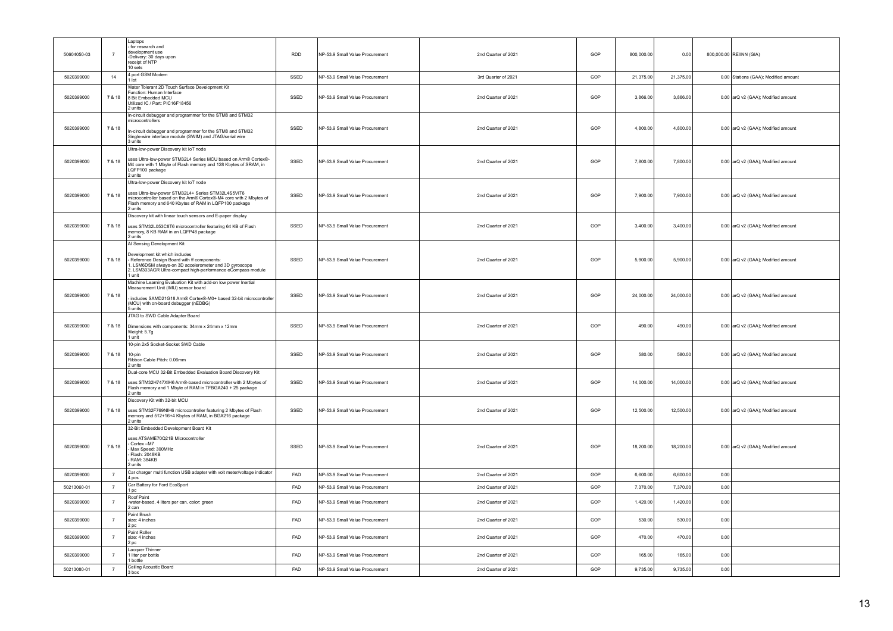| | | | | | | | | | | | |
|---|---|---|---|---|---|---|---|---|---|---|---|
| 50604050-03 | 7 | Laptops<br>- for research and development use<br>-Delivery: 30 days upon receipt of NTP<br>10 sets | RDD | NP-53.9 Small Value Procurement | 2nd Quarter of 2021 | GOP | 800,000.00 | 0.00 | 800,000.00 | REIINN (GIA) |
| 5020399000 | 14 | 4 port GSM Modem<br>1 lot | SSED | NP-53.9 Small Value Procurement | 3rd Quarter of 2021 | GOP | 21,375.00 | 21,375.00 | 0.00 | Stations (GAA); Modified amount |
| 5020399000 | 7 & 18 | Water Tolerant 2D Touch Surface Development Kit<br>Function: Human Interface<br>8 Bit Embedded MCU<br>Utilized IC / Part: PIC16F18456<br>2 units | SSED | NP-53.9 Small Value Procurement | 2nd Quarter of 2021 | GOP | 3,866.00 | 3,866.00 | 0.00 | arQ v2 (GAA); Modified amount |
| 5020399000 | 7 & 18 | In-circuit debugger and programmer for the STM8 and STM32 microcontrollers<br><br>In-circuit debugger and programmer for the STM8 and STM32 Single-wire interface module (SWIM) and JTAG/serial wire<br>3 units | SSED | NP-53.9 Small Value Procurement | 2nd Quarter of 2021 | GOP | 4,800.00 | 4,800.00 | 0.00 | arQ v2 (GAA); Modified amount |
| 5020399000 | 7 & 18 | Ultra-low-power Discovery kit IoT node<br><br>uses Ultra-low-power STM32L4 Series MCU based on Arm® Cortex®-M4 core with 1 Mbyte of Flash memory and 128 Kbytes of SRAM, in LQFP100 package<br>2 units | SSED | NP-53.9 Small Value Procurement | 2nd Quarter of 2021 | GOP | 7,800.00 | 7,800.00 | 0.00 | arQ v2 (GAA); Modified amount |
| 5020399000 | 7 & 18 | Ultra-low-power Discovery kit IoT node<br><br>uses Ultra-low-power STM32L4+ Series STM32L4S5VIT6 microcontroller based on the Arm® Cortex®-M4 core with 2 Mbytes of Flash memory and 640 Kbytes of RAM in LQFP100 package<br>2 units | SSED | NP-53.9 Small Value Procurement | 2nd Quarter of 2021 | GOP | 7,900.00 | 7,900.00 | 0.00 | arQ v2 (GAA); Modified amount |
| 5020399000 | 7 & 18 | Discovery kit with linear touch sensors and E-paper display<br><br>uses STM32L053C8T6 microcontroller featuring 64 KB of Flash memory, 8 KB RAM in an LQFP48 package<br>2 units | SSED | NP-53.9 Small Value Procurement | 2nd Quarter of 2021 | GOP | 3,400.00 | 3,400.00 | 0.00 | arQ v2 (GAA); Modified amount |
| 5020399000 | 7 & 18 | AI Sensing Development Kit<br><br>Development kit which includes<br>- Reference Design Board with ff components:<br>1. LSM6DSM always-on 3D accelerometer and 3D gyroscope<br>2. LSM303AGR Ultra-compact high-performance eCompass module<br>1 unit | SSED | NP-53.9 Small Value Procurement | 2nd Quarter of 2021 | GOP | 5,900.00 | 5,900.00 | 0.00 | arQ v2 (GAA); Modified amount |
| 5020399000 | 7 & 18 | Machine Learning Evaluation Kit with add-on low power Inertial Measurement Unit (IMU) sensor board<br><br>- includes SAMD21G18 Arm® Cortex®-M0+ based 32-bit microcontroller (MCU) with on-board debugger (nEDBG)<br>5 units | SSED | NP-53.9 Small Value Procurement | 2nd Quarter of 2021 | GOP | 24,000.00 | 24,000.00 | 0.00 | arQ v2 (GAA); Modified amount |
| 5020399000 | 7 & 18 | JTAG to SWD Cable Adapter Board<br><br>Dimensions with components: 34mm x 24mm x 12mm<br>Weight: 5.7g<br>1 unit | SSED | NP-53.9 Small Value Procurement | 2nd Quarter of 2021 | GOP | 490.00 | 490.00 | 0.00 | arQ v2 (GAA); Modified amount |
| 5020399000 | 7 & 18 | 10-pin 2x5 Socket-Socket SWD Cable<br><br>10-pin<br>Ribbon Cable Pitch: 0.06mm<br>2 units | SSED | NP-53.9 Small Value Procurement | 2nd Quarter of 2021 | GOP | 580.00 | 580.00 | 0.00 | arQ v2 (GAA); Modified amount |
| 5020399000 | 7 & 18 | Dual-core MCU 32-Bit Embedded Evaluation Board Discovery Kit<br><br>uses STM32H747XIH6 Arm®-based microcontroller with 2 Mbytes of Flash memory and 1 Mbyte of RAM in TFBGA240 + 25 package<br>2 units | SSED | NP-53.9 Small Value Procurement | 2nd Quarter of 2021 | GOP | 14,000.00 | 14,000.00 | 0.00 | arQ v2 (GAA); Modified amount |
| 5020399000 | 7 & 18 | Discovery Kit with 32-bit MCU<br><br>uses STM32F769NIH6 microcontroller featuring 2 Mbytes of Flash memory and 512+16+4 Kbytes of RAM, in BGA216 package<br>2 units | SSED | NP-53.9 Small Value Procurement | 2nd Quarter of 2021 | GOP | 12,500.00 | 12,500.00 | 0.00 | arQ v2 (GAA); Modified amount |
| 5020399000 | 7 & 18 | 32-Bit Embedded Development Board Kit<br><br>uses ATSAME70Q21B Microcontroller<br>- Cortex –M7<br>- Max Speed: 300MHz<br>- Flash: 2048KB<br>- RAM: 384KB<br>2 units | SSED | NP-53.9 Small Value Procurement | 2nd Quarter of 2021 | GOP | 18,200.00 | 18,200.00 | 0.00 | arQ v2 (GAA); Modified amount |
| 5020399000 | 7 | Car charger multi function USB adapter with volt meter/voltage indicator<br>4 pcs | FAD | NP-53.9 Small Value Procurement | 2nd Quarter of 2021 | GOP | 6,600.00 | 6,600.00 | 0.00 | |
| 50213060-01 | 7 | Car Battery for Ford EcoSport<br>1 pc | FAD | NP-53.9 Small Value Procurement | 2nd Quarter of 2021 | GOP | 7,370.00 | 7,370.00 | 0.00 | |
| 5020399000 | 7 | Roof Paint<br>-water-based, 4 liters per can, color: green<br>2 can | FAD | NP-53.9 Small Value Procurement | 2nd Quarter of 2021 | GOP | 1,420.00 | 1,420.00 | 0.00 | |
| 5020399000 | 7 | Paint Brush<br>size: 4 inches<br>2 pc | FAD | NP-53.9 Small Value Procurement | 2nd Quarter of 2021 | GOP | 530.00 | 530.00 | 0.00 | |
| 5020399000 | 7 | Paint Roller<br>size: 4 inches<br>2 pc | FAD | NP-53.9 Small Value Procurement | 2nd Quarter of 2021 | GOP | 470.00 | 470.00 | 0.00 | |
| 5020399000 | 7 | Lacquer Thinner<br>1 liter per bottle<br>1 bottle | FAD | NP-53.9 Small Value Procurement | 2nd Quarter of 2021 | GOP | 165.00 | 165.00 | 0.00 | |
| 50213080-01 | 7 | Ceiling Acoustic Board<br>3 box | FAD | NP-53.9 Small Value Procurement | 2nd Quarter of 2021 | GOP | 9,735.00 | 9,735.00 | 0.00 | |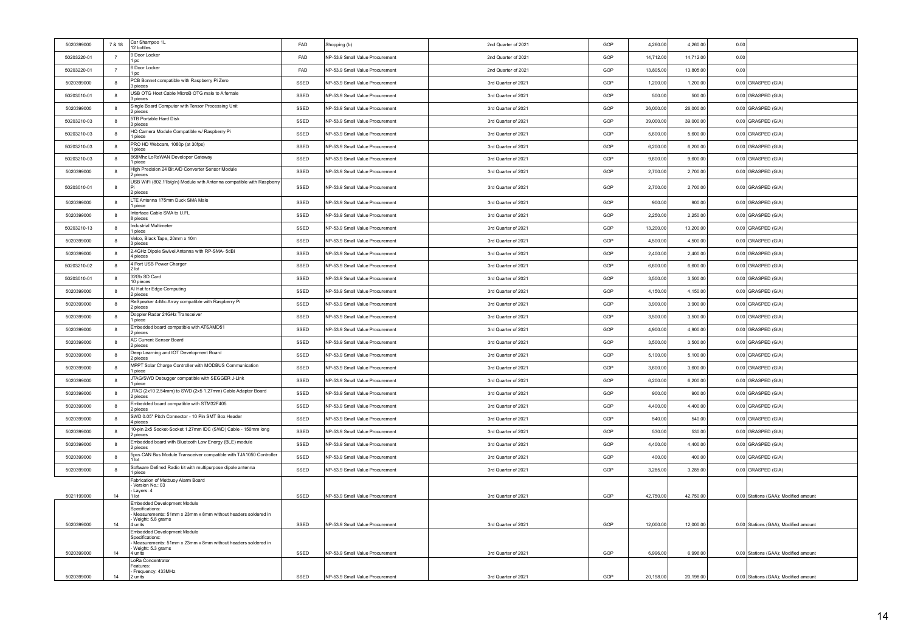| | | | | | | | | | | |
|---|---|---|---|---|---|---|---|---|---|---|
| 5020399000 | 7 & 18 | Car Shampoo 1L<br>12 bottles | FAD | Shopping (b) | 2nd Quarter of 2021 | GOP | 4,260.00 | 4,260.00 | 0.00 | |
| 50203220-01 | 7 | 9 Door Locker<br>1 pc | FAD | NP-53.9 Small Value Procurement | 2nd Quarter of 2021 | GOP | 14,712.00 | 14,712.00 | 0.00 | |
| 50203220-01 | 7 | 6 Door Locker<br>1 pc | FAD | NP-53.9 Small Value Procurement | 2nd Quarter of 2021 | GOP | 13,805.00 | 13,805.00 | 0.00 | |
| 5020399000 | 8 | PCB Bonnet compatible with Raspberry Pi Zero<br>3 pieces | SSED | NP-53.9 Small Value Procurement | 3rd Quarter of 2021 | GOP | 1,200.00 | 1,200.00 | 0.00 | GRASPED (GIA) |
| 50203010-01 | 8 | USB OTG Host Cable MicroB OTG male to A female<br>3 pieces | SSED | NP-53.9 Small Value Procurement | 3rd Quarter of 2021 | GOP | 500.00 | 500.00 | 0.00 | GRASPED (GIA) |
| 5020399000 | 8 | Single Board Computer with Tensor Processing Unit<br>2 pieces | SSED | NP-53.9 Small Value Procurement | 3rd Quarter of 2021 | GOP | 26,000.00 | 26,000.00 | 0.00 | GRASPED (GIA) |
| 50203210-03 | 8 | 5TB Portable Hard Disk<br>3 pieces | SSED | NP-53.9 Small Value Procurement | 3rd Quarter of 2021 | GOP | 39,000.00 | 39,000.00 | 0.00 | GRASPED (GIA) |
| 50203210-03 | 8 | HQ Camera Module Compatible w/ Raspberry Pi<br>1 piece | SSED | NP-53.9 Small Value Procurement | 3rd Quarter of 2021 | GOP | 5,600.00 | 5,600.00 | 0.00 | GRASPED (GIA) |
| 50203210-03 | 8 | PRO HD Webcam, 1080p (at 30fps)<br>1 piece | SSED | NP-53.9 Small Value Procurement | 3rd Quarter of 2021 | GOP | 6,200.00 | 6,200.00 | 0.00 | GRASPED (GIA) |
| 50203210-03 | 8 | 868Mhz LoRaWAN Developer Gateway<br>1 piece | SSED | NP-53.9 Small Value Procurement | 3rd Quarter of 2021 | GOP | 9,600.00 | 9,600.00 | 0.00 | GRASPED (GIA) |
| 5020399000 | 8 | High Precision 24 Bit A/D Converter Sensor Module<br>2 pieces | SSED | NP-53.9 Small Value Procurement | 3rd Quarter of 2021 | GOP | 2,700.00 | 2,700.00 | 0.00 | GRASPED (GIA) |
| 50203010-01 | 8 | USB WiFi (802.11b/g/n) Module with Antenna compatible with Raspberry Pi<br>2 pieces | SSED | NP-53.9 Small Value Procurement | 3rd Quarter of 2021 | GOP | 2,700.00 | 2,700.00 | 0.00 | GRASPED (GIA) |
| 5020399000 | 8 | LTE Antenna 175mm Duck SMA Male<br>1 piece | SSED | NP-53.9 Small Value Procurement | 3rd Quarter of 2021 | GOP | 900.00 | 900.00 | 0.00 | GRASPED (GIA) |
| 5020399000 | 8 | Interface Cable SMA to U.FL<br>8 pieces | SSED | NP-53.9 Small Value Procurement | 3rd Quarter of 2021 | GOP | 2,250.00 | 2,250.00 | 0.00 | GRASPED (GIA) |
| 50203210-13 | 8 | Industrial Multimeter<br>1 piece | SSED | NP-53.9 Small Value Procurement | 3rd Quarter of 2021 | GOP | 13,200.00 | 13,200.00 | 0.00 | GRASPED (GIA) |
| 5020399000 | 8 | Velco, Black Tape, 20mm x 10m<br>3 pieces | SSED | NP-53.9 Small Value Procurement | 3rd Quarter of 2021 | GOP | 4,500.00 | 4,500.00 | 0.00 | GRASPED (GIA) |
| 5020399000 | 8 | 2.4GHz Dipole Swivel Antenna with RP-SMA- 5dBi<br>4 pieces | SSED | NP-53.9 Small Value Procurement | 3rd Quarter of 2021 | GOP | 2,400.00 | 2,400.00 | 0.00 | GRASPED (GIA) |
| 50203210-02 | 8 | 4 Port USB Power Charger<br>2 lot | SSED | NP-53.9 Small Value Procurement | 3rd Quarter of 2021 | GOP | 6,600.00 | 6,600.00 | 0.00 | GRASPED (GIA) |
| 50203010-01 | 8 | 32Gb SD Card<br>10 pieces | SSED | NP-53.9 Small Value Procurement | 3rd Quarter of 2021 | GOP | 3,500.00 | 3,500.00 | 0.00 | GRASPED (GIA) |
| 5020399000 | 8 | AI Hat for Edge Computing<br>2 pieces | SSED | NP-53.9 Small Value Procurement | 3rd Quarter of 2021 | GOP | 4,150.00 | 4,150.00 | 0.00 | GRASPED (GIA) |
| 5020399000 | 8 | ReSpeaker 4-Mic Array compatible with Raspberry Pi<br>2 pieces | SSED | NP-53.9 Small Value Procurement | 3rd Quarter of 2021 | GOP | 3,900.00 | 3,900.00 | 0.00 | GRASPED (GIA) |
| 5020399000 | 8 | Doppler Radar 24GHz Transceiver<br>1 piece | SSED | NP-53.9 Small Value Procurement | 3rd Quarter of 2021 | GOP | 3,500.00 | 3,500.00 | 0.00 | GRASPED (GIA) |
| 5020399000 | 8 | Embedded board compatible with ATSAMD51<br>2 pieces | SSED | NP-53.9 Small Value Procurement | 3rd Quarter of 2021 | GOP | 4,900.00 | 4,900.00 | 0.00 | GRASPED (GIA) |
| 5020399000 | 8 | AC Current Sensor Board<br>2 pieces | SSED | NP-53.9 Small Value Procurement | 3rd Quarter of 2021 | GOP | 3,500.00 | 3,500.00 | 0.00 | GRASPED (GIA) |
| 5020399000 | 8 | Deep Learning and IOT Development Board<br>2 pieces | SSED | NP-53.9 Small Value Procurement | 3rd Quarter of 2021 | GOP | 5,100.00 | 5,100.00 | 0.00 | GRASPED (GIA) |
| 5020399000 | 8 | MPPT Solar Charge Controller with MODBUS Communication<br>1 piece | SSED | NP-53.9 Small Value Procurement | 3rd Quarter of 2021 | GOP | 3,600.00 | 3,600.00 | 0.00 | GRASPED (GIA) |
| 5020399000 | 8 | JTAG/SWD Debugger compatible with SEGGER J-Link<br>1 piece | SSED | NP-53.9 Small Value Procurement | 3rd Quarter of 2021 | GOP | 6,200.00 | 6,200.00 | 0.00 | GRASPED (GIA) |
| 5020399000 | 8 | JTAG (2x10 2.54mm) to SWD (2x5 1.27mm) Cable Adapter Board<br>2 pieces | SSED | NP-53.9 Small Value Procurement | 3rd Quarter of 2021 | GOP | 900.00 | 900.00 | 0.00 | GRASPED (GIA) |
| 5020399000 | 8 | Embedded board compatible with STM32F405<br>2 pieces | SSED | NP-53.9 Small Value Procurement | 3rd Quarter of 2021 | GOP | 4,400.00 | 4,400.00 | 0.00 | GRASPED (GIA) |
| 5020399000 | 8 | SWD 0.05" Pitch Connector - 10 Pin SMT Box Header<br>4 pieces | SSED | NP-53.9 Small Value Procurement | 3rd Quarter of 2021 | GOP | 540.00 | 540.00 | 0.00 | GRASPED (GIA) |
| 5020399000 | 8 | 10-pin 2x5 Socket-Socket 1.27mm IDC (SWD) Cable - 150mm long<br>2 pieces | SSED | NP-53.9 Small Value Procurement | 3rd Quarter of 2021 | GOP | 530.00 | 530.00 | 0.00 | GRASPED (GIA) |
| 5020399000 | 8 | Embedded board with Bluetooth Low Energy (BLE) module<br>2 pieces | SSED | NP-53.9 Small Value Procurement | 3rd Quarter of 2021 | GOP | 4,400.00 | 4,400.00 | 0.00 | GRASPED (GIA) |
| 5020399000 | 8 | 5pcs CAN Bus Module Transceiver compatible with TJA1050 Controller<br>1 lot | SSED | NP-53.9 Small Value Procurement | 3rd Quarter of 2021 | GOP | 400.00 | 400.00 | 0.00 | GRASPED (GIA) |
| 5020399000 | 8 | Software Defined Radio kit with multipurpose dipole antenna<br>1 piece | SSED | NP-53.9 Small Value Procurement | 3rd Quarter of 2021 | GOP | 3,285.00 | 3,285.00 | 0.00 | GRASPED (GIA) |
| 5021199000 | 14 | Fabrication of Metbuoy Alarm Board<br>- Version No.: 03<br>- Layers: 4<br>1 lot | SSED | NP-53.9 Small Value Procurement | 3rd Quarter of 2021 | GOP | 42,750.00 | 42,750.00 | 0.00 | Stations (GAA); Modified amount |
| 5020399000 | 14 | Embedded Development Module<br>Specifications:<br>- Measurements: 51mm x 23mm x 8mm without headers soldered in<br>- Weight: 5.8 grams<br>4 units | SSED | NP-53.9 Small Value Procurement | 3rd Quarter of 2021 | GOP | 12,000.00 | 12,000.00 | 0.00 | Stations (GAA); Modified amount |
| 5020399000 | 14 | Embedded Development Module<br>Specifications:<br>- Measurements: 51mm x 23mm x 8mm without headers soldered in<br>- Weight: 5.3 grams<br>4 units | SSED | NP-53.9 Small Value Procurement | 3rd Quarter of 2021 | GOP | 6,996.00 | 6,996.00 | 0.00 | Stations (GAA); Modified amount |
| 5020399000 | 14 | LoRa Concentrator<br>Features:<br>- Frequency: 433MHz<br>2 units | SSED | NP-53.9 Small Value Procurement | 3rd Quarter of 2021 | GOP | 20,198.00 | 20,198.00 | 0.00 | Stations (GAA); Modified amount |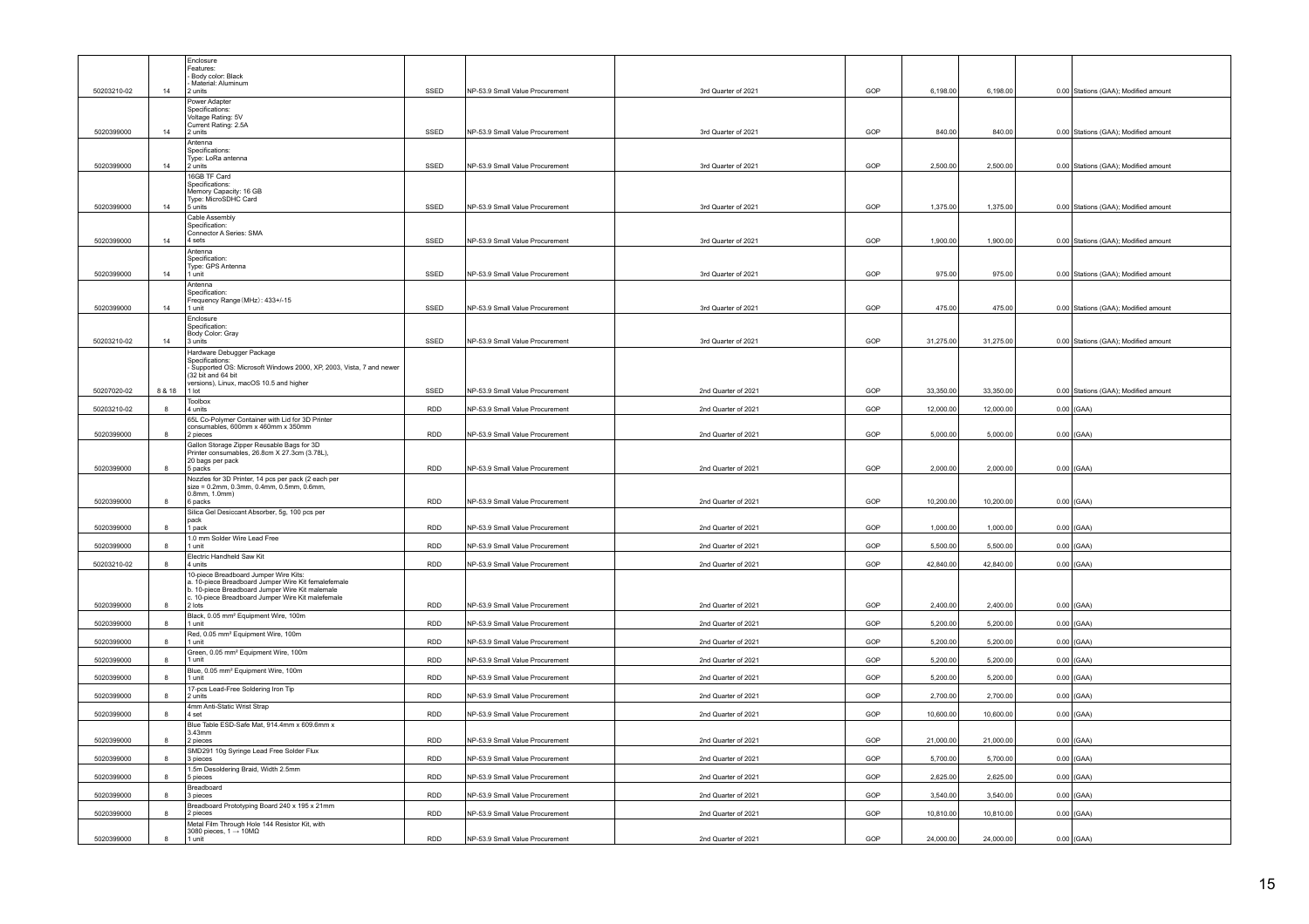| | | | | | | | | | | |
|---|---|---|---|---|---|---|---|---|---|---|
| 50203210-02 | 14 | Enclosure<br>Features:<br>- Body color: Black<br>- Material: Aluminum<br>2 units | SSED | NP-53.9 Small Value Procurement | 3rd Quarter of 2021 | GOP | 6,198.00 | 6,198.00 | 0.00 | Stations (GAA); Modified amount |
| 5020399000 | 14 | Power Adapter<br>Specifications:<br>Voltage Rating: 5V<br>Current Rating: 2.5A<br>2 units | SSED | NP-53.9 Small Value Procurement | 3rd Quarter of 2021 | GOP | 840.00 | 840.00 | 0.00 | Stations (GAA); Modified amount |
| 5020399000 | 14 | Antenna<br>Specifications:<br>Type: LoRa antenna<br>2 units | SSED | NP-53.9 Small Value Procurement | 3rd Quarter of 2021 | GOP | 2,500.00 | 2,500.00 | 0.00 | Stations (GAA); Modified amount |
| 5020399000 | 14 | 16GB TF Card<br>Specifications:<br>Memory Capacity: 16 GB<br>Type: MicroSDHC Card<br>5 units | SSED | NP-53.9 Small Value Procurement | 3rd Quarter of 2021 | GOP | 1,375.00 | 1,375.00 | 0.00 | Stations (GAA); Modified amount |
| 5020399000 | 14 | Cable Assembly<br>Specification:<br>Connector A Series: SMA<br>4 sets | SSED | NP-53.9 Small Value Procurement | 3rd Quarter of 2021 | GOP | 1,900.00 | 1,900.00 | 0.00 | Stations (GAA); Modified amount |
| 5020399000 | 14 | Antenna<br>Specification:<br>Type: GPS Antenna<br>1 unit | SSED | NP-53.9 Small Value Procurement | 3rd Quarter of 2021 | GOP | 975.00 | 975.00 | 0.00 | Stations (GAA); Modified amount |
| 5020399000 | 14 | Antenna<br>Specification:<br>Frequency Range (MHz) : 433+/-15<br>1 unit | SSED | NP-53.9 Small Value Procurement | 3rd Quarter of 2021 | GOP | 475.00 | 475.00 | 0.00 | Stations (GAA); Modified amount |
| 50203210-02 | 14 | Enclosure<br>Specification:<br>Body Color: Gray<br>3 units | SSED | NP-53.9 Small Value Procurement | 3rd Quarter of 2021 | GOP | 31,275.00 | 31,275.00 | 0.00 | Stations (GAA); Modified amount |
| 50207020-02 | 8 & 18 | Hardware Debugger Package<br>Specifications:<br>- Supported OS: Microsoft Windows 2000, XP, 2003, Vista, 7 and newer (32 bit and 64 bit versions), Linux, macOS 10.5 and higher<br>1 lot | SSED | NP-53.9 Small Value Procurement | 2nd Quarter of 2021 | GOP | 33,350.00 | 33,350.00 | 0.00 | Stations (GAA); Modified amount |
| 50203210-02 | 8 | Toolbox<br>4 units | RDD | NP-53.9 Small Value Procurement | 2nd Quarter of 2021 | GOP | 12,000.00 | 12,000.00 | 0.00 | (GAA) |
| 5020399000 | 8 | 65L Co-Polymer Container with Lid for 3D Printer consumables, 600mm x 460mm x 350mm<br>2 pieces | RDD | NP-53.9 Small Value Procurement | 2nd Quarter of 2021 | GOP | 5,000.00 | 5,000.00 | 0.00 | (GAA) |
| 5020399000 | 8 | Gallon Storage Zipper Reusable Bags for 3D Printer consumables, 26.8cm X 27.3cm (3.78L), 20 bags per pack<br>5 packs | RDD | NP-53.9 Small Value Procurement | 2nd Quarter of 2021 | GOP | 2,000.00 | 2,000.00 | 0.00 | (GAA) |
| 5020399000 | 8 | Nozzles for 3D Printer, 14 pcs per pack (2 each per size = 0.2mm, 0.3mm, 0.4mm, 0.5mm, 0.6mm, 0.8mm, 1.0mm)<br>6 packs | RDD | NP-53.9 Small Value Procurement | 2nd Quarter of 2021 | GOP | 10,200.00 | 10,200.00 | 0.00 | (GAA) |
| 5020399000 | 8 | Silica Gel Desiccant Absorber, 5g, 100 pcs per pack<br>1 pack | RDD | NP-53.9 Small Value Procurement | 2nd Quarter of 2021 | GOP | 1,000.00 | 1,000.00 | 0.00 | (GAA) |
| 5020399000 | 8 | 1.0 mm Solder Wire Lead Free<br>1 unit | RDD | NP-53.9 Small Value Procurement | 2nd Quarter of 2021 | GOP | 5,500.00 | 5,500.00 | 0.00 | (GAA) |
| 50203210-02 | 8 | Electric Handheld Saw Kit<br>4 units | RDD | NP-53.9 Small Value Procurement | 2nd Quarter of 2021 | GOP | 42,840.00 | 42,840.00 | 0.00 | (GAA) |
| 5020399000 | 8 | 10-piece Breadboard Jumper Wire Kits:<br>a. 10-piece Breadboard Jumper Wire Kit femalefemale<br>b. 10-piece Breadboard Jumper Wire Kit malemale<br>c. 10-piece Breadboard Jumper Wire Kit malefemale<br>2 lots | RDD | NP-53.9 Small Value Procurement | 2nd Quarter of 2021 | GOP | 2,400.00 | 2,400.00 | 0.00 | (GAA) |
| 5020399000 | 8 | Black, 0.05 mm² Equipment Wire, 100m<br>1 unit | RDD | NP-53.9 Small Value Procurement | 2nd Quarter of 2021 | GOP | 5,200.00 | 5,200.00 | 0.00 | (GAA) |
| 5020399000 | 8 | Red, 0.05 mm² Equipment Wire, 100m<br>1 unit | RDD | NP-53.9 Small Value Procurement | 2nd Quarter of 2021 | GOP | 5,200.00 | 5,200.00 | 0.00 | (GAA) |
| 5020399000 | 8 | Green, 0.05 mm² Equipment Wire, 100m<br>1 unit | RDD | NP-53.9 Small Value Procurement | 2nd Quarter of 2021 | GOP | 5,200.00 | 5,200.00 | 0.00 | (GAA) |
| 5020399000 | 8 | Blue, 0.05 mm² Equipment Wire, 100m<br>1 unit | RDD | NP-53.9 Small Value Procurement | 2nd Quarter of 2021 | GOP | 5,200.00 | 5,200.00 | 0.00 | (GAA) |
| 5020399000 | 8 | 17-pcs Lead-Free Soldering Iron Tip<br>2 units | RDD | NP-53.9 Small Value Procurement | 2nd Quarter of 2021 | GOP | 2,700.00 | 2,700.00 | 0.00 | (GAA) |
| 5020399000 | 8 | 4mm Anti-Static Wrist Strap<br>4 set | RDD | NP-53.9 Small Value Procurement | 2nd Quarter of 2021 | GOP | 10,600.00 | 10,600.00 | 0.00 | (GAA) |
| 5020399000 | 8 | Blue Table ESD-Safe Mat, 914.4mm x 609.6mm x 3.43mm<br>2 pieces | RDD | NP-53.9 Small Value Procurement | 2nd Quarter of 2021 | GOP | 21,000.00 | 21,000.00 | 0.00 | (GAA) |
| 5020399000 | 8 | SMD291 10g Syringe Lead Free Solder Flux<br>3 pieces | RDD | NP-53.9 Small Value Procurement | 2nd Quarter of 2021 | GOP | 5,700.00 | 5,700.00 | 0.00 | (GAA) |
| 5020399000 | 8 | 1.5m Desoldering Braid, Width 2.5mm<br>5 pieces | RDD | NP-53.9 Small Value Procurement | 2nd Quarter of 2021 | GOP | 2,625.00 | 2,625.00 | 0.00 | (GAA) |
| 5020399000 | 8 | Breadboard<br>3 pieces | RDD | NP-53.9 Small Value Procurement | 2nd Quarter of 2021 | GOP | 3,540.00 | 3,540.00 | 0.00 | (GAA) |
| 5020399000 | 8 | Breadboard Prototyping Board 240 x 195 x 21mm<br>2 pieces | RDD | NP-53.9 Small Value Procurement | 2nd Quarter of 2021 | GOP | 10,810.00 | 10,810.00 | 0.00 | (GAA) |
| 5020399000 | 8 | Metal Film Through Hole 144 Resistor Kit, with 3080 pieces, 1 → 10MΩ<br>1 unit | RDD | NP-53.9 Small Value Procurement | 2nd Quarter of 2021 | GOP | 24,000.00 | 24,000.00 | 0.00 | (GAA) |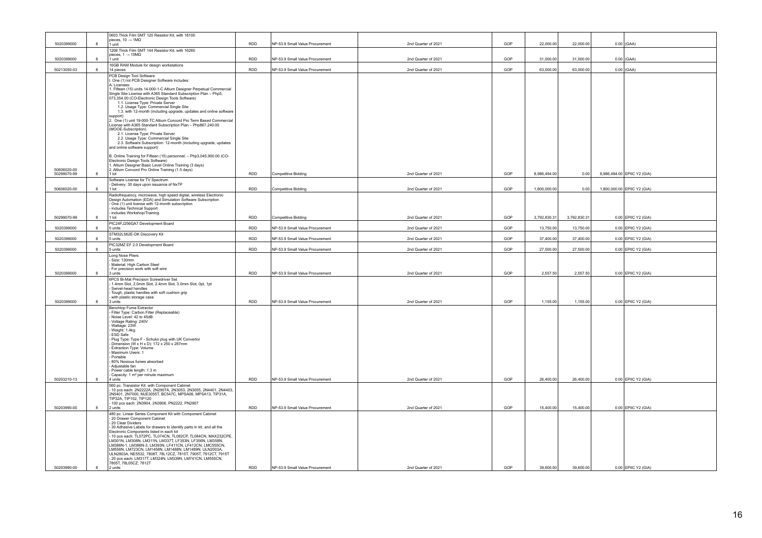| | | | | | | | | | | |
|---|---|---|---|---|---|---|---|---|---|---|
| 5020399000 | 8 | 0603 Thick Film SMT 120 Resistor Kit, with 18100 pieces, 10 → 1MΩ<br>1 unit | RDD | NP-53.9 Small Value Procurement | 2nd Quarter of 2021 | GOP | 22,000.00 | 22,000.00 | 0.00 | (GAA) |
| 5020399000 | 8 | 1206 Thick Film SMT 144 Resistor Kit, with 16260 pieces, 1 → 10MΩ<br>1 unit | RDD | NP-53.9 Small Value Procurement | 2nd Quarter of 2021 | GOP | 31,000.00 | 31,000.00 | 0.00 | (GAA) |
| 50213050-03 | 8 | 16GB RAM Module for design workstations<br>14 pieces | RDD | NP-53.9 Small Value Procurement | 2nd Quarter of 2021 | GOP | 63,000.00 | 63,000.00 | 0.00 | (GAA) |
| 50606020-00<br>50299070-99 | 8 | PCB Design Tool Software<br>I. One (1) lot PCB Designer Software includes:<br>A. Licenses:<br>1. Fifteen (15) units 14-000-1-C Altium Designer Perpetual Commercial Single Site License with A365 Standard Subscription Plan – Php5, 073,354.00 (CO-Electronic Design Tools Software)<br>1.1. License Type: Private Server<br>1.2. Usage Type: Commercial Single Site<br>1.3. with 12-month (including upgrade, updates and online software support)<br>2. One (1) unit 19-000-TC Altium Concord Pro Term Based Commercial License with A365 Standard Subscription Plan – Php867,240.00 (MOOE-Subscription)<br>2.1. License Type: Private Server<br>2.2. Usage Type: Commercial Single Site<br>2.3. Software Subscription: 12-month (including upgrade, updates and online software support)<br><br>B. Online Training for Fifteen (15) personnel: – Php3,045,900.00 (CO-Electronic Design Tools Software)<br>1. Altium Designer Basic Level Online Training (3 days)<br>2. Altium Concord Pro Online Training (1.5 days)<br>1 lot | RDD | Competitive Bidding | 2nd Quarter of 2021 | GOP | 8,986,494.00 | 0.00 | 8,986,494.00 | EPIIC Y2 (GIA) |
| 50606020-00 | 8 | Software License for TV Spectrum<br>- Delivery: 30 days upon issuance of NxTP<br>1 lot | RDD | Competitive Bidding | 2nd Quarter of 2021 | GOP | 1,800,000.00 | 0.00 | 1,800,000.00 | EPIIC Y2 (GIA) |
| 50299070-99 | 8 | Radiofrequency, microwave, high speed digital, wireless Electronic Design Automation (EDA) and Simulation Software Subscription<br>- One (1) unit license with 12-month subscription<br>- includes Technical Support<br>- includes Workshop/Training<br>1 lot | RDD | Competitive Bidding | 2nd Quarter of 2021 | GOP | 3,792,830.31 | 3,792,830.31 | 0.00 | EPIIC Y2 (GIA) |
| 5020399000 | 8 | PIC24FJ256GA7 Development Board<br>5 units | RDD | NP-53.9 Small Value Procurement | 2nd Quarter of 2021 | GOP | 13,750.00 | 13,750.00 | 0.00 | EPIIC Y2 (GIA) |
| 5020399000 | 8 | STM32L562E-DK Discovery Kit<br>5 units | RDD | NP-53.9 Small Value Procurement | 2nd Quarter of 2021 | GOP | 37,400.00 | 37,400.00 | 0.00 | EPIIC Y2 (GIA) |
| 5020399000 | 8 | PIC32MZ EF 2.0 Development Board<br>5 units | RDD | NP-53.9 Small Value Procurement | 2nd Quarter of 2021 | GOP | 27,500.00 | 27,500.00 | 0.00 | EPIIC Y2 (GIA) |
| 5020399000 | 8 | Long Nose Pliers<br>- Size: 130mm<br>- Material: High Carbon Steel<br>- For precision work with soft wire<br>3 units | RDD | NP-53.9 Small Value Procurement | 2nd Quarter of 2021 | GOP | 2,557.50 | 2,557.50 | 0.00 | EPIIC Y2 (GIA) |
| 5020399000 | 8 | 6PCS Bi-Mat Precision Screwdriver Set<br>- 1.4mm Slot, 2.0mm Slot, 2.4mm Slot, 3.0mm Slot, 0pt, 1pt<br>- Swivel-head handles<br>- Tough, plastic handles with soft cushion grip<br>- with plastic storage case<br>3 units | RDD | NP-53.9 Small Value Procurement | 2nd Quarter of 2021 | GOP | 1,155.00 | 1,155.00 | 0.00 | EPIIC Y2 (GIA) |
| 50203210-13 | 8 | Benchtop Fume Extractor<br>- Filter Type: Carbon Filter (Replaceable)<br>- Noise Level: 42 to 45dB<br>- Voltage Rating: 240V<br>- Wattage: 23W<br>- Weight: 1.4kg<br>- ESD Safe<br>- Plug Type: Type F - Schuko plug with UK Convertor<br>- Dimension (W x H x D): 172 x 250 x 287mm<br>- Extraction Type: Volume<br>- Maximum Users: 1<br>- Portable<br>- 80% Noxious fumes absorbed<br>- Adjustable fan<br>- Power cable length: 1.3 m<br>- Capacity: 1 m³ per minute maximum<br>4 units | RDD | NP-53.9 Small Value Procurement | 2nd Quarter of 2021 | GOP | 26,400.00 | 26,400.00 | 0.00 | EPIIC Y2 (GIA) |
| 50203990-00 | 8 | 560 pc. Transistor Kit with Component Cabinet<br>- 10 pcs each: 2N2222A, 2N2907A, 2N3053, 2N3055, 2N4401, 2N4403, 2N5401, 2N7000, MJE3055T, BC547C, MPSA06, MPSA13, TIP31A, TIP32A, TIP102, TIP120<br>- 100 pcs each: 2N3904, 2N3906, PN2222, PN2907<br>2 units | RDD | NP-53.9 Small Value Procurement | 2nd Quarter of 2021 | GOP | 15,400.00 | 15,400.00 | 0.00 | EPIIC Y2 (GIA) |
| 50203990-00 | 8 | 480 pc. Linear Series Component Kit with Component Cabinet<br>- 20 Drawer Component Cabinet<br>- 20 Clear Dividers<br>- 30 Adhesive Labels for drawers to identify parts in kit, and all the Electronic Components listed in each kit<br>- 10 pcs each: TL072PC, TL074CN, TL082CP, TL084CN, MAX232CPE, LM301N, LM308N, LM311N, LM337T, LF353N, LF356N, LM358N, LM386N-1, LM386N-3, LM393N, LF411CN, LF412CN, LMC555CN, LM556N, LM723CN, LM1458N, LM1488N, LM1489N, ULN2003A, ULN2803A, NE5532, 7808T, 78L12CZ, 7815T, 7905T, 7912CT, 7915T<br>- 20 pcs each: LM317T, LM324N, LM339N, LM741CN, LM555CN, 7805T, 78L05CZ, 7812T<br>2 units | RDD | NP-53.9 Small Value Procurement | 2nd Quarter of 2021 | GOP | 39,600.00 | 39,600.00 | 0.00 | EPIIC Y2 (GIA) |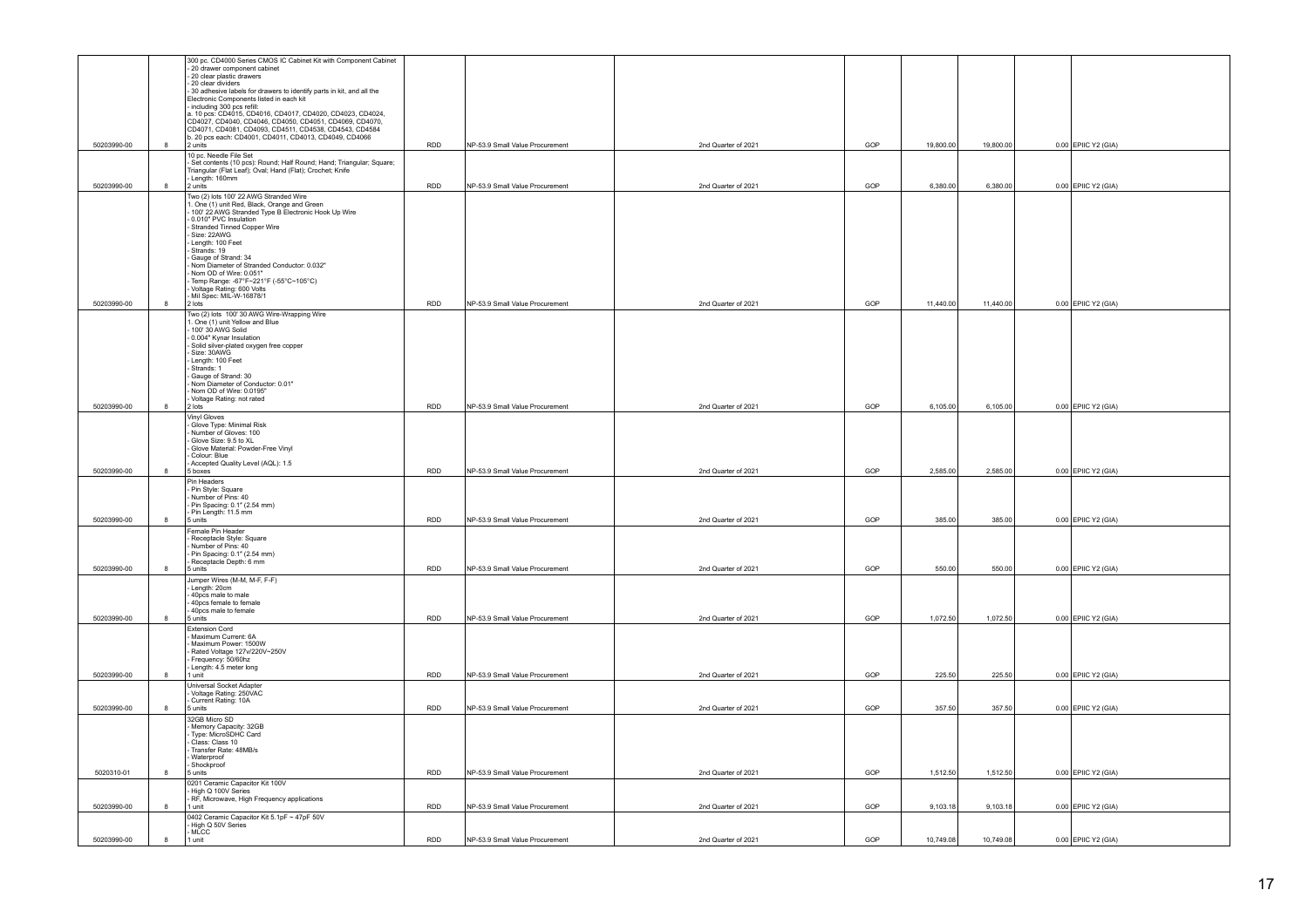| | | | | | | | | | | |
|---|---|---|---|---|---|---|---|---|---|---|
| 50203990-00 | 8 | 300 pc. CD4000 Series CMOS IC Cabinet Kit with Component Cabinet<br>- 20 drawer component cabinet<br>- 20 clear plastic drawers<br>- 20 clear dividers<br>- 30 adhesive labels for drawers to identify parts in kit, and all the Electronic Components listed in each kit<br>- including 300 pcs refill:<br>a. 10 pcs: CD4015, CD4016, CD4017, CD4020, CD4023, CD4024, CD4027, CD4040, CD4046, CD4050, CD4051, CD4069, CD4070, CD4071, CD4081, CD4093, CD4511, CD4538, CD4543, CD4584<br>b. 20 pcs each: CD4001, CD4011, CD4013, CD4049, CD4066<br>2 units | RDD | NP-53.9 Small Value Procurement | 2nd Quarter of 2021 | GOP | 19,800.00 | 19,800.00 | 0.00 | EPIIC Y2 (GIA) |
| 50203990-00 | 8 | 10 pc. Needle File Set<br>- Set contents (10 pcs): Round; Half Round; Hand; Triangular; Square; Triangular (Flat Leaf); Oval; Hand (Flat); Crochet; Knife<br>- Length: 160mm<br>2 units | RDD | NP-53.9 Small Value Procurement | 2nd Quarter of 2021 | GOP | 6,380.00 | 6,380.00 | 0.00 | EPIIC Y2 (GIA) |
| 50203990-00 | 8 | Two (2) lots 100' 22 AWG Stranded Wire<br>1. One (1) unit Red, Black, Orange and Green<br>- 100' 22 AWG Stranded Type B Electronic Hook Up Wire<br>- 0.010" PVC Insulation<br>- Stranded Tinned Copper Wire<br>- Size: 22AWG<br>- Length: 100 Feet<br>- Strands: 19<br>- Gauge of Strand: 34<br>- Nom Diameter of Stranded Conductor: 0.032"<br>- Nom OD of Wire: 0.051"<br>- Temp Range: -67°F~221°F (-55°C~105°C)<br>- Voltage Rating: 600 Volts<br>- Mil Spec: MIL-W-16878/1<br>2 lots | RDD | NP-53.9 Small Value Procurement | 2nd Quarter of 2021 | GOP | 11,440.00 | 11,440.00 | 0.00 | EPIIC Y2 (GIA) |
| 50203990-00 | 8 | Two (2) lots 100' 30 AWG Wire-Wrapping Wire<br>1. One (1) unit Yellow and Blue<br>- 100' 30 AWG Solid<br>- 0.004" Kynar Insulation<br>- Solid silver-plated oxygen free copper<br>- Size: 30AWG<br>- Length: 100 Feet<br>- Strands: 1<br>- Gauge of Strand: 30<br>- Nom Diameter of Conductor: 0.01"<br>- Nom OD of Wire: 0.0195"<br>- Voltage Rating: not rated<br>2 lots | RDD | NP-53.9 Small Value Procurement | 2nd Quarter of 2021 | GOP | 6,105.00 | 6,105.00 | 0.00 | EPIIC Y2 (GIA) |
| 50203990-00 | 8 | Vinyl Gloves<br>- Glove Type: Minimal Risk<br>- Number of Gloves: 100<br>- Glove Size: 9.5 to XL<br>- Glove Material: Powder-Free Vinyl<br>- Colour: Blue<br>- Accepted Quality Level (AQL): 1.5<br>5 boxes | RDD | NP-53.9 Small Value Procurement | 2nd Quarter of 2021 | GOP | 2,585.00 | 2,585.00 | 0.00 | EPIIC Y2 (GIA) |
| 50203990-00 | 8 | Pin Headers<br>- Pin Style: Square<br>- Number of Pins: 40<br>- Pin Spacing: 0.1" (2.54 mm)<br>- Pin Length: 11.5 mm<br>5 units | RDD | NP-53.9 Small Value Procurement | 2nd Quarter of 2021 | GOP | 385.00 | 385.00 | 0.00 | EPIIC Y2 (GIA) |
| 50203990-00 | 8 | Female Pin Header<br>- Receptacle Style: Square<br>- Number of Pins: 40<br>- Pin Spacing: 0.1" (2.54 mm)<br>- Receptacle Depth: 6 mm<br>5 units | RDD | NP-53.9 Small Value Procurement | 2nd Quarter of 2021 | GOP | 550.00 | 550.00 | 0.00 | EPIIC Y2 (GIA) |
| 50203990-00 | 8 | Jumper Wires (M-M, M-F, F-F)<br>- Length: 20cm<br>- 40pcs male to male<br>- 40pcs female to female<br>- 40pcs male to female<br>5 units | RDD | NP-53.9 Small Value Procurement | 2nd Quarter of 2021 | GOP | 1,072.50 | 1,072.50 | 0.00 | EPIIC Y2 (GIA) |
| 50203990-00 | 8 | Extension Cord<br>- Maximum Current: 6A<br>- Maximum Power: 1500W<br>- Rated Voltage 127v/220V~250V<br>- Frequency: 50/60hz<br>- Length: 4.5 meter long<br>1 unit | RDD | NP-53.9 Small Value Procurement | 2nd Quarter of 2021 | GOP | 225.50 | 225.50 | 0.00 | EPIIC Y2 (GIA) |
| 50203990-00 | 8 | Universal Socket Adapter<br>- Voltage Rating: 250VAC<br>- Current Rating: 10A<br>5 units | RDD | NP-53.9 Small Value Procurement | 2nd Quarter of 2021 | GOP | 357.50 | 357.50 | 0.00 | EPIIC Y2 (GIA) |
| 5020310-01 | 8 | 32GB Micro SD<br>- Memory Capacity: 32GB<br>- Type: MicroSDHC Card<br>- Class: Class 10<br>- Transfer Rate: 48MB/s<br>- Waterproof<br>- Shockproof<br>5 units | RDD | NP-53.9 Small Value Procurement | 2nd Quarter of 2021 | GOP | 1,512.50 | 1,512.50 | 0.00 | EPIIC Y2 (GIA) |
| 50203990-00 | 8 | 0201 Ceramic Capacitor Kit 100V<br>- High Q 100V Series<br>- RF, Microwave, High Frequency applications<br>1 unit | RDD | NP-53.9 Small Value Procurement | 2nd Quarter of 2021 | GOP | 9,103.18 | 9,103.18 | 0.00 | EPIIC Y2 (GIA) |
| 50203990-00 | 8 | 0402 Ceramic Capacitor Kit 5.1pF ~ 47pF 50V<br>- High Q 50V Series<br>- MLCC<br>1 unit | RDD | NP-53.9 Small Value Procurement | 2nd Quarter of 2021 | GOP | 10,749.08 | 10,749.08 | 0.00 | EPIIC Y2 (GIA) |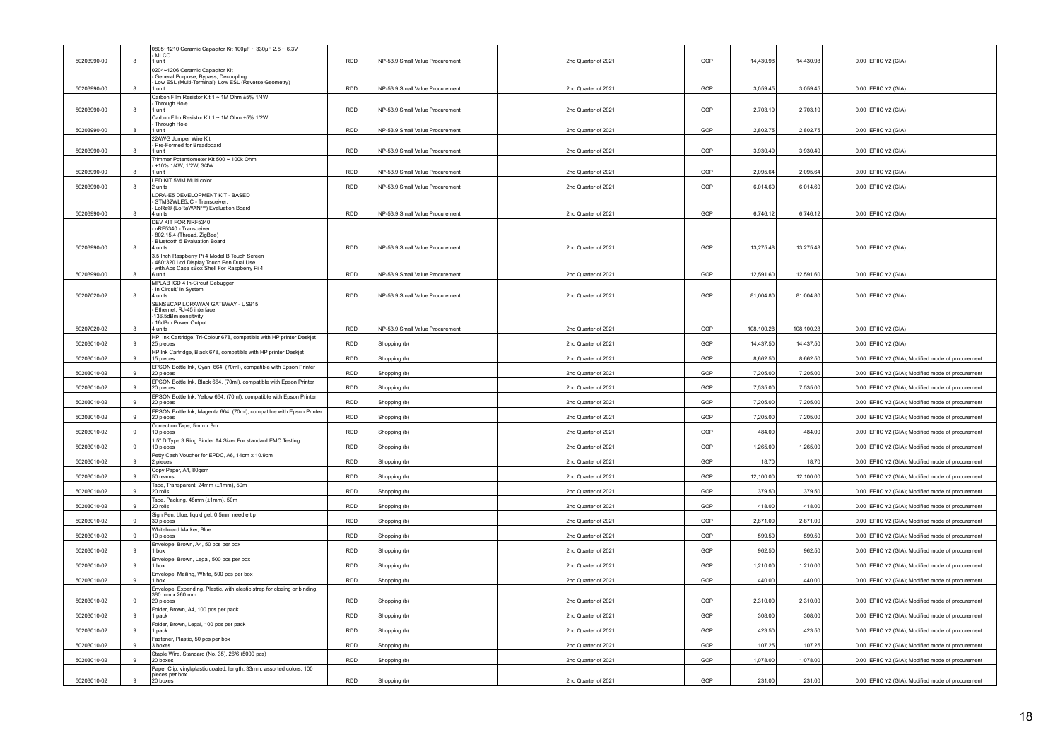| | | | | | | | | | | |
|---|---|---|---|---|---|---|---|---|---|---|
| 50203990-00 | 8 | 0805~1210 Ceramic Capacitor Kit 100μF ~ 330μF 2.5 ~ 6.3V<br>- MLCC<br>1 unit | RDD | NP-53.9 Small Value Procurement | 2nd Quarter of 2021 | GOP | 14,430.98 | 14,430.98 | 0.00 | EPIIC Y2 (GIA) |
| 50203990-00 | 8 | 0204~1206 Ceramic Capacitor Kit<br>- General Purpose, Bypass, Decoupling<br>- Low ESL (Multi-Terminal), Low ESL (Reverse Geometry)<br>1 unit | RDD | NP-53.9 Small Value Procurement | 2nd Quarter of 2021 | GOP | 3,059.45 | 3,059.45 | 0.00 | EPIIC Y2 (GIA) |
| 50203990-00 | 8 | Carbon Film Resistor Kit 1 ~ 1M Ohm ±5% 1/4W<br>- Through Hole<br>1 unit | RDD | NP-53.9 Small Value Procurement | 2nd Quarter of 2021 | GOP | 2,703.19 | 2,703.19 | 0.00 | EPIIC Y2 (GIA) |
| 50203990-00 | 8 | Carbon Film Resistor Kit 1 ~ 1M Ohm ±5% 1/2W<br>- Through Hole<br>1 unit | RDD | NP-53.9 Small Value Procurement | 2nd Quarter of 2021 | GOP | 2,802.75 | 2,802.75 | 0.00 | EPIIC Y2 (GIA) |
| 50203990-00 | 8 | 22AWG Jumper Wire Kit<br>- Pre-Formed for Breadboard<br>1 unit | RDD | NP-53.9 Small Value Procurement | 2nd Quarter of 2021 | GOP | 3,930.49 | 3,930.49 | 0.00 | EPIIC Y2 (GIA) |
| 50203990-00 | 8 | Trimmer Potentiometer Kit 500 ~ 100k Ohm<br>- ±10% 1/4W, 1/2W, 3/4W<br>1 unit | RDD | NP-53.9 Small Value Procurement | 2nd Quarter of 2021 | GOP | 2,095.64 | 2,095.64 | 0.00 | EPIIC Y2 (GIA) |
| 50203990-00 | 8 | LED KIT 5MM Multi color<br>2 units | RDD | NP-53.9 Small Value Procurement | 2nd Quarter of 2021 | GOP | 6,014.60 | 6,014.60 | 0.00 | EPIIC Y2 (GIA) |
| 50203990-00 | 8 | LORA-E5 DEVELOPMENT KIT - BASED<br>- STM32WLE5JC - Transceiver;<br>- LoRa® (LoRaWAN™) Evaluation Board<br>4 units | RDD | NP-53.9 Small Value Procurement | 2nd Quarter of 2021 | GOP | 6,746.12 | 6,746.12 | 0.00 | EPIIC Y2 (GIA) |
| 50203990-00 | 8 | DEV KIT FOR NRF5340<br>- nRF5340 - Transceiver<br>- 802.15.4 (Thread, ZigBee)<br>- Bluetooth 5 Evaluation Board<br>4 units | RDD | NP-53.9 Small Value Procurement | 2nd Quarter of 2021 | GOP | 13,275.48 | 13,275.48 | 0.00 | EPIIC Y2 (GIA) |
| 50203990-00 | 8 | 3.5 Inch Raspberry Pi 4 Model B Touch Screen<br>- 480*320 Lcd Display Touch Pen Dual Use<br>- with Abs Case sBox Shell For Raspberry Pi 4<br>6 unit | RDD | NP-53.9 Small Value Procurement | 2nd Quarter of 2021 | GOP | 12,591.60 | 12,591.60 | 0.00 | EPIIC Y2 (GIA) |
| 50207020-02 | 8 | MPLAB ICD 4 In-Circuit Debugger<br>- In Circuit/ In System<br>4 units | RDD | NP-53.9 Small Value Procurement | 2nd Quarter of 2021 | GOP | 81,004.80 | 81,004.80 | 0.00 | EPIIC Y2 (GIA) |
| 50207020-02 | 8 | SENSECAP LORAWAN GATEWAY - US915<br>- Ethernet, RJ-45 interface<br>-136.5dBm sensitivity<br>- 16dBm Power Output<br>4 units | RDD | NP-53.9 Small Value Procurement | 2nd Quarter of 2021 | GOP | 108,100.28 | 108,100.28 | 0.00 | EPIIC Y2 (GIA) |
| 50203010-02 | 9 | HP Ink Cartridge, Tri-Colour 678, compatible with HP printer Deskjet<br>25 pieces | RDD | Shopping (b) | 2nd Quarter of 2021 | GOP | 14,437.50 | 14,437.50 | 0.00 | EPIIC Y2 (GIA) |
| 50203010-02 | 9 | HP Ink Cartridge, Black 678, compatible with HP printer Deskjet<br>15 pieces | RDD | Shopping (b) | 2nd Quarter of 2021 | GOP | 8,662.50 | 8,662.50 | 0.00 | EPIIC Y2 (GIA); Modified mode of procurement |
| 50203010-02 | 9 | EPSON Bottle Ink, Cyan 664, (70ml), compatible with Epson Printer<br>20 pieces | RDD | Shopping (b) | 2nd Quarter of 2021 | GOP | 7,205.00 | 7,205.00 | 0.00 | EPIIC Y2 (GIA); Modified mode of procurement |
| 50203010-02 | 9 | EPSON Bottle Ink, Black 664, (70ml), compatible with Epson Printer<br>20 pieces | RDD | Shopping (b) | 2nd Quarter of 2021 | GOP | 7,535.00 | 7,535.00 | 0.00 | EPIIC Y2 (GIA); Modified mode of procurement |
| 50203010-02 | 9 | EPSON Bottle Ink, Yellow 664, (70ml), compatible with Epson Printer<br>20 pieces | RDD | Shopping (b) | 2nd Quarter of 2021 | GOP | 7,205.00 | 7,205.00 | 0.00 | EPIIC Y2 (GIA); Modified mode of procurement |
| 50203010-02 | 9 | EPSON Bottle Ink, Magenta 664, (70ml), compatible with Epson Printer<br>20 pieces | RDD | Shopping (b) | 2nd Quarter of 2021 | GOP | 7,205.00 | 7,205.00 | 0.00 | EPIIC Y2 (GIA); Modified mode of procurement |
| 50203010-02 | 9 | Correction Tape, 5mm x 8m<br>10 pieces | RDD | Shopping (b) | 2nd Quarter of 2021 | GOP | 484.00 | 484.00 | 0.00 | EPIIC Y2 (GIA); Modified mode of procurement |
| 50203010-02 | 9 | 1.5" D Type 3 Ring Binder A4 Size- For standard EMC Testing<br>10 pieces | RDD | Shopping (b) | 2nd Quarter of 2021 | GOP | 1,265.00 | 1,265.00 | 0.00 | EPIIC Y2 (GIA); Modified mode of procurement |
| 50203010-02 | 9 | Petty Cash Voucher for EPDC, A6, 14cm x 10.9cm<br>2 pieces | RDD | Shopping (b) | 2nd Quarter of 2021 | GOP | 18.70 | 18.70 | 0.00 | EPIIC Y2 (GIA); Modified mode of procurement |
| 50203010-02 | 9 | Copy Paper, A4, 80gsm<br>50 reams | RDD | Shopping (b) | 2nd Quarter of 2021 | GOP | 12,100.00 | 12,100.00 | 0.00 | EPIIC Y2 (GIA); Modified mode of procurement |
| 50203010-02 | 9 | Tape, Transparent, 24mm (±1mm), 50m<br>20 rolls | RDD | Shopping (b) | 2nd Quarter of 2021 | GOP | 379.50 | 379.50 | 0.00 | EPIIC Y2 (GIA); Modified mode of procurement |
| 50203010-02 | 9 | Tape, Packing, 48mm (±1mm), 50m<br>20 rolls | RDD | Shopping (b) | 2nd Quarter of 2021 | GOP | 418.00 | 418.00 | 0.00 | EPIIC Y2 (GIA); Modified mode of procurement |
| 50203010-02 | 9 | Sign Pen, blue, liquid gel, 0.5mm needle tip<br>30 pieces | RDD | Shopping (b) | 2nd Quarter of 2021 | GOP | 2,871.00 | 2,871.00 | 0.00 | EPIIC Y2 (GIA); Modified mode of procurement |
| 50203010-02 | 9 | Whiteboard Marker, Blue<br>10 pieces | RDD | Shopping (b) | 2nd Quarter of 2021 | GOP | 599.50 | 599.50 | 0.00 | EPIIC Y2 (GIA); Modified mode of procurement |
| 50203010-02 | 9 | Envelope, Brown, A4, 50 pcs per box<br>1 box | RDD | Shopping (b) | 2nd Quarter of 2021 | GOP | 962.50 | 962.50 | 0.00 | EPIIC Y2 (GIA); Modified mode of procurement |
| 50203010-02 | 9 | Envelope, Brown, Legal, 500 pcs per box<br>1 box | RDD | Shopping (b) | 2nd Quarter of 2021 | GOP | 1,210.00 | 1,210.00 | 0.00 | EPIIC Y2 (GIA); Modified mode of procurement |
| 50203010-02 | 9 | Envelope, Mailing, White, 500 pcs per box<br>1 box | RDD | Shopping (b) | 2nd Quarter of 2021 | GOP | 440.00 | 440.00 | 0.00 | EPIIC Y2 (GIA); Modified mode of procurement |
| 50203010-02 | 9 | Envelope, Expanding, Plastic, with elestic strap for closing or binding, 380 mm x 260 mm<br>20 pieces | RDD | Shopping (b) | 2nd Quarter of 2021 | GOP | 2,310.00 | 2,310.00 | 0.00 | EPIIC Y2 (GIA); Modified mode of procurement |
| 50203010-02 | 9 | Folder, Brown, A4, 100 pcs per pack<br>1 pack | RDD | Shopping (b) | 2nd Quarter of 2021 | GOP | 308.00 | 308.00 | 0.00 | EPIIC Y2 (GIA); Modified mode of procurement |
| 50203010-02 | 9 | Folder, Brown, Legal, 100 pcs per pack<br>1 pack | RDD | Shopping (b) | 2nd Quarter of 2021 | GOP | 423.50 | 423.50 | 0.00 | EPIIC Y2 (GIA); Modified mode of procurement |
| 50203010-02 | 9 | Fastener, Plastic, 50 pcs per box<br>3 boxes | RDD | Shopping (b) | 2nd Quarter of 2021 | GOP | 107.25 | 107.25 | 0.00 | EPIIC Y2 (GIA); Modified mode of procurement |
| 50203010-02 | 9 | Staple Wire, Standard (No. 35), 26/6 (5000 pcs)<br>20 boxes | RDD | Shopping (b) | 2nd Quarter of 2021 | GOP | 1,078.00 | 1,078.00 | 0.00 | EPIIC Y2 (GIA); Modified mode of procurement |
| 50203010-02 | 9 | Paper Clip, vinyl/plastic coated, length: 33mm, assorted colors, 100 pieces per box<br>20 boxes | RDD | Shopping (b) | 2nd Quarter of 2021 | GOP | 231.00 | 231.00 | 0.00 | EPIIC Y2 (GIA); Modified mode of procurement |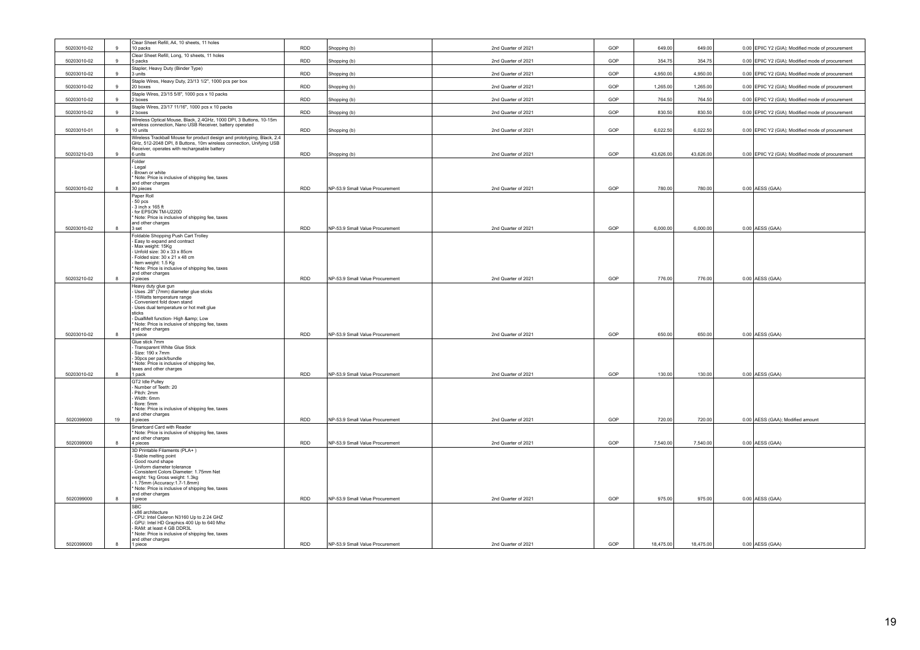| | | | | | | | | | | |
|---|---|---|---|---|---|---|---|---|---|---|
| 50203010-02 | 9 | Clear Sheet Refill, A4, 10 sheets, 11 holes<br>10 packs | RDD | Shopping (b) | 2nd Quarter of 2021 | GOP | 649.00 | 649.00 | 0.00 | EPIIC Y2 (GIA); Modified mode of procurement |
| 50203010-02 | 9 | Clear Sheet Refill, Long, 10 sheets, 11 holes<br>5 packs | RDD | Shopping (b) | 2nd Quarter of 2021 | GOP | 354.75 | 354.75 | 0.00 | EPIIC Y2 (GIA); Modified mode of procurement |
| 50203010-02 | 9 | Stapler, Heavy Duty (Binder Type)<br>3 units | RDD | Shopping (b) | 2nd Quarter of 2021 | GOP | 4,950.00 | 4,950.00 | 0.00 | EPIIC Y2 (GIA); Modified mode of procurement |
| 50203010-02 | 9 | Staple Wires, Heavy Duty, 23/13 1/2", 1000 pcs per box<br>20 boxes | RDD | Shopping (b) | 2nd Quarter of 2021 | GOP | 1,265.00 | 1,265.00 | 0.00 | EPIIC Y2 (GIA); Modified mode of procurement |
| 50203010-02 | 9 | Staple Wires, 23/15 5/8", 1000 pcs x 10 packs<br>2 boxes | RDD | Shopping (b) | 2nd Quarter of 2021 | GOP | 764.50 | 764.50 | 0.00 | EPIIC Y2 (GIA); Modified mode of procurement |
| 50203010-02 | 9 | Staple Wires, 23/17 11/16", 1000 pcs x 10 packs<br>2 boxes | RDD | Shopping (b) | 2nd Quarter of 2021 | GOP | 830.50 | 830.50 | 0.00 | EPIIC Y2 (GIA); Modified mode of procurement |
| 50203010-01 | 9 | Wireless Optical Mouse, Black, 2.4GHz, 1000 DPI, 3 Buttons, 10-15m wireless connection, Nano USB Receiver, battery operated<br>10 units | RDD | Shopping (b) | 2nd Quarter of 2021 | GOP | 6,022.50 | 6,022.50 | 0.00 | EPIIC Y2 (GIA); Modified mode of procurement |
| 50203210-03 | 9 | Wireless Trackball Mouse for product design and prototyping, Black, 2.4 GHz, 512-2048 DPI, 8 Buttons, 10m wireless connection, Unifying USB Receiver, operates with rechargeable battery<br>6 units | RDD | Shopping (b) | 2nd Quarter of 2021 | GOP | 43,626.00 | 43,626.00 | 0.00 | EPIIC Y2 (GIA); Modified mode of procurement |
| 50203010-02 | 8 | Folder<br>- Legal<br>- Brown or white<br>* Note: Price is inclusive of shipping fee, taxes and other charges<br>30 pieces | RDD | NP-53.9 Small Value Procurement | 2nd Quarter of 2021 | GOP | 780.00 | 780.00 | 0.00 | AESS (GAA) |
| 50203010-02 | 8 | Paper Roll<br>- 50 pcs<br>- 3 inch x 165 ft<br>- for EPSON TM-U220D<br>* Note: Price is inclusive of shipping fee, taxes and other charges<br>3 set | RDD | NP-53.9 Small Value Procurement | 2nd Quarter of 2021 | GOP | 6,000.00 | 6,000.00 | 0.00 | AESS (GAA) |
| 50203210-02 | 8 | Foldable Shopping Push Cart Trolley<br>- Easy to expand and contract<br>- Max weight: 15Kg<br>- Unfold size: 30 x 33 x 85cm<br>- Folded size: 30 x 21 x 48 cm<br>- Item weight: 1.5 Kg<br>* Note: Price is inclusive of shipping fee, taxes and other charges<br>2 pieces | RDD | NP-53.9 Small Value Procurement | 2nd Quarter of 2021 | GOP | 776.00 | 776.00 | 0.00 | AESS (GAA) |
| 50203010-02 | 8 | Heavy duty glue gun<br>- Uses .28" (7mm) diameter glue sticks<br>- 15Watts temperature range<br>- Convenient fold down stand<br>- Uses dual temperature or hot melt glue sticks<br>- DualMelt function- High &amp; Low<br>* Note: Price is inclusive of shipping fee, taxes and other charges<br>1 piece | RDD | NP-53.9 Small Value Procurement | 2nd Quarter of 2021 | GOP | 650.00 | 650.00 | 0.00 | AESS (GAA) |
| 50203010-02 | 8 | Glue stick 7mm<br>- Transparent White Glue Stick<br>- Size: 190 x 7mm<br>- 30pcs per pack/bundle<br>* Note: Price is inclusive of shipping fee, taxes and other charges<br>1 pack | RDD | NP-53.9 Small Value Procurement | 2nd Quarter of 2021 | GOP | 130.00 | 130.00 | 0.00 | AESS (GAA) |
| 5020399000 | 19 | GT2 Idle Pulley<br>- Number of Teeth: 20<br>- Pitch: 2mm<br>- Width: 6mm<br>- Bore: 5mm<br>* Note: Price is inclusive of shipping fee, taxes and other charges<br>8 pieces | RDD | NP-53.9 Small Value Procurement | 2nd Quarter of 2021 | GOP | 720.00 | 720.00 | 0.00 | AESS (GAA); Modified amount |
| 5020399000 | 8 | Smartcard Card with Reader<br>* Note: Price is inclusive of shipping fee, taxes and other charges<br>4 pieces | RDD | NP-53.9 Small Value Procurement | 2nd Quarter of 2021 | GOP | 7,540.00 | 7,540.00 | 0.00 | AESS (GAA) |
| 5020399000 | 8 | 3D Printable Filaments (PLA+ )<br>- Stable melting point<br>- Good round shape<br>- Uniform diameter tolerance<br>- Consistent Colors Diameter: 1.75mm Net weight: 1kg Gross weight: 1.3kg<br>- 1.75mm (Accuracy:1.7-1.8mm)<br>* Note: Price is inclusive of shipping fee, taxes and other charges<br>1 piece | RDD | NP-53.9 Small Value Procurement | 2nd Quarter of 2021 | GOP | 975.00 | 975.00 | 0.00 | AESS (GAA) |
| 5020399000 | 8 | SBC<br>- x86 architecture<br>- CPU: Intel Celeron N3160 Up to 2.24 GHZ<br>- GPU: Intel HD Graphics 400 Up to 640 Mhz<br>- RAM: at least 4 GB DDR3L<br>* Note: Price is inclusive of shipping fee, taxes and other charges<br>1 piece | RDD | NP-53.9 Small Value Procurement | 2nd Quarter of 2021 | GOP | 18,475.00 | 18,475.00 | 0.00 | AESS (GAA) |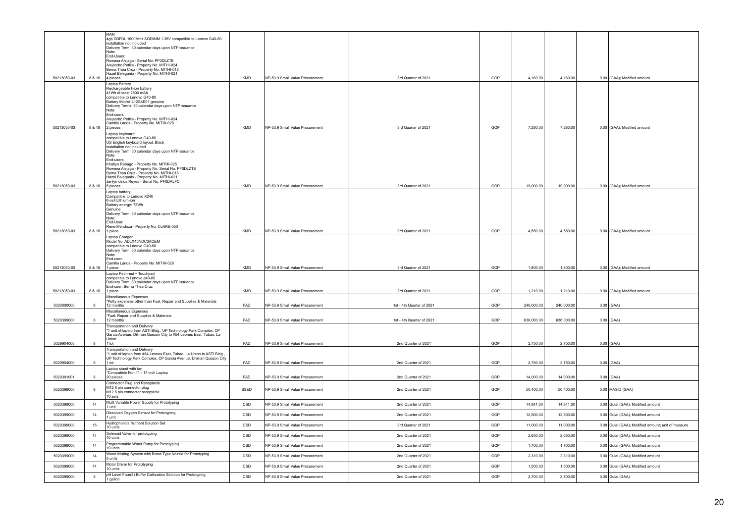| | | | | | | | | | | | |
|---|---|---|---|---|---|---|---|---|---|---|---|
| 50213050-03 | 8 & 18 | RAM<br>4gb DDR3L 1600MHz SODIMM 1.35V compatible to Lenovo G40-80<br>installation not included<br>Delivery Term: 30 calendar days upon NTP issuance<br>Note:<br>End-Users:<br>Rowena Alejaga - Serial No. PF0DLZTE<br>Alejandro Petilla - Property No. MITHI-024<br>Berna Thea Cruz - Property No. MITHI-018<br>Hazel Beleganio - Property No. MITHI-021<br>4 pieces | KMD | NP-53.9 Small Value Procurement | 3rd Quarter of 2021 | GOP | 4,160.00 | 4,160.00 | 0.00 | (GAA); Modified amount |
| 50213050-03 | 8 & 18 | Laptop Battery<br>Rechargeable li-ion battery<br>41Wh at least 2800 mAh<br>compatible to Lenovo G40-80<br>Battery Model: L12S4E01 genuine<br>Delivery Terms: 30 calendar days upon NTP issuance<br>Note:<br>End-users:<br>Alejandro Petilla - Property No. MITHI-024<br>Camille Larios - Property No. MITHI-028<br>2 pieces | KMD | NP-53.9 Small Value Procurement | 3rd Quarter of 2021 | GOP | 7,280.00 | 7,280.00 | 0.00 | (GAA); Modified amount |
| 50213050-03 | 8 & 18 | Laptop keyboard<br>compatible to Lenova G40-80<br>US English keyboard layout, Black<br>installation not included<br>Delivery Term: 30 calendar days upon NTP issuance<br>Note:<br>End-users:<br>Khatlyn Rabago - Property No. MITHI-025<br>Rowena Alejaga - Property No. Serial No. PF0DLZTE<br>Berna Thea Cruz - Property No. MITHI-018<br>Hazel Beleganio - Property No. MITHI-021<br>Jenlyn delos Reyes - Serial No. PF0DALFC<br>5 pieces | KMD | NP-53.9 Small Value Procurement | 3rd Quarter of 2021 | GOP | 19,000.00 | 19,000.00 | 0.00 | (GAA); Modified amount |
| 50213050-03 | 8 & 18 | Laptop battery<br>Compatible to Lenovo X240<br>6-cell Lithium-ion<br>Battery energy: 72Wh<br>Genuine<br>Delivery Term: 30 calendar days upon NTP issuance<br>Note:<br>End-User:<br>Rene Mendoza - Property No. CoARE-050<br>1 piece | KMD | NP-53.9 Small Value Procurement | 3rd Quarter of 2021 | GOP | 4,550.00 | 4,550.00 | 0.00 | (GAA); Modified amount |
| 50213050-03 | 8 & 18 | Laptop Charger<br>Model No. ADLX45NDC3AOEM<br>compatible to Lenovo G40-80<br>Delivery Term: 30 calendar days upon NTP issuance<br>Note:<br>End-user:<br>Camille Larios - Property No. MITHI-028<br>1 piece | KMD | NP-53.9 Small Value Procurement | 3rd Quarter of 2021 | GOP | 1,800.00 | 1,800.00 | 0.00 | (GAA); Modified amount |
| 50213050-03 | 8 & 18 | Laptop Palmrest + Touchpad<br>compatible to Lenovo g40-80<br>Delivery Term: 30 calendar days upon NTP issuance<br>End-user: Berna Thea Cruz<br>1 piece | KMD | NP-53.9 Small Value Procurement | 3rd Quarter of 2021 | GOP | 1,210.00 | 1,210.00 | 0.00 | (GAA); Modified amount |
| 5020000000 | 8 | Miscellaneous Expenses<br>*Petty expenses other than Fuel, Repair and Supplies & Materials<br>12 months | FAD | NP-53.9 Small Value Procurement | 1st - 4th Quarter of 2021 | GOP | 240,000.00 | 240,000.00 | 0.00 | (GAA) |
| 5020309000 | 8 | Miscellaneous Expenses<br>*Fuel, Repair and Supplies & Materials<br>12 months | FAD | NP-53.9 Small Value Procurement | 1st - 4th Quarter of 2021 | GOP | 636,000.00 | 636,000.00 | 0.00 | (GAA) |
| 5029904000 | 8 | Transportation and Delivery<br>*1 unit of laptop from ASTI Bldg., UP Technology Park Complex, CP Garcia Avenue, Diliman Quezon City to #54 Leones East, Tubao, La Union<br>1 lot | FAD | NP-53.9 Small Value Procurement | 2nd Quarter of 2021 | GOP | 2,750.00 | 2,750.00 | 0.00 | (GAA) |
| 5029904000 | 8 | Transportation and Delivery<br>*1 unit of laptop from #54 Leones East, Tubao, La Union to ASTI Bldg., UP Technology Park Complex, CP Garcia Avenue, Diliman Quezon City<br>1 lot | FAD | NP-53.9 Small Value Procurement | 2nd Quarter of 2021 | GOP | 2,750.00 | 2,750.00 | 0.00 | (GAA) |
| 5020301001 | 8 | Laptop stand with fan<br>*Compatible For: 11 - 17 inch Laptop<br>20 pieces | FAD | NP-53.9 Small Value Procurement | 2nd Quarter of 2021 | GOP | 14,000.00 | 14,000.00 | 0.00 | (GAA) |
| 5020399000 | 8 | Connector Plug and Receptacle<br>M12 6 pin connector plug<br>M12 6 pin connector receptacle<br>70 sets | SSED | NP-53.9 Small Value Procurement | 2nd Quarter of 2021 | GOP | 50,400.00 | 50,400.00 | 0.00 | MASID (GAA) |
| 5020399000 | 14 | Multi Variable Power Supply for Prototyping<br>1 unit | CSD | NP-53.9 Small Value Procurement | 2nd Quarter of 2021 | GOP | 14,841.00 | 14,841.00 | 0.00 | Gulai (GAA); Modified amount |
| 5020399000 | 14 | Dissolved Oxygen Sensor for Prototyping<br>1 unit | CSD | NP-53.9 Small Value Procurement | 2nd Quarter of 2021 | GOP | 12,500.00 | 12,500.00 | 0.00 | Gulai (GAA); Modified amount |
| 5020399000 | 15 | Hydrophonics Nutrient Solution Set<br>10 units | CSD | NP-53.9 Small Value Procurement | 3rd Quarter of 2021 | GOP | 11,000.00 | 11,000.00 | 0.00 | Gulai (GAA); Modified amount; unit of measure |
| 5020399000 | 14 | Solenoid Valve for prototyping<br>10 units | CSD | NP-53.9 Small Value Procurement | 2nd Quarter of 2021 | GOP | 2,650.00 | 2,650.00 | 0.00 | Gulai (GAA); Modified amount |
| 5020399000 | 14 | Programmable Water Pump for Prototyping<br>10 units | CSD | NP-53.9 Small Value Procurement | 2nd Quarter of 2021 | GOP | 1,700.00 | 1,700.00 | 0.00 | Gulai (GAA); Modified amount |
| 5020399000 | 14 | Water Misting System with Brass Type Nozzle for Prototyping<br>3 units | CSD | NP-53.9 Small Value Procurement | 2nd Quarter of 2021 | GOP | 2,310.00 | 2,310.00 | 0.00 | Gulai (GAA); Modified amount |
| 5020399000 | 14 | Motor Driver for Prototyping<br>10 units | CSD | NP-53.9 Small Value Procurement | 2nd Quarter of 2021 | GOP | 1,500.00 | 1,500.00 | 0.00 | Gulai (GAA); Modified amount |
| 5020399000 | 8 | pH Level Four(4) Buffer Calibration Solution for Prototyping<br>1 gallon | CSD | NP-53.9 Small Value Procurement | 2nd Quarter of 2021 | GOP | 2,700.00 | 2,700.00 | 0.00 | Gulai (GAA) |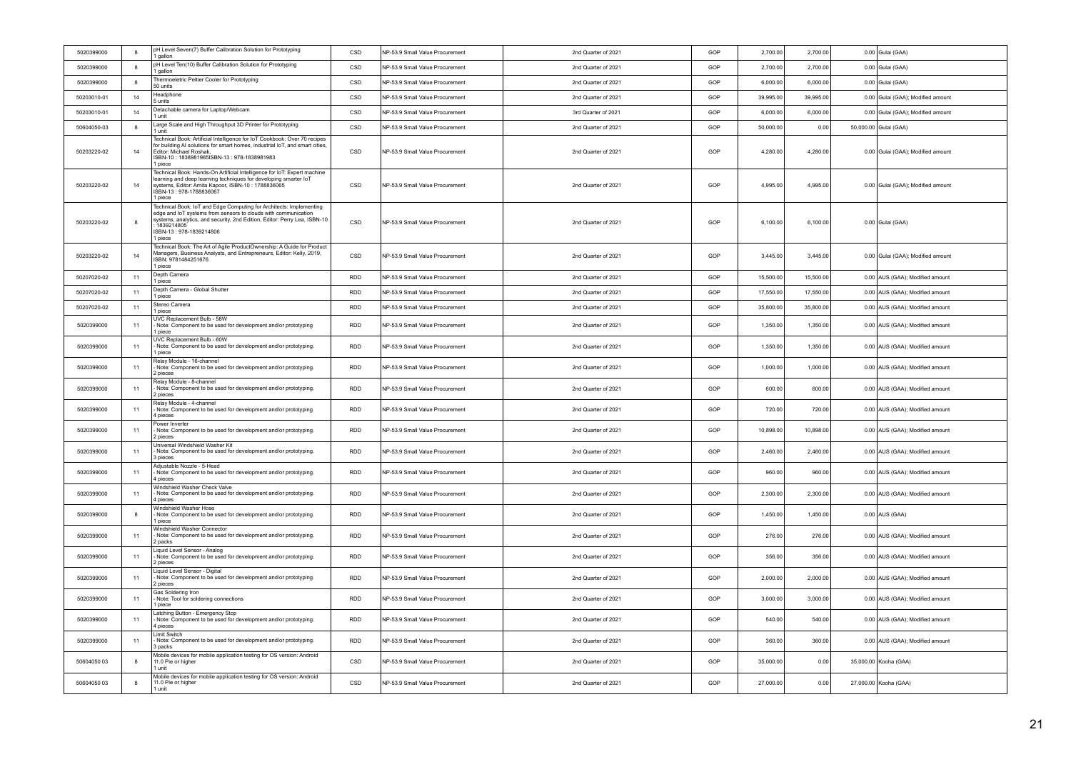| 5020399000 | 8 | pH Level Seven(7) Buffer Calibration Solution for Prototyping<br>1 gallon | CSD | NP-53.9 Small Value Procurement | 2nd Quarter of 2021 | GOP | 2,700.00 | 2,700.00 | 0.00 | Gulai (GAA) |
|---|---|---|---|---|---|---|---|---|---|---|
| 5020399000 | 8 | pH Level Ten(10) Buffer Calibration Solution for Prototyping<br>1 gallon | CSD | NP-53.9 Small Value Procurement | 2nd Quarter of 2021 | GOP | 2,700.00 | 2,700.00 | 0.00 | Gulai (GAA) |
| 5020399000 | 8 | Thermoeletric Peltier Cooler for Prototyping<br>50 units | CSD | NP-53.9 Small Value Procurement | 2nd Quarter of 2021 | GOP | 6,000.00 | 6,000.00 | 0.00 | Gulai (GAA) |
| 50203010-01 | 14 | Headphone<br>5 units | CSD | NP-53.9 Small Value Procurement | 2nd Quarter of 2021 | GOP | 39,995.00 | 39,995.00 | 0.00 | Gulai (GAA); Modified amount |
| 50203010-01 | 14 | Detachable camera for Laptop/Webcam<br>1 unit | CSD | NP-53.9 Small Value Procurement | 3rd Quarter of 2021 | GOP | 6,000.00 | 6,000.00 | 0.00 | Gulai (GAA); Modified amount |
| 50604050-03 | 8 | Large Scale and High Throughput 3D Printer for Prototyping<br>1 unit | CSD | NP-53.9 Small Value Procurement | 2nd Quarter of 2021 | GOP | 50,000.00 | 0.00 | 50,000.00 | Gulai (GAA) |
| 50203220-02 | 14 | Technical Book: Artificial Intelligence for IoT Cookbook: Over 70 recipes for building AI solutions for smart homes, industrial IoT, and smart cities, Editor: Michael Roshak, ISBN-10 : 1838981985ISBN-13 : 978-1838981983<br>1 piece | CSD | NP-53.9 Small Value Procurement | 2nd Quarter of 2021 | GOP | 4,280.00 | 4,280.00 | 0.00 | Gulai (GAA); Modified amount |
| 50203220-02 | 14 | Technical Book: Hands-On Artificial Intelligence for IoT: Expert machine learning and deep learning techniques for developing smarter IoT systems, Editor: Amita Kapoor, ISBN-10 : 1788836065<br>ISBN-13 : 978-1788836067<br>1 piece | CSD | NP-53.9 Small Value Procurement | 2nd Quarter of 2021 | GOP | 4,995.00 | 4,995.00 | 0.00 | Gulai (GAA); Modified amount |
| 50203220-02 | 8 | Technical Book: IoT and Edge Computing for Architects: Implementing edge and IoT systems from sensors to clouds with communication systems, analytics, and security, 2nd Edition, Editor: Perry Lea, ISBN-10 : 1839214805<br>ISBN-13 : 978-1839214806<br>1 piece | CSD | NP-53.9 Small Value Procurement | 2nd Quarter of 2021 | GOP | 6,100.00 | 6,100.00 | 0.00 | Gulai (GAA) |
| 50203220-02 | 14 | Technical Book: The Art of Agile ProductOwnership: A Guide for Product Managers, Business Analysts, and Entrepreneurs, Editor: Kelly, 2019, ISBN: 9781484251676<br>1 piece | CSD | NP-53.9 Small Value Procurement | 2nd Quarter of 2021 | GOP | 3,445.00 | 3,445.00 | 0.00 | Gulai (GAA); Modified amount |
| 50207020-02 | 11 | Depth Camera<br>1 piece | RDD | NP-53.9 Small Value Procurement | 2nd Quarter of 2021 | GOP | 15,500.00 | 15,500.00 | 0.00 | AUS (GAA); Modified amount |
| 50207020-02 | 11 | Depth Camera - Global Shutter<br>1 piece | RDD | NP-53.9 Small Value Procurement | 2nd Quarter of 2021 | GOP | 17,550.00 | 17,550.00 | 0.00 | AUS (GAA); Modified amount |
| 50207020-02 | 11 | Stereo Camera<br>1 piece | RDD | NP-53.9 Small Value Procurement | 2nd Quarter of 2021 | GOP | 35,800.00 | 35,800.00 | 0.00 | AUS (GAA); Modified amount |
| 5020399000 | 11 | UVC Replacement Bulb - 58W<br>- Note: Component to be used for development and/or prototyping<br>1 piece | RDD | NP-53.9 Small Value Procurement | 2nd Quarter of 2021 | GOP | 1,350.00 | 1,350.00 | 0.00 | AUS (GAA); Modified amount |
| 5020399000 | 11 | UVC Replacement Bulb - 60W<br>- Note: Component to be used for development and/or prototyping.<br>1 piece | RDD | NP-53.9 Small Value Procurement | 2nd Quarter of 2021 | GOP | 1,350.00 | 1,350.00 | 0.00 | AUS (GAA); Modified amount |
| 5020399000 | 11 | Relay Module - 16-channel<br>- Note: Component to be used for development and/or prototyping.<br>2 pieces | RDD | NP-53.9 Small Value Procurement | 2nd Quarter of 2021 | GOP | 1,000.00 | 1,000.00 | 0.00 | AUS (GAA); Modified amount |
| 5020399000 | 11 | Relay Module - 8-channel<br>- Note: Component to be used for development and/or prototyping.<br>2 pieces | RDD | NP-53.9 Small Value Procurement | 2nd Quarter of 2021 | GOP | 600.00 | 600.00 | 0.00 | AUS (GAA); Modified amount |
| 5020399000 | 11 | Relay Module - 4-channel<br>- Note: Component to be used for development and/or prototyping<br>4 pieces | RDD | NP-53.9 Small Value Procurement | 2nd Quarter of 2021 | GOP | 720.00 | 720.00 | 0.00 | AUS (GAA); Modified amount |
| 5020399000 | 11 | Power Inverter<br>- Note: Component to be used for development and/or prototyping.<br>2 pieces | RDD | NP-53.9 Small Value Procurement | 2nd Quarter of 2021 | GOP | 10,898.00 | 10,898.00 | 0.00 | AUS (GAA); Modified amount |
| 5020399000 | 11 | Universal Windshield Washer Kit<br>- Note: Component to be used for development and/or prototyping.<br>3 pieces | RDD | NP-53.9 Small Value Procurement | 2nd Quarter of 2021 | GOP | 2,460.00 | 2,460.00 | 0.00 | AUS (GAA); Modified amount |
| 5020399000 | 11 | Adjustable Nozzle - 5-Head<br>- Note: Component to be used for development and/or prototyping.<br>4 pieces | RDD | NP-53.9 Small Value Procurement | 2nd Quarter of 2021 | GOP | 960.00 | 960.00 | 0.00 | AUS (GAA); Modified amount |
| 5020399000 | 11 | Windshield Washer Check Valve<br>- Note: Component to be used for development and/or prototyping.<br>4 pieces | RDD | NP-53.9 Small Value Procurement | 2nd Quarter of 2021 | GOP | 2,300.00 | 2,300.00 | 0.00 | AUS (GAA); Modified amount |
| 5020399000 | 8 | Windshield Washer Hose<br>- Note: Component to be used for development and/or prototyping.<br>1 piece | RDD | NP-53.9 Small Value Procurement | 2nd Quarter of 2021 | GOP | 1,450.00 | 1,450.00 | 0.00 | AUS (GAA) |
| 5020399000 | 11 | Windshield Washer Connector<br>- Note: Component to be used for development and/or prototyping.<br>2 packs | RDD | NP-53.9 Small Value Procurement | 2nd Quarter of 2021 | GOP | 276.00 | 276.00 | 0.00 | AUS (GAA); Modified amount |
| 5020399000 | 11 | Liquid Level Sensor - Analog<br>- Note: Component to be used for development and/or prototyping.<br>2 pieces | RDD | NP-53.9 Small Value Procurement | 2nd Quarter of 2021 | GOP | 356.00 | 356.00 | 0.00 | AUS (GAA); Modified amount |
| 5020399000 | 11 | Liquid Level Sensor - Digital<br>- Note: Component to be used for development and/or prototyping.<br>2 pieces | RDD | NP-53.9 Small Value Procurement | 2nd Quarter of 2021 | GOP | 2,000.00 | 2,000.00 | 0.00 | AUS (GAA); Modified amount |
| 5020399000 | 11 | Gas Soldering Iron<br>- Note: Tool for soldering connections<br>1 piece | RDD | NP-53.9 Small Value Procurement | 2nd Quarter of 2021 | GOP | 3,000.00 | 3,000.00 | 0.00 | AUS (GAA); Modified amount |
| 5020399000 | 11 | Latching Button - Emergency Stop<br>- Note: Component to be used for development and/or prototyping.<br>4 pieces | RDD | NP-53.9 Small Value Procurement | 2nd Quarter of 2021 | GOP | 540.00 | 540.00 | 0.00 | AUS (GAA); Modified amount |
| 5020399000 | 11 | Limit Switch<br>- Note: Component to be used for development and/or prototyping.<br>3 packs | RDD | NP-53.9 Small Value Procurement | 2nd Quarter of 2021 | GOP | 360.00 | 360.00 | 0.00 | AUS (GAA); Modified amount |
| 50604050 03 | 8 | Mobile devices for mobile application testing for OS version: Android 11.0 Pie or higher<br>1 unit | CSD | NP-53.9 Small Value Procurement | 2nd Quarter of 2021 | GOP | 35,000.00 | 0.00 | 35,000.00 | Kooha (GAA) |
| 50604050 03 | 8 | Mobile devices for mobile application testing for OS version: Android 11.0 Pie or higher<br>1 unit | CSD | NP-53.9 Small Value Procurement | 2nd Quarter of 2021 | GOP | 27,000.00 | 0.00 | 27,000.00 | Kooha (GAA) |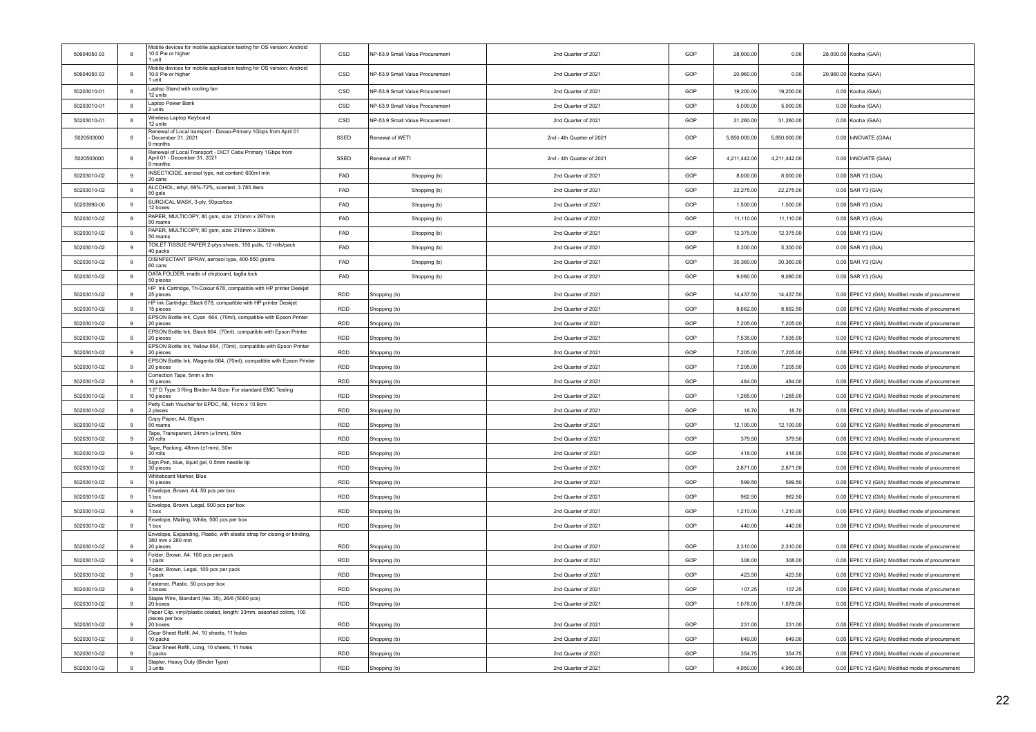| | | | | | | | | | | |
|---|---|---|---|---|---|---|---|---|---|---|
| 50604050 03 | 8 | Mobile devices for mobile application testing for OS version: Android 10.0 Pie or higher<br>1 unit | CSD | NP-53.9 Small Value Procurement | 2nd Quarter of 2021 | GOP | 28,000.00 | 0.00 | 28,000.00 | Kooha (GAA) |
| 50604050 03 | 8 | Mobile devices for mobile application testing for OS version: Android 10.0 Pie or higher<br>1 unit | CSD | NP-53.9 Small Value Procurement | 2nd Quarter of 2021 | GOP | 20,960.00 | 0.00 | 20,960.00 | Kooha (GAA) |
| 50203010-01 | 8 | Laptop Stand with cooling fan<br>12 units | CSD | NP-53.9 Small Value Procurement | 2nd Quarter of 2021 | GOP | 19,200.00 | 19,200.00 | 0.00 | Kooha (GAA) |
| 50203010-01 | 8 | Laptop Power Bank<br>2 units | CSD | NP-53.9 Small Value Procurement | 2nd Quarter of 2021 | GOP | 5,000.00 | 5,000.00 | 0.00 | Kooha (GAA) |
| 50203010-01 | 8 | Wireless Laptop Keyboard<br>12 units | CSD | NP-53.9 Small Value Procurement | 2nd Quarter of 2021 | GOP | 31,260.00 | 31,260.00 | 0.00 | Kooha (GAA) |
| 5020503000 | 8 | Renewal of Local transport - Davao-Primary 1Gbps from April 01 - December 31, 2021<br>9 months | SSED | Renewal of WETI | 2nd - 4th Quarter of 2021 | GOP | 5,850,000.00 | 5,850,000.00 | 0.00 | InNOVATE (GAA) |
| 5020503000 | 8 | Renewal of Local Transport - DICT Cebu Primary 1Gbps from April 01 - December 31, 2021<br>9 months | SSED | Renewal of WETI | 2nd - 4th Quarter of 2021 | GOP | 4,211,442.00 | 4,211,442.00 | 0.00 | InNOVATE (GAA) |
| 50203010-02 | 9 | INSECTICIDE, aerosol type, net content: 600ml min<br>20 cans | FAD | Shopping (b) | 2nd Quarter of 2021 | GOP | 8,000.00 | 8,000.00 | 0.00 | SAR Y3 (GIA) |
| 50203010-02 | 9 | ALCOHOL, ethyl, 68%-72%, scented, 3.785 liters<br>50 gals | FAD | Shopping (b) | 2nd Quarter of 2021 | GOP | 22,275.00 | 22,275.00 | 0.00 | SAR Y3 (GIA) |
| 50203990-00 | 9 | SURGICAL MASK, 3-ply, 50pcs/box<br>12 boxes | FAD | Shopping (b) | 2nd Quarter of 2021 | GOP | 1,500.00 | 1,500.00 | 0.00 | SAR Y3 (GIA) |
| 50203010-02 | 9 | PAPER, MULTICOPY, 80 gsm, size: 210mm x 297mm<br>50 reams | FAD | Shopping (b) | 2nd Quarter of 2021 | GOP | 11,110.00 | 11,110.00 | 0.00 | SAR Y3 (GIA) |
| 50203010-02 | 9 | PAPER, MULTICOPY, 80 gsm, size: 216mm x 330mm<br>50 reams | FAD | Shopping (b) | 2nd Quarter of 2021 | GOP | 12,375.00 | 12,375.00 | 0.00 | SAR Y3 (GIA) |
| 50203010-02 | 9 | TOILET TISSUE PAPER 2-plys sheets, 150 pulls, 12 rolls/pack<br>40 packs | FAD | Shopping (b) | 2nd Quarter of 2021 | GOP | 5,300.00 | 5,300.00 | 0.00 | SAR Y3 (GIA) |
| 50203010-02 | 9 | DISINFECTANT SPRAY, aerosol type, 400-550 grams<br>60 cans | FAD | Shopping (b) | 2nd Quarter of 2021 | GOP | 30,360.00 | 30,360.00 | 0.00 | SAR Y3 (GIA) |
| 50203010-02 | 9 | DATA FOLDER, made of chipboard, taglia lock<br>50 pieces | FAD | Shopping (b) | 2nd Quarter of 2021 | GOP | 9,080.00 | 9,080.00 | 0.00 | SAR Y3 (GIA) |
| 50203010-02 | 9 | HP Ink Cartridge, Tri-Colour 678, compatible with HP printer Deskjet<br>25 pieces | RDD | Shopping (b) | 2nd Quarter of 2021 | GOP | 14,437.50 | 14,437.50 | 0.00 | EPIIC Y2 (GIA); Modified mode of procurement |
| 50203010-02 | 9 | HP Ink Cartridge, Black 678, compatible with HP printer Deskjet<br>15 pieces | RDD | Shopping (b) | 2nd Quarter of 2021 | GOP | 8,662.50 | 8,662.50 | 0.00 | EPIIC Y2 (GIA); Modified mode of procurement |
| 50203010-02 | 9 | EPSON Bottle Ink, Cyan 664, (70ml), compatible with Epson Printer<br>20 pieces | RDD | Shopping (b) | 2nd Quarter of 2021 | GOP | 7,205.00 | 7,205.00 | 0.00 | EPIIC Y2 (GIA); Modified mode of procurement |
| 50203010-02 | 9 | EPSON Bottle Ink, Black 664, (70ml), compatible with Epson Printer<br>20 pieces | RDD | Shopping (b) | 2nd Quarter of 2021 | GOP | 7,535.00 | 7,535.00 | 0.00 | EPIIC Y2 (GIA); Modified mode of procurement |
| 50203010-02 | 9 | EPSON Bottle Ink, Yellow 664, (70ml), compatible with Epson Printer<br>20 pieces | RDD | Shopping (b) | 2nd Quarter of 2021 | GOP | 7,205.00 | 7,205.00 | 0.00 | EPIIC Y2 (GIA); Modified mode of procurement |
| 50203010-02 | 9 | EPSON Bottle Ink, Magenta 664, (70ml), compatible with Epson Printer<br>20 pieces | RDD | Shopping (b) | 2nd Quarter of 2021 | GOP | 7,205.00 | 7,205.00 | 0.00 | EPIIC Y2 (GIA); Modified mode of procurement |
| 50203010-02 | 9 | Correction Tape, 5mm x 8m<br>10 pieces | RDD | Shopping (b) | 2nd Quarter of 2021 | GOP | 484.00 | 484.00 | 0.00 | EPIIC Y2 (GIA); Modified mode of procurement |
| 50203010-02 | 9 | 1.5" D Type 3 Ring Binder A4 Size- For standard EMC Testing<br>10 pieces | RDD | Shopping (b) | 2nd Quarter of 2021 | GOP | 1,265.00 | 1,265.00 | 0.00 | EPIIC Y2 (GIA); Modified mode of procurement |
| 50203010-02 | 9 | Petty Cash Voucher for EPDC, A6, 14cm x 10.9cm<br>2 pieces | RDD | Shopping (b) | 2nd Quarter of 2021 | GOP | 18.70 | 18.70 | 0.00 | EPIIC Y2 (GIA); Modified mode of procurement |
| 50203010-02 | 9 | Copy Paper, A4, 80gsm<br>50 reams | RDD | Shopping (b) | 2nd Quarter of 2021 | GOP | 12,100.00 | 12,100.00 | 0.00 | EPIIC Y2 (GIA); Modified mode of procurement |
| 50203010-02 | 9 | Tape, Transparent, 24mm (±1mm), 50m<br>20 rolls | RDD | Shopping (b) | 2nd Quarter of 2021 | GOP | 379.50 | 379.50 | 0.00 | EPIIC Y2 (GIA); Modified mode of procurement |
| 50203010-02 | 9 | Tape, Packing, 48mm (±1mm), 50m<br>20 rolls | RDD | Shopping (b) | 2nd Quarter of 2021 | GOP | 418.00 | 418.00 | 0.00 | EPIIC Y2 (GIA); Modified mode of procurement |
| 50203010-02 | 9 | Sign Pen, blue, liquid gel, 0.5mm needle tip<br>30 pieces | RDD | Shopping (b) | 2nd Quarter of 2021 | GOP | 2,871.00 | 2,871.00 | 0.00 | EPIIC Y2 (GIA); Modified mode of procurement |
| 50203010-02 | 9 | Whiteboard Marker, Blue<br>10 pieces | RDD | Shopping (b) | 2nd Quarter of 2021 | GOP | 599.50 | 599.50 | 0.00 | EPIIC Y2 (GIA); Modified mode of procurement |
| 50203010-02 | 9 | Envelope, Brown, A4, 50 pcs per box<br>1 box | RDD | Shopping (b) | 2nd Quarter of 2021 | GOP | 962.50 | 962.50 | 0.00 | EPIIC Y2 (GIA); Modified mode of procurement |
| 50203010-02 | 9 | Envelope, Brown, Legal, 500 pcs per box<br>1 box | RDD | Shopping (b) | 2nd Quarter of 2021 | GOP | 1,210.00 | 1,210.00 | 0.00 | EPIIC Y2 (GIA); Modified mode of procurement |
| 50203010-02 | 9 | Envelope, Mailing, White, 500 pcs per box<br>1 box | RDD | Shopping (b) | 2nd Quarter of 2021 | GOP | 440.00 | 440.00 | 0.00 | EPIIC Y2 (GIA); Modified mode of procurement |
| 50203010-02 | 9 | Envelope, Expanding, Plastic, with elestic strap for closing or binding, 380 mm x 260 mm<br>20 pieces | RDD | Shopping (b) | 2nd Quarter of 2021 | GOP | 2,310.00 | 2,310.00 | 0.00 | EPIIC Y2 (GIA); Modified mode of procurement |
| 50203010-02 | 9 | Folder, Brown, A4, 100 pcs per pack<br>1 pack | RDD | Shopping (b) | 2nd Quarter of 2021 | GOP | 308.00 | 308.00 | 0.00 | EPIIC Y2 (GIA); Modified mode of procurement |
| 50203010-02 | 9 | Folder, Brown, Legal, 100 pcs per pack<br>1 pack | RDD | Shopping (b) | 2nd Quarter of 2021 | GOP | 423.50 | 423.50 | 0.00 | EPIIC Y2 (GIA); Modified mode of procurement |
| 50203010-02 | 9 | Fastener, Plastic, 50 pcs per box<br>3 boxes | RDD | Shopping (b) | 2nd Quarter of 2021 | GOP | 107.25 | 107.25 | 0.00 | EPIIC Y2 (GIA); Modified mode of procurement |
| 50203010-02 | 9 | Staple Wire, Standard (No. 35), 26/6 (5000 pcs)<br>20 boxes | RDD | Shopping (b) | 2nd Quarter of 2021 | GOP | 1,078.00 | 1,078.00 | 0.00 | EPIIC Y2 (GIA); Modified mode of procurement |
| 50203010-02 | 9 | Paper Clip, vinyl/plastic coated, length: 33mm, assorted colors, 100 pieces per box<br>20 boxes | RDD | Shopping (b) | 2nd Quarter of 2021 | GOP | 231.00 | 231.00 | 0.00 | EPIIC Y2 (GIA); Modified mode of procurement |
| 50203010-02 | 9 | Clear Sheet Refill, A4, 10 sheets, 11 holes<br>10 packs | RDD | Shopping (b) | 2nd Quarter of 2021 | GOP | 649.00 | 649.00 | 0.00 | EPIIC Y2 (GIA); Modified mode of procurement |
| 50203010-02 | 9 | Clear Sheet Refill, Long, 10 sheets, 11 holes<br>5 packs | RDD | Shopping (b) | 2nd Quarter of 2021 | GOP | 354.75 | 354.75 | 0.00 | EPIIC Y2 (GIA); Modified mode of procurement |
| 50203010-02 | 9 | Stapler, Heavy Duty (Binder Type)<br>3 units | RDD | Shopping (b) | 2nd Quarter of 2021 | GOP | 4,950.00 | 4,950.00 | 0.00 | EPIIC Y2 (GIA); Modified mode of procurement |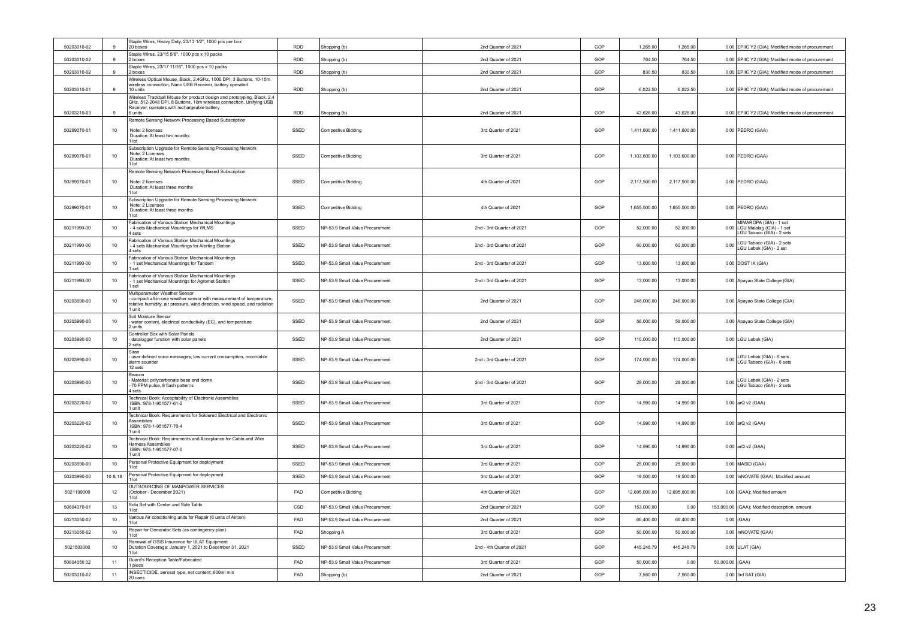| | | | | | | | | | | |
|---|---|---|---|---|---|---|---|---|---|---|
| 50203010-02 | 9 | Staple Wires, Heavy Duty, 23/13 1/2", 1000 pcs per box<br>20 boxes | RDD | Shopping (b) | 2nd Quarter of 2021 | GOP | 1,265.00 | 1,265.00 | 0.00 | EPIIC Y2 (GIA); Modified mode of procurement |
| 50203010-02 | 9 | Staple Wires, 23/15 5/8", 1000 pcs x 10 packs<br>2 boxes | RDD | Shopping (b) | 2nd Quarter of 2021 | GOP | 764.50 | 764.50 | 0.00 | EPIIC Y2 (GIA); Modified mode of procurement |
| 50203010-02 | 9 | Staple Wires, 23/17 11/16", 1000 pcs x 10 packs<br>2 boxes | RDD | Shopping (b) | 2nd Quarter of 2021 | GOP | 830.50 | 830.50 | 0.00 | EPIIC Y2 (GIA); Modified mode of procurement |
| 50203010-01 | 9 | Wireless Optical Mouse, Black, 2.4GHz, 1000 DPI, 3 Buttons, 10-15m wireless connection, Nano USB Receiver, battery operated<br>10 units | RDD | Shopping (b) | 2nd Quarter of 2021 | GOP | 6,022.50 | 6,022.50 | 0.00 | EPIIC Y2 (GIA); Modified mode of procurement |
| 50203210-03 | 9 | Wireless Trackball Mouse for product design and prototyping, Black, 2.4 GHz, 512-2048 DPI, 8 Buttons, 10m wireless connection, Unifying USB Receiver, operates with rechargeable battery<br>6 units | RDD | Shopping (b) | 2nd Quarter of 2021 | GOP | 43,626.00 | 43,626.00 | 0.00 | EPIIC Y2 (GIA); Modified mode of procurement |
| 50299070-01 | 10 | Remote Sensing Network Processing Based Subscription<br><br>Note: 2 licenses<br>Duration: At least two months<br>1 lot | SSED | Competitive Bidding | 3rd Quarter of 2021 | GOP | 1,411,600.00 | 1,411,600.00 | 0.00 | PEDRO (GAA) |
| 50299070-01 | 10 | Subscription Upgrade for Remote Sensing Processing Network<br>Note: 2 Licenses<br>Duration: At least two months<br>1 lot | SSED | Competitive Bidding | 3rd Quarter of 2021 | GOP | 1,103,600.00 | 1,103,600.00 | 0.00 | PEDRO (GAA) |
| 50299070-01 | 10 | Remote Sensing Network Processing Based Subscription<br><br>Note: 2 licenses<br>Duration: At least three months<br>1 lot | SSED | Competitive Bidding | 4th Quarter of 2021 | GOP | 2,117,500.00 | 2,117,500.00 | 0.00 | PEDRO (GAA) |
| 50299070-01 | 10 | Subscription Upgrade for Remote Sensing Processing Network<br>Note: 2 Licenses<br>Duration: At least three months<br>1 lot | SSED | Competitive Bidding | 4th Quarter of 2021 | GOP | 1,655,500.00 | 1,655,500.00 | 0.00 | PEDRO (GAA) |
| 50211990-00 | 10 | Fabrication of Various Station Mechanical Mountings<br>- 4 sets Mechanical Mountings for WLMS<br>4 sets | SSED | NP-53.9 Small Value Procurement | 2nd - 3rd Quarter of 2021 | GOP | 52,000.00 | 52,000.00 | 0.00 | MIMAROPA (GIA) - 1 set<br>LGU Malalag (GIA) - 1 set<br>LGU Tabaco (GIA) - 2 sets |
| 50211990-00 | 10 | Fabrication of Various Station Mechanical Mountings<br>- 4 sets Mechanical Mountings for Alerting Station<br>4 sets | SSED | NP-53.9 Small Value Procurement | 2nd - 3rd Quarter of 2021 | GOP | 60,000.00 | 60,000.00 | 0.00 | LGU Tabaco (GIA) - 2 sets<br>LGU Lebak (GIA) - 2 set |
| 50211990-00 | 10 | Fabrication of Various Station Mechanical Mountings<br>- 1 set Mechanical Mountings for Tandem<br>1 set | SSED | NP-53.9 Small Value Procurement | 2nd - 3rd Quarter of 2021 | GOP | 13,600.00 | 13,600.00 | 0.00 | DOST IX (GIA) |
| 50211990-00 | 10 | Fabrication of Various Station Mechanical Mountings<br>- 1 set Mechanical Mountings for Agromet Station<br>1 set | SSED | NP-53.9 Small Value Procurement | 2nd - 3rd Quarter of 2021 | GOP | 13,000.00 | 13,000.00 | 0.00 | Apayao State College (GIA) |
| 50203990-00 | 10 | Multiparameter Weather Sensor<br>- compact all-in-one weather sensor with measurement of temperature, relative humidity, air pressure, wind direction, wind speed, and radiation<br>1 unit | SSED | NP-53.9 Small Value Procurement | 2nd Quarter of 2021 | GOP | 246,000.00 | 246,000.00 | 0.00 | Apayao State College (GIA) |
| 50203990-00 | 10 | Soil Moisture Sensor<br>- water content, electrical conductivity (EC), and temperature<br>2 units | SSED | NP-53.9 Small Value Procurement | 2nd Quarter of 2021 | GOP | 56,000.00 | 56,000.00 | 0.00 | Apayao State College (GIA) |
| 50203990-00 | 10 | Controller Box with Solar Panels<br>- datalogger function with solar panels<br>2 sets | SSED | NP-53.9 Small Value Procurement | 2nd Quarter of 2021 | GOP | 110,000.00 | 110,000.00 | 0.00 | LGU Lebak (GIA) |
| 50203990-00 | 10 | Siren<br>- user defined voice messages, low current consumption, recordable alarm sounder<br>12 sets | SSED | NP-53.9 Small Value Procurement | 2nd - 3rd Quarter of 2021 | GOP | 174,000.00 | 174,000.00 | 0.00 | LGU Lebak (GIA) - 6 sets<br>LGU Tabaco (GIA) - 6 sets |
| 50203990-00 | 10 | Beacon<br>- Material: polycarbonate base and dome<br>- 70 FPM pulse, 8 flash patterns<br>4 sets | SSED | NP-53.9 Small Value Procurement | 2nd - 3rd Quarter of 2021 | GOP | 28,000.00 | 28,000.00 | 0.00 | LGU Lebak (GIA) - 2 sets<br>LGU Tabaco (GIA) - 2 sets |
| 50203220-02 | 10 | Technical Book: Acceptability of Electronic Assemblies<br>ISBN: 978-1-951577-61-2<br>1 unit | SSED | NP-53.9 Small Value Procurement | 3rd Quarter of 2021 | GOP | 14,990.00 | 14,990.00 | 0.00 | arQ v2 (GAA) |
| 50203220-02 | 10 | Technical Book: Requirements for Soldered Electrical and Electronic Assemblies<br>ISBN: 978-1-951577-70-4<br>1 unit | SSED | NP-53.9 Small Value Procurement | 3rd Quarter of 2021 | GOP | 14,990.00 | 14,990.00 | 0.00 | arQ v2 (GAA) |
| 50203220-02 | 10 | Technical Book: Requirements and Acceptance for Cable and Wire Harness Assemblies<br>ISBN: 978-1-951577-07-0<br>1 unit | SSED | NP-53.9 Small Value Procurement | 3rd Quarter of 2021 | GOP | 14,990.00 | 14,990.00 | 0.00 | arQ v2 (GAA) |
| 50203990-00 | 10 | Personal Protective Equipment for deployment<br>1 lot | SSED | NP-53.9 Small Value Procurement | 3rd Quarter of 2021 | GOP | 25,000.00 | 25,000.00 | 0.00 | MASID (GAA) |
| 50203990-00 | 10 & 18 | Personal Protective Equipment for deployment<br>1 lot | SSED | NP-53.9 Small Value Procurement | 3rd Quarter of 2021 | GOP | 19,500.00 | 19,500.00 | 0.00 | InNOVATE (GAA); Modified amount |
| 5021199000 | 12 | OUTSOURCING OF MANPOWER SERVICES<br>(October - December 2021)<br>1 lot | FAD | Competitive Bidding | 4th Quarter of 2021 | GOP | 12,695,000.00 | 12,695,000.00 | 0.00 | (GAA); Modified amount |
| 50604070-01 | 13 | Sofa Set with Center and Side Table<br>1 lot | CSD | NP-53.9 Small Value Procurement | 2nd Quarter of 2021 | GOP | 153,000.00 | 0.00 | 153,000.00 | (GAA); Modified description, amount |
| 50213050-02 | 10 | Various Air conditioning units for Repair (6 units of Aircon)<br>1 lot | FAD | NP-53.9 Small Value Procurement | 2nd Quarter of 2021 | GOP | 66,400.00 | 66,400.00 | 0.00 | (GAA) |
| 50213050-02 | 10 | Repair for Generator Sets (as contingency plan)<br>1 lot | FAD | Shopping A | 3rd Quarter of 2021 | GOP | 50,000.00 | 50,000.00 | 0.00 | InNOVATE (GAA) |
| 5021503000 | 10 | Renewal of GSIS Insurance for ULAT Equipment<br>Duration Coverage: January 1, 2021 to December 31, 2021<br>1 lot | SSED | NP-53.9 Small Value Procurement | 2nd - 4th Quarter of 2021 | GOP | 445,248.79 | 445,248.79 | 0.00 | ULAT (GIA) |
| 50604050 02 | 11 | Guard's Reception Table/Fabricated<br>1 piece | FAD | NP-53.9 Small Value Procurement | 3rd Quarter of 2021 | GOP | 50,000.00 | 0.00 | 50,000.00 | (GAA) |
| 50203010-02 | 11 | INSECTICIDE, aerosol type, net content: 600ml min<br>20 cans | FAD | Shopping (b) | 2nd Quarter of 2021 | GOP | 7,560.00 | 7,560.00 | 0.00 | 3rd SAT (GIA) |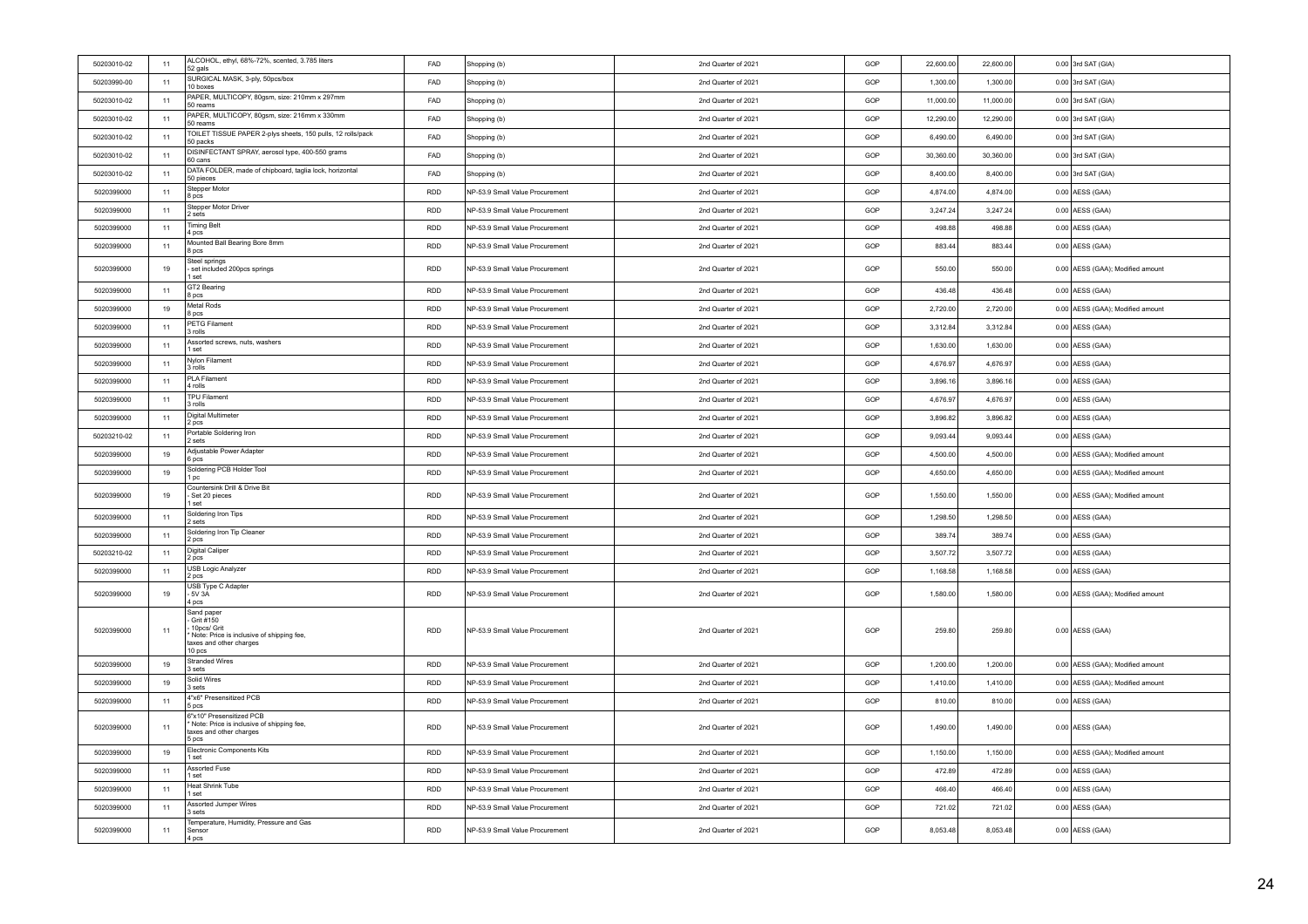| | | | | | | | | | | |
|---|---|---|---|---|---|---|---|---|---|---|
| 50203010-02 | 11 | ALCOHOL, ethyl, 68%-72%, scented, 3.785 liters<br>52 gals | FAD | Shopping (b) | | 2nd Quarter of 2021 | GOP | 22,600.00 | 22,600.00 | 0.00 3rd SAT (GIA) |
| 50203990-00 | 11 | SURGICAL MASK, 3-ply, 50pcs/box<br>10 boxes | FAD | Shopping (b) | | 2nd Quarter of 2021 | GOP | 1,300.00 | 1,300.00 | 0.00 3rd SAT (GIA) |
| 50203010-02 | 11 | PAPER, MULTICOPY, 80gsm, size: 210mm x 297mm<br>50 reams | FAD | Shopping (b) | | 2nd Quarter of 2021 | GOP | 11,000.00 | 11,000.00 | 0.00 3rd SAT (GIA) |
| 50203010-02 | 11 | PAPER, MULTICOPY, 80gsm, size: 216mm x 330mm<br>50 reams | FAD | Shopping (b) | | 2nd Quarter of 2021 | GOP | 12,290.00 | 12,290.00 | 0.00 3rd SAT (GIA) |
| 50203010-02 | 11 | TOILET TISSUE PAPER 2-plys sheets, 150 pulls, 12 rolls/pack<br>50 packs | FAD | Shopping (b) | | 2nd Quarter of 2021 | GOP | 6,490.00 | 6,490.00 | 0.00 3rd SAT (GIA) |
| 50203010-02 | 11 | DISINFECTANT SPRAY, aerosol type, 400-550 grams<br>60 cans | FAD | Shopping (b) | | 2nd Quarter of 2021 | GOP | 30,360.00 | 30,360.00 | 0.00 3rd SAT (GIA) |
| 50203010-02 | 11 | DATA FOLDER, made of chipboard, taglia lock, horizontal<br>50 pieces | FAD | Shopping (b) | | 2nd Quarter of 2021 | GOP | 8,400.00 | 8,400.00 | 0.00 3rd SAT (GIA) |
| 5020399000 | 11 | Stepper Motor<br>8 pcs | RDD | NP-53.9 Small Value Procurement | | 2nd Quarter of 2021 | GOP | 4,874.00 | 4,874.00 | 0.00 AESS (GAA) |
| 5020399000 | 11 | Stepper Motor Driver<br>2 sets | RDD | NP-53.9 Small Value Procurement | | 2nd Quarter of 2021 | GOP | 3,247.24 | 3,247.24 | 0.00 AESS (GAA) |
| 5020399000 | 11 | Timing Belt<br>4 pcs | RDD | NP-53.9 Small Value Procurement | | 2nd Quarter of 2021 | GOP | 498.88 | 498.88 | 0.00 AESS (GAA) |
| 5020399000 | 11 | Mounted Ball Bearing Bore 8mm<br>8 pcs | RDD | NP-53.9 Small Value Procurement | | 2nd Quarter of 2021 | GOP | 883.44 | 883.44 | 0.00 AESS (GAA) |
| 5020399000 | 19 | Steel springs<br>- set included 200pcs springs<br>1 set | RDD | NP-53.9 Small Value Procurement | | 2nd Quarter of 2021 | GOP | 550.00 | 550.00 | 0.00 AESS (GAA); Modified amount |
| 5020399000 | 11 | GT2 Bearing<br>8 pcs | RDD | NP-53.9 Small Value Procurement | | 2nd Quarter of 2021 | GOP | 436.48 | 436.48 | 0.00 AESS (GAA) |
| 5020399000 | 19 | Metal Rods<br>8 pcs | RDD | NP-53.9 Small Value Procurement | | 2nd Quarter of 2021 | GOP | 2,720.00 | 2,720.00 | 0.00 AESS (GAA); Modified amount |
| 5020399000 | 11 | PETG Filament<br>3 rolls | RDD | NP-53.9 Small Value Procurement | | 2nd Quarter of 2021 | GOP | 3,312.84 | 3,312.84 | 0.00 AESS (GAA) |
| 5020399000 | 11 | Assorted screws, nuts, washers<br>1 set | RDD | NP-53.9 Small Value Procurement | | 2nd Quarter of 2021 | GOP | 1,630.00 | 1,630.00 | 0.00 AESS (GAA) |
| 5020399000 | 11 | Nylon Filament<br>3 rolls | RDD | NP-53.9 Small Value Procurement | | 2nd Quarter of 2021 | GOP | 4,676.97 | 4,676.97 | 0.00 AESS (GAA) |
| 5020399000 | 11 | PLA Filament<br>4 rolls | RDD | NP-53.9 Small Value Procurement | | 2nd Quarter of 2021 | GOP | 3,896.16 | 3,896.16 | 0.00 AESS (GAA) |
| 5020399000 | 11 | TPU Filament<br>3 rolls | RDD | NP-53.9 Small Value Procurement | | 2nd Quarter of 2021 | GOP | 4,676.97 | 4,676.97 | 0.00 AESS (GAA) |
| 5020399000 | 11 | Digital Multimeter<br>2 pcs | RDD | NP-53.9 Small Value Procurement | | 2nd Quarter of 2021 | GOP | 3,896.82 | 3,896.82 | 0.00 AESS (GAA) |
| 50203210-02 | 11 | Portable Soldering Iron<br>2 sets | RDD | NP-53.9 Small Value Procurement | | 2nd Quarter of 2021 | GOP | 9,093.44 | 9,093.44 | 0.00 AESS (GAA) |
| 5020399000 | 19 | Adjustable Power Adapter<br>6 pcs | RDD | NP-53.9 Small Value Procurement | | 2nd Quarter of 2021 | GOP | 4,500.00 | 4,500.00 | 0.00 AESS (GAA); Modified amount |
| 5020399000 | 19 | Soldering PCB Holder Tool<br>1 pc | RDD | NP-53.9 Small Value Procurement | | 2nd Quarter of 2021 | GOP | 4,650.00 | 4,650.00 | 0.00 AESS (GAA); Modified amount |
| 5020399000 | 19 | Countersink Drill & Drive Bit<br>- Set 20 pieces<br>1 set | RDD | NP-53.9 Small Value Procurement | | 2nd Quarter of 2021 | GOP | 1,550.00 | 1,550.00 | 0.00 AESS (GAA); Modified amount |
| 5020399000 | 11 | Soldering Iron Tips<br>2 sets | RDD | NP-53.9 Small Value Procurement | | 2nd Quarter of 2021 | GOP | 1,298.50 | 1,298.50 | 0.00 AESS (GAA) |
| 5020399000 | 11 | Soldering Iron Tip Cleaner<br>2 pcs | RDD | NP-53.9 Small Value Procurement | | 2nd Quarter of 2021 | GOP | 389.74 | 389.74 | 0.00 AESS (GAA) |
| 50203210-02 | 11 | Digital Caliper<br>2 pcs | RDD | NP-53.9 Small Value Procurement | | 2nd Quarter of 2021 | GOP | 3,507.72 | 3,507.72 | 0.00 AESS (GAA) |
| 5020399000 | 11 | USB Logic Analyzer<br>2 pcs | RDD | NP-53.9 Small Value Procurement | | 2nd Quarter of 2021 | GOP | 1,168.58 | 1,168.58 | 0.00 AESS (GAA) |
| 5020399000 | 19 | USB Type C Adapter<br>- 5V 3A<br>4 pcs | RDD | NP-53.9 Small Value Procurement | | 2nd Quarter of 2021 | GOP | 1,580.00 | 1,580.00 | 0.00 AESS (GAA); Modified amount |
| 5020399000 | 11 | Sand paper<br>- Grit #150<br>- 10pcs/ Grit<br>* Note: Price is inclusive of shipping fee, taxes and other charges<br>10 pcs | RDD | NP-53.9 Small Value Procurement | | 2nd Quarter of 2021 | GOP | 259.80 | 259.80 | 0.00 AESS (GAA) |
| 5020399000 | 19 | Stranded Wires<br>3 sets | RDD | NP-53.9 Small Value Procurement | | 2nd Quarter of 2021 | GOP | 1,200.00 | 1,200.00 | 0.00 AESS (GAA); Modified amount |
| 5020399000 | 19 | Solid Wires<br>3 sets | RDD | NP-53.9 Small Value Procurement | | 2nd Quarter of 2021 | GOP | 1,410.00 | 1,410.00 | 0.00 AESS (GAA); Modified amount |
| 5020399000 | 11 | 4"x6" Presensitized PCB<br>5 pcs | RDD | NP-53.9 Small Value Procurement | | 2nd Quarter of 2021 | GOP | 810.00 | 810.00 | 0.00 AESS (GAA) |
| 5020399000 | 11 | 6"x10" Presensitized PCB<br>* Note: Price is inclusive of shipping fee, taxes and other charges<br>5 pcs | RDD | NP-53.9 Small Value Procurement | | 2nd Quarter of 2021 | GOP | 1,490.00 | 1,490.00 | 0.00 AESS (GAA) |
| 5020399000 | 19 | Electronic Components Kits<br>1 set | RDD | NP-53.9 Small Value Procurement | | 2nd Quarter of 2021 | GOP | 1,150.00 | 1,150.00 | 0.00 AESS (GAA); Modified amount |
| 5020399000 | 11 | Assorted Fuse<br>1 set | RDD | NP-53.9 Small Value Procurement | | 2nd Quarter of 2021 | GOP | 472.89 | 472.89 | 0.00 AESS (GAA) |
| 5020399000 | 11 | Heat Shrink Tube<br>1 set | RDD | NP-53.9 Small Value Procurement | | 2nd Quarter of 2021 | GOP | 466.40 | 466.40 | 0.00 AESS (GAA) |
| 5020399000 | 11 | Assorted Jumper Wires<br>3 sets | RDD | NP-53.9 Small Value Procurement | | 2nd Quarter of 2021 | GOP | 721.02 | 721.02 | 0.00 AESS (GAA) |
| 5020399000 | 11 | Temperature, Humidity, Pressure and Gas Sensor<br>4 pcs | RDD | NP-53.9 Small Value Procurement | | 2nd Quarter of 2021 | GOP | 8,053.48 | 8,053.48 | 0.00 AESS (GAA) |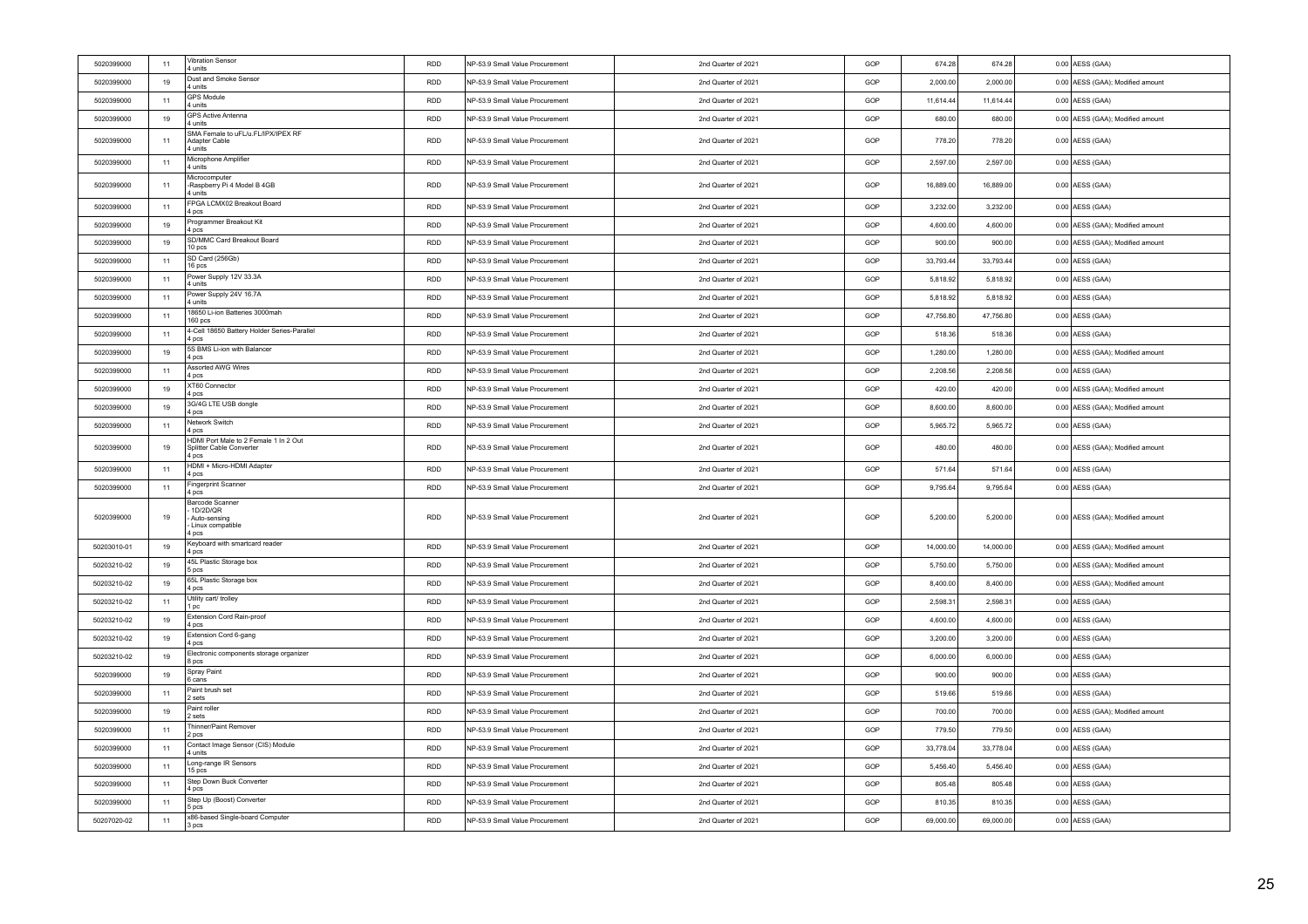| | | | | | | | | | | |
|---|---|---|---|---|---|---|---|---|---|---|
| 5020399000 | 11 | Vibration Sensor<br>4 units | RDD | NP-53.9 Small Value Procurement | 2nd Quarter of 2021 | GOP | 674.28 | 674.28 | 0.00 | AESS (GAA) |
| 5020399000 | 19 | Dust and Smoke Sensor<br>4 units | RDD | NP-53.9 Small Value Procurement | 2nd Quarter of 2021 | GOP | 2,000.00 | 2,000.00 | 0.00 | AESS (GAA); Modified amount |
| 5020399000 | 11 | GPS Module<br>4 units | RDD | NP-53.9 Small Value Procurement | 2nd Quarter of 2021 | GOP | 11,614.44 | 11,614.44 | 0.00 | AESS (GAA) |
| 5020399000 | 19 | GPS Active Antenna<br>4 units | RDD | NP-53.9 Small Value Procurement | 2nd Quarter of 2021 | GOP | 680.00 | 680.00 | 0.00 | AESS (GAA); Modified amount |
| 5020399000 | 11 | SMA Female to uFL/u.FL/IPX/IPEX RF Adapter Cable<br>4 units | RDD | NP-53.9 Small Value Procurement | 2nd Quarter of 2021 | GOP | 778.20 | 778.20 | 0.00 | AESS (GAA) |
| 5020399000 | 11 | Microphone Amplifier<br>4 units | RDD | NP-53.9 Small Value Procurement | 2nd Quarter of 2021 | GOP | 2,597.00 | 2,597.00 | 0.00 | AESS (GAA) |
| 5020399000 | 11 | Microcomputer<br>-Raspberry Pi 4 Model B 4GB<br>4 units | RDD | NP-53.9 Small Value Procurement | 2nd Quarter of 2021 | GOP | 16,889.00 | 16,889.00 | 0.00 | AESS (GAA) |
| 5020399000 | 11 | FPGA LCMX02 Breakout Board<br>4 pcs | RDD | NP-53.9 Small Value Procurement | 2nd Quarter of 2021 | GOP | 3,232.00 | 3,232.00 | 0.00 | AESS (GAA) |
| 5020399000 | 19 | Programmer Breakout Kit<br>4 pcs | RDD | NP-53.9 Small Value Procurement | 2nd Quarter of 2021 | GOP | 4,600.00 | 4,600.00 | 0.00 | AESS (GAA); Modified amount |
| 5020399000 | 19 | SD/MMC Card Breakout Board<br>10 pcs | RDD | NP-53.9 Small Value Procurement | 2nd Quarter of 2021 | GOP | 900.00 | 900.00 | 0.00 | AESS (GAA); Modified amount |
| 5020399000 | 11 | SD Card (256Gb)<br>16 pcs | RDD | NP-53.9 Small Value Procurement | 2nd Quarter of 2021 | GOP | 33,793.44 | 33,793.44 | 0.00 | AESS (GAA) |
| 5020399000 | 11 | Power Supply 12V 33.3A<br>4 units | RDD | NP-53.9 Small Value Procurement | 2nd Quarter of 2021 | GOP | 5,818.92 | 5,818.92 | 0.00 | AESS (GAA) |
| 5020399000 | 11 | Power Supply 24V 16.7A<br>4 units | RDD | NP-53.9 Small Value Procurement | 2nd Quarter of 2021 | GOP | 5,818.92 | 5,818.92 | 0.00 | AESS (GAA) |
| 5020399000 | 11 | 18650 Li-ion Batteries 3000mah<br>160 pcs | RDD | NP-53.9 Small Value Procurement | 2nd Quarter of 2021 | GOP | 47,756.80 | 47,756.80 | 0.00 | AESS (GAA) |
| 5020399000 | 11 | 4-Cell 18650 Battery Holder Series-Parallel<br>4 pcs | RDD | NP-53.9 Small Value Procurement | 2nd Quarter of 2021 | GOP | 518.36 | 518.36 | 0.00 | AESS (GAA) |
| 5020399000 | 19 | 5S BMS Li-ion with Balancer<br>4 pcs | RDD | NP-53.9 Small Value Procurement | 2nd Quarter of 2021 | GOP | 1,280.00 | 1,280.00 | 0.00 | AESS (GAA); Modified amount |
| 5020399000 | 11 | Assorted AWG Wires<br>4 pcs | RDD | NP-53.9 Small Value Procurement | 2nd Quarter of 2021 | GOP | 2,208.56 | 2,208.56 | 0.00 | AESS (GAA) |
| 5020399000 | 19 | XT60 Connector<br>4 pcs | RDD | NP-53.9 Small Value Procurement | 2nd Quarter of 2021 | GOP | 420.00 | 420.00 | 0.00 | AESS (GAA); Modified amount |
| 5020399000 | 19 | 3G/4G LTE USB dongle<br>4 pcs | RDD | NP-53.9 Small Value Procurement | 2nd Quarter of 2021 | GOP | 8,600.00 | 8,600.00 | 0.00 | AESS (GAA); Modified amount |
| 5020399000 | 11 | Network Switch<br>4 pcs | RDD | NP-53.9 Small Value Procurement | 2nd Quarter of 2021 | GOP | 5,965.72 | 5,965.72 | 0.00 | AESS (GAA) |
| 5020399000 | 19 | HDMI Port Male to 2 Female 1 In 2 Out Splitter Cable Converter<br>4 pcs | RDD | NP-53.9 Small Value Procurement | 2nd Quarter of 2021 | GOP | 480.00 | 480.00 | 0.00 | AESS (GAA); Modified amount |
| 5020399000 | 11 | HDMI + Micro-HDMI Adapter<br>4 pcs | RDD | NP-53.9 Small Value Procurement | 2nd Quarter of 2021 | GOP | 571.64 | 571.64 | 0.00 | AESS (GAA) |
| 5020399000 | 11 | Fingerprint Scanner<br>4 pcs | RDD | NP-53.9 Small Value Procurement | 2nd Quarter of 2021 | GOP | 9,795.64 | 9,795.64 | 0.00 | AESS (GAA) |
| 5020399000 | 19 | Barcode Scanner<br>- 1D/2D/QR<br>- Auto-sensing<br>- Linux compatible<br>4 pcs | RDD | NP-53.9 Small Value Procurement | 2nd Quarter of 2021 | GOP | 5,200.00 | 5,200.00 | 0.00 | AESS (GAA); Modified amount |
| 50203010-01 | 19 | Keyboard with smartcard reader<br>4 pcs | RDD | NP-53.9 Small Value Procurement | 2nd Quarter of 2021 | GOP | 14,000.00 | 14,000.00 | 0.00 | AESS (GAA); Modified amount |
| 50203210-02 | 19 | 45L Plastic Storage box<br>5 pcs | RDD | NP-53.9 Small Value Procurement | 2nd Quarter of 2021 | GOP | 5,750.00 | 5,750.00 | 0.00 | AESS (GAA); Modified amount |
| 50203210-02 | 19 | 65L Plastic Storage box<br>4 pcs | RDD | NP-53.9 Small Value Procurement | 2nd Quarter of 2021 | GOP | 8,400.00 | 8,400.00 | 0.00 | AESS (GAA); Modified amount |
| 50203210-02 | 11 | Utility cart/ trolley<br>1 pc | RDD | NP-53.9 Small Value Procurement | 2nd Quarter of 2021 | GOP | 2,598.31 | 2,598.31 | 0.00 | AESS (GAA) |
| 50203210-02 | 19 | Extension Cord Rain-proof<br>4 pcs | RDD | NP-53.9 Small Value Procurement | 2nd Quarter of 2021 | GOP | 4,600.00 | 4,600.00 | 0.00 | AESS (GAA) |
| 50203210-02 | 19 | Extension Cord 6-gang<br>4 pcs | RDD | NP-53.9 Small Value Procurement | 2nd Quarter of 2021 | GOP | 3,200.00 | 3,200.00 | 0.00 | AESS (GAA) |
| 50203210-02 | 19 | Electronic components storage organizer<br>8 pcs | RDD | NP-53.9 Small Value Procurement | 2nd Quarter of 2021 | GOP | 6,000.00 | 6,000.00 | 0.00 | AESS (GAA) |
| 5020399000 | 19 | Spray Paint<br>6 cans | RDD | NP-53.9 Small Value Procurement | 2nd Quarter of 2021 | GOP | 900.00 | 900.00 | 0.00 | AESS (GAA) |
| 5020399000 | 11 | Paint brush set<br>2 sets | RDD | NP-53.9 Small Value Procurement | 2nd Quarter of 2021 | GOP | 519.66 | 519.66 | 0.00 | AESS (GAA) |
| 5020399000 | 19 | Paint roller<br>2 sets | RDD | NP-53.9 Small Value Procurement | 2nd Quarter of 2021 | GOP | 700.00 | 700.00 | 0.00 | AESS (GAA); Modified amount |
| 5020399000 | 11 | Thinner/Paint Remover<br>2 pcs | RDD | NP-53.9 Small Value Procurement | 2nd Quarter of 2021 | GOP | 779.50 | 779.50 | 0.00 | AESS (GAA) |
| 5020399000 | 11 | Contact Image Sensor (CIS) Module<br>4 units | RDD | NP-53.9 Small Value Procurement | 2nd Quarter of 2021 | GOP | 33,778.04 | 33,778.04 | 0.00 | AESS (GAA) |
| 5020399000 | 11 | Long-range IR Sensors<br>15 pcs | RDD | NP-53.9 Small Value Procurement | 2nd Quarter of 2021 | GOP | 5,456.40 | 5,456.40 | 0.00 | AESS (GAA) |
| 5020399000 | 11 | Step Down Buck Converter<br>4 pcs | RDD | NP-53.9 Small Value Procurement | 2nd Quarter of 2021 | GOP | 805.48 | 805.48 | 0.00 | AESS (GAA) |
| 5020399000 | 11 | Step Up (Boost) Converter<br>5 pcs | RDD | NP-53.9 Small Value Procurement | 2nd Quarter of 2021 | GOP | 810.35 | 810.35 | 0.00 | AESS (GAA) |
| 50207020-02 | 11 | x86-based Single-board Computer<br>3 pcs | RDD | NP-53.9 Small Value Procurement | 2nd Quarter of 2021 | GOP | 69,000.00 | 69,000.00 | 0.00 | AESS (GAA) |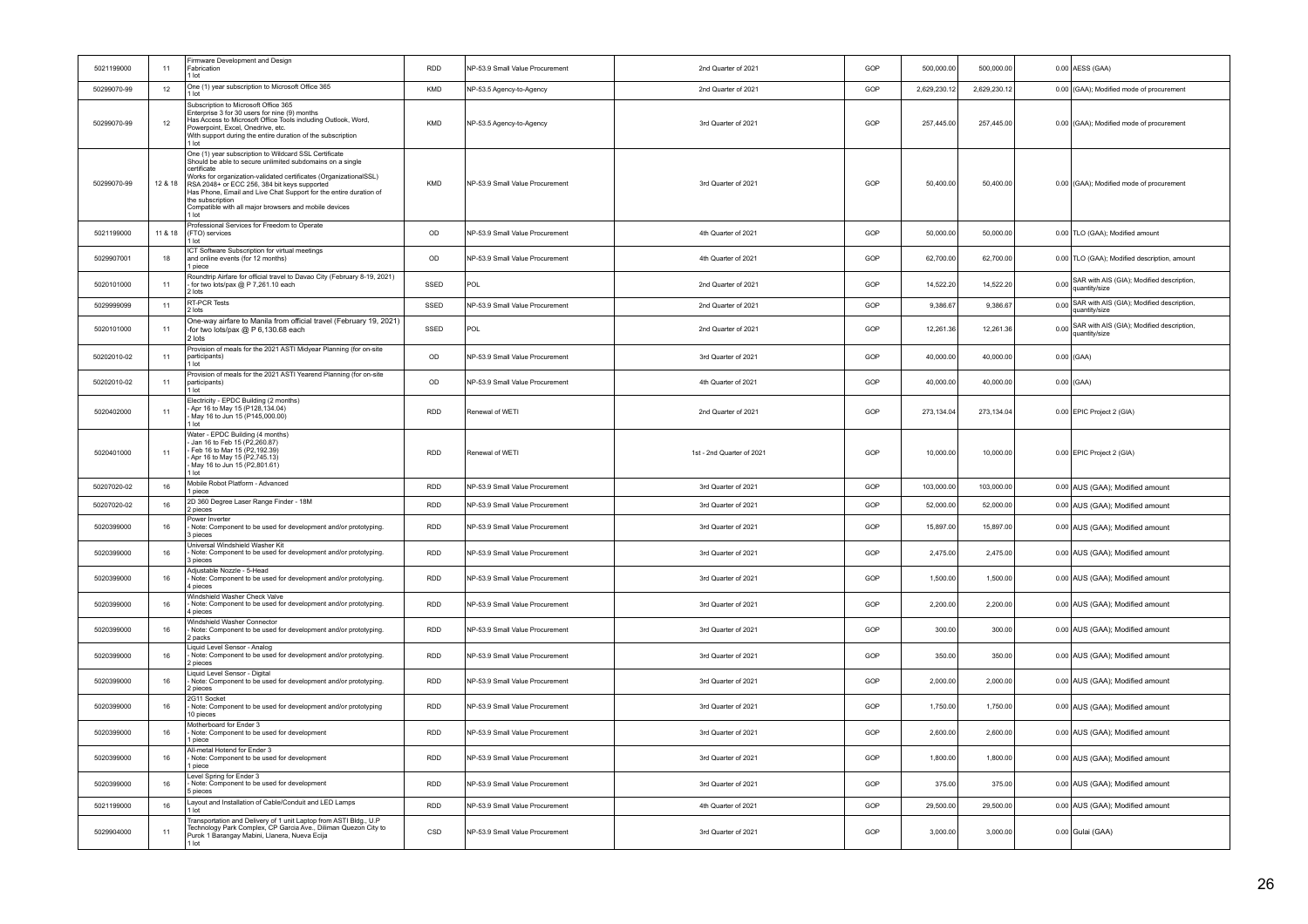| 5021199000 | 11 | Firmware Development and Design Fabrication<br>1 lot | RDD | NP-53.9 Small Value Procurement | 2nd Quarter of 2021 | GOP | 500,000.00 | 500,000.00 | 0.00 | AESS (GAA) |
|---|---|---|---|---|---|---|---|---|---|---|
| 50299070-99 | 12 | One (1) year subscription to Microsoft Office 365<br>1 lot | KMD | NP-53.5 Agency-to-Agency | 2nd Quarter of 2021 | GOP | 2,629,230.12 | 2,629,230.12 | 0.00 | (GAA); Modified mode of procurement |
| 50299070-99 | 12 | Subscription to Microsoft Office 365<br>Enterprise 3 for 30 users for nine (9) months<br>Has Access to Microsoft Office Tools including Outlook, Word, Powerpoint, Excel, Onedrive, etc.<br>With support during the entire duration of the subscription<br>1 lot | KMD | NP-53.5 Agency-to-Agency | 3rd Quarter of 2021 | GOP | 257,445.00 | 257,445.00 | 0.00 | (GAA); Modified mode of procurement |
| 50299070-99 | 12 & 18 | One (1) year subscription to Wildcard SSL Certificate<br>Should be able to secure unlimited subdomains on a single certificate<br>Works for organization-validated certificates (OrganizationalSSL)<br>RSA 2048+ or ECC 256, 384 bit keys supported<br>Has Phone, Email and Live Chat Support for the entire duration of the subscription<br>Compatible with all major browsers and mobile devices<br>1 lot | KMD | NP-53.9 Small Value Procurement | 3rd Quarter of 2021 | GOP | 50,400.00 | 50,400.00 | 0.00 | (GAA); Modified mode of procurement |
| 5021199000 | 11 & 18 | Professional Services for Freedom to Operate (FTO) services<br>1 lot | OD | NP-53.9 Small Value Procurement | 4th Quarter of 2021 | GOP | 50,000.00 | 50,000.00 | 0.00 | TLO (GAA); Modified amount |
| 5029907001 | 18 | ICT Software Subscription for virtual meetings and online events (for 12 months)<br>1 piece | OD | NP-53.9 Small Value Procurement | 4th Quarter of 2021 | GOP | 62,700.00 | 62,700.00 | 0.00 | TLO (GAA); Modified description, amount |
| 5020101000 | 11 | Roundtrip Airfare for official travel to Davao City (February 8-19, 2021)<br>- for two lots/pax @ P 7,261.10 each<br>2 lots | SSED | POL | 2nd Quarter of 2021 | GOP | 14,522.20 | 14,522.20 | 0.00 | SAR with AIS (GIA); Modified description, quantity/size |
| 5029999099 | 11 | RT-PCR Tests<br>2 lots | SSED | NP-53.9 Small Value Procurement | 2nd Quarter of 2021 | GOP | 9,386.67 | 9,386.67 | 0.00 | SAR with AIS (GIA); Modified description, quantity/size |
| 5020101000 | 11 | One-way airfare to Manila from official travel (February 19, 2021)<br>-for two lots/pax @ P 6,130.68 each<br>2 lots | SSED | POL | 2nd Quarter of 2021 | GOP | 12,261.36 | 12,261.36 | 0.00 | SAR with AIS (GIA); Modified description, quantity/size |
| 50202010-02 | 11 | Provision of meals for the 2021 ASTI Midyear Planning (for on-site participants)<br>1 lot | OD | NP-53.9 Small Value Procurement | 3rd Quarter of 2021 | GOP | 40,000.00 | 40,000.00 | 0.00 | (GAA) |
| 50202010-02 | 11 | Provision of meals for the 2021 ASTI Yearend Planning (for on-site participants)<br>1 lot | OD | NP-53.9 Small Value Procurement | 4th Quarter of 2021 | GOP | 40,000.00 | 40,000.00 | 0.00 | (GAA) |
| 5020402000 | 11 | Electricity - EPDC Building (2 months)<br>- Apr 16 to May 15 (P128,134.04)<br>- May 16 to Jun 15 (P145,000.00)<br>1 lot | RDD | Renewal of WETI | 2nd Quarter of 2021 | GOP | 273,134.04 | 273,134.04 | 0.00 | EPIC Project 2 (GIA) |
| 5020401000 | 11 | Water - EPDC Building (4 months)<br>- Jan 16 to Feb 15 (P2,260.87)<br>- Feb 16 to Mar 15 (P2,192.39)<br>- Apr 16 to May 15 (P2,745.13)<br>- May 16 to Jun 15 (P2,801.61)<br>1 lot | RDD | Renewal of WETI | 1st - 2nd Quarter of 2021 | GOP | 10,000.00 | 10,000.00 | 0.00 | EPIC Project 2 (GIA) |
| 50207020-02 | 16 | Mobile Robot Platform - Advanced<br>1 piece | RDD | NP-53.9 Small Value Procurement | 3rd Quarter of 2021 | GOP | 103,000.00 | 103,000.00 | 0.00 | AUS (GAA); Modified amount |
| 50207020-02 | 16 | 2D 360 Degree Laser Range Finder - 18M<br>2 pieces | RDD | NP-53.9 Small Value Procurement | 3rd Quarter of 2021 | GOP | 52,000.00 | 52,000.00 | 0.00 | AUS (GAA); Modified amount |
| 5020399000 | 16 | Power Inverter<br>- Note: Component to be used for development and/or prototyping.<br>3 pieces | RDD | NP-53.9 Small Value Procurement | 3rd Quarter of 2021 | GOP | 15,897.00 | 15,897.00 | 0.00 | AUS (GAA); Modified amount |
| 5020399000 | 16 | Universal Windshield Washer Kit<br>- Note: Component to be used for development and/or prototyping.<br>3 pieces | RDD | NP-53.9 Small Value Procurement | 3rd Quarter of 2021 | GOP | 2,475.00 | 2,475.00 | 0.00 | AUS (GAA); Modified amount |
| 5020399000 | 16 | Adjustable Nozzle - 5-Head<br>- Note: Component to be used for development and/or prototyping.<br>4 pieces | RDD | NP-53.9 Small Value Procurement | 3rd Quarter of 2021 | GOP | 1,500.00 | 1,500.00 | 0.00 | AUS (GAA); Modified amount |
| 5020399000 | 16 | Windshield Washer Check Valve<br>- Note: Component to be used for development and/or prototyping.<br>4 pieces | RDD | NP-53.9 Small Value Procurement | 3rd Quarter of 2021 | GOP | 2,200.00 | 2,200.00 | 0.00 | AUS (GAA); Modified amount |
| 5020399000 | 16 | Windshield Washer Connector<br>- Note: Component to be used for development and/or prototyping.<br>2 packs | RDD | NP-53.9 Small Value Procurement | 3rd Quarter of 2021 | GOP | 300.00 | 300.00 | 0.00 | AUS (GAA); Modified amount |
| 5020399000 | 16 | Liquid Level Sensor - Analog<br>- Note: Component to be used for development and/or prototyping.<br>2 pieces | RDD | NP-53.9 Small Value Procurement | 3rd Quarter of 2021 | GOP | 350.00 | 350.00 | 0.00 | AUS (GAA); Modified amount |
| 5020399000 | 16 | Liquid Level Sensor - Digital<br>- Note: Component to be used for development and/or prototyping.<br>2 pieces | RDD | NP-53.9 Small Value Procurement | 3rd Quarter of 2021 | GOP | 2,000.00 | 2,000.00 | 0.00 | AUS (GAA); Modified amount |
| 5020399000 | 16 | 2G11 Socket<br>- Note: Component to be used for development and/or prototyping<br>10 pieces | RDD | NP-53.9 Small Value Procurement | 3rd Quarter of 2021 | GOP | 1,750.00 | 1,750.00 | 0.00 | AUS (GAA); Modified amount |
| 5020399000 | 16 | Motherboard for Ender 3<br>- Note: Component to be used for development<br>1 piece | RDD | NP-53.9 Small Value Procurement | 3rd Quarter of 2021 | GOP | 2,600.00 | 2,600.00 | 0.00 | AUS (GAA); Modified amount |
| 5020399000 | 16 | All-metal Hotend for Ender 3<br>- Note: Component to be used for development<br>1 piece | RDD | NP-53.9 Small Value Procurement | 3rd Quarter of 2021 | GOP | 1,800.00 | 1,800.00 | 0.00 | AUS (GAA); Modified amount |
| 5020399000 | 16 | Level Spring for Ender 3<br>- Note: Component to be used for development<br>5 pieces | RDD | NP-53.9 Small Value Procurement | 3rd Quarter of 2021 | GOP | 375.00 | 375.00 | 0.00 | AUS (GAA); Modified amount |
| 5021199000 | 16 | Layout and Installation of Cable/Conduit and LED Lamps<br>1 lot | RDD | NP-53.9 Small Value Procurement | 4th Quarter of 2021 | GOP | 29,500.00 | 29,500.00 | 0.00 | AUS (GAA); Modified amount |
| 5029904000 | 11 | Transportation and Delivery of 1 unit Laptop from ASTI Bldg., U.P Technology Park Complex, CP Garcia Ave., Diliman Quezon City to Purok 1 Barangay Mabini, Llanera, Nueva Ecija<br>1 lot | CSD | NP-53.9 Small Value Procurement | 3rd Quarter of 2021 | GOP | 3,000.00 | 3,000.00 | 0.00 | Gulai (GAA) |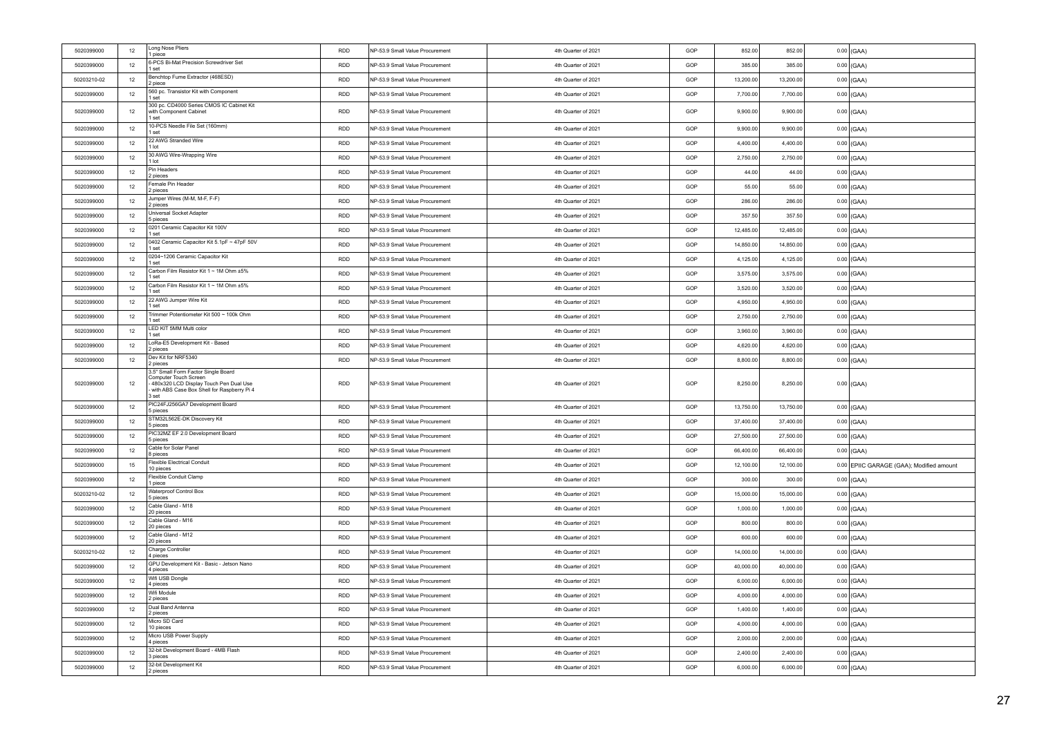| | | | | | | | | | | |
|---|---|---|---|---|---|---|---|---|---|---|
| 5020399000 | 12 | Long Nose Pliers<br>1 piece | RDD | NP-53.9 Small Value Procurement | 4th Quarter of 2021 | GOP | 852.00 | 852.00 | 0.00 | (GAA) |
| 5020399000 | 12 | 6-PCS Bi-Mat Precision Screwdriver Set<br>1 set | RDD | NP-53.9 Small Value Procurement | 4th Quarter of 2021 | GOP | 385.00 | 385.00 | 0.00 | (GAA) |
| 50203210-02 | 12 | Benchtop Fume Extractor (468ESD)<br>2 piece | RDD | NP-53.9 Small Value Procurement | 4th Quarter of 2021 | GOP | 13,200.00 | 13,200.00 | 0.00 | (GAA) |
| 5020399000 | 12 | 560 pc. Transistor Kit with Component<br>1 set | RDD | NP-53.9 Small Value Procurement | 4th Quarter of 2021 | GOP | 7,700.00 | 7,700.00 | 0.00 | (GAA) |
| 5020399000 | 12 | 300 pc. CD4000 Series CMOS IC Cabinet Kit with Component Cabinet<br>1 set | RDD | NP-53.9 Small Value Procurement | 4th Quarter of 2021 | GOP | 9,900.00 | 9,900.00 | 0.00 | (GAA) |
| 5020399000 | 12 | 10-PCS Needle File Set (160mm)<br>1 set | RDD | NP-53.9 Small Value Procurement | 4th Quarter of 2021 | GOP | 9,900.00 | 9,900.00 | 0.00 | (GAA) |
| 5020399000 | 12 | 22 AWG Stranded Wire<br>1 lot | RDD | NP-53.9 Small Value Procurement | 4th Quarter of 2021 | GOP | 4,400.00 | 4,400.00 | 0.00 | (GAA) |
| 5020399000 | 12 | 30 AWG Wire-Wrapping Wire<br>1 lot | RDD | NP-53.9 Small Value Procurement | 4th Quarter of 2021 | GOP | 2,750.00 | 2,750.00 | 0.00 | (GAA) |
| 5020399000 | 12 | Pin Headers<br>2 pieces | RDD | NP-53.9 Small Value Procurement | 4th Quarter of 2021 | GOP | 44.00 | 44.00 | 0.00 | (GAA) |
| 5020399000 | 12 | Female Pin Header<br>2 pieces | RDD | NP-53.9 Small Value Procurement | 4th Quarter of 2021 | GOP | 55.00 | 55.00 | 0.00 | (GAA) |
| 5020399000 | 12 | Jumper Wires (M-M, M-F, F-F)<br>2 pieces | RDD | NP-53.9 Small Value Procurement | 4th Quarter of 2021 | GOP | 286.00 | 286.00 | 0.00 | (GAA) |
| 5020399000 | 12 | Universal Socket Adapter<br>5 pieces | RDD | NP-53.9 Small Value Procurement | 4th Quarter of 2021 | GOP | 357.50 | 357.50 | 0.00 | (GAA) |
| 5020399000 | 12 | 0201 Ceramic Capacitor Kit 100V<br>1 set | RDD | NP-53.9 Small Value Procurement | 4th Quarter of 2021 | GOP | 12,485.00 | 12,485.00 | 0.00 | (GAA) |
| 5020399000 | 12 | 0402 Ceramic Capacitor Kit 5.1pF ~ 47pF 50V<br>1 set | RDD | NP-53.9 Small Value Procurement | 4th Quarter of 2021 | GOP | 14,850.00 | 14,850.00 | 0.00 | (GAA) |
| 5020399000 | 12 | 0204~1206 Ceramic Capacitor Kit<br>1 set | RDD | NP-53.9 Small Value Procurement | 4th Quarter of 2021 | GOP | 4,125.00 | 4,125.00 | 0.00 | (GAA) |
| 5020399000 | 12 | Carbon Film Resistor Kit 1 ~ 1M Ohm ±5%<br>1 set | RDD | NP-53.9 Small Value Procurement | 4th Quarter of 2021 | GOP | 3,575.00 | 3,575.00 | 0.00 | (GAA) |
| 5020399000 | 12 | Carbon Film Resistor Kit 1 ~ 1M Ohm ±5%<br>1 set | RDD | NP-53.9 Small Value Procurement | 4th Quarter of 2021 | GOP | 3,520.00 | 3,520.00 | 0.00 | (GAA) |
| 5020399000 | 12 | 22 AWG Jumper Wire Kit<br>1 set | RDD | NP-53.9 Small Value Procurement | 4th Quarter of 2021 | GOP | 4,950.00 | 4,950.00 | 0.00 | (GAA) |
| 5020399000 | 12 | Trimmer Potentiometer Kit 500 ~ 100k Ohm<br>1 set | RDD | NP-53.9 Small Value Procurement | 4th Quarter of 2021 | GOP | 2,750.00 | 2,750.00 | 0.00 | (GAA) |
| 5020399000 | 12 | LED KIT 5MM Multi color<br>1 set | RDD | NP-53.9 Small Value Procurement | 4th Quarter of 2021 | GOP | 3,960.00 | 3,960.00 | 0.00 | (GAA) |
| 5020399000 | 12 | LoRa-E5 Development Kit - Based<br>2 pieces | RDD | NP-53.9 Small Value Procurement | 4th Quarter of 2021 | GOP | 4,620.00 | 4,620.00 | 0.00 | (GAA) |
| 5020399000 | 12 | Dev Kit for NRF5340<br>2 pieces | RDD | NP-53.9 Small Value Procurement | 4th Quarter of 2021 | GOP | 8,800.00 | 8,800.00 | 0.00 | (GAA) |
| 5020399000 | 12 | 3.5" Small Form Factor Single Board Computer Touch Screen<br>- 480x320 LCD Display Touch Pen Dual Use<br>- with ABS Case Box Shell for Raspberry Pi 4<br>3 set | RDD | NP-53.9 Small Value Procurement | 4th Quarter of 2021 | GOP | 8,250.00 | 8,250.00 | 0.00 | (GAA) |
| 5020399000 | 12 | PIC24FJ256GA7 Development Board<br>5 pieces | RDD | NP-53.9 Small Value Procurement | 4th Quarter of 2021 | GOP | 13,750.00 | 13,750.00 | 0.00 | (GAA) |
| 5020399000 | 12 | STM32L562E-DK Discovery Kit<br>5 pieces | RDD | NP-53.9 Small Value Procurement | 4th Quarter of 2021 | GOP | 37,400.00 | 37,400.00 | 0.00 | (GAA) |
| 5020399000 | 12 | PIC32MZ EF 2.0 Development Board<br>5 pieces | RDD | NP-53.9 Small Value Procurement | 4th Quarter of 2021 | GOP | 27,500.00 | 27,500.00 | 0.00 | (GAA) |
| 5020399000 | 12 | Cable for Solar Panel<br>8 pieces | RDD | NP-53.9 Small Value Procurement | 4th Quarter of 2021 | GOP | 66,400.00 | 66,400.00 | 0.00 | (GAA) |
| 5020399000 | 15 | Flexible Electrical Conduit<br>10 pieces | RDD | NP-53.9 Small Value Procurement | 4th Quarter of 2021 | GOP | 12,100.00 | 12,100.00 | 0.00 | EPIIC GARAGE (GAA); Modified amount |
| 5020399000 | 12 | Flexible Conduit Clamp<br>1 piece | RDD | NP-53.9 Small Value Procurement | 4th Quarter of 2021 | GOP | 300.00 | 300.00 | 0.00 | (GAA) |
| 50203210-02 | 12 | Waterproof Control Box<br>5 pieces | RDD | NP-53.9 Small Value Procurement | 4th Quarter of 2021 | GOP | 15,000.00 | 15,000.00 | 0.00 | (GAA) |
| 5020399000 | 12 | Cable Gland - M18<br>20 pieces | RDD | NP-53.9 Small Value Procurement | 4th Quarter of 2021 | GOP | 1,000.00 | 1,000.00 | 0.00 | (GAA) |
| 5020399000 | 12 | Cable Gland - M16<br>20 pieces | RDD | NP-53.9 Small Value Procurement | 4th Quarter of 2021 | GOP | 800.00 | 800.00 | 0.00 | (GAA) |
| 5020399000 | 12 | Cable Gland - M12<br>20 pieces | RDD | NP-53.9 Small Value Procurement | 4th Quarter of 2021 | GOP | 600.00 | 600.00 | 0.00 | (GAA) |
| 50203210-02 | 12 | Charge Controller<br>4 pieces | RDD | NP-53.9 Small Value Procurement | 4th Quarter of 2021 | GOP | 14,000.00 | 14,000.00 | 0.00 | (GAA) |
| 5020399000 | 12 | GPU Development Kit - Basic - Jetson Nano<br>4 pieces | RDD | NP-53.9 Small Value Procurement | 4th Quarter of 2021 | GOP | 40,000.00 | 40,000.00 | 0.00 | (GAA) |
| 5020399000 | 12 | Wifi USB Dongle<br>4 pieces | RDD | NP-53.9 Small Value Procurement | 4th Quarter of 2021 | GOP | 6,000.00 | 6,000.00 | 0.00 | (GAA) |
| 5020399000 | 12 | Wifi Module<br>2 pieces | RDD | NP-53.9 Small Value Procurement | 4th Quarter of 2021 | GOP | 4,000.00 | 4,000.00 | 0.00 | (GAA) |
| 5020399000 | 12 | Dual Band Antenna<br>2 pieces | RDD | NP-53.9 Small Value Procurement | 4th Quarter of 2021 | GOP | 1,400.00 | 1,400.00 | 0.00 | (GAA) |
| 5020399000 | 12 | Micro SD Card<br>10 pieces | RDD | NP-53.9 Small Value Procurement | 4th Quarter of 2021 | GOP | 4,000.00 | 4,000.00 | 0.00 | (GAA) |
| 5020399000 | 12 | Micro USB Power Supply<br>4 pieces | RDD | NP-53.9 Small Value Procurement | 4th Quarter of 2021 | GOP | 2,000.00 | 2,000.00 | 0.00 | (GAA) |
| 5020399000 | 12 | 32-bit Development Board - 4MB Flash<br>3 pieces | RDD | NP-53.9 Small Value Procurement | 4th Quarter of 2021 | GOP | 2,400.00 | 2,400.00 | 0.00 | (GAA) |
| 5020399000 | 12 | 32-bit Development Kit<br>2 pieces | RDD | NP-53.9 Small Value Procurement | 4th Quarter of 2021 | GOP | 6,000.00 | 6,000.00 | 0.00 | (GAA) |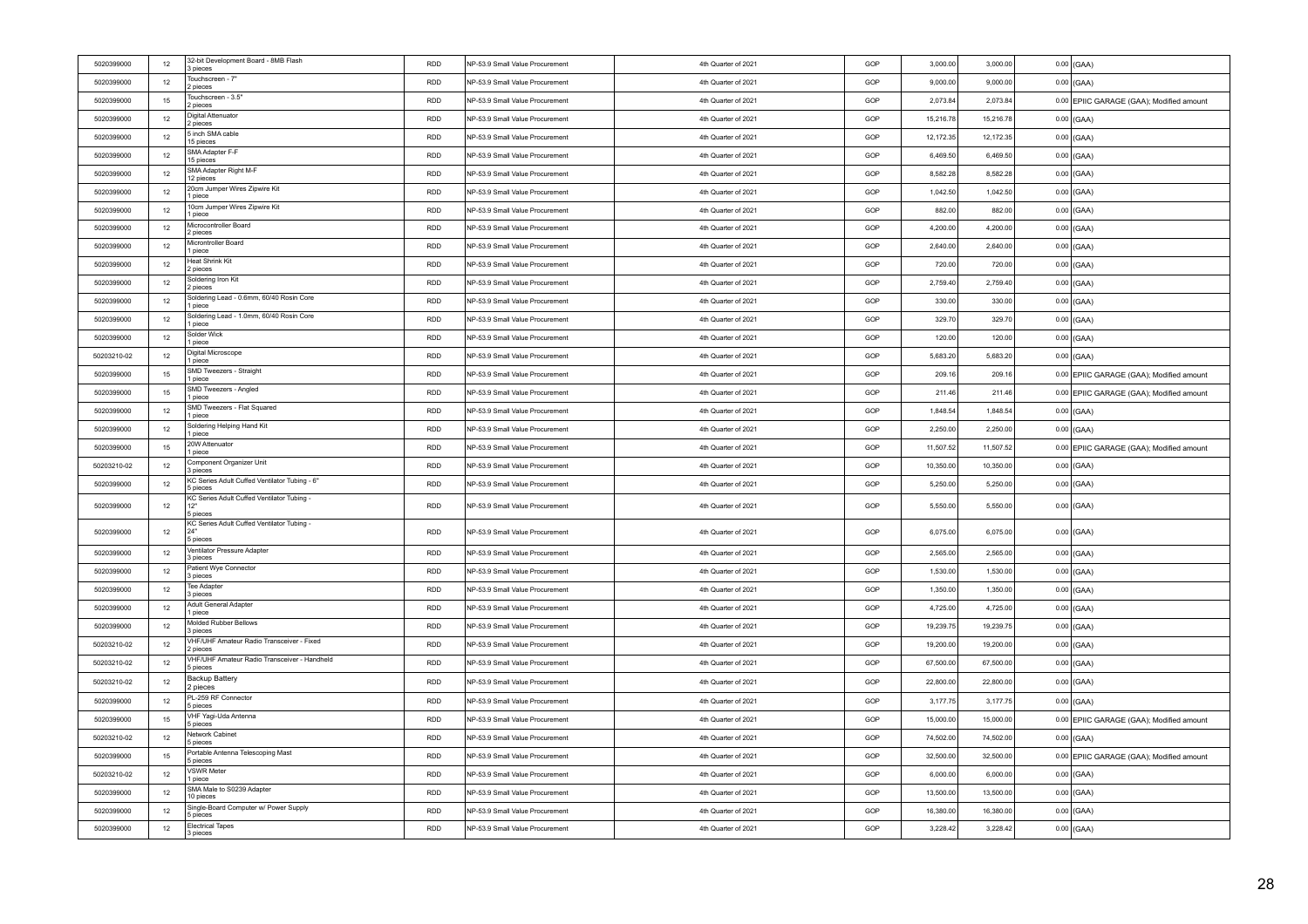| | | | | | | | | | | |
|---|---|---|---|---|---|---|---|---|---|---|
| 5020399000 | 12 | 32-bit Development Board - 8MB Flash<br>3 pieces | RDD | NP-53.9 Small Value Procurement | 4th Quarter of 2021 | GOP | 3,000.00 | 3,000.00 | 0.00 | (GAA) |
| 5020399000 | 12 | Touchscreen - 7"<br>2 pieces | RDD | NP-53.9 Small Value Procurement | 4th Quarter of 2021 | GOP | 9,000.00 | 9,000.00 | 0.00 | (GAA) |
| 5020399000 | 15 | Touchscreen - 3.5"<br>2 pieces | RDD | NP-53.9 Small Value Procurement | 4th Quarter of 2021 | GOP | 2,073.84 | 2,073.84 | 0.00 | EPIIC GARAGE (GAA); Modified amount |
| 5020399000 | 12 | Digital Attenuator<br>2 pieces | RDD | NP-53.9 Small Value Procurement | 4th Quarter of 2021 | GOP | 15,216.78 | 15,216.78 | 0.00 | (GAA) |
| 5020399000 | 12 | 5 inch SMA cable<br>15 pieces | RDD | NP-53.9 Small Value Procurement | 4th Quarter of 2021 | GOP | 12,172.35 | 12,172.35 | 0.00 | (GAA) |
| 5020399000 | 12 | SMA Adapter F-F<br>15 pieces | RDD | NP-53.9 Small Value Procurement | 4th Quarter of 2021 | GOP | 6,469.50 | 6,469.50 | 0.00 | (GAA) |
| 5020399000 | 12 | SMA Adapter Right M-F<br>12 pieces | RDD | NP-53.9 Small Value Procurement | 4th Quarter of 2021 | GOP | 8,582.28 | 8,582.28 | 0.00 | (GAA) |
| 5020399000 | 12 | 20cm Jumper Wires Zipwire Kit<br>1 piece | RDD | NP-53.9 Small Value Procurement | 4th Quarter of 2021 | GOP | 1,042.50 | 1,042.50 | 0.00 | (GAA) |
| 5020399000 | 12 | 10cm Jumper Wires Zipwire Kit<br>1 piece | RDD | NP-53.9 Small Value Procurement | 4th Quarter of 2021 | GOP | 882.00 | 882.00 | 0.00 | (GAA) |
| 5020399000 | 12 | Microcontroller Board<br>2 pieces | RDD | NP-53.9 Small Value Procurement | 4th Quarter of 2021 | GOP | 4,200.00 | 4,200.00 | 0.00 | (GAA) |
| 5020399000 | 12 | Microntroller Board<br>1 piece | RDD | NP-53.9 Small Value Procurement | 4th Quarter of 2021 | GOP | 2,640.00 | 2,640.00 | 0.00 | (GAA) |
| 5020399000 | 12 | Heat Shrink Kit<br>2 pieces | RDD | NP-53.9 Small Value Procurement | 4th Quarter of 2021 | GOP | 720.00 | 720.00 | 0.00 | (GAA) |
| 5020399000 | 12 | Soldering Iron Kit<br>2 pieces | RDD | NP-53.9 Small Value Procurement | 4th Quarter of 2021 | GOP | 2,759.40 | 2,759.40 | 0.00 | (GAA) |
| 5020399000 | 12 | Soldering Lead - 0.6mm, 60/40 Rosin Core<br>1 piece | RDD | NP-53.9 Small Value Procurement | 4th Quarter of 2021 | GOP | 330.00 | 330.00 | 0.00 | (GAA) |
| 5020399000 | 12 | Soldering Lead - 1.0mm, 60/40 Rosin Core<br>1 piece | RDD | NP-53.9 Small Value Procurement | 4th Quarter of 2021 | GOP | 329.70 | 329.70 | 0.00 | (GAA) |
| 5020399000 | 12 | Solder Wick<br>1 piece | RDD | NP-53.9 Small Value Procurement | 4th Quarter of 2021 | GOP | 120.00 | 120.00 | 0.00 | (GAA) |
| 50203210-02 | 12 | Digital Microscope<br>1 piece | RDD | NP-53.9 Small Value Procurement | 4th Quarter of 2021 | GOP | 5,683.20 | 5,683.20 | 0.00 | (GAA) |
| 5020399000 | 15 | SMD Tweezers - Straight<br>1 piece | RDD | NP-53.9 Small Value Procurement | 4th Quarter of 2021 | GOP | 209.16 | 209.16 | 0.00 | EPIIC GARAGE (GAA); Modified amount |
| 5020399000 | 15 | SMD Tweezers - Angled<br>1 piece | RDD | NP-53.9 Small Value Procurement | 4th Quarter of 2021 | GOP | 211.46 | 211.46 | 0.00 | EPIIC GARAGE (GAA); Modified amount |
| 5020399000 | 12 | SMD Tweezers - Flat Squared<br>1 piece | RDD | NP-53.9 Small Value Procurement | 4th Quarter of 2021 | GOP | 1,848.54 | 1,848.54 | 0.00 | (GAA) |
| 5020399000 | 12 | Soldering Helping Hand Kit<br>1 piece | RDD | NP-53.9 Small Value Procurement | 4th Quarter of 2021 | GOP | 2,250.00 | 2,250.00 | 0.00 | (GAA) |
| 5020399000 | 15 | 20W Attenuator<br>1 piece | RDD | NP-53.9 Small Value Procurement | 4th Quarter of 2021 | GOP | 11,507.52 | 11,507.52 | 0.00 | EPIIC GARAGE (GAA); Modified amount |
| 50203210-02 | 12 | Component Organizer Unit<br>3 pieces | RDD | NP-53.9 Small Value Procurement | 4th Quarter of 2021 | GOP | 10,350.00 | 10,350.00 | 0.00 | (GAA) |
| 5020399000 | 12 | KC Series Adult Cuffed Ventilator Tubing - 6"<br>5 pieces | RDD | NP-53.9 Small Value Procurement | 4th Quarter of 2021 | GOP | 5,250.00 | 5,250.00 | 0.00 | (GAA) |
| 5020399000 | 12 | KC Series Adult Cuffed Ventilator Tubing - 12"<br>5 pieces | RDD | NP-53.9 Small Value Procurement | 4th Quarter of 2021 | GOP | 5,550.00 | 5,550.00 | 0.00 | (GAA) |
| 5020399000 | 12 | KC Series Adult Cuffed Ventilator Tubing - 24"<br>5 pieces | RDD | NP-53.9 Small Value Procurement | 4th Quarter of 2021 | GOP | 6,075.00 | 6,075.00 | 0.00 | (GAA) |
| 5020399000 | 12 | Ventilator Pressure Adapter<br>3 pieces | RDD | NP-53.9 Small Value Procurement | 4th Quarter of 2021 | GOP | 2,565.00 | 2,565.00 | 0.00 | (GAA) |
| 5020399000 | 12 | Patient Wye Connector<br>3 pieces | RDD | NP-53.9 Small Value Procurement | 4th Quarter of 2021 | GOP | 1,530.00 | 1,530.00 | 0.00 | (GAA) |
| 5020399000 | 12 | Tee Adapter<br>3 pieces | RDD | NP-53.9 Small Value Procurement | 4th Quarter of 2021 | GOP | 1,350.00 | 1,350.00 | 0.00 | (GAA) |
| 5020399000 | 12 | Adult General Adapter<br>1 piece | RDD | NP-53.9 Small Value Procurement | 4th Quarter of 2021 | GOP | 4,725.00 | 4,725.00 | 0.00 | (GAA) |
| 5020399000 | 12 | Molded Rubber Bellows<br>3 pieces | RDD | NP-53.9 Small Value Procurement | 4th Quarter of 2021 | GOP | 19,239.75 | 19,239.75 | 0.00 | (GAA) |
| 50203210-02 | 12 | VHF/UHF Amateur Radio Transceiver - Fixed<br>2 pieces | RDD | NP-53.9 Small Value Procurement | 4th Quarter of 2021 | GOP | 19,200.00 | 19,200.00 | 0.00 | (GAA) |
| 50203210-02 | 12 | VHF/UHF Amateur Radio Transceiver - Handheld<br>5 pieces | RDD | NP-53.9 Small Value Procurement | 4th Quarter of 2021 | GOP | 67,500.00 | 67,500.00 | 0.00 | (GAA) |
| 50203210-02 | 12 | Backup Battery<br>2 pieces | RDD | NP-53.9 Small Value Procurement | 4th Quarter of 2021 | GOP | 22,800.00 | 22,800.00 | 0.00 | (GAA) |
| 5020399000 | 12 | PL-259 RF Connector<br>5 pieces | RDD | NP-53.9 Small Value Procurement | 4th Quarter of 2021 | GOP | 3,177.75 | 3,177.75 | 0.00 | (GAA) |
| 5020399000 | 15 | VHF Yagi-Uda Antenna<br>5 pieces | RDD | NP-53.9 Small Value Procurement | 4th Quarter of 2021 | GOP | 15,000.00 | 15,000.00 | 0.00 | EPIIC GARAGE (GAA); Modified amount |
| 50203210-02 | 12 | Network Cabinet<br>5 pieces | RDD | NP-53.9 Small Value Procurement | 4th Quarter of 2021 | GOP | 74,502.00 | 74,502.00 | 0.00 | (GAA) |
| 5020399000 | 15 | Portable Antenna Telescoping Mast<br>5 pieces | RDD | NP-53.9 Small Value Procurement | 4th Quarter of 2021 | GOP | 32,500.00 | 32,500.00 | 0.00 | EPIIC GARAGE (GAA); Modified amount |
| 50203210-02 | 12 | VSWR Meter<br>1 piece | RDD | NP-53.9 Small Value Procurement | 4th Quarter of 2021 | GOP | 6,000.00 | 6,000.00 | 0.00 | (GAA) |
| 5020399000 | 12 | SMA Male to S0239 Adapter<br>10 pieces | RDD | NP-53.9 Small Value Procurement | 4th Quarter of 2021 | GOP | 13,500.00 | 13,500.00 | 0.00 | (GAA) |
| 5020399000 | 12 | Single-Board Computer w/ Power Supply<br>5 pieces | RDD | NP-53.9 Small Value Procurement | 4th Quarter of 2021 | GOP | 16,380.00 | 16,380.00 | 0.00 | (GAA) |
| 5020399000 | 12 | Electrical Tapes<br>3 pieces | RDD | NP-53.9 Small Value Procurement | 4th Quarter of 2021 | GOP | 3,228.42 | 3,228.42 | 0.00 | (GAA) |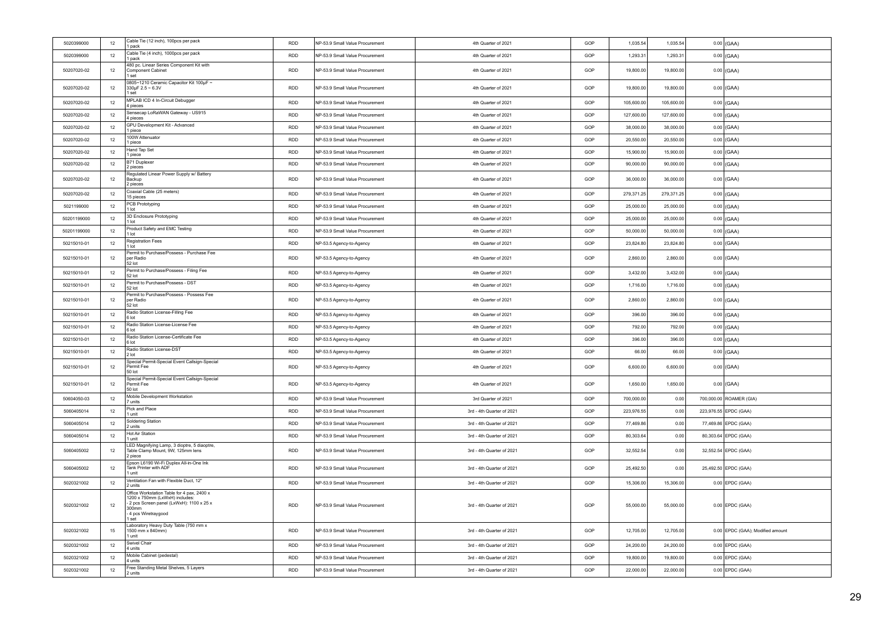| | | | | | | | | | | |
|---|---|---|---|---|---|---|---|---|---|---|
| 5020399000 | 12 | Cable Tie (12 inch), 100pcs per pack<br>1 pack | RDD | NP-53.9 Small Value Procurement | 4th Quarter of 2021 | GOP | 1,035.54 | 1,035.54 | 0.00 | (GAA) |
| 5020399000 | 12 | Cable Tie (4 inch), 1000pcs per pack<br>1 pack | RDD | NP-53.9 Small Value Procurement | 4th Quarter of 2021 | GOP | 1,293.31 | 1,293.31 | 0.00 | (GAA) |
| 50207020-02 | 12 | 480 pc. Linear Series Component Kit with Component Cabinet<br>1 set | RDD | NP-53.9 Small Value Procurement | 4th Quarter of 2021 | GOP | 19,800.00 | 19,800.00 | 0.00 | (GAA) |
| 50207020-02 | 12 | 0805~1210 Ceramic Capacitor Kit 100µF ~ 330µF 2.5 ~ 6.3V<br>1 set | RDD | NP-53.9 Small Value Procurement | 4th Quarter of 2021 | GOP | 19,800.00 | 19,800.00 | 0.00 | (GAA) |
| 50207020-02 | 12 | MPLAB ICD 4 In-Circuit Debugger<br>4 pieces | RDD | NP-53.9 Small Value Procurement | 4th Quarter of 2021 | GOP | 105,600.00 | 105,600.00 | 0.00 | (GAA) |
| 50207020-02 | 12 | Sensecap LoRaWAN Gateway - US915<br>4 pieces | RDD | NP-53.9 Small Value Procurement | 4th Quarter of 2021 | GOP | 127,600.00 | 127,600.00 | 0.00 | (GAA) |
| 50207020-02 | 12 | GPU Development Kit - Advanced<br>1 piece | RDD | NP-53.9 Small Value Procurement | 4th Quarter of 2021 | GOP | 38,000.00 | 38,000.00 | 0.00 | (GAA) |
| 50207020-02 | 12 | 100W Attenuator<br>1 piece | RDD | NP-53.9 Small Value Procurement | 4th Quarter of 2021 | GOP | 20,550.00 | 20,550.00 | 0.00 | (GAA) |
| 50207020-02 | 12 | Hand Tap Set<br>1 piece | RDD | NP-53.9 Small Value Procurement | 4th Quarter of 2021 | GOP | 15,900.00 | 15,900.00 | 0.00 | (GAA) |
| 50207020-02 | 12 | B71 Duplexer<br>2 pieces | RDD | NP-53.9 Small Value Procurement | 4th Quarter of 2021 | GOP | 90,000.00 | 90,000.00 | 0.00 | (GAA) |
| 50207020-02 | 12 | Regulated Linear Power Supply w/ Battery Backup<br>2 pieces | RDD | NP-53.9 Small Value Procurement | 4th Quarter of 2021 | GOP | 36,000.00 | 36,000.00 | 0.00 | (GAA) |
| 50207020-02 | 12 | Coaxial Cable (25 meters)<br>15 pieces | RDD | NP-53.9 Small Value Procurement | 4th Quarter of 2021 | GOP | 279,371.25 | 279,371.25 | 0.00 | (GAA) |
| 5021199000 | 12 | PCB Prototyping<br>1 lot | RDD | NP-53.9 Small Value Procurement | 4th Quarter of 2021 | GOP | 25,000.00 | 25,000.00 | 0.00 | (GAA) |
| 50201199000 | 12 | 3D Enclosure Prototyping<br>1 lot | RDD | NP-53.9 Small Value Procurement | 4th Quarter of 2021 | GOP | 25,000.00 | 25,000.00 | 0.00 | (GAA) |
| 50201199000 | 12 | Product Safety and EMC Testing<br>1 lot | RDD | NP-53.9 Small Value Procurement | 4th Quarter of 2021 | GOP | 50,000.00 | 50,000.00 | 0.00 | (GAA) |
| 50215010-01 | 12 | Registration Fees<br>1 lot | RDD | NP-53.5 Agency-to-Agency | 4th Quarter of 2021 | GOP | 23,824.80 | 23,824.80 | 0.00 | (GAA) |
| 50215010-01 | 12 | Permit to Purchase/Possess - Purchase Fee per Radio<br>52 lot | RDD | NP-53.5 Agency-to-Agency | 4th Quarter of 2021 | GOP | 2,860.00 | 2,860.00 | 0.00 | (GAA) |
| 50215010-01 | 12 | Permit to Purchase/Possess - Filing Fee<br>52 lot | RDD | NP-53.5 Agency-to-Agency | 4th Quarter of 2021 | GOP | 3,432.00 | 3,432.00 | 0.00 | (GAA) |
| 50215010-01 | 12 | Permit to Purchase/Possess - DST<br>52 lot | RDD | NP-53.5 Agency-to-Agency | 4th Quarter of 2021 | GOP | 1,716.00 | 1,716.00 | 0.00 | (GAA) |
| 50215010-01 | 12 | Permit to Purchase/Possess - Possess Fee per Radio<br>52 lot | RDD | NP-53.5 Agency-to-Agency | 4th Quarter of 2021 | GOP | 2,860.00 | 2,860.00 | 0.00 | (GAA) |
| 50215010-01 | 12 | Radio Station License-Filling Fee<br>6 lot | RDD | NP-53.5 Agency-to-Agency | 4th Quarter of 2021 | GOP | 396.00 | 396.00 | 0.00 | (GAA) |
| 50215010-01 | 12 | Radio Station License-License Fee<br>6 lot | RDD | NP-53.5 Agency-to-Agency | 4th Quarter of 2021 | GOP | 792.00 | 792.00 | 0.00 | (GAA) |
| 50215010-01 | 12 | Radio Station License-Certificate Fee<br>6 lot | RDD | NP-53.5 Agency-to-Agency | 4th Quarter of 2021 | GOP | 396.00 | 396.00 | 0.00 | (GAA) |
| 50215010-01 | 12 | Radio Station License-DST<br>2 lot | RDD | NP-53.5 Agency-to-Agency | 4th Quarter of 2021 | GOP | 66.00 | 66.00 | 0.00 | (GAA) |
| 50215010-01 | 12 | Special Permit-Special Event Callsign-Special Permit Fee<br>50 lot | RDD | NP-53.5 Agency-to-Agency | 4th Quarter of 2021 | GOP | 6,600.00 | 6,600.00 | 0.00 | (GAA) |
| 50215010-01 | 12 | Special Permit-Special Event Callsign-Special Permit Fee<br>50 lot | RDD | NP-53.5 Agency-to-Agency | 4th Quarter of 2021 | GOP | 1,650.00 | 1,650.00 | 0.00 | (GAA) |
| 50604050-03 | 12 | Mobile Development Workstation<br>7 units | RDD | NP-53.9 Small Value Procurement | 3rd Quarter of 2021 | GOP | 700,000.00 | 0.00 | 700,000.00 | ROAMER (GIA) |
| 5060405014 | 12 | Pick and Place<br>1 unit | RDD | NP-53.9 Small Value Procurement | 3rd - 4th Quarter of 2021 | GOP | 223,976.55 | 0.00 | 223,976.55 | EPDC (GAA) |
| 5060405014 | 12 | Soldering Station<br>2 units | RDD | NP-53.9 Small Value Procurement | 3rd - 4th Quarter of 2021 | GOP | 77,469.86 | 0.00 | 77,469.86 | EPDC (GAA) |
| 5060405014 | 12 | Hot Air Station<br>1 unit | RDD | NP-53.9 Small Value Procurement | 3rd - 4th Quarter of 2021 | GOP | 80,303.64 | 0.00 | 80,303.64 | EPDC (GAA) |
| 5060405002 | 12 | LED Magnifying Lamp, 3 dioptre, 5 diaoptre, Table Clamp Mount, 9W, 125mm lens<br>2 piece | RDD | NP-53.9 Small Value Procurement | 3rd - 4th Quarter of 2021 | GOP | 32,552.54 | 0.00 | 32,552.54 | EPDC (GAA) |
| 5060405002 | 12 | Epson L6190 Wi-Fi Duplex All-in-One Ink Tank Printer with ADF<br>1 unit | RDD | NP-53.9 Small Value Procurement | 3rd - 4th Quarter of 2021 | GOP | 25,492.50 | 0.00 | 25,492.50 | EPDC (GAA) |
| 5020321002 | 12 | Ventilation Fan with Flexible Duct, 12"<br>2 units | RDD | NP-53.9 Small Value Procurement | 3rd - 4th Quarter of 2021 | GOP | 15,306.00 | 15,306.00 | 0.00 | EPDC (GAA) |
| 5020321002 | 12 | Office Workstation Table for 4 pax, 2400 x 1200 x 750mm (LxWxH) includes:<br>- 2 pcs Screen panel (LxWxH): 1100 x 25 x 300mm<br>- 4 pcs Wiretraygood<br>1 set | RDD | NP-53.9 Small Value Procurement | 3rd - 4th Quarter of 2021 | GOP | 55,000.00 | 55,000.00 | 0.00 | EPDC (GAA) |
| 5020321002 | 15 | Laboratory Heavy Duty Table (750 mm x 1500 mm x 840mm)<br>1 unit | RDD | NP-53.9 Small Value Procurement | 3rd - 4th Quarter of 2021 | GOP | 12,705.00 | 12,705.00 | 0.00 | EPDC (GAA); Modified amount |
| 5020321002 | 12 | Swivel Chair<br>4 units | RDD | NP-53.9 Small Value Procurement | 3rd - 4th Quarter of 2021 | GOP | 24,200.00 | 24,200.00 | 0.00 | EPDC (GAA) |
| 5020321002 | 12 | Mobile Cabinet (pedestal)<br>4 units | RDD | NP-53.9 Small Value Procurement | 3rd - 4th Quarter of 2021 | GOP | 19,800.00 | 19,800.00 | 0.00 | EPDC (GAA) |
| 5020321002 | 12 | Free Standing Metal Shelves, 5 Layers<br>2 units | RDD | NP-53.9 Small Value Procurement | 3rd - 4th Quarter of 2021 | GOP | 22,000.00 | 22,000.00 | 0.00 | EPDC (GAA) |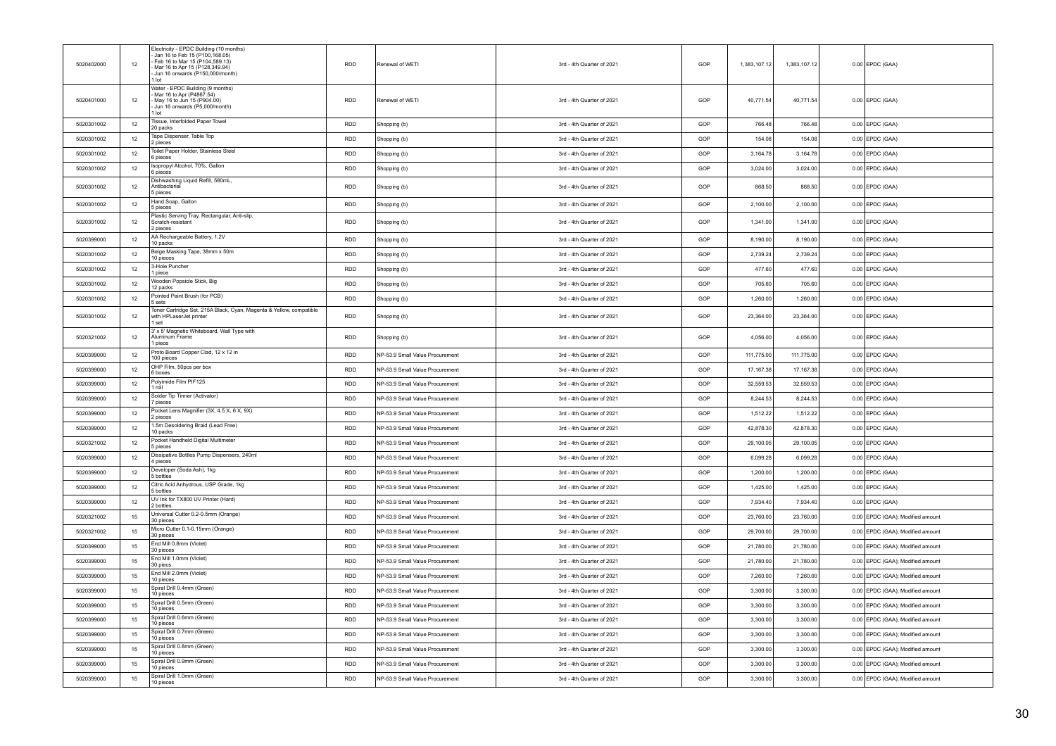| | | | | | | | | | | |
|---|---|---|---|---|---|---|---|---|---|---|
| 5020402000 | 12 | Electricity - EPDC Building (10 months)<br>- Jan 16 to Feb 15 (P100,168.05)<br>- Feb 16 to Mar 15 (P104,589.13)<br>- Mar 16 to Apr 15 (P128,349.94)<br>- Jun 16 onwards (P150,000/month)<br>1 lot | RDD | Renewal of WETI | 3rd - 4th Quarter of 2021 | GOP | 1,383,107.12 | 1,383,107.12 | 0.00 | EPDC (GAA) |
| 5020401000 | 12 | Water - EPDC Building (9 months)<br>- Mar 16 to Apr (P4867.54)<br>- May 16 to Jun 15 (P904.00)<br>- Jun 16 onwards (P5,000/month)<br>1 lot | RDD | Renewal of WETI | 3rd - 4th Quarter of 2021 | GOP | 40,771.54 | 40,771.54 | 0.00 | EPDC (GAA) |
| 5020301002 | 12 | Tissue, Interfolded Paper Towel<br>20 packs | RDD | Shopping (b) | 3rd - 4th Quarter of 2021 | GOP | 766.48 | 766.48 | 0.00 | EPDC (GAA) |
| 5020301002 | 12 | Tape Dispenser, Table Top<br>2 pieces | RDD | Shopping (b) | 3rd - 4th Quarter of 2021 | GOP | 154.08 | 154.08 | 0.00 | EPDC (GAA) |
| 5020301002 | 12 | Toilet Paper Holder, Stainless Steel<br>6 pieces | RDD | Shopping (b) | 3rd - 4th Quarter of 2021 | GOP | 3,164.78 | 3,164.78 | 0.00 | EPDC (GAA) |
| 5020301002 | 12 | Isopropyl Alcohol, 70%, Gallon<br>6 pieces | RDD | Shopping (b) | 3rd - 4th Quarter of 2021 | GOP | 3,024.00 | 3,024.00 | 0.00 | EPDC (GAA) |
| 5020301002 | 12 | Dishwashing Liquid Refill, 580mL, Antibacterial<br>5 pieces | RDD | Shopping (b) | 3rd - 4th Quarter of 2021 | GOP | 868.50 | 868.50 | 0.00 | EPDC (GAA) |
| 5020301002 | 12 | Hand Soap, Gallon<br>5 pieces | RDD | Shopping (b) | 3rd - 4th Quarter of 2021 | GOP | 2,100.00 | 2,100.00 | 0.00 | EPDC (GAA) |
| 5020301002 | 12 | Plastic Serving Tray, Rectangular, Anti-slip, Scratch-resistant<br>2 pieces | RDD | Shopping (b) | 3rd - 4th Quarter of 2021 | GOP | 1,341.00 | 1,341.00 | 0.00 | EPDC (GAA) |
| 5020399000 | 12 | AA Rechargeable Battery, 1.2V<br>10 packs | RDD | Shopping (b) | 3rd - 4th Quarter of 2021 | GOP | 8,190.00 | 8,190.00 | 0.00 | EPDC (GAA) |
| 5020301002 | 12 | Beige Masking Tape, 38mm x 50m<br>10 pieces | RDD | Shopping (b) | 3rd - 4th Quarter of 2021 | GOP | 2,739.24 | 2,739.24 | 0.00 | EPDC (GAA) |
| 5020301002 | 12 | 3-Hole Puncher<br>1 piece | RDD | Shopping (b) | 3rd - 4th Quarter of 2021 | GOP | 477.60 | 477.60 | 0.00 | EPDC (GAA) |
| 5020301002 | 12 | Wooden Popsicle Stick, Big<br>12 packs | RDD | Shopping (b) | 3rd - 4th Quarter of 2021 | GOP | 705.60 | 705.60 | 0.00 | EPDC (GAA) |
| 5020301002 | 12 | Pointed Paint Brush (for PCB)<br>5 sets | RDD | Shopping (b) | 3rd - 4th Quarter of 2021 | GOP | 1,260.00 | 1,260.00 | 0.00 | EPDC (GAA) |
| 5020301002 | 12 | Toner Cartridge Set, 215A Black, Cyan, Magenta & Yellow, compatible with HPLaserJet printer<br>1 set | RDD | Shopping (b) | 3rd - 4th Quarter of 2021 | GOP | 23,364.00 | 23,364.00 | 0.00 | EPDC (GAA) |
| 5020321002 | 12 | 3' x 5' Magnetic Whiteboard, Wall Type with Aluminum Frame<br>1 piece | RDD | Shopping (b) | 3rd - 4th Quarter of 2021 | GOP | 4,056.00 | 4,056.00 | 0.00 | EPDC (GAA) |
| 5020399000 | 12 | Proto Board Copper Clad, 12 x 12 in<br>100 pieces | RDD | NP-53.9 Small Value Procurement | 3rd - 4th Quarter of 2021 | GOP | 111,775.00 | 111,775.00 | 0.00 | EPDC (GAA) |
| 5020399000 | 12 | OHP Film, 50pcs per box<br>6 boxes | RDD | NP-53.9 Small Value Procurement | 3rd - 4th Quarter of 2021 | GOP | 17,167.38 | 17,167.38 | 0.00 | EPDC (GAA) |
| 5020399000 | 12 | Polyimide Film PIF125<br>1 roll | RDD | NP-53.9 Small Value Procurement | 3rd - 4th Quarter of 2021 | GOP | 32,559.53 | 32,559.53 | 0.00 | EPDC (GAA) |
| 5020399000 | 12 | Solder Tip Tinner (Activator)<br>7 pieces | RDD | NP-53.9 Small Value Procurement | 3rd - 4th Quarter of 2021 | GOP | 8,244.53 | 8,244.53 | 0.00 | EPDC (GAA) |
| 5020399000 | 12 | Pocket Lens Magnifier (3X, 4.5 X, 6 X, 9X)<br>2 pieces | RDD | NP-53.9 Small Value Procurement | 3rd - 4th Quarter of 2021 | GOP | 1,512.22 | 1,512.22 | 0.00 | EPDC (GAA) |
| 5020399000 | 12 | 1.5m Desoldering Braid (Lead Free)<br>10 packs | RDD | NP-53.9 Small Value Procurement | 3rd - 4th Quarter of 2021 | GOP | 42,878.30 | 42,878.30 | 0.00 | EPDC (GAA) |
| 5020321002 | 12 | Pocket Handheld Digital Multimeter<br>5 pieces | RDD | NP-53.9 Small Value Procurement | 3rd - 4th Quarter of 2021 | GOP | 29,100.05 | 29,100.05 | 0.00 | EPDC (GAA) |
| 5020399000 | 12 | Dissipative Bottles Pump Dispensers, 240ml<br>4 pieces | RDD | NP-53.9 Small Value Procurement | 3rd - 4th Quarter of 2021 | GOP | 6,099.28 | 6,099.28 | 0.00 | EPDC (GAA) |
| 5020399000 | 12 | Developer (Soda Ash), 1kg<br>5 bottles | RDD | NP-53.9 Small Value Procurement | 3rd - 4th Quarter of 2021 | GOP | 1,200.00 | 1,200.00 | 0.00 | EPDC (GAA) |
| 5020399000 | 12 | Citric Acid Anhydrous, USP Grade, 1kg<br>5 bottles | RDD | NP-53.9 Small Value Procurement | 3rd - 4th Quarter of 2021 | GOP | 1,425.00 | 1,425.00 | 0.00 | EPDC (GAA) |
| 5020399000 | 12 | UV Ink for TX800 UV Printer (Hard)<br>2 bottles | RDD | NP-53.9 Small Value Procurement | 3rd - 4th Quarter of 2021 | GOP | 7,934.40 | 7,934.40 | 0.00 | EPDC (GAA) |
| 5020321002 | 15 | Universal Cutter 0.2-0.5mm (Orange)<br>30 pieces | RDD | NP-53.9 Small Value Procurement | 3rd - 4th Quarter of 2021 | GOP | 23,760.00 | 23,760.00 | 0.00 | EPDC (GAA); Modified amount |
| 5020321002 | 15 | Micro Cutter 0.1-0.15mm (Orange)<br>30 pieces | RDD | NP-53.9 Small Value Procurement | 3rd - 4th Quarter of 2021 | GOP | 29,700.00 | 29,700.00 | 0.00 | EPDC (GAA); Modified amount |
| 5020399000 | 15 | End Mill 0.8mm (Violet)<br>30 pieces | RDD | NP-53.9 Small Value Procurement | 3rd - 4th Quarter of 2021 | GOP | 21,780.00 | 21,780.00 | 0.00 | EPDC (GAA); Modified amount |
| 5020399000 | 15 | End Mill 1.0mm (Violet)<br>30 piecs | RDD | NP-53.9 Small Value Procurement | 3rd - 4th Quarter of 2021 | GOP | 21,780.00 | 21,780.00 | 0.00 | EPDC (GAA); Modified amount |
| 5020399000 | 15 | End Mill 2.0mm (Violet)<br>10 pieces | RDD | NP-53.9 Small Value Procurement | 3rd - 4th Quarter of 2021 | GOP | 7,260.00 | 7,260.00 | 0.00 | EPDC (GAA); Modified amount |
| 5020399000 | 15 | Spiral Drill 0.4mm (Green)<br>10 pieces | RDD | NP-53.9 Small Value Procurement | 3rd - 4th Quarter of 2021 | GOP | 3,300.00 | 3,300.00 | 0.00 | EPDC (GAA); Modified amount |
| 5020399000 | 15 | Spiral Drill 0.5mm (Green)<br>10 pieces | RDD | NP-53.9 Small Value Procurement | 3rd - 4th Quarter of 2021 | GOP | 3,300.00 | 3,300.00 | 0.00 | EPDC (GAA); Modified amount |
| 5020399000 | 15 | Spiral Drill 0.6mm (Green)<br>10 pieces | RDD | NP-53.9 Small Value Procurement | 3rd - 4th Quarter of 2021 | GOP | 3,300.00 | 3,300.00 | 0.00 | EPDC (GAA); Modified amount |
| 5020399000 | 15 | Spiral Drill 0.7mm (Green)<br>10 pieces | RDD | NP-53.9 Small Value Procurement | 3rd - 4th Quarter of 2021 | GOP | 3,300.00 | 3,300.00 | 0.00 | EPDC (GAA); Modified amount |
| 5020399000 | 15 | Spiral Drill 0.8mm (Green)<br>10 pieces | RDD | NP-53.9 Small Value Procurement | 3rd - 4th Quarter of 2021 | GOP | 3,300.00 | 3,300.00 | 0.00 | EPDC (GAA); Modified amount |
| 5020399000 | 15 | Spiral Drill 0.9mm (Green)<br>10 pieces | RDD | NP-53.9 Small Value Procurement | 3rd - 4th Quarter of 2021 | GOP | 3,300.00 | 3,300.00 | 0.00 | EPDC (GAA); Modified amount |
| 5020399000 | 15 | Spiral Drill 1.0mm (Green)<br>10 pieces | RDD | NP-53.9 Small Value Procurement | 3rd - 4th Quarter of 2021 | GOP | 3,300.00 | 3,300.00 | 0.00 | EPDC (GAA); Modified amount |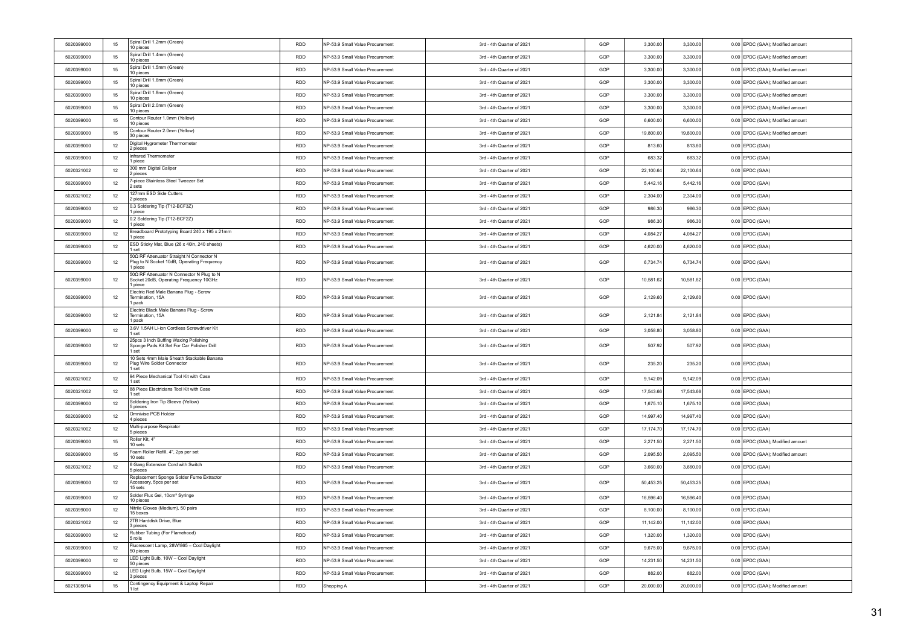| | | | | | | | | | |
|---|---|---|---|---|---|---|---|---|---|
| 5020399000 | 15 | Spiral Drill 1.2mm (Green)<br>10 pieces | RDD | NP-53.9 Small Value Procurement | 3rd - 4th Quarter of 2021 | GOP | 3,300.00 | 3,300.00 | 0.00 EPDC (GAA); Modified amount |
| 5020399000 | 15 | Spiral Drill 1.4mm (Green)<br>10 pieces | RDD | NP-53.9 Small Value Procurement | 3rd - 4th Quarter of 2021 | GOP | 3,300.00 | 3,300.00 | 0.00 EPDC (GAA); Modified amount |
| 5020399000 | 15 | Spiral Drill 1.5mm (Green)<br>10 pieces | RDD | NP-53.9 Small Value Procurement | 3rd - 4th Quarter of 2021 | GOP | 3,300.00 | 3,300.00 | 0.00 EPDC (GAA); Modified amount |
| 5020399000 | 15 | Spiral Drill 1.6mm (Green)<br>10 pieces | RDD | NP-53.9 Small Value Procurement | 3rd - 4th Quarter of 2021 | GOP | 3,300.00 | 3,300.00 | 0.00 EPDC (GAA); Modified amount |
| 5020399000 | 15 | Spiral Drill 1.8mm (Green)<br>10 pieces | RDD | NP-53.9 Small Value Procurement | 3rd - 4th Quarter of 2021 | GOP | 3,300.00 | 3,300.00 | 0.00 EPDC (GAA); Modified amount |
| 5020399000 | 15 | Spiral Drill 2.0mm (Green)<br>10 pieces | RDD | NP-53.9 Small Value Procurement | 3rd - 4th Quarter of 2021 | GOP | 3,300.00 | 3,300.00 | 0.00 EPDC (GAA); Modified amount |
| 5020399000 | 15 | Contour Router 1.0mm (Yellow)<br>10 pieces | RDD | NP-53.9 Small Value Procurement | 3rd - 4th Quarter of 2021 | GOP | 6,600.00 | 6,600.00 | 0.00 EPDC (GAA); Modified amount |
| 5020399000 | 15 | Contour Router 2.0mm (Yellow)<br>30 pieces | RDD | NP-53.9 Small Value Procurement | 3rd - 4th Quarter of 2021 | GOP | 19,800.00 | 19,800.00 | 0.00 EPDC (GAA); Modified amount |
| 5020399000 | 12 | Digital Hygrometer Thermometer<br>2 pieces | RDD | NP-53.9 Small Value Procurement | 3rd - 4th Quarter of 2021 | GOP | 813.60 | 813.60 | 0.00 EPDC (GAA) |
| 5020399000 | 12 | Infrared Thermometer<br>1 piece | RDD | NP-53.9 Small Value Procurement | 3rd - 4th Quarter of 2021 | GOP | 683.32 | 683.32 | 0.00 EPDC (GAA) |
| 5020321002 | 12 | 300 mm Digital Caliper<br>2 pieces | RDD | NP-53.9 Small Value Procurement | 3rd - 4th Quarter of 2021 | GOP | 22,100.64 | 22,100.64 | 0.00 EPDC (GAA) |
| 5020399000 | 12 | 7-piece Stainless Steel Tweezer Set<br>2 sets | RDD | NP-53.9 Small Value Procurement | 3rd - 4th Quarter of 2021 | GOP | 5,442.16 | 5,442.16 | 0.00 EPDC (GAA) |
| 5020321002 | 12 | 127mm ESD Side Cutters<br>2 pieces | RDD | NP-53.9 Small Value Procurement | 3rd - 4th Quarter of 2021 | GOP | 2,304.00 | 2,304.00 | 0.00 EPDC (GAA) |
| 5020399000 | 12 | 0.3 Soldering Tip (T12-BCF3Z)<br>1 piece | RDD | NP-53.9 Small Value Procurement | 3rd - 4th Quarter of 2021 | GOP | 986.30 | 986.30 | 0.00 EPDC (GAA) |
| 5020399000 | 12 | 0.2 Soldering Tip (T12-BCF2Z)<br>1 piece | RDD | NP-53.9 Small Value Procurement | 3rd - 4th Quarter of 2021 | GOP | 986.30 | 986.30 | 0.00 EPDC (GAA) |
| 5020399000 | 12 | Breadboard Prototyping Board 240 x 195 x 21mm<br>1 piece | RDD | NP-53.9 Small Value Procurement | 3rd - 4th Quarter of 2021 | GOP | 4,084.27 | 4,084.27 | 0.00 EPDC (GAA) |
| 5020399000 | 12 | ESD Sticky Mat, Blue (26 x 40in, 240 sheets)<br>1 set | RDD | NP-53.9 Small Value Procurement | 3rd - 4th Quarter of 2021 | GOP | 4,620.00 | 4,620.00 | 0.00 EPDC (GAA) |
| 5020399000 | 12 | 50Ω RF Attenuator Straight N Connector N Plug to N Socket 10dB, Operating Frequency<br>1 piece | RDD | NP-53.9 Small Value Procurement | 3rd - 4th Quarter of 2021 | GOP | 6,734.74 | 6,734.74 | 0.00 EPDC (GAA) |
| 5020399000 | 12 | 50Ω RF Attenuator N Connector N Plug to N Socket 20dB, Operating Frequency 10GHz<br>1 piece | RDD | NP-53.9 Small Value Procurement | 3rd - 4th Quarter of 2021 | GOP | 10,581.62 | 10,581.62 | 0.00 EPDC (GAA) |
| 5020399000 | 12 | Electric Red Male Banana Plug - Screw Termination, 15A<br>1 pack | RDD | NP-53.9 Small Value Procurement | 3rd - 4th Quarter of 2021 | GOP | 2,129.60 | 2,129.60 | 0.00 EPDC (GAA) |
| 5020399000 | 12 | Electric Black Male Banana Plug - Screw Termination, 15A<br>1 pack | RDD | NP-53.9 Small Value Procurement | 3rd - 4th Quarter of 2021 | GOP | 2,121.84 | 2,121.84 | 0.00 EPDC (GAA) |
| 5020399000 | 12 | 3.6V 1.5AH Li-ion Cordless Screwdriver Kit<br>1 set | RDD | NP-53.9 Small Value Procurement | 3rd - 4th Quarter of 2021 | GOP | 3,058.80 | 3,058.80 | 0.00 EPDC (GAA) |
| 5020399000 | 12 | 25pcs 3 Inch Buffing Waxing Polishing Sponge Pads Kit Set For Car Polisher Drill<br>1 set | RDD | NP-53.9 Small Value Procurement | 3rd - 4th Quarter of 2021 | GOP | 507.92 | 507.92 | 0.00 EPDC (GAA) |
| 5020399000 | 12 | 10 Sets 4mm Male Sheath Stackable Banana Plug Wire Solder Connector<br>1 set | RDD | NP-53.9 Small Value Procurement | 3rd - 4th Quarter of 2021 | GOP | 235.20 | 235.20 | 0.00 EPDC (GAA) |
| 5020321002 | 12 | 94 Piece Mechanical Tool Kit with Case<br>1 set | RDD | NP-53.9 Small Value Procurement | 3rd - 4th Quarter of 2021 | GOP | 9,142.09 | 9,142.09 | 0.00 EPDC (GAA) |
| 5020321002 | 12 | 88 Piece Electricians Tool Kit with Case<br>1 set | RDD | NP-53.9 Small Value Procurement | 3rd - 4th Quarter of 2021 | GOP | 17,543.66 | 17,543.66 | 0.00 EPDC (GAA) |
| 5020399000 | 12 | Soldering Iron Tip Sleeve (Yellow)<br>5 pieces | RDD | NP-53.9 Small Value Procurement | 3rd - 4th Quarter of 2021 | GOP | 1,675.10 | 1,675.10 | 0.00 EPDC (GAA) |
| 5020399000 | 12 | Omnivise PCB Holder<br>4 pieces | RDD | NP-53.9 Small Value Procurement | 3rd - 4th Quarter of 2021 | GOP | 14,997.40 | 14,997.40 | 0.00 EPDC (GAA) |
| 5020321002 | 12 | Multi-purpose Respirator<br>5 pieces | RDD | NP-53.9 Small Value Procurement | 3rd - 4th Quarter of 2021 | GOP | 17,174.70 | 17,174.70 | 0.00 EPDC (GAA) |
| 5020399000 | 15 | Roller Kit, 4"<br>10 sets | RDD | NP-53.9 Small Value Procurement | 3rd - 4th Quarter of 2021 | GOP | 2,271.50 | 2,271.50 | 0.00 EPDC (GAA); Modified amount |
| 5020399000 | 15 | Foam Roller Refill, 4", 2ps per set<br>10 sets | RDD | NP-53.9 Small Value Procurement | 3rd - 4th Quarter of 2021 | GOP | 2,095.50 | 2,095.50 | 0.00 EPDC (GAA); Modified amount |
| 5020321002 | 12 | 6 Gang Extension Cord with Switch<br>5 pieces | RDD | NP-53.9 Small Value Procurement | 3rd - 4th Quarter of 2021 | GOP | 3,660.00 | 3,660.00 | 0.00 EPDC (GAA) |
| 5020399000 | 12 | Replacement Sponge Solder Fume Extractor Accessory, 5pcs per set<br>15 sets | RDD | NP-53.9 Small Value Procurement | 3rd - 4th Quarter of 2021 | GOP | 50,453.25 | 50,453.25 | 0.00 EPDC (GAA) |
| 5020399000 | 12 | Solder Flux Gel, 10cm³ Syringe<br>10 pieces | RDD | NP-53.9 Small Value Procurement | 3rd - 4th Quarter of 2021 | GOP | 16,596.40 | 16,596.40 | 0.00 EPDC (GAA) |
| 5020399000 | 12 | Nitrile Gloves (Medium), 50 pairs<br>15 boxes | RDD | NP-53.9 Small Value Procurement | 3rd - 4th Quarter of 2021 | GOP | 8,100.00 | 8,100.00 | 0.00 EPDC (GAA) |
| 5020321002 | 12 | 2TB Harddisk Drive, Blue<br>3 pieces | RDD | NP-53.9 Small Value Procurement | 3rd - 4th Quarter of 2021 | GOP | 11,142.00 | 11,142.00 | 0.00 EPDC (GAA) |
| 5020399000 | 12 | Rubber Tubing (For Flamehood)<br>5 rolls | RDD | NP-53.9 Small Value Procurement | 3rd - 4th Quarter of 2021 | GOP | 1,320.00 | 1,320.00 | 0.00 EPDC (GAA) |
| 5020399000 | 12 | Fluorescent Lamp, 28W/865 – Cool Daylight<br>50 pieces | RDD | NP-53.9 Small Value Procurement | 3rd - 4th Quarter of 2021 | GOP | 9,675.00 | 9,675.00 | 0.00 EPDC (GAA) |
| 5020399000 | 12 | LED Light Bulb, 10W – Cool Daylight<br>50 pieces | RDD | NP-53.9 Small Value Procurement | 3rd - 4th Quarter of 2021 | GOP | 14,231.50 | 14,231.50 | 0.00 EPDC (GAA) |
| 5020399000 | 12 | LED Light Bulb, 15W – Cool Daylight<br>3 pieces | RDD | NP-53.9 Small Value Procurement | 3rd - 4th Quarter of 2021 | GOP | 882.00 | 882.00 | 0.00 EPDC (GAA) |
| 5021305014 | 15 | Contingency Equipment & Laptop Repair<br>1 lot | RDD | Shopping A | 3rd - 4th Quarter of 2021 | GOP | 20,000.00 | 20,000.00 | 0.00 EPDC (GAA); Modified amount |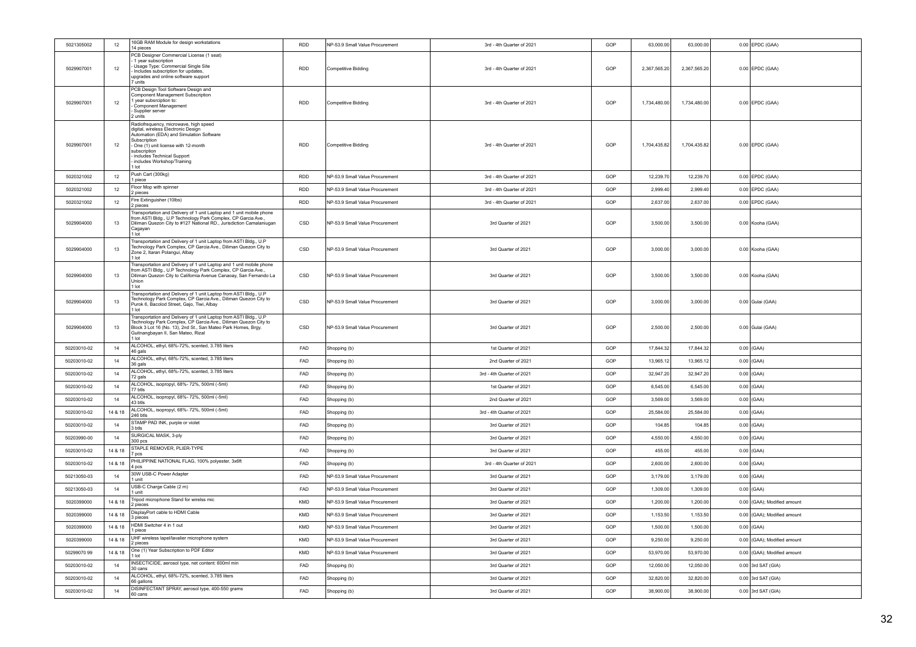| | | | | | | | | | | |
|---|---|---|---|---|---|---|---|---|---|---|
| 5021305002 | 12 | 16GB RAM Module for design workstations<br>14 pieces | RDD | NP-53.9 Small Value Procurement | 3rd - 4th Quarter of 2021 | GOP | 63,000.00 | 63,000.00 | 0.00 | EPDC (GAA) |
| 5029907001 | 12 | PCB Designer Commercial License (1 seat)<br>- 1 year subscription<br>- Usage Type: Commercial Single Site<br>- Includes subscription for updates, upgrades and online software support<br>7 units | RDD | Competitive Bidding | 3rd - 4th Quarter of 2021 | GOP | 2,367,565.20 | 2,367,565.20 | 0.00 | EPDC (GAA) |
| 5029907001 | 12 | PCB Design Tool Software Design and Component Management Subscription<br>1 year subsrciption to:<br>- Component Management<br>- Supplier server<br>2 units | RDD | Competitive Bidding | 3rd - 4th Quarter of 2021 | GOP | 1,734,480.00 | 1,734,480.00 | 0.00 | EPDC (GAA) |
| 5029907001 | 12 | Radiofrequency, microwave, high speed digital, wireless Electronic Design Automation (EDA) and Simulation Software Subscription<br>- One (1) unit license with 12-month subscription<br>- includes Technical Support<br>- includes Workshop/Training<br>1 lot | RDD | Competitive Bidding | 3rd - 4th Quarter of 2021 | GOP | 1,704,435.82 | 1,704,435.82 | 0.00 | EPDC (GAA) |
| 5020321002 | 12 | Push Cart (300kg)<br>1 piece | RDD | NP-53.9 Small Value Procurement | 3rd - 4th Quarter of 2021 | GOP | 12,239.70 | 12,239.70 | 0.00 | EPDC (GAA) |
| 5020321002 | 12 | Floor Mop with spinner<br>2 pieces | RDD | NP-53.9 Small Value Procurement | 3rd - 4th Quarter of 2021 | GOP | 2,999.40 | 2,999.40 | 0.00 | EPDC (GAA) |
| 5020321002 | 12 | Fire Extinguisher (10lbs)<br>2 pieces | RDD | NP-53.9 Small Value Procurement | 3rd - 4th Quarter of 2021 | GOP | 2,637.00 | 2,637.00 | 0.00 | EPDC (GAA) |
| 5029904000 | 13 | Transportation and Delivery of 1 unit Laptop and 1 unit mobile phone from ASTI Bldg., U.P Technology Park Complex, CP Garcia Ave., Diliman Quezon City to #127 National RD., Jurisdiction Camalaniugan Cagayan<br>1 lot | CSD | NP-53.9 Small Value Procurement | 3rd Quarter of 2021 | GOP | 3,500.00 | 3,500.00 | 0.00 | Kooha (GAA) |
| 5029904000 | 13 | Transportation and Delivery of 1 unit Laptop from ASTI Bldg., U.P Technology Park Complex, CP Garcia Ave., Diliman Quezon City to Zone 2, Itaran Polangui, Albay<br>1 lot | CSD | NP-53.9 Small Value Procurement | 3rd Quarter of 2021 | GOP | 3,000.00 | 3,000.00 | 0.00 | Kooha (GAA) |
| 5029904000 | 13 | Transportation and Delivery of 1 unit Laptop and 1 unit mobile phone from ASTI Bldg., U.P Technology Park Complex, CP Garcia Ave., Diliman Quezon City to California Avenue Canaoay, San Fernando La Union<br>1 lot | CSD | NP-53.9 Small Value Procurement | 3rd Quarter of 2021 | GOP | 3,500.00 | 3,500.00 | 0.00 | Kooha (GAA) |
| 5029904000 | 13 | Transportation and Delivery of 1 unit Laptop from ASTI Bldg., U.P Technology Park Complex, CP Garcia Ave., Diliman Quezon City to Purok 6, Bacolod Street, Gajo, Tiwi, Albay<br>1 lot | CSD | NP-53.9 Small Value Procurement | 3rd Quarter of 2021 | GOP | 3,000.00 | 3,000.00 | 0.00 | Gulai (GAA) |
| 5029904000 | 13 | Transportation and Delivery of 1 unit Laptop from ASTI Bldg., U.P Technology Park Complex, CP Garcia Ave., Diliman Quezon City to Block 3 Lot 16 (No. 13), 2nd St., San Mateo Park Homes, Brgy. Guitnangbayan II, San Mateo, Rizal<br>1 lot | CSD | NP-53.9 Small Value Procurement | 3rd Quarter of 2021 | GOP | 2,500.00 | 2,500.00 | 0.00 | Gulai (GAA) |
| 50203010-02 | 14 | ALCOHOL, ethyl, 68%-72%, scented, 3.785 liters<br>46 gals | FAD | Shopping (b) | 1st Quarter of 2021 | GOP | 17,844.32 | 17,844.32 | 0.00 | (GAA) |
| 50203010-02 | 14 | ALCOHOL, ethyl, 68%-72%, scented, 3.785 liters<br>36 gals | FAD | Shopping (b) | 2nd Quarter of 2021 | GOP | 13,965.12 | 13,965.12 | 0.00 | (GAA) |
| 50203010-02 | 14 | ALCOHOL, ethyl, 68%-72%, scented, 3.785 liters<br>72 gals | FAD | Shopping (b) | 3rd - 4th Quarter of 2021 | GOP | 32,947.20 | 32,947.20 | 0.00 | (GAA) |
| 50203010-02 | 14 | ALCOHOL, isopropyl, 68%- 72%, 500ml (-5ml)<br>77 btls | FAD | Shopping (b) | 1st Quarter of 2021 | GOP | 6,545.00 | 6,545.00 | 0.00 | (GAA) |
| 50203010-02 | 14 | ALCOHOL, isopropyl, 68%- 72%, 500ml (-5ml)<br>43 btls | FAD | Shopping (b) | 2nd Quarter of 2021 | GOP | 3,569.00 | 3,569.00 | 0.00 | (GAA) |
| 50203010-02 | 14 & 18 | ALCOHOL, isopropyl, 68%- 72%, 500ml (-5ml)<br>246 btls | FAD | Shopping (b) | 3rd - 4th Quarter of 2021 | GOP | 25,584.00 | 25,584.00 | 0.00 | (GAA) |
| 50203010-02 | 14 | STAMP PAD INK, purple or violet<br>3 btls | FAD | Shopping (b) | 3rd Quarter of 2021 | GOP | 104.85 | 104.85 | 0.00 | (GAA) |
| 50203990-00 | 14 | SURGICAL MASK, 3-ply<br>300 pcs | FAD | Shopping (b) | 3rd Quarter of 2021 | GOP | 4,550.00 | 4,550.00 | 0.00 | (GAA) |
| 50203010-02 | 14 & 18 | STAPLE REMOVER, PLIER-TYPE<br>7 pcs | FAD | Shopping (b) | 3rd Quarter of 2021 | GOP | 455.00 | 455.00 | 0.00 | (GAA) |
| 50203010-02 | 14 & 18 | PHILIPPINE NATIONAL FLAG, 100% polyester, 3x6ft<br>4 pcs | FAD | Shopping (b) | 3rd - 4th Quarter of 2021 | GOP | 2,600.00 | 2,600.00 | 0.00 | (GAA) |
| 50213050-03 | 14 | 30W USB-C Power Adapter<br>1 unit | FAD | NP-53.9 Small Value Procurement | 3rd Quarter of 2021 | GOP | 3,179.00 | 3,179.00 | 0.00 | (GAA) |
| 50213050-03 | 14 | USB-C Charge Cable (2 m)<br>1 unit | FAD | NP-53.9 Small Value Procurement | 3rd Quarter of 2021 | GOP | 1,309.00 | 1,309.00 | 0.00 | (GAA) |
| 5020399000 | 14 & 18 | Tripod microphone Stand for wirelss mic<br>2 pieces | KMD | NP-53.9 Small Value Procurement | 3rd Quarter of 2021 | GOP | 1,200.00 | 1,200.00 | 0.00 | (GAA); Modified amount |
| 5020399000 | 14 & 18 | DisplayPort cable to HDMI Cable<br>3 pieces | KMD | NP-53.9 Small Value Procurement | 3rd Quarter of 2021 | GOP | 1,153.50 | 1,153.50 | 0.00 | (GAA); Modified amount |
| 5020399000 | 14 & 18 | HDMI Switcher 4 in 1 out<br>1 piece | KMD | NP-53.9 Small Value Procurement | 3rd Quarter of 2021 | GOP | 1,500.00 | 1,500.00 | 0.00 | (GAA) |
| 5020399000 | 14 & 18 | UHF wireless lapel/lavalier microphone system<br>2 pieces | KMD | NP-53.9 Small Value Procurement | 3rd Quarter of 2021 | GOP | 9,250.00 | 9,250.00 | 0.00 | (GAA); Modified amount |
| 50299070 99 | 14 & 18 | One (1) Year Subscription to PDF Editor<br>1 lot | KMD | NP-53.9 Small Value Procurement | 3rd Quarter of 2021 | GOP | 53,970.00 | 53,970.00 | 0.00 | (GAA); Modified amount |
| 50203010-02 | 14 | INSECTICIDE, aerosol type, net content: 600ml min<br>30 cans | FAD | Shopping (b) | 3rd Quarter of 2021 | GOP | 12,050.00 | 12,050.00 | 0.00 | 3rd SAT (GIA) |
| 50203010-02 | 14 | ALCOHOL, ethyl, 68%-72%, scented, 3.785 liters<br>66 gallons | FAD | Shopping (b) | 3rd Quarter of 2021 | GOP | 32,820.00 | 32,820.00 | 0.00 | 3rd SAT (GIA) |
| 50203010-02 | 14 | DISINFECTANT SPRAY, aerosol type, 400-550 grams<br>60 cans | FAD | Shopping (b) | 3rd Quarter of 2021 | GOP | 38,900.00 | 38,900.00 | 0.00 | 3rd SAT (GIA) |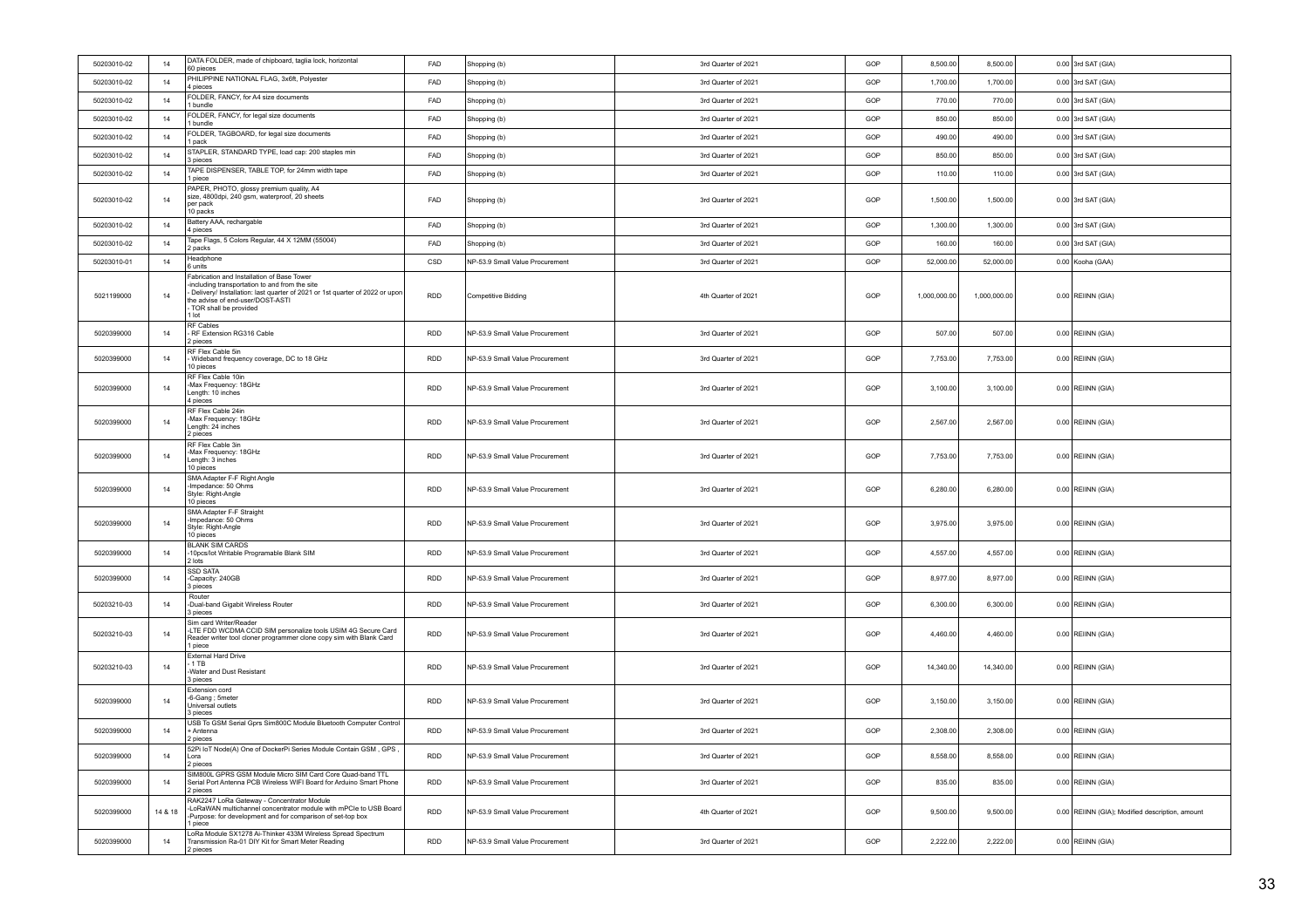| | | | | | | | | | | |
|---|---|---|---|---|---|---|---|---|---|---|
| 50203010-02 | 14 | DATA FOLDER, made of chipboard, taglia lock, horizontal<br>60 pieces | FAD | Shopping (b) | 3rd Quarter of 2021 | GOP | 8,500.00 | 8,500.00 | 0.00 | 3rd SAT (GIA) |
| 50203010-02 | 14 | PHILIPPINE NATIONAL FLAG, 3x6ft, Polyester<br>4 pieces | FAD | Shopping (b) | 3rd Quarter of 2021 | GOP | 1,700.00 | 1,700.00 | 0.00 | 3rd SAT (GIA) |
| 50203010-02 | 14 | FOLDER, FANCY, for A4 size documents<br>1 bundle | FAD | Shopping (b) | 3rd Quarter of 2021 | GOP | 770.00 | 770.00 | 0.00 | 3rd SAT (GIA) |
| 50203010-02 | 14 | FOLDER, FANCY, for legal size documents<br>1 bundle | FAD | Shopping (b) | 3rd Quarter of 2021 | GOP | 850.00 | 850.00 | 0.00 | 3rd SAT (GIA) |
| 50203010-02 | 14 | FOLDER, TAGBOARD, for legal size documents<br>1 pack | FAD | Shopping (b) | 3rd Quarter of 2021 | GOP | 490.00 | 490.00 | 0.00 | 3rd SAT (GIA) |
| 50203010-02 | 14 | STAPLER, STANDARD TYPE, load cap: 200 staples min<br>3 pieces | FAD | Shopping (b) | 3rd Quarter of 2021 | GOP | 850.00 | 850.00 | 0.00 | 3rd SAT (GIA) |
| 50203010-02 | 14 | TAPE DISPENSER, TABLE TOP, for 24mm width tape<br>1 piece | FAD | Shopping (b) | 3rd Quarter of 2021 | GOP | 110.00 | 110.00 | 0.00 | 3rd SAT (GIA) |
| 50203010-02 | 14 | PAPER, PHOTO, glossy premium quality, A4 size, 4800dpi, 240 gsm, waterproof, 20 sheets per pack<br>10 packs | FAD | Shopping (b) | 3rd Quarter of 2021 | GOP | 1,500.00 | 1,500.00 | 0.00 | 3rd SAT (GIA) |
| 50203010-02 | 14 | Battery AAA, rechargable<br>4 pieces | FAD | Shopping (b) | 3rd Quarter of 2021 | GOP | 1,300.00 | 1,300.00 | 0.00 | 3rd SAT (GIA) |
| 50203010-02 | 14 | Tape Flags, 5 Colors Regular, 44 X 12MM (55004)<br>2 packs | FAD | Shopping (b) | 3rd Quarter of 2021 | GOP | 160.00 | 160.00 | 0.00 | 3rd SAT (GIA) |
| 50203010-01 | 14 | Headphone<br>6 units | CSD | NP-53.9 Small Value Procurement | 3rd Quarter of 2021 | GOP | 52,000.00 | 52,000.00 | 0.00 | Kooha (GAA) |
| 5021199000 | 14 | Fabrication and Installation of Base Tower<br>-including transportation to and from the site<br>- Delivery/ Installation: last quarter of 2021 or 1st quarter of 2022 or upon the advise of end-user/DOST-ASTI<br>- TOR shall be provided<br>1 lot | RDD | Competitive Bidding | 4th Quarter of 2021 | GOP | 1,000,000.00 | 1,000,000.00 | 0.00 | REIINN (GIA) |
| 5020399000 | 14 | RF Cables<br>- RF Extension RG316 Cable<br>2 pieces | RDD | NP-53.9 Small Value Procurement | 3rd Quarter of 2021 | GOP | 507.00 | 507.00 | 0.00 | REIINN (GIA) |
| 5020399000 | 14 | RF Flex Cable 5in<br>- Wideband frequency coverage, DC to 18 GHz<br>10 pieces | RDD | NP-53.9 Small Value Procurement | 3rd Quarter of 2021 | GOP | 7,753.00 | 7,753.00 | 0.00 | REIINN (GIA) |
| 5020399000 | 14 | RF Flex Cable 10in<br>-Max Frequency: 18GHz<br>Length: 10 inches<br>4 pieces | RDD | NP-53.9 Small Value Procurement | 3rd Quarter of 2021 | GOP | 3,100.00 | 3,100.00 | 0.00 | REIINN (GIA) |
| 5020399000 | 14 | RF Flex Cable 24in<br>-Max Frequency: 18GHz<br>Length: 24 inches<br>2 pieces | RDD | NP-53.9 Small Value Procurement | 3rd Quarter of 2021 | GOP | 2,567.00 | 2,567.00 | 0.00 | REIINN (GIA) |
| 5020399000 | 14 | RF Flex Cable 3in<br>-Max Frequency: 18GHz<br>Length: 3 inches<br>10 pieces | RDD | NP-53.9 Small Value Procurement | 3rd Quarter of 2021 | GOP | 7,753.00 | 7,753.00 | 0.00 | REIINN (GIA) |
| 5020399000 | 14 | SMA Adapter F-F Right Angle<br>-Impedance: 50 Ohms<br>Style: Right-Angle<br>10 pieces | RDD | NP-53.9 Small Value Procurement | 3rd Quarter of 2021 | GOP | 6,280.00 | 6,280.00 | 0.00 | REIINN (GIA) |
| 5020399000 | 14 | SMA Adapter F-F Straight<br>-Impedance: 50 Ohms<br>Style: Right-Angle<br>10 pieces | RDD | NP-53.9 Small Value Procurement | 3rd Quarter of 2021 | GOP | 3,975.00 | 3,975.00 | 0.00 | REIINN (GIA) |
| 5020399000 | 14 | BLANK SIM CARDS<br>-10pcs/lot Writable Programable Blank SIM<br>2 lots | RDD | NP-53.9 Small Value Procurement | 3rd Quarter of 2021 | GOP | 4,557.00 | 4,557.00 | 0.00 | REIINN (GIA) |
| 5020399000 | 14 | SSD SATA<br>-Capacity: 240GB<br>3 pieces | RDD | NP-53.9 Small Value Procurement | 3rd Quarter of 2021 | GOP | 8,977.00 | 8,977.00 | 0.00 | REIINN (GIA) |
| 50203210-03 | 14 | Router<br>-Dual-band Gigabit Wireless Router<br>3 pieces | RDD | NP-53.9 Small Value Procurement | 3rd Quarter of 2021 | GOP | 6,300.00 | 6,300.00 | 0.00 | REIINN (GIA) |
| 50203210-03 | 14 | Sim card Writer/Reader<br>-LTE FDD WCDMA CCID SIM personalize tools USIM 4G Secure Card Reader writer tool cloner programmer clone copy sim with Blank Card<br>1 piece | RDD | NP-53.9 Small Value Procurement | 3rd Quarter of 2021 | GOP | 4,460.00 | 4,460.00 | 0.00 | REIINN (GIA) |
| 50203210-03 | 14 | External Hard Drive<br>- 1 TB<br>-Water and Dust Resistant<br>3 pieces | RDD | NP-53.9 Small Value Procurement | 3rd Quarter of 2021 | GOP | 14,340.00 | 14,340.00 | 0.00 | REIINN (GIA) |
| 5020399000 | 14 | Extension cord<br>-6-Gang ; 5meter<br>Universal outlets<br>3 pieces | RDD | NP-53.9 Small Value Procurement | 3rd Quarter of 2021 | GOP | 3,150.00 | 3,150.00 | 0.00 | REIINN (GIA) |
| 5020399000 | 14 | USB To GSM Serial Gprs Sim800C Module Bluetooth Computer Control + Antenna<br>2 pieces | RDD | NP-53.9 Small Value Procurement | 3rd Quarter of 2021 | GOP | 2,308.00 | 2,308.00 | 0.00 | REIINN (GIA) |
| 5020399000 | 14 | 52Pi IoT Node(A) One of DockerPi Series Module Contain GSM , GPS , Lora<br>2 pieces | RDD | NP-53.9 Small Value Procurement | 3rd Quarter of 2021 | GOP | 8,558.00 | 8,558.00 | 0.00 | REIINN (GIA) |
| 5020399000 | 14 | SIM800L GPRS GSM Module Micro SIM Card Core Quad-band TTL Serial Port Antenna PCB Wireless WIFI Board for Arduino Smart Phone<br>2 pieces | RDD | NP-53.9 Small Value Procurement | 3rd Quarter of 2021 | GOP | 835.00 | 835.00 | 0.00 | REIINN (GIA) |
| 5020399000 | 14 & 18 | RAK2247 LoRa Gateway - Concentrator Module<br>-LoRaWAN multichannel concentrator module with mPCIe to USB Board<br>-Purpose: for development and for comparison of set-top box<br>1 piece | RDD | NP-53.9 Small Value Procurement | 4th Quarter of 2021 | GOP | 9,500.00 | 9,500.00 | 0.00 | REIINN (GIA); Modified description, amount |
| 5020399000 | 14 | LoRa Module SX1278 Ai-Thinker 433M Wireless Spread Spectrum Transmission Ra-01 DIY Kit for Smart Meter Reading<br>2 pieces | RDD | NP-53.9 Small Value Procurement | 3rd Quarter of 2021 | GOP | 2,222.00 | 2,222.00 | 0.00 | REIINN (GIA) |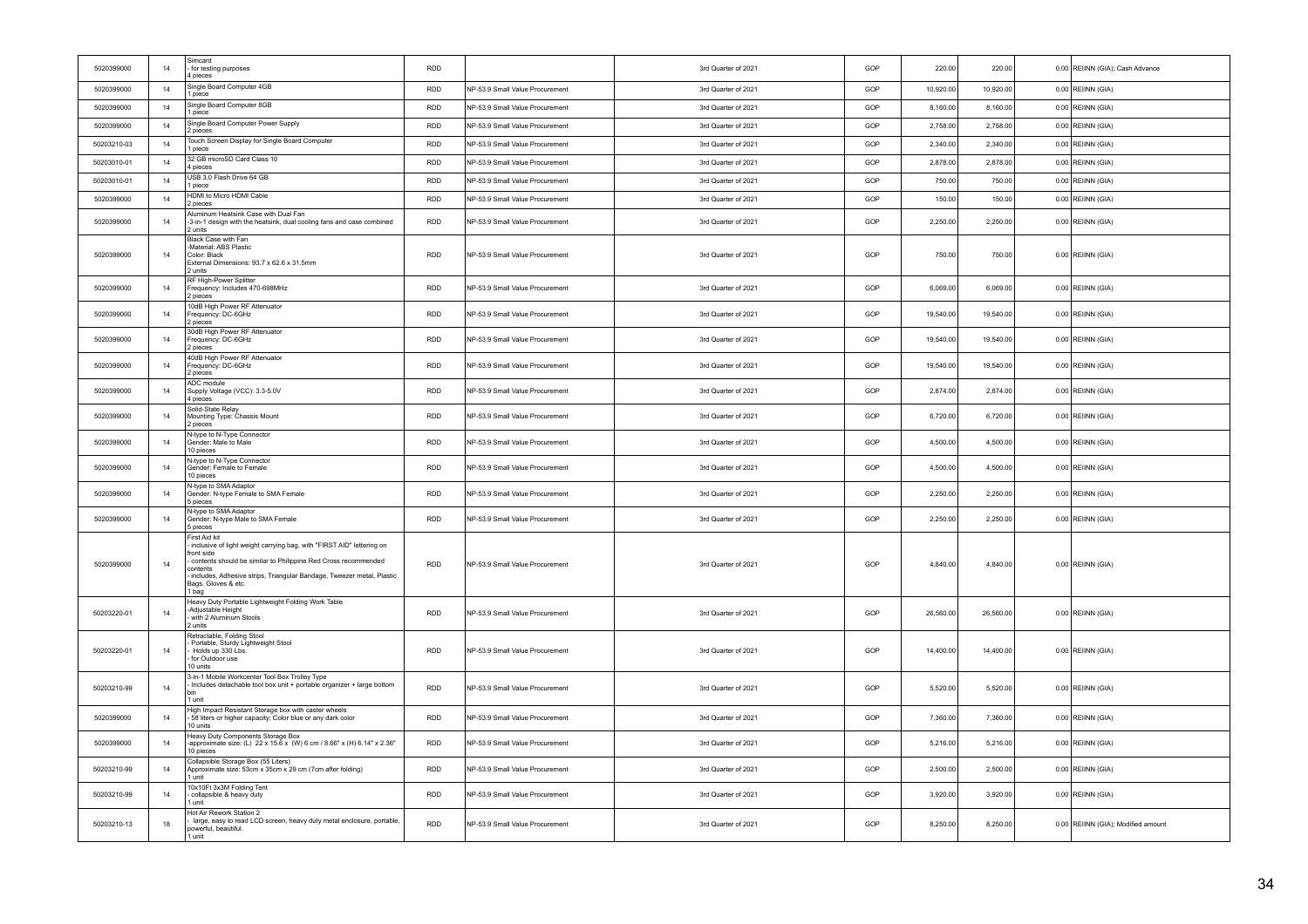| | | | | | | | | | | |
|---|---|---|---|---|---|---|---|---|---|---|
| 5020399000 | 14 | Simcard<br>- for testing purposes<br>4 pieces | RDD | | 3rd Quarter of 2021 | GOP | 220.00 | 220.00 | 0.00 | REIINN (GIA); Cash Advance |
| 5020399000 | 14 | Single Board Computer 4GB<br>1 piece | RDD | NP-53.9 Small Value Procurement | 3rd Quarter of 2021 | GOP | 10,920.00 | 10,920.00 | 0.00 | REIINN (GIA) |
| 5020399000 | 14 | Single Board Computer 8GB<br>1 piece | RDD | NP-53.9 Small Value Procurement | 3rd Quarter of 2021 | GOP | 8,160.00 | 8,160.00 | 0.00 | REIINN (GIA) |
| 5020399000 | 14 | Single Board Computer Power Supply<br>2 pieces | RDD | NP-53.9 Small Value Procurement | 3rd Quarter of 2021 | GOP | 2,758.00 | 2,758.00 | 0.00 | REIINN (GIA) |
| 50203210-03 | 14 | Touch Screen Display for Single Board Computer<br>1 piece | RDD | NP-53.9 Small Value Procurement | 3rd Quarter of 2021 | GOP | 2,340.00 | 2,340.00 | 0.00 | REIINN (GIA) |
| 50203010-01 | 14 | 32 GB microSD Card Class 10<br>4 pieces | RDD | NP-53.9 Small Value Procurement | 3rd Quarter of 2021 | GOP | 2,878.00 | 2,878.00 | 0.00 | REIINN (GIA) |
| 50203010-01 | 14 | USB 3.0 Flash Drive 64 GB<br>1 piece | RDD | NP-53.9 Small Value Procurement | 3rd Quarter of 2021 | GOP | 750.00 | 750.00 | 0.00 | REIINN (GIA) |
| 5020399000 | 14 | HDMI to Micro HDMI Cable<br>2 pieces | RDD | NP-53.9 Small Value Procurement | 3rd Quarter of 2021 | GOP | 150.00 | 150.00 | 0.00 | REIINN (GIA) |
| 5020399000 | 14 | Aluminum Heatsink Case with Dual Fan<br>-3-in-1 design with the heatsink, dual cooling fans and case combined<br>2 units | RDD | NP-53.9 Small Value Procurement | 3rd Quarter of 2021 | GOP | 2,250.00 | 2,250.00 | 0.00 | REIINN (GIA) |
| 5020399000 | 14 | Black Case with Fan<br>-Material: ABS Plastic<br>Color: Black<br>External Dimensions: 93.7 x 62.6 x 31.5mm<br>2 units | RDD | NP-53.9 Small Value Procurement | 3rd Quarter of 2021 | GOP | 750.00 | 750.00 | 0.00 | REIINN (GIA) |
| 5020399000 | 14 | RF High-Power Splitter<br>Frequency: Includes 470-698MHz<br>2 pieces | RDD | NP-53.9 Small Value Procurement | 3rd Quarter of 2021 | GOP | 6,069.00 | 6,069.00 | 0.00 | REIINN (GIA) |
| 5020399000 | 14 | 10dB High Power RF Attenuator<br>Frequency: DC-6GHz<br>2 pieces | RDD | NP-53.9 Small Value Procurement | 3rd Quarter of 2021 | GOP | 19,540.00 | 19,540.00 | 0.00 | REIINN (GIA) |
| 5020399000 | 14 | 30dB High Power RF Attenuator<br>Frequency: DC-6GHz<br>2 pieces | RDD | NP-53.9 Small Value Procurement | 3rd Quarter of 2021 | GOP | 19,540.00 | 19,540.00 | 0.00 | REIINN (GIA) |
| 5020399000 | 14 | 40dB High Power RF Attenuator<br>Frequency: DC-6GHz<br>2 pieces | RDD | NP-53.9 Small Value Procurement | 3rd Quarter of 2021 | GOP | 19,540.00 | 19,540.00 | 0.00 | REIINN (GIA) |
| 5020399000 | 14 | ADC module<br>Supply Voltage (VCC): 3.3-5.0V<br>4 pieces | RDD | NP-53.9 Small Value Procurement | 3rd Quarter of 2021 | GOP | 2,874.00 | 2,874.00 | 0.00 | REIINN (GIA) |
| 5020399000 | 14 | Solid-State Relay<br>Mounting Type: Chassis Mount<br>2 pieces | RDD | NP-53.9 Small Value Procurement | 3rd Quarter of 2021 | GOP | 6,720.00 | 6,720.00 | 0.00 | REIINN (GIA) |
| 5020399000 | 14 | N-type to N-Type Connector<br>Gender: Male to Male<br>10 pieces | RDD | NP-53.9 Small Value Procurement | 3rd Quarter of 2021 | GOP | 4,500.00 | 4,500.00 | 0.00 | REIINN (GIA) |
| 5020399000 | 14 | N-type to N-Type Connector<br>Gender: Female to Female<br>10 pieces | RDD | NP-53.9 Small Value Procurement | 3rd Quarter of 2021 | GOP | 4,500.00 | 4,500.00 | 0.00 | REIINN (GIA) |
| 5020399000 | 14 | N-type to SMA Adaptor<br>Gender: N-type Female to SMA Female<br>5 pieces | RDD | NP-53.9 Small Value Procurement | 3rd Quarter of 2021 | GOP | 2,250.00 | 2,250.00 | 0.00 | REIINN (GIA) |
| 5020399000 | 14 | N-type to SMA Adaptor<br>Gender: N-type Male to SMA Female<br>5 pieces | RDD | NP-53.9 Small Value Procurement | 3rd Quarter of 2021 | GOP | 2,250.00 | 2,250.00 | 0.00 | REIINN (GIA) |
| 5020399000 | 14 | First Aid kit<br>- inclusive of light weight carrying bag, with "FIRST AID" lettering on front side<br>- contents should be similar to Philippine Red Cross recommended contents<br>- includes, Adhesive strips, Triangular Bandage, Tweezer metal, Plastic Bags, Gloves & etc.<br>1 bag | RDD | NP-53.9 Small Value Procurement | 3rd Quarter of 2021 | GOP | 4,840.00 | 4,840.00 | 0.00 | REIINN (GIA) |
| 50203220-01 | 14 | Heavy Duty Portable Lightweight Folding Work Table<br>-Adjustable Height<br>- with 2 Aluminum Stools<br>2 units | RDD | NP-53.9 Small Value Procurement | 3rd Quarter of 2021 | GOP | 26,560.00 | 26,560.00 | 0.00 | REIINN (GIA) |
| 50203220-01 | 14 | Retractable, Folding Stool<br>- Portable, Sturdy Lightweight Stool<br>- Holds up 330 Lbs.<br>- for Outdoor use<br>10 units | RDD | NP-53.9 Small Value Procurement | 3rd Quarter of 2021 | GOP | 14,400.00 | 14,400.00 | 0.00 | REIINN (GIA) |
| 50203210-99 | 14 | 3-in-1 Mobile Workcenter Tool Box Trolley Type<br>- Includes detachable tool box unit + portable organizer + large bottom bin<br>1 unit | RDD | NP-53.9 Small Value Procurement | 3rd Quarter of 2021 | GOP | 5,520.00 | 5,520.00 | 0.00 | REIINN (GIA) |
| 5020399000 | 14 | High Impact Resistant Storage box with caster wheels<br>- 58 liters or higher capacity; Color blue or any dark color<br>10 units | RDD | NP-53.9 Small Value Procurement | 3rd Quarter of 2021 | GOP | 7,360.00 | 7,360.00 | 0.00 | REIINN (GIA) |
| 5020399000 | 14 | Heavy Duty Components Storage Box<br>-approximate size: (L) 22 x 15.6 x (W) 6 cm / 8.66" x (H) 6.14" x 2.36"<br>10 pieces | RDD | NP-53.9 Small Value Procurement | 3rd Quarter of 2021 | GOP | 5,216.00 | 5,216.00 | 0.00 | REIINN (GIA) |
| 50203210-99 | 14 | Collapsible Storage Box (55 Liters)<br>Approximate size: 53cm x 35cm x 29 cm (7cm after folding)<br>1 unit | RDD | NP-53.9 Small Value Procurement | 3rd Quarter of 2021 | GOP | 2,500.00 | 2,500.00 | 0.00 | REIINN (GIA) |
| 50203210-99 | 14 | 10x10Ft 3x3M Folding Tent<br>- collapsible & heavy duty<br>1 unit | RDD | NP-53.9 Small Value Procurement | 3rd Quarter of 2021 | GOP | 3,920.00 | 3,920.00 | 0.00 | REIINN (GIA) |
| 50203210-13 | 18 | Hot Air Rework Station 2<br>- large, easy to read LCD screen, heavy duty metal enclosure, portable, powerful, beautiful.<br>1 unit | RDD | NP-53.9 Small Value Procurement | 3rd Quarter of 2021 | GOP | 8,250.00 | 8,250.00 | 0.00 | REIINN (GIA); Modified amount |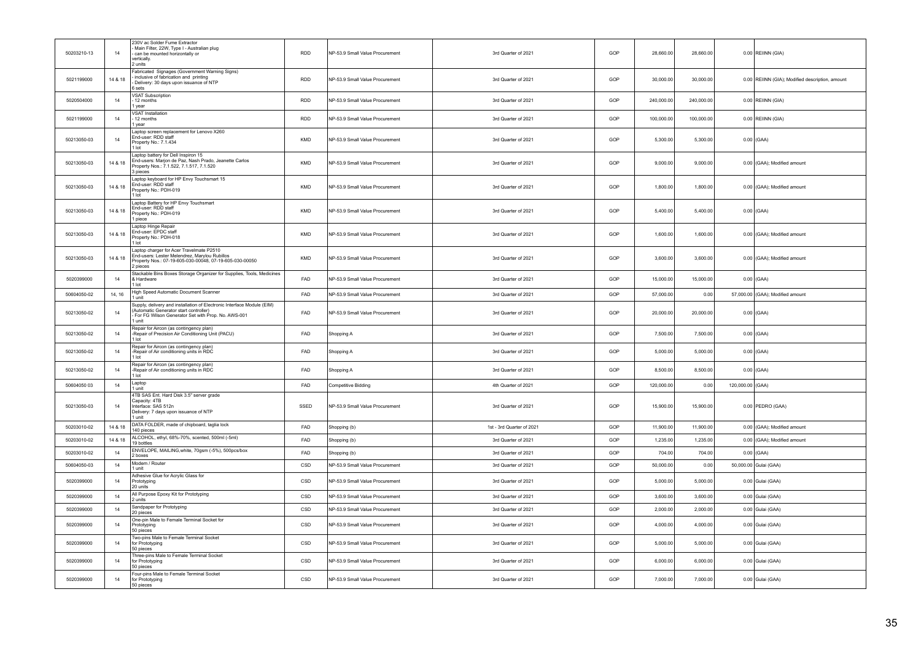| 50203210-13 | 14 | 230V ac Solder Fume Extractor<br>- Main Filter, 22W, Type I - Australian plug<br>- can be mounted horizontally or vertically.<br>2 units | RDD | NP-53.9 Small Value Procurement | 3rd Quarter of 2021 | GOP | 28,660.00 | 28,660.00 | 0.00 | REIINN (GIA) |
|---|---|---|---|---|---|---|---|---|---|---|
| 5021199000 | 14 & 18 | Fabricated Signages (Government Warning Signs)<br>- inclusive of fabrication and printing<br>- Delivery: 30 days upon issuance of NTP<br>6 sets | RDD | NP-53.9 Small Value Procurement | 3rd Quarter of 2021 | GOP | 30,000.00 | 30,000.00 | 0.00 | REIINN (GIA); Modified description, amount |
| 5020504000 | 14 | VSAT Subscription<br>- 12 months<br>1 year | RDD | NP-53.9 Small Value Procurement | 3rd Quarter of 2021 | GOP | 240,000.00 | 240,000.00 | 0.00 | REIINN (GIA) |
| 5021199000 | 14 | VSAT Installation<br>- 12 months<br>1 year | RDD | NP-53.9 Small Value Procurement | 3rd Quarter of 2021 | GOP | 100,000.00 | 100,000.00 | 0.00 | REIINN (GIA) |
| 50213050-03 | 14 | Laptop screen replacement for Lenovo X260<br>End-user: RDD staff<br>Property No.: 7.1.434<br>1 lot | KMD | NP-53.9 Small Value Procurement | 3rd Quarter of 2021 | GOP | 5,300.00 | 5,300.00 | 0.00 | (GAA) |
| 50213050-03 | 14 & 18 | Laptop battery for Dell Inspiron 15<br>End-users: Marjon de Paz, Nash Prado, Jeanette Carlos<br>Property Nos.: 7.1.522, 7.1.517, 7.1.520<br>3 pieces | KMD | NP-53.9 Small Value Procurement | 3rd Quarter of 2021 | GOP | 9,000.00 | 9,000.00 | 0.00 | (GAA); Modified amount |
| 50213050-03 | 14 & 18 | Laptop keyboard for HP Envy Touchsmart 15<br>End-user: RDD staff<br>Property No.: PDH-019<br>1 lot | KMD | NP-53.9 Small Value Procurement | 3rd Quarter of 2021 | GOP | 1,800.00 | 1,800.00 | 0.00 | (GAA); Modified amount |
| 50213050-03 | 14 & 18 | Laptop Battery for HP Envy Touchsmart<br>End-user: RDD staff<br>Property No.: PDH-019<br>1 piece | KMD | NP-53.9 Small Value Procurement | 3rd Quarter of 2021 | GOP | 5,400.00 | 5,400.00 | 0.00 | (GAA) |
| 50213050-03 | 14 & 18 | Laptop Hinge Repair<br>End-user: EPDC staff<br>Property No.: PDH-018<br>1 lot | KMD | NP-53.9 Small Value Procurement | 3rd Quarter of 2021 | GOP | 1,600.00 | 1,600.00 | 0.00 | (GAA); Modified amount |
| 50213050-03 | 14 & 18 | Laptop charger for Acer Travelmate P2510<br>End-users: Lester Melendrez, Marylou Rubillos<br>Property Nos.: 07-19-605-030-00048, 07-19-605-030-00050<br>2 pieces | KMD | NP-53.9 Small Value Procurement | 3rd Quarter of 2021 | GOP | 3,600.00 | 3,600.00 | 0.00 | (GAA); Modified amount |
| 5020399000 | 14 | Stackable Bins Boxes Storage Organizer for Supplies, Tools, Medicines & Hardware<br>1 lot | FAD | NP-53.9 Small Value Procurement | 3rd Quarter of 2021 | GOP | 15,000.00 | 15,000.00 | 0.00 | (GAA) |
| 50604050-02 | 14, 16 | High Speed Automatic Document Scanner<br>1 unit | FAD | NP-53.9 Small Value Procurement | 3rd Quarter of 2021 | GOP | 57,000.00 | 0.00 | 57,000.00 | (GAA); Modified amount |
| 50213050-02 | 14 | Supply, delivery and installation of Electronic Interface Module (EIM) (Automatic Generator start controller)<br>- For FG Wilson Generator Set with Prop. No. AWS-001<br>1 unit | FAD | NP-53.9 Small Value Procurement | 3rd Quarter of 2021 | GOP | 20,000.00 | 20,000.00 | 0.00 | (GAA) |
| 50213050-02 | 14 | Repair for Aircon (as contingency plan)<br>-Repair of Precision Air Conditioning Unit (PACU)<br>1 lot | FAD | Shopping A | 3rd Quarter of 2021 | GOP | 7,500.00 | 7,500.00 | 0.00 | (GAA) |
| 50213050-02 | 14 | Repair for Aircon (as contingency plan)<br>-Repair of Air conditioning units in RDC<br>1 lot | FAD | Shopping A | 3rd Quarter of 2021 | GOP | 5,000.00 | 5,000.00 | 0.00 | (GAA) |
| 50213050-02 | 14 | Repair for Aircon (as contingency plan)<br>-Repair of Air conditioning units in RDC<br>1 lot | FAD | Shopping A | 3rd Quarter of 2021 | GOP | 8,500.00 | 8,500.00 | 0.00 | (GAA) |
| 50604050 03 | 14 | Laptop<br>1 unit | FAD | Competitive Bidding | 4th Quarter of 2021 | GOP | 120,000.00 | 0.00 | 120,000.00 | (GAA) |
| 50213050-03 | 14 | 4TB SAS Ent. Hard Disk 3.5" server grade<br>Capacity: 4TB<br>Interface: SAS 512n<br>Delivery: 7 days upon issuance of NTP<br>1 unit | SSED | NP-53.9 Small Value Procurement | 3rd Quarter of 2021 | GOP | 15,900.00 | 15,900.00 | 0.00 | PEDRO (GAA) |
| 50203010-02 | 14 & 18 | DATA FOLDER, made of chipboard, taglia lock<br>140 pieces | FAD | Shopping (b) | 1st - 3rd Quarter of 2021 | GOP | 11,900.00 | 11,900.00 | 0.00 | (GAA); Modified amount |
| 50203010-02 | 14 & 18 | ALCOHOL, ethyl, 68%-70%, scented, 500ml (-5ml)<br>19 bottles | FAD | Shopping (b) | 3rd Quarter of 2021 | GOP | 1,235.00 | 1,235.00 | 0.00 | (GAA); Modified amount |
| 50203010-02 | 14 | ENVELOPE, MAILING,white, 70gsm (-5%), 500pcs/box<br>2 boxes | FAD | Shopping (b) | 3rd Quarter of 2021 | GOP | 704.00 | 704.00 | 0.00 | (GAA) |
| 50604050-03 | 14 | Modem / Router<br>1 unit | CSD | NP-53.9 Small Value Procurement | 3rd Quarter of 2021 | GOP | 50,000.00 | 0.00 | 50,000.00 | Gulai (GAA) |
| 5020399000 | 14 | Adhesive Glue for Acrylic Glass for Prototyping<br>20 units | CSD | NP-53.9 Small Value Procurement | 3rd Quarter of 2021 | GOP | 5,000.00 | 5,000.00 | 0.00 | Gulai (GAA) |
| 5020399000 | 14 | All Purpose Epoxy Kit for Prototyping<br>2 units | CSD | NP-53.9 Small Value Procurement | 3rd Quarter of 2021 | GOP | 3,600.00 | 3,600.00 | 0.00 | Gulai (GAA) |
| 5020399000 | 14 | Sandpaper for Prototyping<br>20 pieces | CSD | NP-53.9 Small Value Procurement | 3rd Quarter of 2021 | GOP | 2,000.00 | 2,000.00 | 0.00 | Gulai (GAA) |
| 5020399000 | 14 | One-pin Male to Female Terminal Socket for Prototyping<br>50 pieces | CSD | NP-53.9 Small Value Procurement | 3rd Quarter of 2021 | GOP | 4,000.00 | 4,000.00 | 0.00 | Gulai (GAA) |
| 5020399000 | 14 | Two-pins Male to Female Terminal Socket for Prototyping<br>50 pieces | CSD | NP-53.9 Small Value Procurement | 3rd Quarter of 2021 | GOP | 5,000.00 | 5,000.00 | 0.00 | Gulai (GAA) |
| 5020399000 | 14 | Three-pins Male to Female Terminal Socket for Prototyping<br>50 pieces | CSD | NP-53.9 Small Value Procurement | 3rd Quarter of 2021 | GOP | 6,000.00 | 6,000.00 | 0.00 | Gulai (GAA) |
| 5020399000 | 14 | Four-pins Male to Female Terminal Socket for Prototyping<br>50 pieces | CSD | NP-53.9 Small Value Procurement | 3rd Quarter of 2021 | GOP | 7,000.00 | 7,000.00 | 0.00 | Gulai (GAA) |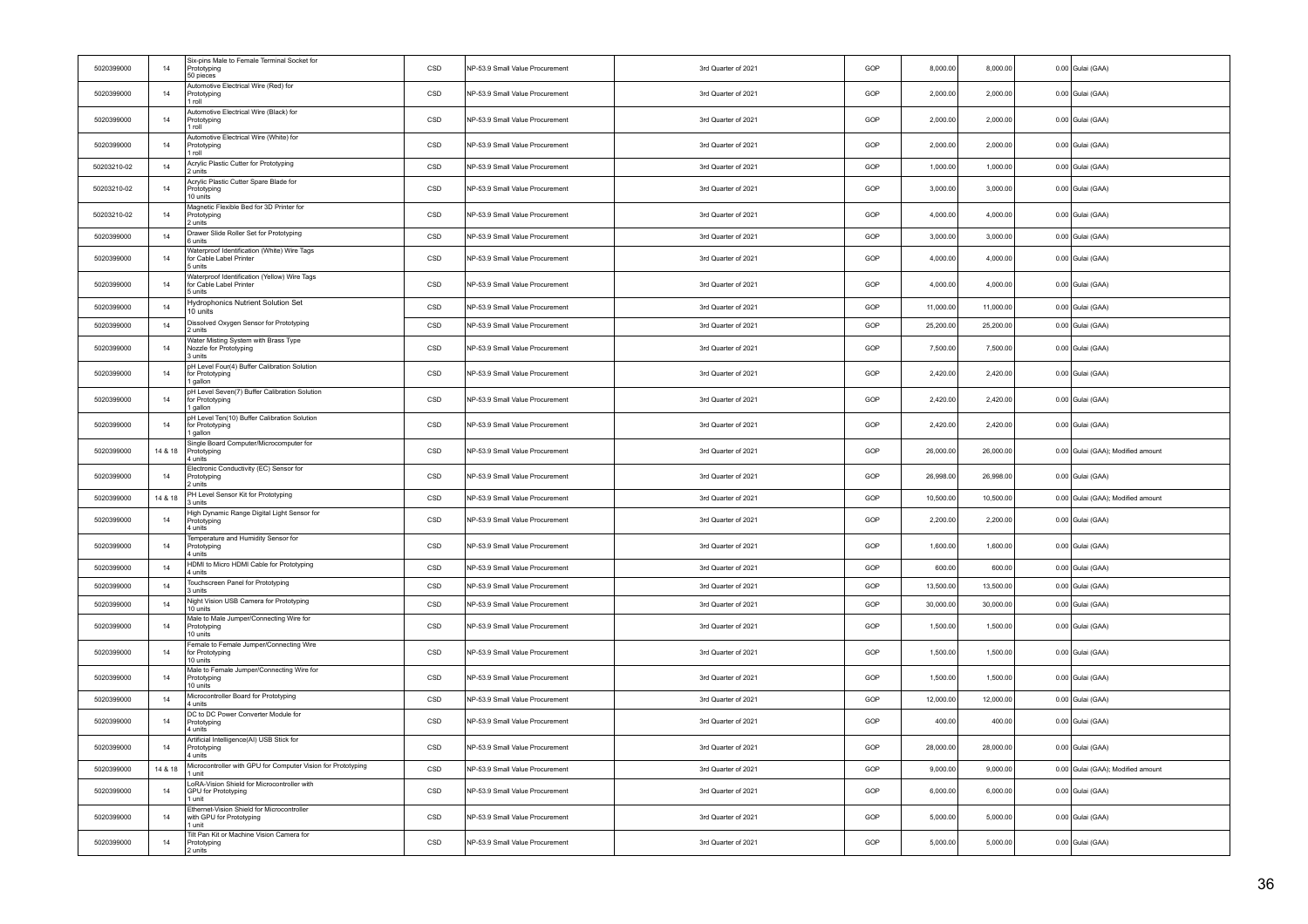| | | | | | | | | | | |
|---|---|---|---|---|---|---|---|---|---|---|
| 5020399000 | 14 | Six-pins Male to Female Terminal Socket for Prototyping 50 pieces | CSD | NP-53.9 Small Value Procurement | 3rd Quarter of 2021 | GOP | 8,000.00 | 8,000.00 | 0.00 | Gulai (GAA) |
| 5020399000 | 14 | Automotive Electrical Wire (Red) for Prototyping 1 roll | CSD | NP-53.9 Small Value Procurement | 3rd Quarter of 2021 | GOP | 2,000.00 | 2,000.00 | 0.00 | Gulai (GAA) |
| 5020399000 | 14 | Automotive Electrical Wire (Black) for Prototyping 1 roll | CSD | NP-53.9 Small Value Procurement | 3rd Quarter of 2021 | GOP | 2,000.00 | 2,000.00 | 0.00 | Gulai (GAA) |
| 5020399000 | 14 | Automotive Electrical Wire (White) for Prototyping 1 roll | CSD | NP-53.9 Small Value Procurement | 3rd Quarter of 2021 | GOP | 2,000.00 | 2,000.00 | 0.00 | Gulai (GAA) |
| 50203210-02 | 14 | Acrylic Plastic Cutter for Prototyping 2 units | CSD | NP-53.9 Small Value Procurement | 3rd Quarter of 2021 | GOP | 1,000.00 | 1,000.00 | 0.00 | Gulai (GAA) |
| 50203210-02 | 14 | Acrylic Plastic Cutter Spare Blade for Prototyping 10 units | CSD | NP-53.9 Small Value Procurement | 3rd Quarter of 2021 | GOP | 3,000.00 | 3,000.00 | 0.00 | Gulai (GAA) |
| 50203210-02 | 14 | Magnetic Flexible Bed for 3D Printer for Prototyping 2 units | CSD | NP-53.9 Small Value Procurement | 3rd Quarter of 2021 | GOP | 4,000.00 | 4,000.00 | 0.00 | Gulai (GAA) |
| 5020399000 | 14 | Drawer Slide Roller Set for Prototyping 6 units | CSD | NP-53.9 Small Value Procurement | 3rd Quarter of 2021 | GOP | 3,000.00 | 3,000.00 | 0.00 | Gulai (GAA) |
| 5020399000 | 14 | Waterproof Identification (White) Wire Tags for Cable Label Printer 5 units | CSD | NP-53.9 Small Value Procurement | 3rd Quarter of 2021 | GOP | 4,000.00 | 4,000.00 | 0.00 | Gulai (GAA) |
| 5020399000 | 14 | Waterproof Identification (Yellow) Wire Tags for Cable Label Printer 5 units | CSD | NP-53.9 Small Value Procurement | 3rd Quarter of 2021 | GOP | 4,000.00 | 4,000.00 | 0.00 | Gulai (GAA) |
| 5020399000 | 14 | Hydrophonics Nutrient Solution Set 10 units | CSD | NP-53.9 Small Value Procurement | 3rd Quarter of 2021 | GOP | 11,000.00 | 11,000.00 | 0.00 | Gulai (GAA) |
| 5020399000 | 14 | Dissolved Oxygen Sensor for Prototyping 2 units | CSD | NP-53.9 Small Value Procurement | 3rd Quarter of 2021 | GOP | 25,200.00 | 25,200.00 | 0.00 | Gulai (GAA) |
| 5020399000 | 14 | Water Misting System with Brass Type Nozzle for Prototyping 3 units | CSD | NP-53.9 Small Value Procurement | 3rd Quarter of 2021 | GOP | 7,500.00 | 7,500.00 | 0.00 | Gulai (GAA) |
| 5020399000 | 14 | pH Level Four(4) Buffer Calibration Solution for Prototyping 1 gallon | CSD | NP-53.9 Small Value Procurement | 3rd Quarter of 2021 | GOP | 2,420.00 | 2,420.00 | 0.00 | Gulai (GAA) |
| 5020399000 | 14 | pH Level Seven(7) Buffer Calibration Solution for Prototyping 1 gallon | CSD | NP-53.9 Small Value Procurement | 3rd Quarter of 2021 | GOP | 2,420.00 | 2,420.00 | 0.00 | Gulai (GAA) |
| 5020399000 | 14 | pH Level Ten(10) Buffer Calibration Solution for Prototyping 1 gallon | CSD | NP-53.9 Small Value Procurement | 3rd Quarter of 2021 | GOP | 2,420.00 | 2,420.00 | 0.00 | Gulai (GAA) |
| 5020399000 | 14 & 18 | Single Board Computer/Microcomputer for Prototyping 4 units | CSD | NP-53.9 Small Value Procurement | 3rd Quarter of 2021 | GOP | 26,000.00 | 26,000.00 | 0.00 | Gulai (GAA); Modified amount |
| 5020399000 | 14 | Electronic Conductivity (EC) Sensor for Prototyping 2 units | CSD | NP-53.9 Small Value Procurement | 3rd Quarter of 2021 | GOP | 26,998.00 | 26,998.00 | 0.00 | Gulai (GAA) |
| 5020399000 | 14 & 18 | PH Level Sensor Kit for Prototyping 3 units | CSD | NP-53.9 Small Value Procurement | 3rd Quarter of 2021 | GOP | 10,500.00 | 10,500.00 | 0.00 | Gulai (GAA); Modified amount |
| 5020399000 | 14 | High Dynamic Range Digital Light Sensor for Prototyping 4 units | CSD | NP-53.9 Small Value Procurement | 3rd Quarter of 2021 | GOP | 2,200.00 | 2,200.00 | 0.00 | Gulai (GAA) |
| 5020399000 | 14 | Temperature and Humidity Sensor for Prototyping 4 units | CSD | NP-53.9 Small Value Procurement | 3rd Quarter of 2021 | GOP | 1,600.00 | 1,600.00 | 0.00 | Gulai (GAA) |
| 5020399000 | 14 | HDMI to Micro HDMI Cable for Prototyping 4 units | CSD | NP-53.9 Small Value Procurement | 3rd Quarter of 2021 | GOP | 600.00 | 600.00 | 0.00 | Gulai (GAA) |
| 5020399000 | 14 | Touchscreen Panel for Prototyping 3 units | CSD | NP-53.9 Small Value Procurement | 3rd Quarter of 2021 | GOP | 13,500.00 | 13,500.00 | 0.00 | Gulai (GAA) |
| 5020399000 | 14 | Night Vision USB Camera for Prototyping 10 units | CSD | NP-53.9 Small Value Procurement | 3rd Quarter of 2021 | GOP | 30,000.00 | 30,000.00 | 0.00 | Gulai (GAA) |
| 5020399000 | 14 | Male to Male Jumper/Connecting Wire for Prototyping 10 units | CSD | NP-53.9 Small Value Procurement | 3rd Quarter of 2021 | GOP | 1,500.00 | 1,500.00 | 0.00 | Gulai (GAA) |
| 5020399000 | 14 | Female to Female Jumper/Connecting Wire for Prototyping 10 units | CSD | NP-53.9 Small Value Procurement | 3rd Quarter of 2021 | GOP | 1,500.00 | 1,500.00 | 0.00 | Gulai (GAA) |
| 5020399000 | 14 | Male to Female Jumper/Connecting Wire for Prototyping 10 units | CSD | NP-53.9 Small Value Procurement | 3rd Quarter of 2021 | GOP | 1,500.00 | 1,500.00 | 0.00 | Gulai (GAA) |
| 5020399000 | 14 | Microcontroller Board for Prototyping 4 units | CSD | NP-53.9 Small Value Procurement | 3rd Quarter of 2021 | GOP | 12,000.00 | 12,000.00 | 0.00 | Gulai (GAA) |
| 5020399000 | 14 | DC to DC Power Converter Module for Prototyping 4 units | CSD | NP-53.9 Small Value Procurement | 3rd Quarter of 2021 | GOP | 400.00 | 400.00 | 0.00 | Gulai (GAA) |
| 5020399000 | 14 | Artificial Intelligence(AI) USB Stick for Prototyping 4 units | CSD | NP-53.9 Small Value Procurement | 3rd Quarter of 2021 | GOP | 28,000.00 | 28,000.00 | 0.00 | Gulai (GAA) |
| 5020399000 | 14 & 18 | Microcontroller with GPU for Computer Vision for Prototyping 1 unit | CSD | NP-53.9 Small Value Procurement | 3rd Quarter of 2021 | GOP | 9,000.00 | 9,000.00 | 0.00 | Gulai (GAA); Modified amount |
| 5020399000 | 14 | LoRA-Vision Shield for Microcontroller with GPU for Prototyping 1 unit | CSD | NP-53.9 Small Value Procurement | 3rd Quarter of 2021 | GOP | 6,000.00 | 6,000.00 | 0.00 | Gulai (GAA) |
| 5020399000 | 14 | Ethernet-Vision Shield for Microcontroller with GPU for Prototyping 1 unit | CSD | NP-53.9 Small Value Procurement | 3rd Quarter of 2021 | GOP | 5,000.00 | 5,000.00 | 0.00 | Gulai (GAA) |
| 5020399000 | 14 | Tilt Pan Kit or Machine Vision Camera for Prototyping 2 units | CSD | NP-53.9 Small Value Procurement | 3rd Quarter of 2021 | GOP | 5,000.00 | 5,000.00 | 0.00 | Gulai (GAA) |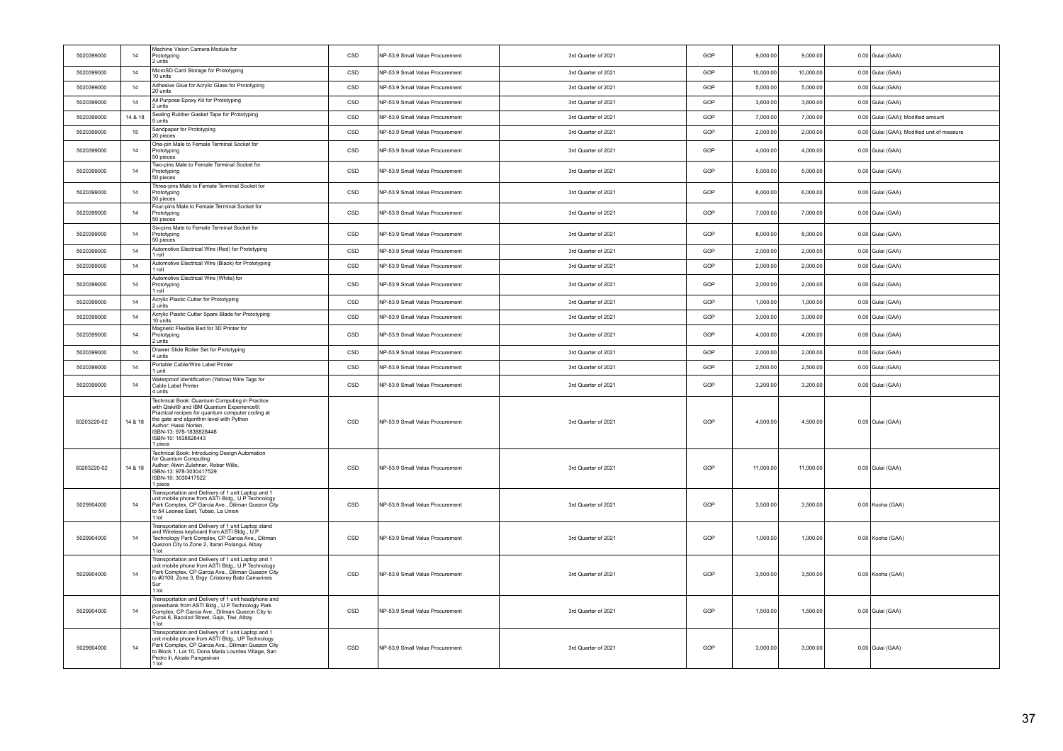| | | | | | | | | | | |
|---|---|---|---|---|---|---|---|---|---|---|
| 5020399000 | 14 | Machine Vision Camera Module for Prototyping<br>2 units | CSD | NP-53.9 Small Value Procurement | 3rd Quarter of 2021 | GOP | 9,000.00 | 9,000.00 | 0.00 | Gulai (GAA) |
| 5020399000 | 14 | MicroSD Card Storage for Prototyping<br>10 units | CSD | NP-53.9 Small Value Procurement | 3rd Quarter of 2021 | GOP | 10,000.00 | 10,000.00 | 0.00 | Gulai (GAA) |
| 5020399000 | 14 | Adhesive Glue for Acrylic Glass for Prototyping<br>20 units | CSD | NP-53.9 Small Value Procurement | 3rd Quarter of 2021 | GOP | 5,000.00 | 5,000.00 | 0.00 | Gulai (GAA) |
| 5020399000 | 14 | All Purpose Epoxy Kit for Prototyping<br>2 units | CSD | NP-53.9 Small Value Procurement | 3rd Quarter of 2021 | GOP | 3,600.00 | 3,600.00 | 0.00 | Gulai (GAA) |
| 5020399000 | 14 & 18 | Sealing Rubber Gasket Tape for Prototyping<br>5 units | CSD | NP-53.9 Small Value Procurement | 3rd Quarter of 2021 | GOP | 7,000.00 | 7,000.00 | 0.00 | Gulai (GAA); Modified amount |
| 5020399000 | 15 | Sandpaper for Prototyping<br>20 pieces | CSD | NP-53.9 Small Value Procurement | 3rd Quarter of 2021 | GOP | 2,000.00 | 2,000.00 | 0.00 | Gulai (GAA); Modified unit of measure |
| 5020399000 | 14 | One-pin Male to Female Terminal Socket for Prototyping<br>50 pieces | CSD | NP-53.9 Small Value Procurement | 3rd Quarter of 2021 | GOP | 4,000.00 | 4,000.00 | 0.00 | Gulai (GAA) |
| 5020399000 | 14 | Two-pins Male to Female Terminal Socket for Prototyping<br>50 pieces | CSD | NP-53.9 Small Value Procurement | 3rd Quarter of 2021 | GOP | 5,000.00 | 5,000.00 | 0.00 | Gulai (GAA) |
| 5020399000 | 14 | Three-pins Male to Female Terminal Socket for Prototyping<br>50 pieces | CSD | NP-53.9 Small Value Procurement | 3rd Quarter of 2021 | GOP | 6,000.00 | 6,000.00 | 0.00 | Gulai (GAA) |
| 5020399000 | 14 | Four-pins Male to Female Terminal Socket for Prototyping<br>50 pieces | CSD | NP-53.9 Small Value Procurement | 3rd Quarter of 2021 | GOP | 7,000.00 | 7,000.00 | 0.00 | Gulai (GAA) |
| 5020399000 | 14 | Six-pins Male to Female Terminal Socket for Prototyping<br>50 pieces | CSD | NP-53.9 Small Value Procurement | 3rd Quarter of 2021 | GOP | 8,000.00 | 8,000.00 | 0.00 | Gulai (GAA) |
| 5020399000 | 14 | Automotive Electrical Wire (Red) for Prototyping<br>1 roll | CSD | NP-53.9 Small Value Procurement | 3rd Quarter of 2021 | GOP | 2,000.00 | 2,000.00 | 0.00 | Gulai (GAA) |
| 5020399000 | 14 | Automotive Electrical Wire (Black) for Prototyping<br>1 roll | CSD | NP-53.9 Small Value Procurement | 3rd Quarter of 2021 | GOP | 2,000.00 | 2,000.00 | 0.00 | Gulai (GAA) |
| 5020399000 | 14 | Automotive Electrical Wire (White) for Prototyping<br>1 roll | CSD | NP-53.9 Small Value Procurement | 3rd Quarter of 2021 | GOP | 2,000.00 | 2,000.00 | 0.00 | Gulai (GAA) |
| 5020399000 | 14 | Acrylic Plastic Cutter for Prototyping<br>2 units | CSD | NP-53.9 Small Value Procurement | 3rd Quarter of 2021 | GOP | 1,000.00 | 1,000.00 | 0.00 | Gulai (GAA) |
| 5020399000 | 14 | Acrylic Plastic Cutter Spare Blade for Prototyping<br>10 units | CSD | NP-53.9 Small Value Procurement | 3rd Quarter of 2021 | GOP | 3,000.00 | 3,000.00 | 0.00 | Gulai (GAA) |
| 5020399000 | 14 | Magnetic Flexible Bed for 3D Printer for Prototyping<br>2 units | CSD | NP-53.9 Small Value Procurement | 3rd Quarter of 2021 | GOP | 4,000.00 | 4,000.00 | 0.00 | Gulai (GAA) |
| 5020399000 | 14 | Drawer Slide Roller Set for Prototyping<br>4 units | CSD | NP-53.9 Small Value Procurement | 3rd Quarter of 2021 | GOP | 2,000.00 | 2,000.00 | 0.00 | Gulai (GAA) |
| 5020399000 | 14 | Portable Cable/Wire Label Printer<br>1 unit | CSD | NP-53.9 Small Value Procurement | 3rd Quarter of 2021 | GOP | 2,500.00 | 2,500.00 | 0.00 | Gulai (GAA) |
| 5020399000 | 14 | Waterproof Identification (Yellow) Wire Tags for Cable Label Printer<br>4 units | CSD | NP-53.9 Small Value Procurement | 3rd Quarter of 2021 | GOP | 3,200.00 | 3,200.00 | 0.00 | Gulai (GAA) |
| 50203220-02 | 14 & 18 | Technical Book: Quantum Computing in Practice with Qiskit® and IBM Quantum Experience®: Practical recipes for quantum computer coding at the gate and algorithm level with Python<br>Author: Hassi Norlen,<br>ISBN-13: 978-1838828448<br>ISBN-10: 1838828443<br>1 piece | CSD | NP-53.9 Small Value Procurement | 3rd Quarter of 2021 | GOP | 4,500.00 | 4,500.00 | 0.00 | Gulai (GAA) |
| 50203220-02 | 14 & 18 | Technical Book: Introducing Design Automation for Quantum Computing<br>Author: Alwin Zulehner, Rober Wille,<br>ISBN-13: 978-3030417529<br>ISBN-10: 3030417522<br>1 piece | CSD | NP-53.9 Small Value Procurement | 3rd Quarter of 2021 | GOP | 11,000.00 | 11,000.00 | 0.00 | Gulai (GAA) |
| 5029904000 | 14 | Transportation and Delivery of 1 unit Laptop and 1 unit mobile phone from ASTI Bldg., U.P Technology Park Complex, CP Garcia Ave., Diliman Quezon City to 54 Leones East, Tubao, La Union<br>1 lot | CSD | NP-53.9 Small Value Procurement | 3rd Quarter of 2021 | GOP | 3,500.00 | 3,500.00 | 0.00 | Kooha (GAA) |
| 5029904000 | 14 | Transportation and Delivery of 1 unit Laptop stand and Wireless keyboard from ASTI Bldg., U.P Technology Park Complex, CP Garcia Ave., Diliman Quezon City to Zone 2, Itaran Polangui, Albay<br>1 lot | CSD | NP-53.9 Small Value Procurement | 3rd Quarter of 2021 | GOP | 1,000.00 | 1,000.00 | 0.00 | Kooha (GAA) |
| 5029904000 | 14 | Transportation and Delivery of 1 unit Laptop and 1 unit mobile phone from ASTI Bldg., U.P Technology Park Complex, CP Garcia Ave., Diliman Quezon City to #0100, Zone 3, Brgy. Cristorey Bato Camarines Sur<br>1 lot | CSD | NP-53.9 Small Value Procurement | 3rd Quarter of 2021 | GOP | 3,500.00 | 3,500.00 | 0.00 | Kooha (GAA) |
| 5029904000 | 14 | Transportation and Delivery of 1 unit headphone and powerbank from ASTI Bldg., U.P Technology Park Complex, CP Garcia Ave., Diliman Quezon City to Purok 6, Bacolod Street, Gajo, Tiwi, Albay<br>1 lot | CSD | NP-53.9 Small Value Procurement | 3rd Quarter of 2021 | GOP | 1,500.00 | 1,500.00 | 0.00 | Gulai (GAA) |
| 5029904000 | 14 | Transportation and Delivery of 1 unit Laptop and 1 unit mobile phone from ASTI Bldg., UP Technology Park Complex, CP Garcia Ave., Diliman Quezon City to Block 1, Lot 10, Dona Maria Lourdes Village, San Pedro Ili, Alcala Pangasinan<br>1 lot | CSD | NP-53.9 Small Value Procurement | 3rd Quarter of 2021 | GOP | 3,000.00 | 3,000.00 | 0.00 | Gulai (GAA) |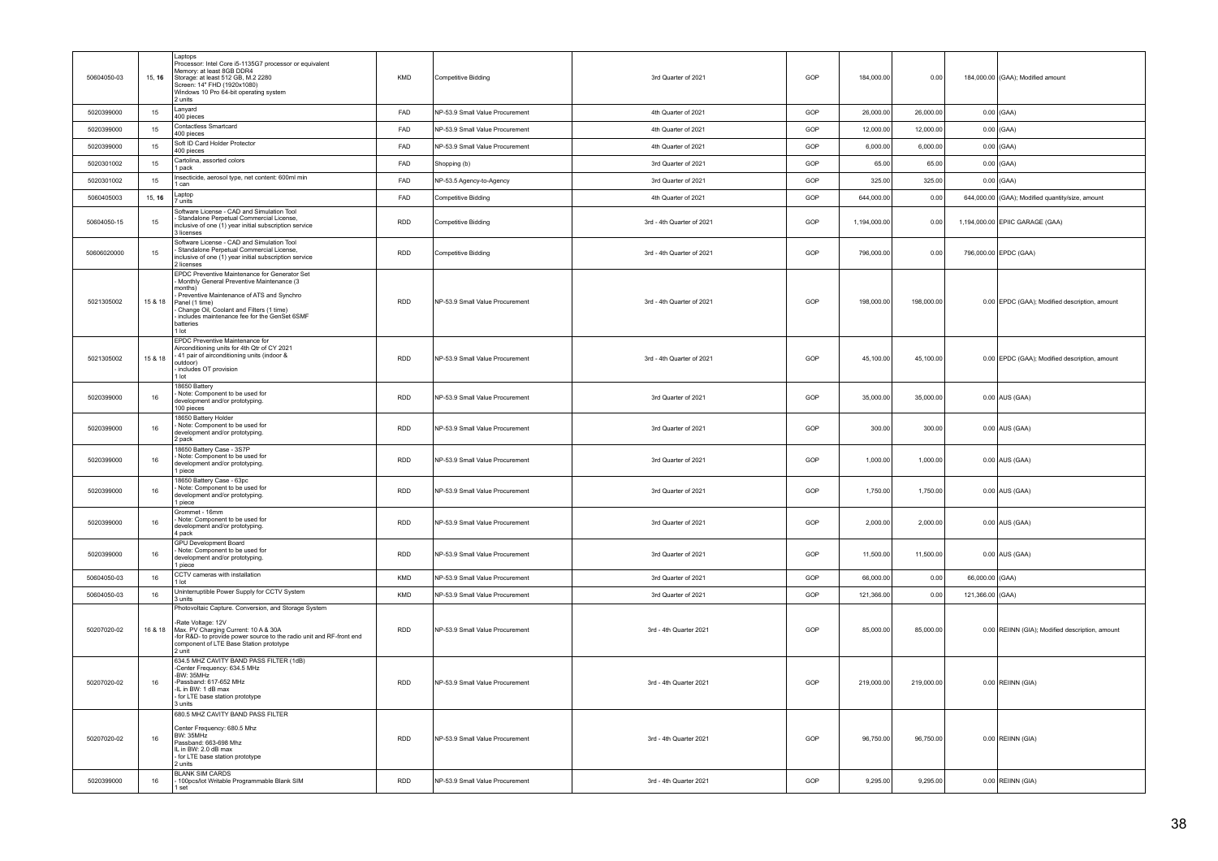| | | | | | | | | | | |
|---|---|---|---|---|---|---|---|---|---|---|
| 50604050-03 | 15, **16** | Laptops<br>Processor: Intel Core i5-1135G7 processor or equivalent<br>Memory: at least 8GB DDR4<br>Storage: at least 512 GB, M.2 2280<br>Screen: 14" FHD (1920x1080)<br>Windows 10 Pro 64-bit operating system<br>2 units | KMD | Competitive Bidding | 3rd Quarter of 2021 | GOP | 184,000.00 | 0.00 | 184,000.00 | (GAA); Modified amount |
| 5020399000 | 15 | Lanyard<br>400 pieces | FAD | NP-53.9 Small Value Procurement | 4th Quarter of 2021 | GOP | 26,000.00 | 26,000.00 | 0.00 | (GAA) |
| 5020399000 | 15 | Contactless Smartcard<br>400 pieces | FAD | NP-53.9 Small Value Procurement | 4th Quarter of 2021 | GOP | 12,000.00 | 12,000.00 | 0.00 | (GAA) |
| 5020399000 | 15 | Soft ID Card Holder Protector<br>400 pieces | FAD | NP-53.9 Small Value Procurement | 4th Quarter of 2021 | GOP | 6,000.00 | 6,000.00 | 0.00 | (GAA) |
| 5020301002 | 15 | Cartolina, assorted colors<br>1 pack | FAD | Shopping (b) | 3rd Quarter of 2021 | GOP | 65.00 | 65.00 | 0.00 | (GAA) |
| 5020301002 | 15 | Insecticide, aerosol type, net content: 600ml min<br>1 can | FAD | NP-53.5 Agency-to-Agency | 3rd Quarter of 2021 | GOP | 325.00 | 325.00 | 0.00 | (GAA) |
| 5060405003 | 15, **16** | Laptop<br>7 units | FAD | Competitive Bidding | 4th Quarter of 2021 | GOP | 644,000.00 | 0.00 | 644,000.00 | (GAA); Modified quantity/size, amount |
| 50604050-15 | 15 | Software License - CAD and Simulation Tool<br>- Standalone Perpetual Commercial License, inclusive of one (1) year initial subscription service<br>3 licenses | RDD | Competitive Bidding | 3rd - 4th Quarter of 2021 | GOP | 1,194,000.00 | 0.00 | 1,194,000.00 | EPIIC GARAGE (GAA) |
| 50606020000 | 15 | Software License - CAD and Simulation Tool<br>- Standalone Perpetual Commercial License, inclusive of one (1) year initial subscription service<br>2 licenses | RDD | Competitive Bidding | 3rd - 4th Quarter of 2021 | GOP | 796,000.00 | 0.00 | 796,000.00 | EPDC (GAA) |
| 5021305002 | 15 & 18 | EPDC Preventive Maintenance for Generator Set<br>- Monthly General Preventive Maintenance (3 months)<br>- Preventive Maintenance of ATS and Synchro Panel (1 time)<br>- Change Oil, Coolant and Filters (1 time)<br>- includes maintenance fee for the GenSet 6SMF batteries<br>1 lot | RDD | NP-53.9 Small Value Procurement | 3rd - 4th Quarter of 2021 | GOP | 198,000.00 | 198,000.00 | 0.00 | EPDC (GAA); Modified description, amount |
| 5021305002 | 15 & 18 | EPDC Preventive Maintenance for Airconditioning units for 4th Qtr of CY 2021<br>- 41 pair of airconditioning units (indoor & outdoor)<br>- includes OT provision<br>1 lot | RDD | NP-53.9 Small Value Procurement | 3rd - 4th Quarter of 2021 | GOP | 45,100.00 | 45,100.00 | 0.00 | EPDC (GAA); Modified description, amount |
| 5020399000 | 16 | 18650 Battery<br>- Note: Component to be used for development and/or prototyping.<br>100 pieces | RDD | NP-53.9 Small Value Procurement | 3rd Quarter of 2021 | GOP | 35,000.00 | 35,000.00 | 0.00 | AUS (GAA) |
| 5020399000 | 16 | 18650 Battery Holder<br>- Note: Component to be used for development and/or prototyping.<br>2 pack | RDD | NP-53.9 Small Value Procurement | 3rd Quarter of 2021 | GOP | 300.00 | 300.00 | 0.00 | AUS (GAA) |
| 5020399000 | 16 | 18650 Battery Case - 3S7P<br>- Note: Component to be used for development and/or prototyping.<br>1 piece | RDD | NP-53.9 Small Value Procurement | 3rd Quarter of 2021 | GOP | 1,000.00 | 1,000.00 | 0.00 | AUS (GAA) |
| 5020399000 | 16 | 18650 Battery Case - 63pc<br>- Note: Component to be used for development and/or prototyping.<br>1 piece | RDD | NP-53.9 Small Value Procurement | 3rd Quarter of 2021 | GOP | 1,750.00 | 1,750.00 | 0.00 | AUS (GAA) |
| 5020399000 | 16 | Grommet - 16mm<br>- Note: Component to be used for development and/or prototyping.<br>4 pack | RDD | NP-53.9 Small Value Procurement | 3rd Quarter of 2021 | GOP | 2,000.00 | 2,000.00 | 0.00 | AUS (GAA) |
| 5020399000 | 16 | GPU Development Board<br>- Note: Component to be used for development and/or prototyping.<br>1 piece | RDD | NP-53.9 Small Value Procurement | 3rd Quarter of 2021 | GOP | 11,500.00 | 11,500.00 | 0.00 | AUS (GAA) |
| 50604050-03 | 16 | CCTV cameras with installation<br>1 lot | KMD | NP-53.9 Small Value Procurement | 3rd Quarter of 2021 | GOP | 66,000.00 | 0.00 | 66,000.00 | (GAA) |
| 50604050-03 | 16 | Uninterruptible Power Supply for CCTV System<br>3 units | KMD | NP-53.9 Small Value Procurement | 3rd Quarter of 2021 | GOP | 121,366.00 | 0.00 | 121,366.00 | (GAA) |
| 50207020-02 | 16 & 18 | Photovoltaic Capture. Conversion, and Storage System<br><br>-Rate Voltage: 12V<br>Max. PV Charging Current: 10 A & 30A<br>-for R&D- to provide power source to the radio unit and RF-front end component of LTE Base Station prototype<br>2 unit | RDD | NP-53.9 Small Value Procurement | 3rd - 4th Quarter 2021 | GOP | 85,000.00 | 85,000.00 | 0.00 | REIINN (GIA); Modified description, amount |
| 50207020-02 | 16 | 634.5 MHZ CAVITY BAND PASS FILTER (1dB)<br>-Center Frequency: 634.5 MHz<br>-BW: 35MHz<br>-Passband: 617-652 MHz<br>-IL in BW: 1 dB max<br>- for LTE base station prototype<br>3 units | RDD | NP-53.9 Small Value Procurement | 3rd - 4th Quarter 2021 | GOP | 219,000.00 | 219,000.00 | 0.00 | REIINN (GIA) |
| 50207020-02 | 16 | 680.5 MHZ CAVITY BAND PASS FILTER<br><br>Center Frequency: 680.5 Mhz<br>BW: 35MHz<br>Passband: 663-698 Mhz<br>IL in BW: 2.0 dB max<br>- for LTE base station prototype<br>2 units | RDD | NP-53.9 Small Value Procurement | 3rd - 4th Quarter 2021 | GOP | 96,750.00 | 96,750.00 | 0.00 | REIINN (GIA) |
| 5020399000 | 16 | BLANK SIM CARDS<br>- 100pcs/lot Writable Programmable Blank SIM<br>1 set | RDD | NP-53.9 Small Value Procurement | 3rd - 4th Quarter 2021 | GOP | 9,295.00 | 9,295.00 | 0.00 | REIINN (GIA) |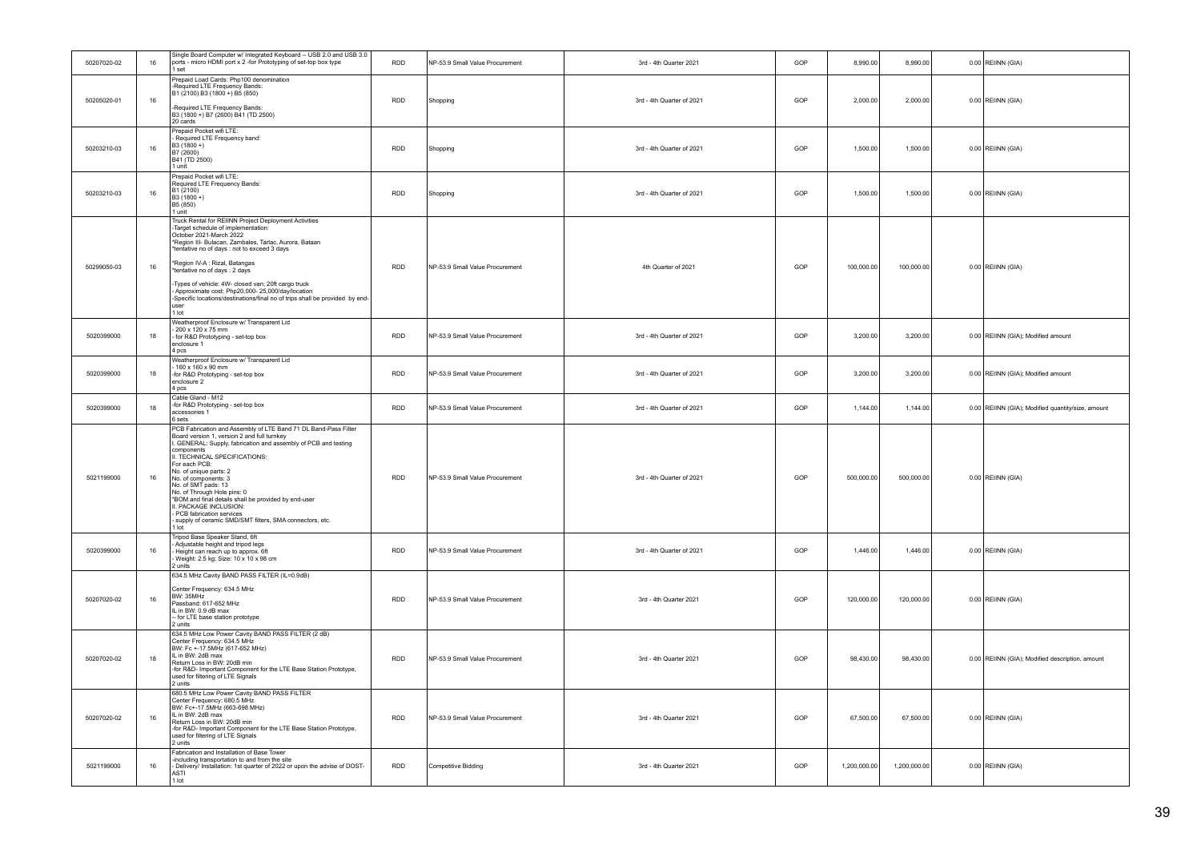| | | | | | | | | | | |
|---|---|---|---|---|---|---|---|---|---|---|
| 50207020-02 | 16 | Single Board Computer w/ Integrated Keyboard -- USB 2.0 and USB 3.0 ports - micro HDMI port x 2 -for Prototyping of set-top box type<br>1 set | RDD | NP-53.9 Small Value Procurement | 3rd - 4th Quarter 2021 | GOP | 8,990.00 | 8,990.00 | 0.00 | REIINN (GIA) |
| 50205020-01 | 16 | Prepaid Load Cards: Php100 denomination<br>-Required LTE Frequency Bands:<br>B1 (2100) B3 (1800 +) B5 (850)<br><br>-Required LTE Frequency Bands:<br>B3 (1800 +) B7 (2600) B41 (TD 2500)<br>20 cards | RDD | Shopping | 3rd - 4th Quarter of 2021 | GOP | 2,000.00 | 2,000.00 | 0.00 | REIINN (GIA) |
| 50203210-03 | 16 | Prepaid Pocket wifi LTE:<br>- Required LTE Frequency band:<br>B3 (1800 +)<br>B7 (2600)<br>B41 (TD 2500)<br>1 unit | RDD | Shopping | 3rd - 4th Quarter of 2021 | GOP | 1,500.00 | 1,500.00 | 0.00 | REIINN (GIA) |
| 50203210-03 | 16 | Prepaid Pocket wifi LTE:<br>Required LTE Frequency Bands:<br>B1 (2100)<br>B3 (1800 +)<br>B5 (850)<br>1 unit | RDD | Shopping | 3rd - 4th Quarter of 2021 | GOP | 1,500.00 | 1,500.00 | 0.00 | REIINN (GIA) |
| 50299050-03 | 16 | Truck Rental for REIINN Project Deployment Activities<br>-Target schedule of implementation:<br>October 2021-March 2022<br>*Region III- Bulacan, Zambales, Tarlac, Aurora, Bataan<br>*tentative no of days : not to exceed 3 days<br><br>*Region IV-A : Rizal, Batangas<br>*tentative no of days : 2 days<br><br>-Types of vehicle: 4W- closed van; 20ft cargo truck<br>- Approximate cost: Php20,000- 25,000/day/location<br>-Specific locations/destinations/final no of trips shall be provided by end-user<br>1 lot | RDD | NP-53.9 Small Value Procurement | 4th Quarter of 2021 | GOP | 100,000.00 | 100,000.00 | 0.00 | REIINN (GIA) |
| 5020399000 | 18 | Weatherproof Enclosure w/ Transparent Lid<br>- 200 x 120 x 75 mm<br>- for R&D Prototyping - set-top box enclosure 1<br>4 pcs | RDD | NP-53.9 Small Value Procurement | 3rd - 4th Quarter of 2021 | GOP | 3,200.00 | 3,200.00 | 0.00 | REIINN (GIA); Modified amount |
| 5020399000 | 18 | Weatherproof Enclosure w/ Transparent Lid<br>- 160 x 160 x 90 mm<br>-for R&D Prototyping - set-top box enclosure 2<br>4 pcs | RDD | NP-53.9 Small Value Procurement | 3rd - 4th Quarter of 2021 | GOP | 3,200.00 | 3,200.00 | 0.00 | REIINN (GIA); Modified amount |
| 5020399000 | 18 | Cable Gland - M12<br>-for R&D Prototyping - set-top box accessories 1<br>6 sets | RDD | NP-53.9 Small Value Procurement | 3rd - 4th Quarter of 2021 | GOP | 1,144.00 | 1,144.00 | 0.00 | REIINN (GIA); Modified quantity/size, amount |
| 5021199000 | 16 | PCB Fabrication and Assembly of LTE Band 71 DL Band-Pass Filter Board version 1, version 2 and full turnkey<br>I. GENERAL: Supply, fabrication and assembly of PCB and testing components<br>II. TECHNICAL SPECIFICATIONS:<br>For each PCB:<br>No. of unique parts: 2<br>No. of components: 3<br>No. of SMT pads: 13<br>No. of Through Hole pins: 0<br>*BOM and final details shall be provided by end-user<br>II. PACKAGE INCLUSION:<br>- PCB fabrication services<br>- supply of ceramic SMD/SMT filters, SMA connectors, etc.<br>1 lot | RDD | NP-53.9 Small Value Procurement | 3rd - 4th Quarter of 2021 | GOP | 500,000.00 | 500,000.00 | 0.00 | REIINN (GIA) |
| 5020399000 | 16 | Tripod Base Speaker Stand, 6ft<br>- Adjustable height and tripod legs<br>- Height can reach up to approx. 6ft<br>- Weight: 2.5 kg; Size: 10 x 10 x 98 cm<br>2 units | RDD | NP-53.9 Small Value Procurement | 3rd - 4th Quarter of 2021 | GOP | 1,446.00 | 1,446.00 | 0.00 | REIINN (GIA) |
| 50207020-02 | 16 | 634.5 MHz Cavity BAND PASS FILTER (IL=0.9dB)<br><br>Center Frequency: 634.5 MHz<br>BW: 35MHz<br>Passband: 617-652 MHz<br>IL in BW: 0.9 dB max<br>-- for LTE base station prototype<br>2 units | RDD | NP-53.9 Small Value Procurement | 3rd - 4th Quarter 2021 | GOP | 120,000.00 | 120,000.00 | 0.00 | REIINN (GIA) |
| 50207020-02 | 18 | 634.5 MHz Low Power Cavity BAND PASS FILTER (2 dB)<br>Center Frequency: 634.5 MHz<br>BW: Fc +-17.5MHz (617-652 MHz)<br>IL in BW: 2dB max<br>Return Loss in BW: 20dB min<br>-for R&D- Important Component for the LTE Base Station Prototype, used for filtering of LTE Signals<br>2 units | RDD | NP-53.9 Small Value Procurement | 3rd - 4th Quarter 2021 | GOP | 98,430.00 | 98,430.00 | 0.00 | REIINN (GIA); Modified description, amount |
| 50207020-02 | 16 | 680.5 MHz Low Power Cavity BAND PASS FILTER<br>Center Frequency: 680.5 MHz<br>BW: Fc+-17.5MHz (663-698 MHz)<br>IL in BW: 2dB max<br>Return Loss in BW: 20dB min<br>-for R&D- Important Component for the LTE Base Station Prototype, used for filtering of LTE Signals<br>2 units | RDD | NP-53.9 Small Value Procurement | 3rd - 4th Quarter 2021 | GOP | 67,500.00 | 67,500.00 | 0.00 | REIINN (GIA) |
| 5021199000 | 16 | Fabrication and Installation of Base Tower<br>-including transportation to and from the site<br>- Delivery/ Installation: 1st quarter of 2022 or upon the advise of DOST-ASTI<br>1 lot | RDD | Competitive Bidding | 3rd - 4th Quarter 2021 | GOP | 1,200,000.00 | 1,200,000.00 | 0.00 | REIINN (GIA) |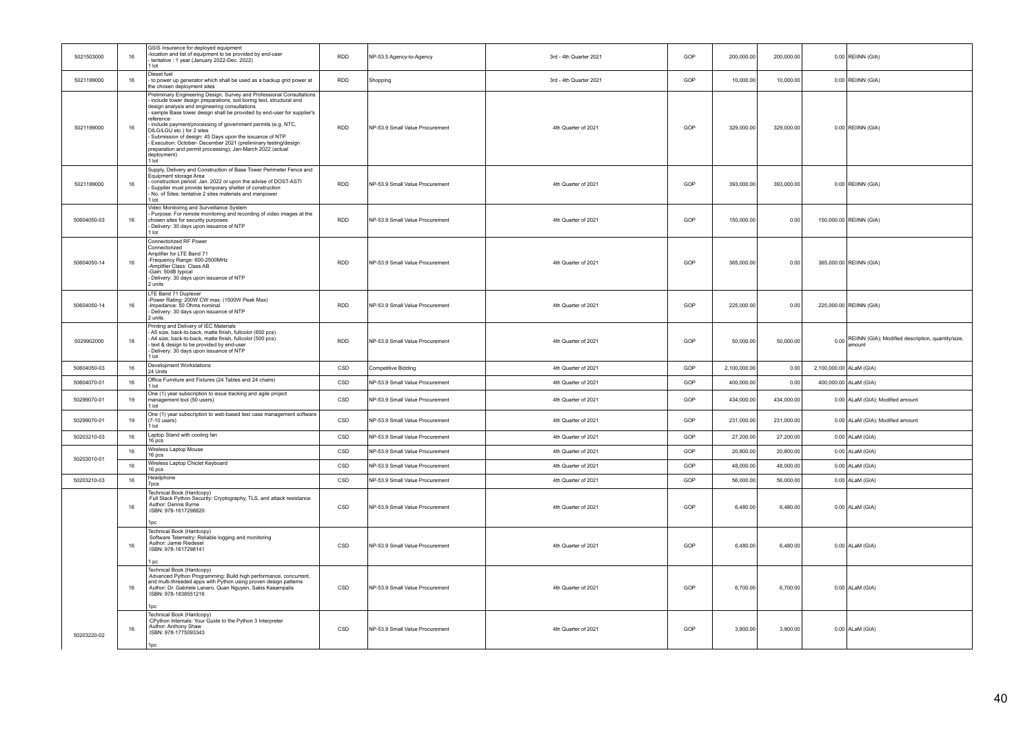| | | | | | | | | | | |
|---|---|---|---|---|---|---|---|---|---|---|
| 5021503000 | 16 | GSIS Insurance for deployed equipment<br>-location and list of equipment to be provided by end-user<br>- tentative : 1 year (January 2022-Dec. 2022)<br>1 lot | RDD | NP-53.5 Agency-to-Agency | 3rd - 4th Quarter 2021 | GOP | 200,000.00 | 200,000.00 | 0.00 | REIINN (GIA) |
| 5021199000 | 16 | Diesel fuel<br>- to power up generator which shall be used as a backup grid power at the chosen deployment sites | RDD | Shopping | 3rd - 4th Quarter 2021 | GOP | 10,000.00 | 10,000.00 | 0.00 | REIINN (GIA) |
| 5021199000 | 16 | Preliminary Engineering Design, Survey and Professional Consultations<br>- include tower design preparations, soil boring test, structural and design analysis and engineering consultations<br>- sample Base tower design shall be provided by end-user for supplier's reference<br>- include payment/processing of government permits (e.g. NTC, DILG/LGU etc.) for 2 sites<br>- Submission of design: 45 Days upon the issuance of NTP<br>- Execution: October- December 2021 (preliminary testing/design preparation and permit processing); Jan-March 2022 (actual deployment)<br>1 lot | RDD | NP-53.9 Small Value Procurement | 4th Quarter of 2021 | GOP | 329,000.00 | 329,000.00 | 0.00 | REIINN (GIA) |
| 5021199000 | 16 | Supply, Delivery and Construction of Base Tower Perimeter Fence and Equipment storage Area<br>- construction period: Jan. 2022 or upon the advise of DOST-ASTI<br>- Supplier must provide temporary shelter of construction<br>- No. of Sites: tentative 2 sites materials and manpower<br>1 lot | RDD | NP-53.9 Small Value Procurement | 4th Quarter of 2021 | GOP | 393,000.00 | 393,000.00 | 0.00 | REIINN (GIA) |
| 50604050-03 | 16 | Video Monitoring and Surveillance System<br>- Purpose: For remote monitoring and recording of video images at the chosen sites for security purposes.<br>- Delivery: 30 days upon issuance of NTP<br>1 lot | RDD | NP-53.9 Small Value Procurement | 4th Quarter of 2021 | GOP | 150,000.00 | 0.00 | 150,000.00 | REIINN (GIA) |
| 50604050-14 | 16 | Connectorized RF Power<br>Connectorized<br>Amplifier for LTE Band 71<br>-Frequency Range: 600-2500MHz<br>-Amplifier Class: Class AB<br>-Gain: 50dB typical<br>- Delivery: 30 days upon issuance of NTP<br>2 units | RDD | NP-53.9 Small Value Procurement | 4th Quarter of 2021 | GOP | 365,000.00 | 0.00 | 365,000.00 | REIINN (GIA) |
| 50604050-14 | 16 | LTE Band 71 Duplexer<br>-Power Rating: 200W CW max. (1500W Peak Max)<br>-Impedance: 50 Ohms nominal<br>- Delivery: 30 days upon issuance of NTP<br>2 units | RDD | NP-53.9 Small Value Procurement | 4th Quarter of 2021 | GOP | 225,000.00 | 0.00 | 225,000.00 | REIINN (GIA) |
| 5029902000 | 18 | Printing and Delivery of IEC Materials<br>- A5 size, back-to-back, matte finish, fullcolor (650 pcs)<br>- A4 size, back-to-back, matte finish, fullcolor (500 pcs)<br>- text & design to be provided by end-user<br>- Delivery: 30 days upon issuance of NTP<br>1 lot | RDD | NP-53.9 Small Value Procurement | 4th Quarter of 2021 | GOP | 50,000.00 | 50,000.00 | 0.00 | REIINN (GIA); Modified description, quantity/size, amount |
| 50604050-03 | 16 | Development Workstations<br>24 Units | CSD | Competitive Bidding | 4th Quarter of 2021 | GOP | 2,100,000.00 | 0.00 | 2,100,000.00 | ALaM (GIA) |
| 50604070-01 | 16 | Office Furniture and Fixtures (24 Tables and 24 chairs)<br>1 lot | CSD | NP-53.9 Small Value Procurement | 4th Quarter of 2021 | GOP | 400,000.00 | 0.00 | 400,000.00 | ALaM (GIA) |
| 50299070-01 | 19 | One (1) year subscription to issue tracking and agile project management tool (50 users)<br>1 lot | CSD | NP-53.9 Small Value Procurement | 4th Quarter of 2021 | GOP | 434,000.00 | 434,000.00 | 0.00 | ALaM (GIA); Modified amount |
| 50299070-01 | 19 | One (1) year subscription to web-based test case management software (7-10 users)<br>1 lot | CSD | NP-53.9 Small Value Procurement | 4th Quarter of 2021 | GOP | 231,000.00 | 231,000.00 | 0.00 | ALaM (GIA); Modified amount |
| 50203210-03 | 16 | Laptop Stand with cooling fan<br>16 pcs | CSD | NP-53.9 Small Value Procurement | 4th Quarter of 2021 | GOP | 27,200.00 | 27,200.00 | 0.00 | ALaM (GIA) |
| 50203010-01 | 16 | Wireless Laptop Mouse<br>16 pcs | CSD | NP-53.9 Small Value Procurement | 4th Quarter of 2021 | GOP | 20,800.00 | 20,800.00 | 0.00 | ALaM (GIA) |
| | 16 | Wireless Laptop Chiclet Keyboard<br>16 pcs | CSD | NP-53.9 Small Value Procurement | 4th Quarter of 2021 | GOP | 48,000.00 | 48,000.00 | 0.00 | ALaM (GIA) |
| 50203210-03 | 16 | Headphone<br>7pcs | CSD | NP-53.9 Small Value Procurement | 4th Quarter of 2021 | GOP | 56,000.00 | 56,000.00 | 0.00 | ALaM (GIA) |
| 50203220-02 | 16 | Technical Book (Hardcopy)<br>Full Stack Python Security: Cryptography, TLS, and attack resistance<br>Author: Dennis Byrne<br>ISBN: 978-1617298820<br>1pc | CSD | NP-53.9 Small Value Procurement | 4th Quarter of 2021 | GOP | 6,480.00 | 6,480.00 | 0.00 | ALaM (GIA) |
| | 16 | Technical Book (Hardcopy)<br>Software Telemetry: Reliable logging and monitoring<br>Author: Jamie Riedesel<br>ISBN: 978-1617298141<br>1 pc | CSD | NP-53.9 Small Value Procurement | 4th Quarter of 2021 | GOP | 6,480.00 | 6,480.00 | 0.00 | ALaM (GIA) |
| | 16 | Technical Book (Hardcopy)<br>Advanced Python Programming: Build high performance, concurrent, and multi-threaded apps with Python using proven design patterns<br>Author: Dr. Gabriele Lanaro, Quan Nguyen, Sakis Kasampalis<br>ISBN: 978-1838551216<br>1pc | CSD | NP-53.9 Small Value Procurement | 4th Quarter of 2021 | GOP | 6,700.00 | 6,700.00 | 0.00 | ALaM (GIA) |
| | 16 | Technical Book (Hardcopy)<br>CPython Internals: Your Guide to the Python 3 Interpreter<br>Author: Anthony Shaw<br>ISBN: 978-1775093343<br>1pc | CSD | NP-53.9 Small Value Procurement | 4th Quarter of 2021 | GOP | 3,900.00 | 3,900.00 | 0.00 | ALaM (GIA) |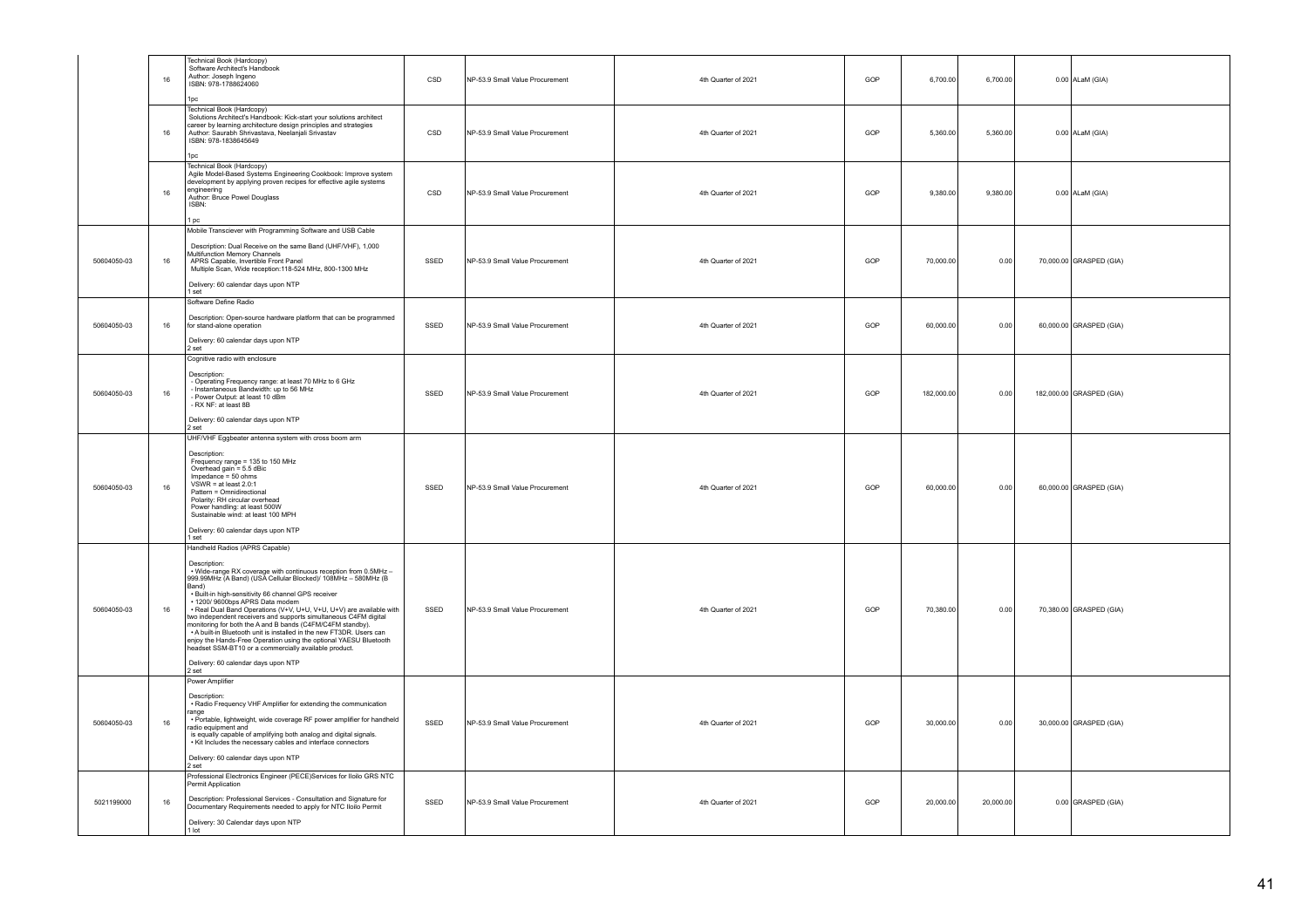| | | | | | | | | | | |
|---|---|---|---|---|---|---|---|---|---|---|
| | 16 | Technical Book (Hardcopy)<br>Software Architect's Handbook<br>Author: Joseph Ingeno<br>ISBN: 978-1788624060<br><br>1pc | CSD | NP-53.9 Small Value Procurement | 4th Quarter of 2021 | GOP | 6,700.00 | 6,700.00 | 0.00 | ALaM (GIA) |
| | 16 | Technical Book (Hardcopy)<br>Solutions Architect's Handbook: Kick-start your solutions architect career by learning architecture design principles and strategies<br>Author: Saurabh Shrivastava, Neelanjali Srivastav<br>ISBN: 978-1838645649<br><br>1pc | CSD | NP-53.9 Small Value Procurement | 4th Quarter of 2021 | GOP | 5,360.00 | 5,360.00 | 0.00 | ALaM (GIA) |
| | 16 | Technical Book (Hardcopy)<br>Agile Model-Based Systems Engineering Cookbook: Improve system development by applying proven recipes for effective agile systems engineering<br>Author: Bruce Powel Douglass<br>ISBN:<br><br>1 pc | CSD | NP-53.9 Small Value Procurement | 4th Quarter of 2021 | GOP | 9,380.00 | 9,380.00 | 0.00 | ALaM (GIA) |
| 50604050-03 | 16 | Mobile Transciever with Programming Software and USB Cable<br><br>Description: Dual Receive on the same Band (UHF/VHF), 1,000 Multifunction Memory Channels<br>APRS Capable, Invertible Front Panel<br>Multiple Scan, Wide reception:118-524 MHz, 800-1300 MHz<br><br>Delivery: 60 calendar days upon NTP<br>1 set | SSED | NP-53.9 Small Value Procurement | 4th Quarter of 2021 | GOP | 70,000.00 | 0.00 | 70,000.00 | GRASPED (GIA) |
| 50604050-03 | 16 | Software Define Radio<br><br>Description: Open-source hardware platform that can be programmed for stand-alone operation<br><br>Delivery: 60 calendar days upon NTP<br>2 set | SSED | NP-53.9 Small Value Procurement | 4th Quarter of 2021 | GOP | 60,000.00 | 0.00 | 60,000.00 | GRASPED (GIA) |
| 50604050-03 | 16 | Cognitive radio with enclosure<br><br>Description:<br>- Operating Frequency range: at least 70 MHz to 6 GHz<br>- Instantaneous Bandwidth: up to 56 MHz<br>- Power Output: at least 10 dBm<br>- RX NF: at least 8B<br><br>Delivery: 60 calendar days upon NTP<br>2 set | SSED | NP-53.9 Small Value Procurement | 4th Quarter of 2021 | GOP | 182,000.00 | 0.00 | 182,000.00 | GRASPED (GIA) |
| 50604050-03 | 16 | UHF/VHF Eggbeater antenna system with cross boom arm<br><br>Description:<br>Frequency range = 135 to 150 MHz<br>Overhead gain = 5.5 dBic<br>Impedance = 50 ohms<br>VSWR = at least 2.0:1<br>Pattern = Omnidirectional<br>Polarity: RH circular overhead<br>Power handling: at least 500W<br>Sustainable wind: at least 100 MPH<br><br>Delivery: 60 calendar days upon NTP<br>1 set | SSED | NP-53.9 Small Value Procurement | 4th Quarter of 2021 | GOP | 60,000.00 | 0.00 | 60,000.00 | GRASPED (GIA) |
| 50604050-03 | 16 | Handheld Radios (APRS Capable)<br><br>Description:<br>• Wide-range RX coverage with continuous reception from 0.5MHz – 999.99MHz (A Band) (USA Cellular Blocked)/ 108MHz – 580MHz (B Band)<br>• Built-in high-sensitivity 66 channel GPS receiver<br>• 1200/ 9600bps APRS Data modem<br>• Real Dual Band Operations (V+V, U+U, V+U, U+V) are available with two independent receivers and supports simultaneous C4FM digital monitoring for both the A and B bands (C4FM/C4FM standby).<br>• A built-in Bluetooth unit is installed in the new FT3DR. Users can enjoy the Hands-Free Operation using the optional YAESU Bluetooth headset SSM-BT10 or a commercially available product.<br><br>Delivery: 60 calendar days upon NTP<br>2 set | SSED | NP-53.9 Small Value Procurement | 4th Quarter of 2021 | GOP | 70,380.00 | 0.00 | 70,380.00 | GRASPED (GIA) |
| 50604050-03 | 16 | Power Amplifier<br><br>Description:<br>• Radio Frequency VHF Amplifier for extending the communication range<br>• Portable, lightweight, wide coverage RF power amplifier for handheld radio equipment and is equally capable of amplifying both analog and digital signals.<br>• Kit Includes the necessary cables and interface connectors<br><br>Delivery: 60 calendar days upon NTP<br>2 set | SSED | NP-53.9 Small Value Procurement | 4th Quarter of 2021 | GOP | 30,000.00 | 0.00 | 30,000.00 | GRASPED (GIA) |
| 5021199000 | 16 | Professional Electronics Engineer (PECE)Services for Iloilo GRS NTC Permit Application<br><br>Description: Professional Services - Consultation and Signature for Documentary Requirements needed to apply for NTC Iloilo Permit<br><br>Delivery: 30 Calendar days upon NTP<br>1 lot | SSED | NP-53.9 Small Value Procurement | 4th Quarter of 2021 | GOP | 20,000.00 | 20,000.00 | 0.00 | GRASPED (GIA) |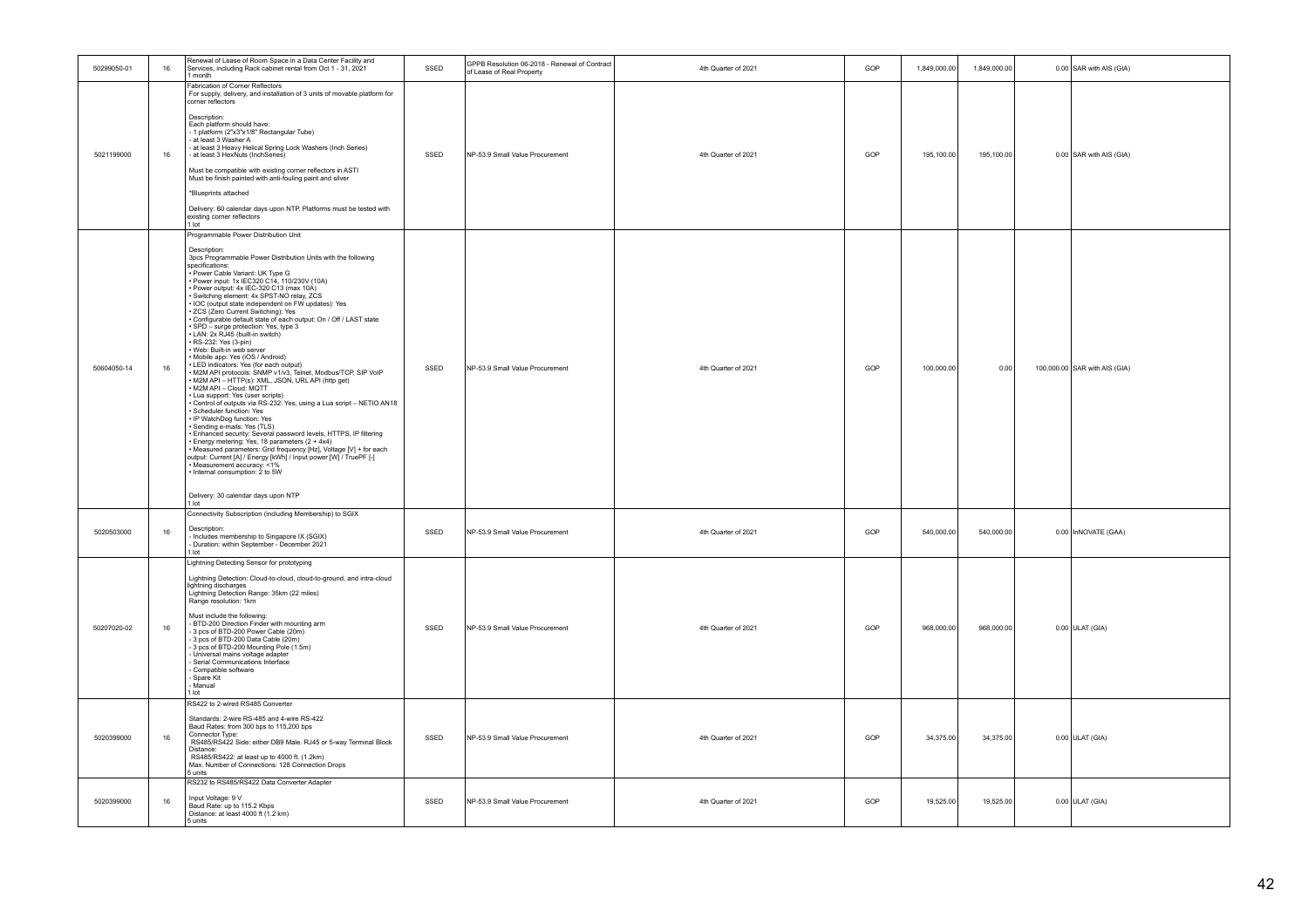| | | | | | | | | | | |
|---|---|---|---|---|---|---|---|---|---|---|
| 50299050-01 | 16 | Renewal of Lease of Room Space in a Data Center Facility and Services, including Rack cabinet rental from Oct 1 - 31, 2021<br>1 month | SSED | GPPB Resolution 06-2018 - Renewal of Contract of Lease of Real Property | 4th Quarter of 2021 | GOP | 1,849,000.00 | 1,849,000.00 | 0.00 | SAR with AIS (GIA) |
| 5021199000 | 16 | Fabrication of Corner Reflectors<br>For supply, delivery, and installation of 3 units of movable platform for corner reflectors<br><br>Description:<br>Each platform should have:<br>- 1 platform (2"x3"x1/8" Rectangular Tube)<br>- at least 3 Washer A<br>- at least 3 Heavy Helical Spring Lock Washers (Inch Series)<br>- at least 3 HexNuts (InchSeries)<br><br>Must be compatible with existing corner reflectors in ASTI<br>Must be finish painted with anti-fouling paint and silver<br><br>*Blueprints attached<br><br>Delivery: 60 calendar days upon NTP. Platforms must be tested with existing corner reflectors<br>1 lot | SSED | NP-53.9 Small Value Procurement | 4th Quarter of 2021 | GOP | 195,100.00 | 195,100.00 | 0.00 | SAR with AIS (GIA) |
| 50604050-14 | 16 | Programmable Power Distribution Unit<br><br>Description:<br>3pcs Programmable Power Distribution Units with the following specifications:<br>• Power Cable Variant: UK Type G<br>• Power input: 1x IEC320 C14, 110/230V (10A)<br>• Power output: 4x IEC-320 C13 (max 10A)<br>• Switching element: 4x SPST-NO relay, ZCS<br>• IOC (output state independent on FW updates): Yes<br>• ZCS (Zero Current Switching): Yes<br>• Configurable default state of each output: On / Off / LAST state<br>• SPD – surge protection: Yes, type 3<br>• LAN: 2x RJ45 (built-in switch)<br>• RS-232: Yes (3-pin)<br>• Web: Built-in web server<br>• Mobile app: Yes (iOS / Android)<br>• LED indicators: Yes (for each output)<br>• M2M API protocols: SNMP v1/v3, Telnet, Modbus/TCP, SIP VoIP<br>• M2M API – HTTP(s): XML, JSON, URL API (http get)<br>• M2M API – Cloud: MQTT<br>• Lua support: Yes (user scripts)<br>• Control of outputs via RS-232: Yes, using a Lua script – NETIO AN18<br>• Scheduler function: Yes<br>• IP WatchDog function: Yes<br>• Sending e-mails: Yes (TLS)<br>• Enhanced security: Several password levels, HTTPS, IP filtering<br>• Energy metering: Yes, 18 parameters (2 + 4x4)<br>• Measured parameters: Grid frequency [Hz], Voltage [V] + for each output: Current [A] / Energy [kWh] / Input power [W] / TruePF [-]<br>• Measurement accuracy: <1%<br>• Internal consumption: 2 to 5W<br><br>Delivery: 30 calendar days upon NTP<br>1 lot | SSED | NP-53.9 Small Value Procurement | 4th Quarter of 2021 | GOP | 100,000.00 | 0.00 | 100,000.00 | SAR with AIS (GIA) |
| 5020503000 | 16 | Connectivity Subscription (including Membership) to SGIX<br><br>Description:<br>- Includes membership to Singapore IX (SGIX)<br>- Duration: within September - December 2021<br>1 lot | SSED | NP-53.9 Small Value Procurement | 4th Quarter of 2021 | GOP | 540,000.00 | 540,000.00 | 0.00 | InNOVATE (GAA) |
| 50207020-02 | 16 | Lightning Detecting Sensor for prototyping<br><br>Lightning Detection: Cloud-to-cloud, cloud-to-ground, and intra-cloud lightning discharges<br>Lightning Detection Range: 35km (22 miles)<br>Range resolution: 1km<br><br>Must include the following:<br>- BTD-200 Direction Finder with mounting arm<br>- 3 pcs of BTD-200 Power Cable (20m)<br>- 3 pcs of BTD-200 Data Cable (20m)<br>- 3 pcs of BTD-200 Mounting Pole (1.5m)<br>- Universal mains voltage adapter<br>- Serial Communications Interface<br>- Compatible software<br>- Spare Kit<br>- Manual<br>1 lot | SSED | NP-53.9 Small Value Procurement | 4th Quarter of 2021 | GOP | 968,000.00 | 968,000.00 | 0.00 | ULAT (GIA) |
| 5020399000 | 16 | RS422 to 2-wired RS485 Converter<br><br>Standards: 2-wire RS-485 and 4-wire RS-422<br>Baud Rates: from 300 bps to 115,200 bps<br>Connector Type:<br>RS485/RS422 Side: either DB9 Male, RJ45 or 5-way Terminal Block<br>Distance:<br>RS485/RS422: at least up to 4000 ft. (1.2km)<br>Max. Number of Connections: 128 Connection Drops<br>5 units | SSED | NP-53.9 Small Value Procurement | 4th Quarter of 2021 | GOP | 34,375.00 | 34,375.00 | 0.00 | ULAT (GIA) |
| 5020399000 | 16 | RS232 to RS485/RS422 Data Converter Adapter<br><br>Input Voltage: 9 V<br>Baud Rate: up to 115.2 Kbps<br>Distance: at least 4000 ft (1.2 km)<br>5 units | SSED | NP-53.9 Small Value Procurement | 4th Quarter of 2021 | GOP | 19,525.00 | 19,525.00 | 0.00 | ULAT (GIA) |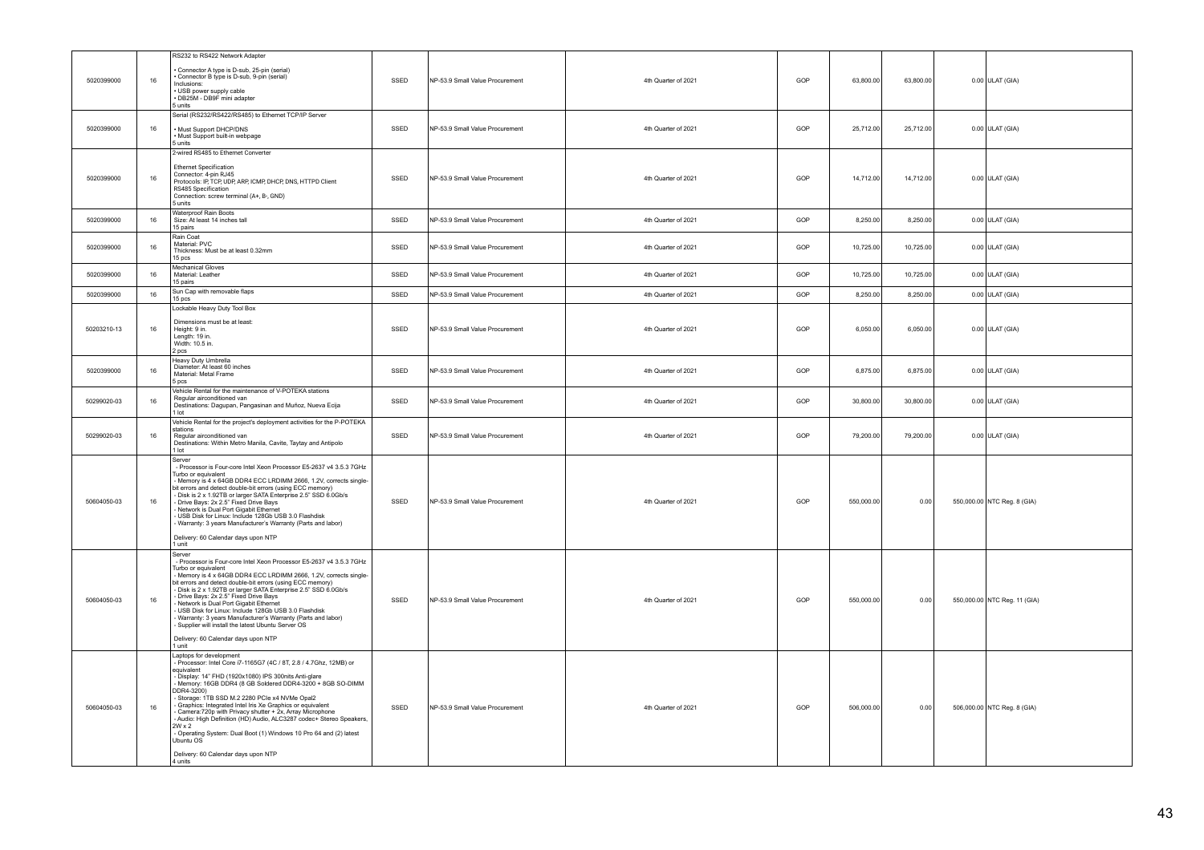| | | | | | | | | | | |
|---|---|---|---|---|---|---|---|---|---|---|
| 5020399000 | 16 | RS232 to RS422 Network Adapter<br><br>• Connector A type is D-sub, 25-pin (serial)<br>• Connector B type is D-sub, 9-pin (serial)<br>Inclusions:<br>• USB power supply cable<br>• DB25M - DB9F mini adapter<br>5 units | SSED | NP-53.9 Small Value Procurement | 4th Quarter of 2021 | GOP | 63,800.00 | 63,800.00 | 0.00 | ULAT (GIA) |
| 5020399000 | 16 | Serial (RS232/RS422/RS485) to Ethernet TCP/IP Server<br><br>• Must Support DHCP/DNS<br>• Must Support built-in webpage<br>5 units | SSED | NP-53.9 Small Value Procurement | 4th Quarter of 2021 | GOP | 25,712.00 | 25,712.00 | 0.00 | ULAT (GIA) |
| 5020399000 | 16 | 2-wired RS485 to Ethernet Converter<br><br>Ethernet Specification<br>Connector: 4-pin RJ45<br>Protocols: IP, TCP, UDP, ARP, ICMP, DHCP, DNS, HTTPD Client<br>RS485 Specification<br>Connection: screw terminal (A+, B-, GND)<br>5 units | SSED | NP-53.9 Small Value Procurement | 4th Quarter of 2021 | GOP | 14,712.00 | 14,712.00 | 0.00 | ULAT (GIA) |
| 5020399000 | 16 | Waterproof Rain Boots<br>Size: At least 14 inches tall<br>15 pairs | SSED | NP-53.9 Small Value Procurement | 4th Quarter of 2021 | GOP | 8,250.00 | 8,250.00 | 0.00 | ULAT (GIA) |
| 5020399000 | 16 | Rain Coat<br>Material: PVC<br>Thickness: Must be at least 0.32mm<br>15 pcs | SSED | NP-53.9 Small Value Procurement | 4th Quarter of 2021 | GOP | 10,725.00 | 10,725.00 | 0.00 | ULAT (GIA) |
| 5020399000 | 16 | Mechanical Gloves<br>Material: Leather<br>15 pairs | SSED | NP-53.9 Small Value Procurement | 4th Quarter of 2021 | GOP | 10,725.00 | 10,725.00 | 0.00 | ULAT (GIA) |
| 5020399000 | 16 | Sun Cap with removable flaps<br>15 pcs | SSED | NP-53.9 Small Value Procurement | 4th Quarter of 2021 | GOP | 8,250.00 | 8,250.00 | 0.00 | ULAT (GIA) |
| 50203210-13 | 16 | Lockable Heavy Duty Tool Box<br><br>Dimensions must be at least:<br>Height: 9 in.<br>Length: 19 in.<br>Width: 10.5 in.<br>2 pcs | SSED | NP-53.9 Small Value Procurement | 4th Quarter of 2021 | GOP | 6,050.00 | 6,050.00 | 0.00 | ULAT (GIA) |
| 5020399000 | 16 | Heavy Duty Umbrella<br>Diameter: At least 60 inches<br>Material: Metal Frame<br>5 pcs | SSED | NP-53.9 Small Value Procurement | 4th Quarter of 2021 | GOP | 6,875.00 | 6,875.00 | 0.00 | ULAT (GIA) |
| 50299020-03 | 16 | Vehicle Rental for the maintenance of V-POTEKA stations<br>Regular airconditioned van<br>Destinations: Dagupan, Pangasinan and Muñoz, Nueva Ecija<br>1 lot | SSED | NP-53.9 Small Value Procurement | 4th Quarter of 2021 | GOP | 30,800.00 | 30,800.00 | 0.00 | ULAT (GIA) |
| 50299020-03 | 16 | Vehicle Rental for the project's deployment activities for the P-POTEKA stations<br>Regular airconditioned van<br>Destinations: Within Metro Manila, Cavite, Taytay and Antipolo<br>1 lot | SSED | NP-53.9 Small Value Procurement | 4th Quarter of 2021 | GOP | 79,200.00 | 79,200.00 | 0.00 | ULAT (GIA) |
| 50604050-03 | 16 | Server<br>- Processor is Four-core Intel Xeon Processor E5-2637 v4 3.5.3 7GHz Turbo or equivalent<br>- Memory is 4 x 64GB DDR4 ECC LRDIMM 2666, 1.2V, corrects single-bit errors and detect double-bit errors (using ECC memory)<br>- Disk is 2 x 1.92TB or larger SATA Enterprise 2.5" SSD 6.0Gb/s<br>- Drive Bays: 2x 2.5" Fixed Drive Bays<br>- Network is Dual Port Gigabit Ethernet<br>- USB Disk for Linux: Include 128Gb USB 3.0 Flashdisk<br>- Warranty: 3 years Manufacturer's Warranty (Parts and labor)<br><br>Delivery: 60 Calendar days upon NTP<br>1 unit | SSED | NP-53.9 Small Value Procurement | 4th Quarter of 2021 | GOP | 550,000.00 | 0.00 | 550,000.00 | NTC Reg. 8 (GIA) |
| 50604050-03 | 16 | Server<br>- Processor is Four-core Intel Xeon Processor E5-2637 v4 3.5.3 7GHz Turbo or equivalent<br>- Memory is 4 x 64GB DDR4 ECC LRDIMM 2666, 1.2V, corrects single-bit errors and detect double-bit errors (using ECC memory)<br>- Disk is 2 x 1.92TB or larger SATA Enterprise 2.5" SSD 6.0Gb/s<br>- Drive Bays: 2x 2.5" Fixed Drive Bays<br>- Network is Dual Port Gigabit Ethernet<br>- USB Disk for Linux: Include 128Gb USB 3.0 Flashdisk<br>- Warranty: 3 years Manufacturer's Warranty (Parts and labor)<br>- Supplier will install the latest Ubuntu Server OS<br><br>Delivery: 60 Calendar days upon NTP<br>1 unit | SSED | NP-53.9 Small Value Procurement | 4th Quarter of 2021 | GOP | 550,000.00 | 0.00 | 550,000.00 | NTC Reg. 11 (GIA) |
| 50604050-03 | 16 | Laptops for development<br>- Processor: Intel Core i7-1165G7 (4C / 8T, 2.8 / 4.7Ghz, 12MB) or equivalent<br>- Display: 14" FHD (1920x1080) IPS 300nits Anti-glare<br>- Memory: 16GB DDR4 (8 GB Soldered DDR4-3200 + 8GB SO-DIMM DDR4-3200)<br>- Storage: 1TB SSD M.2 2280 PCIe x4 NVMe Opal2<br>- Graphics: Integrated Intel Iris Xe Graphics or equivalent<br>- Camera:720p with Privacy shutter + 2x, Array Microphone<br>- Audio: High Definition (HD) Audio, ALC3287 codec+ Stereo Speakers, 2W x 2<br>- Operating System: Dual Boot (1) Windows 10 Pro 64 and (2) latest Ubuntu OS<br><br>Delivery: 60 Calendar days upon NTP<br>4 units | SSED | NP-53.9 Small Value Procurement | 4th Quarter of 2021 | GOP | 506,000.00 | 0.00 | 506,000.00 | NTC Reg. 8 (GIA) |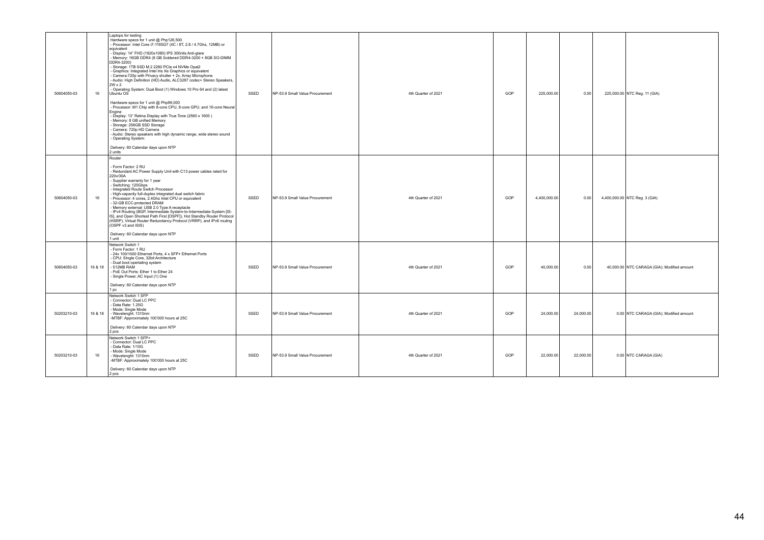| 50604050-03 | 16 | Laptops for testing<br>Hardware specs for 1 unit @ Php126,500<br>- Processor: Intel Core i7-1165G7 (4C / 8T, 2.8 / 4.7Ghz, 12MB) or equivalent<br>- Display: 14" FHD (1920x1080) IPS 300nits Anti-glare<br>- Memory: 16GB DDR4 (8 GB Soldered DDR4-3200 + 8GB SO-DIMM DDR4-3200)<br>- Storage: 1TB SSD M.2 2280 PCIe x4 NVMe Opal2<br>- Graphics: Integrated Intel Iris Xe Graphics or equivalent<br>- Camera:720p with Privacy shutter + 2x, Array Microphone<br>- Audio: High Definition (HD) Audio, ALC3287 codec+ Stereo Speakers, 2W x 2<br>- Operating System: Dual Boot (1) Windows 10 Pro 64 and (2) latest Ubuntu OS<br><br>Hardware specs for 1 unit @ Php99,000<br>- Processor: M1 Chip with 8-core CPU, 8-core GPU, and 16-core Neural Engine<br>- Display: 13" Retina Display with True Tone (2560 x 1600 )<br>- Memory: 8 GB unified Memory<br>- Storage: 256GB SSD Storage<br>- Camera: 720p HD Camera<br>- Audio: Stereo speakers with high dynamic range, wide stereo sound<br>- Operating System:<br><br>Delivery: 60 Calendar days upon NTP<br>2 units | SSED | NP-53.9 Small Value Procurement | 4th Quarter of 2021 | GOP | 225,000.00 | 0.00 | 225,000.00 | NTC Reg. 11 (GIA) |
|---|---|---|---|---|---|---|---|---|---|---|
| 50604050-03 | 16 | Router<br><br>- Form Factor: 2 RU<br>- Redundant AC Power Supply Unit with C13 power cables rated for 220v/30A<br>- Supplier warranty for 1 year<br>- Switching: 120Gbps<br>- Integrated Route Switch Processor<br>- High-capacity full-duplex integrated dual switch fabric<br>- Processor: 4 cores, 2.4Ghz Intel CPU or equivalent<br>- 32-GB ECC-protected DRAM<br>- Memory external: USB 2.0 Type A receptacle<br>- IPv4 Routing (BGP, Intermediate System-to-Intermediate System [IS-IS], and Open Shortest Path First [OSPF]), Hot Standby Router Protocol (HSRP), Virtual Router Redundancy Protocol (VRRP), and IPv6 routing (OSPF v3 and ISIS)<br><br>Delivery: 60 Calendar days upon NTP<br>1 unit | SSED | NP-53.9 Small Value Procurement | 4th Quarter of 2021 | GOP | 4,400,000.00 | 0.00 | 4,400,000.00 | NTC Reg. 3 (GIA) |
| 50604050-03 | 16 & 18 | Network Switch 1<br>- Form Factor: 1 RU<br>- 24x 100/1000 Ethernet Ports, 4 x SFP+ Ethernet Ports<br>- CPU: Single Core, 32bit Architecture<br>- Dual boot opertating system<br>- 512MB RAM<br>- PoE Out Ports: Ether 1 to Ether 24<br>- Single Power, AC Input (1) One<br><br>Delivery: 60 Calendar days upon NTP<br>1 pc | SSED | NP-53.9 Small Value Procurement | 4th Quarter of 2021 | GOP | 40,000.00 | 0.00 | 40,000.00 | NTC CARAGA (GIA); Modified amount |
| 50203210-03 | 16 & 18 | Network Switch 1 SFP<br>- Connector: Dual LC PPC<br>- Data Rate: 1.25G<br>- Mode: Single Mode<br>- Wavelenght: 1310nm<br>-MTBF: Approximately 100'000 hours at 25C<br><br>Delivery: 60 Calendar days upon NTP<br>2 pcs | SSED | NP-53.9 Small Value Procurement | 4th Quarter of 2021 | GOP | 24,000.00 | 24,000.00 | 0.00 | NTC CARAGA (GIA); Modified amount |
| 50203210-03 | 16 | Network Switch 1 SFP+<br>- Connector: Dual LC PPC<br>- Data Rate: 1/10G<br>- Mode: Single Mode<br>- Wavelenght: 1310nm<br>-MTBF: Approximately 100'000 hours at 25C<br><br>Delivery: 60 Calendar days upon NTP<br>2 pcs | SSED | NP-53.9 Small Value Procurement | 4th Quarter of 2021 | GOP | 22,000.00 | 22,000.00 | 0.00 | NTC CARAGA (GIA) |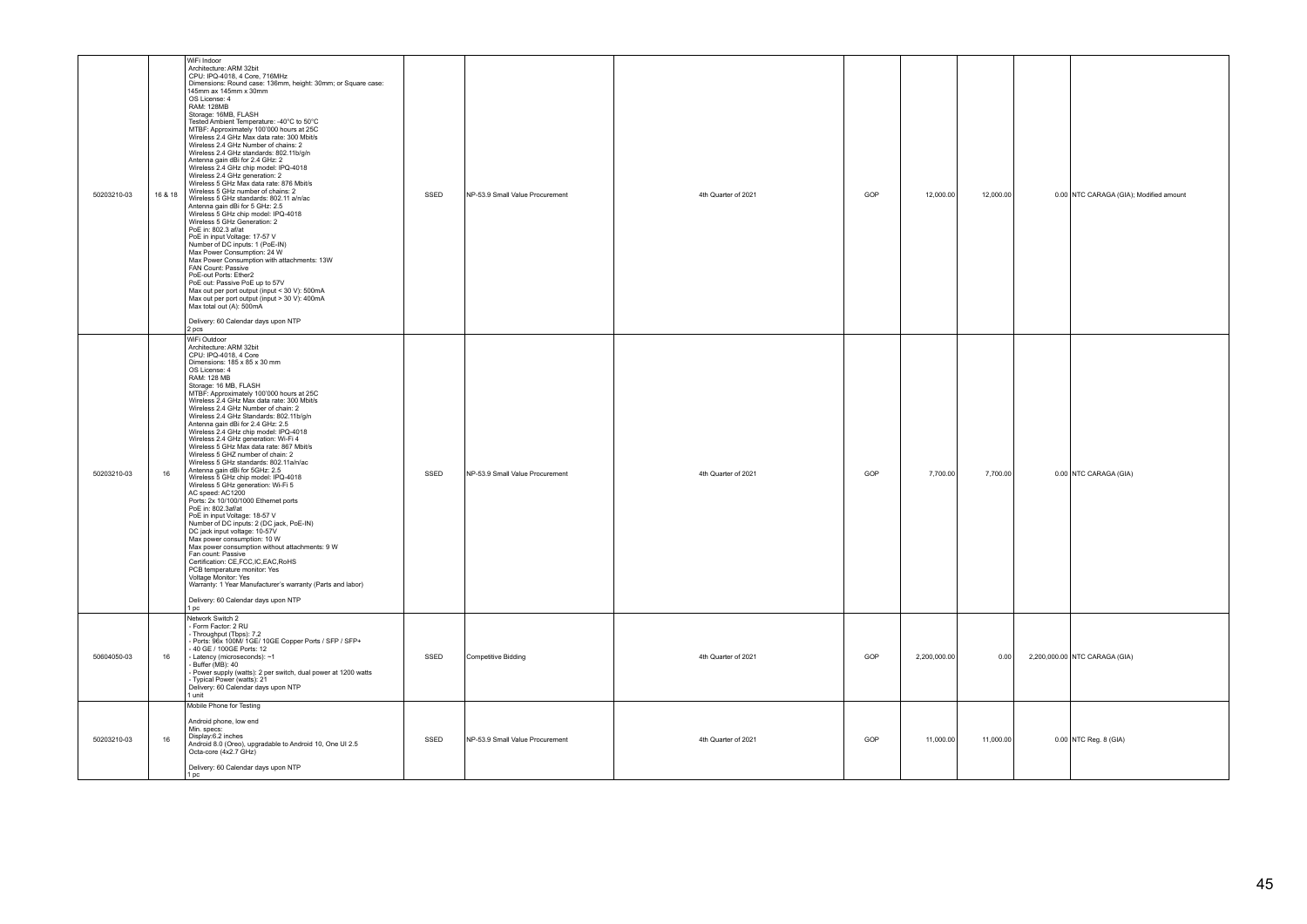| | | | | | | | | | | |
|---|---|---|---|---|---|---|---|---|---|---|
| 50203210-03 | 16 & 18 | WiFi Indoor<br>Architecture: ARM 32bit<br>CPU: IPQ-4018, 4 Core, 716MHz<br>Dimensions: Round case: 136mm, height: 30mm; or Square case: 145mm ax 145mm x 30mm<br>OS License: 4<br>RAM: 128MB<br>Storage: 16MB, FLASH<br>Tested Ambient Temperature: -40°C to 50°C<br>MTBF: Approximately 100'000 hours at 25C<br>Wireless 2.4 GHz Max data rate: 300 Mbit/s<br>Wireless 2.4 GHz Number of chains: 2<br>Wireless 2.4 GHz standards: 802.11b/g/n<br>Antenna gain dBi for 2.4 GHz: 2<br>Wireless 2.4 GHz chip model: IPQ-4018<br>Wireless 2.4 GHz generation: 2<br>Wireless 5 GHz Max data rate: 876 Mbit/s<br>Wireless 5 GHz number of chains: 2<br>Wireless 5 GHz standards: 802.11 a/n/ac<br>Antenna gain dBi for 5 GHz: 2.5<br>Wireless 5 GHz chip model: IPQ-4018<br>Wireless 5 GHz Generation: 2<br>PoE in: 802.3 af/at<br>PoE in input Voltage: 17-57 V<br>Number of DC inputs: 1 (PoE-IN)<br>Max Power Consumption: 24 W<br>Max Power Consumption with attachments: 13W<br>FAN Count: Passive<br>PoE-out Ports: Ether2<br>PoE out: Passive PoE up to 57V<br>Max out per port output (input < 30 V): 500mA<br>Max out per port output (input > 30 V): 400mA<br>Max total out (A): 500mA<br><br>Delivery: 60 Calendar days upon NTP<br>2 pcs | SSED | NP-53.9 Small Value Procurement | 4th Quarter of 2021 | GOP | 12,000.00 | 12,000.00 | 0.00 | NTC CARAGA (GIA); Modified amount |
| 50203210-03 | 16 | WiFi Outdoor<br>Architecture: ARM 32bit<br>CPU: IPQ-4018, 4 Core<br>Dimensions: 185 x 85 x 30 mm<br>OS License: 4<br>RAM: 128 MB<br>Storage: 16 MB, FLASH<br>MTBF: Approximately 100'000 hours at 25C<br>Wireless 2.4 GHz Max data rate: 300 Mbit/s<br>Wireless 2.4 GHz Number of chain: 2<br>Wireless 2.4 GHz Standards: 802.11b/g/n<br>Antenna gain dBi for 2.4 GHz: 2.5<br>Wireless 2.4 GHz chip model: IPQ-4018<br>Wireless 2.4 GHz generation: Wi-Fi 4<br>Wireless 5 GHz Max data rate: 867 Mbit/s<br>Wireless 5 GHZ number of chain: 2<br>Wireless 5 GHz standards: 802.11a/n/ac<br>Antenna gain dBi for 5GHz: 2.5<br>Wireless 5 GHz chip model: IPQ-4018<br>Wireless 5 GHz generation: Wi-Fi 5<br>AC speed: AC1200<br>Ports: 2x 10/100/1000 Ethernet ports<br>PoE in: 802.3af/at<br>PoE in input Voltage: 18-57 V<br>Number of DC inputs: 2 (DC jack, PoE-IN)<br>DC jack input voltage: 10-57V<br>Max power consumption: 10 W<br>Max power consumption without attachments: 9 W<br>Fan count: Passive<br>Certification: CE,FCC,IC,EAC,RoHS<br>PCB temperature monitor: Yes<br>Voltage Monitor: Yes<br>Warranty: 1 Year Manufacturer's warranty (Parts and labor)<br><br>Delivery: 60 Calendar days upon NTP<br>1 pc | SSED | NP-53.9 Small Value Procurement | 4th Quarter of 2021 | GOP | 7,700.00 | 7,700.00 | 0.00 | NTC CARAGA (GIA) |
| 50604050-03 | 16 | Network Switch 2<br>- Form Factor: 2 RU<br>- Throughput (Tbps): 7.2<br>- Ports: 96x 100M/ 1GE/ 10GE Copper Ports / SFP / SFP+<br>- 40 GE / 100GE Ports: 12<br>- Latency (microseconds): ~1<br>- Buffer (MB): 40<br>- Power supply (watts): 2 per switch, dual power at 1200 watts<br>- Typical Power (watts): 21<br>Delivery: 60 Calendar days upon NTP<br>1 unit | SSED | Competitive Bidding | 4th Quarter of 2021 | GOP | 2,200,000.00 | 0.00 | 2,200,000.00 | NTC CARAGA (GIA) |
| 50203210-03 | 16 | Mobile Phone for Testing<br><br>Android phone, low end<br>Min. specs:<br>Display:6.2 inches<br>Android 8.0 (Oreo), upgradable to Android 10, One UI 2.5<br>Octa-core (4x2.7 GHz)<br><br>Delivery: 60 Calendar days upon NTP<br>1 pc | SSED | NP-53.9 Small Value Procurement | 4th Quarter of 2021 | GOP | 11,000.00 | 11,000.00 | 0.00 | NTC Reg. 8 (GIA) |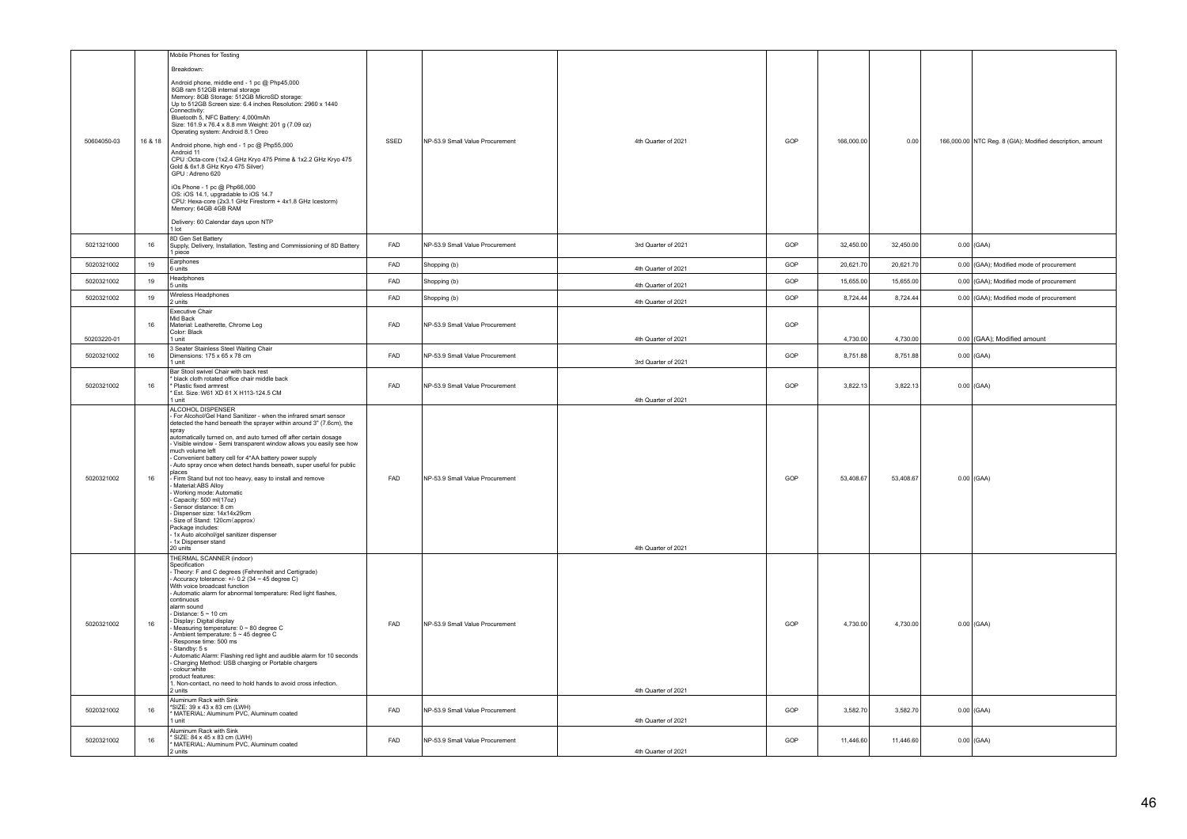| | | | | | | | | | | |
|---|---|---|---|---|---|---|---|---|---|---|
| 50604050-03 | 16 & 18 | Mobile Phones for Testing<br><br>Breakdown:<br><br>Android phone, middle end - 1 pc @ Php45,000<br>8GB ram 512GB internal storage<br>Memory: 8GB Storage: 512GB MicroSD storage:<br>Up to 512GB Screen size: 6.4 inches Resolution: 2960 x 1440<br>Connectivity:<br>Bluetooth 5, NFC Battery: 4,000mAh<br>Size: 161.9 x 76.4 x 8.8 mm Weight: 201 g (7.09 oz)<br>Operating system: Android 8.1 Oreo<br><br>Android phone, high end - 1 pc @ Php55,000<br>Android 11<br>CPU :Octa-core (1x2.4 GHz Kryo 475 Prime & 1x2.2 GHz Kryo 475 Gold & 6x1.8 GHz Kryo 475 Silver)<br>GPU : Adreno 620<br><br>iOs Phone - 1 pc @ Php66,000<br>OS: iOS 14.1, upgradable to iOS 14.7<br>CPU: Hexa-core (2x3.1 GHz Firestorm + 4x1.8 GHz Icestorm)<br>Memory: 64GB 4GB RAM<br><br>Delivery: 60 Calendar days upon NTP<br>1 lot | SSED | NP-53.9 Small Value Procurement | 4th Quarter of 2021 | GOP | 166,000.00 | 0.00 | 166,000.00 | NTC Reg. 8 (GIA); Modified description, amount |
| 5021321000 | 16 | 8D Gen Set Battery<br>Supply, Delivery, Installation, Testing and Commissioning of 8D Battery<br>1 piece | FAD | NP-53.9 Small Value Procurement | 3rd Quarter of 2021 | GOP | 32,450.00 | 32,450.00 | 0.00 | (GAA) |
| 5020321002 | 19 | Earphones<br>6 units | FAD | Shopping (b) | 4th Quarter of 2021 | GOP | 20,621.70 | 20,621.70 | 0.00 | (GAA); Modified mode of procurement |
| 5020321002 | 19 | Headphones<br>5 units | FAD | Shopping (b) | 4th Quarter of 2021 | GOP | 15,655.00 | 15,655.00 | 0.00 | (GAA); Modified mode of procurement |
| 5020321002 | 19 | Wireless Headphones<br>2 units | FAD | Shopping (b) | 4th Quarter of 2021 | GOP | 8,724.44 | 8,724.44 | 0.00 | (GAA); Modified mode of procurement |
| 50203220-01 | 16 | Executive Chair<br>Mid Back<br>Material: Leatherette, Chrome Leg<br>Color: Black<br>1 unit | FAD | NP-53.9 Small Value Procurement | 4th Quarter of 2021 | GOP | 4,730.00 | 4,730.00 | 0.00 | (GAA); Modified amount |
| 5020321002 | 16 | 3 Seater Stainless Steel Waiting Chair<br>Dimensions: 175 x 65 x 78 cm<br>1 unit | FAD | NP-53.9 Small Value Procurement | 3rd Quarter of 2021 | GOP | 8,751.88 | 8,751.88 | 0.00 | (GAA) |
| 5020321002 | 16 | Bar Stool swivel Chair with back rest<br>* black cloth rotated office chair middle back<br>* Plastic fixed armrest<br>* Est. Size :W61 XD 61 X H113-124.5 CM<br>1 unit | FAD | NP-53.9 Small Value Procurement | 4th Quarter of 2021 | GOP | 3,822.13 | 3,822.13 | 0.00 | (GAA) |
| 5020321002 | 16 | ALCOHOL DISPENSER<br>- For Alcohol/Gel Hand Sanitizer - when the infrared smart sensor detected the hand beneath the sprayer within around 3" (7.6cm), the spray<br>automatically turned on, and auto turned off after certain dosage<br>- Visible window - Semi transparent window allows you easily see how much volume left<br>- Convenient battery cell for 4*AA battery power supply<br>- Auto spray once when detect hands beneath, super useful for public places<br>- Firm Stand but not too heavy, easy to install and remove<br>- Material:ABS Alloy<br>- Working mode: Automatic<br>- Capacity: 500 ml(17oz)<br>- Sensor distance: 8 cm<br>- Dispenser size: 14x14x29cm<br>- Size of Stand: 120cm(approx)<br>Package includes:<br>- 1x Auto alcohol/gel sanitizer dispenser<br>- 1x Dispenser stand<br>20 units | FAD | NP-53.9 Small Value Procurement | 4th Quarter of 2021 | GOP | 53,408.67 | 53,408.67 | 0.00 | (GAA) |
| 5020321002 | 16 | THERMAL SCANNER (indoor)<br>Specification<br>- Theory: F and C degrees (Fehrenheit and Certigrade)<br>- Accuracy tolerance: +/- 0.2 (34 ~ 45 degree C)<br>With voice broadcast function<br>- Automatic alarm for abnormal temperature: Red light flashes, continuous<br>alarm sound<br>- Distance: 5 ~ 10 cm<br>- Display: Digital display<br>- Measuring temperature: 0 ~ 80 degree C<br>- Ambient temperature: 5 ~ 45 degree C<br>- Response time: 500 ms<br>- Standby: 5 s<br>- Automatic Alarm: Flashing red light and audible alarm for 10 seconds<br>- Charging Method: USB charging or Portable chargers<br>- colour:white<br>product features:<br>1. Non-contact, no need to hold hands to avoid cross infection.<br>2 units | FAD | NP-53.9 Small Value Procurement | 4th Quarter of 2021 | GOP | 4,730.00 | 4,730.00 | 0.00 | (GAA) |
| 5020321002 | 16 | Aluminum Rack with Sink<br>*SIZE: 39 x 43 x 83 cm (LWH)<br>* MATERIAL: Aluminum PVC, Aluminum coated<br>1 unit | FAD | NP-53.9 Small Value Procurement | 4th Quarter of 2021 | GOP | 3,582.70 | 3,582.70 | 0.00 | (GAA) |
| 5020321002 | 16 | Aluminum Rack with Sink<br>* SIZE: 84 x 45 x 83 cm (LWH)<br>* MATERIAL: Aluminum PVC, Aluminum coated<br>2 units | FAD | NP-53.9 Small Value Procurement | 4th Quarter of 2021 | GOP | 11,446.60 | 11,446.60 | 0.00 | (GAA) |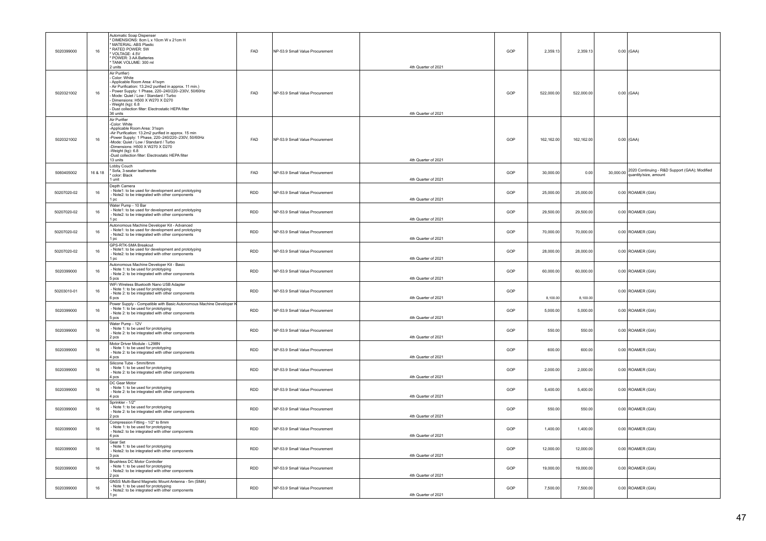| | | | | | | | | | | |
|---|---|---|---|---|---|---|---|---|---|---|
| 5020399000 | 16 | Automatic Soap Dispenser<br>* DIMENSIONS: 8cm L x 10cm W x 21cm H<br>* MATERIAL: ABS Plastic<br>* RATED POWER: 5W<br>* VOLTAGE: 4.5V<br>* POWER: 3 AA Batteries<br>* TANK VOLUME: 300 ml<br>2 units | FAD | NP-53.9 Small Value Procurement | 4th Quarter of 2021 | GOP | 2,359.13 | 2,359.13 | 0.00 | (GAA) |
| 5020321002 | 16 | Air Purifier)<br>- Color: White<br>- Applicable Room Area: 41sqm<br>- Air Purification: 13.2m2 purified in approx. 11 min.)<br>- Power Supply: 1 Phase, 220–240/220–230V, 50/60Hz<br>- Mode: Quiet / Low / Standard / Turbo<br>- Dimensions: H500 X W270 X D270<br>- Weight (kg): 6.8<br>- Dust collection filter: Electrostatic HEPA filter<br>36 units | FAD | NP-53.9 Small Value Procurement | 4th Quarter of 2021 | GOP | 522,000.00 | 522,000.00 | 0.00 | (GAA) |
| 5020321002 | 16 | Air Purifier<br>-Color: White<br>-Applicable Room Area: 31sqm<br>-Air Purification: 13.2m2 purified in approx. 15 min<br>-Power Supply: 1 Phase, 220–240/220–230V, 50/60Hz<br>-Mode: Quiet / Low / Standard / Turbo<br>-Dimensions: H500 X W270 X D270<br>-Weight (kg): 6.8<br>-Dust collection filter: Electrostatic HEPA filter<br>13 units | FAD | NP-53.9 Small Value Procurement | 4th Quarter of 2021 | GOP | 162,162.00 | 162,162.00 | 0.00 | (GAA) |
| 5060405002 | 16 & 18 | Lobby Couch<br>* Sofa, 3-seater leatherette<br>* color: Black<br>1 unit | FAD | NP-53.9 Small Value Procurement | 4th Quarter of 2021 | GOP | 30,000.00 | 0.00 | 30,000.00 | 2020 Continuing - R&D Support (GAA); Modified quantity/size, amount |
| 50207020-02 | 16 | Depth Camera<br>- Note1: to be used for development and prototyping<br>- Note2: to be integrated with other components<br>1 pc | RDD | NP-53.9 Small Value Procurement | 4th Quarter of 2021 | GOP | 25,000.00 | 25,000.00 | 0.00 | ROAMER (GIA) |
| 50207020-02 | 16 | Water Pump - 10 Bar<br>- Note1: to be used for development and prototyping<br>- Note2: to be integrated with other components<br>1 pc | RDD | NP-53.9 Small Value Procurement | 4th Quarter of 2021 | GOP | 29,500.00 | 29,500.00 | 0.00 | ROAMER (GIA) |
| 50207020-02 | 16 | Autonomous Machine Developer Kit - Advanced<br>- Note1: to be used for development and prototyping<br>- Note2: to be integrated with other components<br>1 pc | RDD | NP-53.9 Small Value Procurement | 4th Quarter of 2021 | GOP | 70,000.00 | 70,000.00 | 0.00 | ROAMER (GIA) |
| 50207020-02 | 16 | GPS-RTK-SMA Breakout<br>- Note1: to be used for development and prototyping<br>- Note2: to be integrated with other components<br>1 pc | RDD | NP-53.9 Small Value Procurement | 4th Quarter of 2021 | GOP | 28,000.00 | 28,000.00 | 0.00 | ROAMER (GIA) |
| 5020399000 | 16 | Autonomous Machine Developer Kit - Basic<br>- Note 1: to be used for prototyping<br>- Note 2: to be integrated with other components<br>5 pcs | RDD | NP-53.9 Small Value Procurement | 4th Quarter of 2021 | GOP | 60,000.00 | 60,000.00 | 0.00 | ROAMER (GIA) |
| 50203010-01 | 16 | WiFi Wireless Bluetooth Nano USB Adapter<br>- Note 1: to be used for prototyping<br>- Note 2: to be integrated with other components<br>6 pcs | RDD | NP-53.9 Small Value Procurement | 4th Quarter of 2021 | GOP | 8,100.00 | 8,100.00 | 0.00 | ROAMER (GIA) |
| 5020399000 | 16 | Power Supply - Compatible with Basic Autonomous Machine Developer K<br>- Note 1: to be used for prototyping<br>- Note 2: to be integrated with other components<br>5 pcs | RDD | NP-53.9 Small Value Procurement | 4th Quarter of 2021 | GOP | 5,000.00 | 5,000.00 | 0.00 | ROAMER (GIA) |
| 5020399000 | 16 | Water Pump - 12V<br>- Note 1: to be used for prototyping<br>- Note 2: to be integrated with other components<br>2 pcs | RDD | NP-53.9 Small Value Procurement | 4th Quarter of 2021 | GOP | 550.00 | 550.00 | 0.00 | ROAMER (GIA) |
| 5020399000 | 16 | Motor Driver Module - L298N<br>- Note 1: to be used for prototyping<br>- Note 2: to be integrated with other components<br>4 pcs | RDD | NP-53.9 Small Value Procurement | 4th Quarter of 2021 | GOP | 600.00 | 600.00 | 0.00 | ROAMER (GIA) |
| 5020399000 | 16 | Silicone Tube - 5mm/8mm<br>- Note 1: to be used for prototyping<br>- Note 2: to be integrated with other components<br>4 pcs | RDD | NP-53.9 Small Value Procurement | 4th Quarter of 2021 | GOP | 2,000.00 | 2,000.00 | 0.00 | ROAMER (GIA) |
| 5020399000 | 16 | DC Gear Motor<br>- Note 1: to be used for prototyping<br>- Note 2: to be integrated with other components<br>4 pcs | RDD | NP-53.9 Small Value Procurement | 4th Quarter of 2021 | GOP | 5,400.00 | 5,400.00 | 0.00 | ROAMER (GIA) |
| 5020399000 | 16 | Sprinkler - 1/2"<br>- Note 1: to be used for prototyping<br>- Note 2: to be integrated with other components<br>2 pcs | RDD | NP-53.9 Small Value Procurement | 4th Quarter of 2021 | GOP | 550.00 | 550.00 | 0.00 | ROAMER (GIA) |
| 5020399000 | 16 | Compression Fitting - 1/2" to 8mm<br>- Note 1: to be used for prototyping<br>- Note2: to be integrated with other components<br>4 pcs | RDD | NP-53.9 Small Value Procurement | 4th Quarter of 2021 | GOP | 1,400.00 | 1,400.00 | 0.00 | ROAMER (GIA) |
| 5020399000 | 16 | Gear Set<br>- Note 1: to be used for prototyping<br>- Note2: to be integrated with other components<br>3 pcs | RDD | NP-53.9 Small Value Procurement | 4th Quarter of 2021 | GOP | 12,000.00 | 12,000.00 | 0.00 | ROAMER (GIA) |
| 5020399000 | 16 | Brushless DC Motor Controller<br>- Note 1: to be used for prototyping<br>- Note2: to be integrated with other components<br>2 pcs | RDD | NP-53.9 Small Value Procurement | 4th Quarter of 2021 | GOP | 19,000.00 | 19,000.00 | 0.00 | ROAMER (GIA) |
| 5020399000 | 16 | GNSS Multi-Band Magnetic Mount Antenna - 5m (SMA)<br>- Note 1: to be used for prototyping<br>- Note2: to be integrated with other components<br>1 pc | RDD | NP-53.9 Small Value Procurement | 4th Quarter of 2021 | GOP | 7,500.00 | 7,500.00 | 0.00 | ROAMER (GIA) |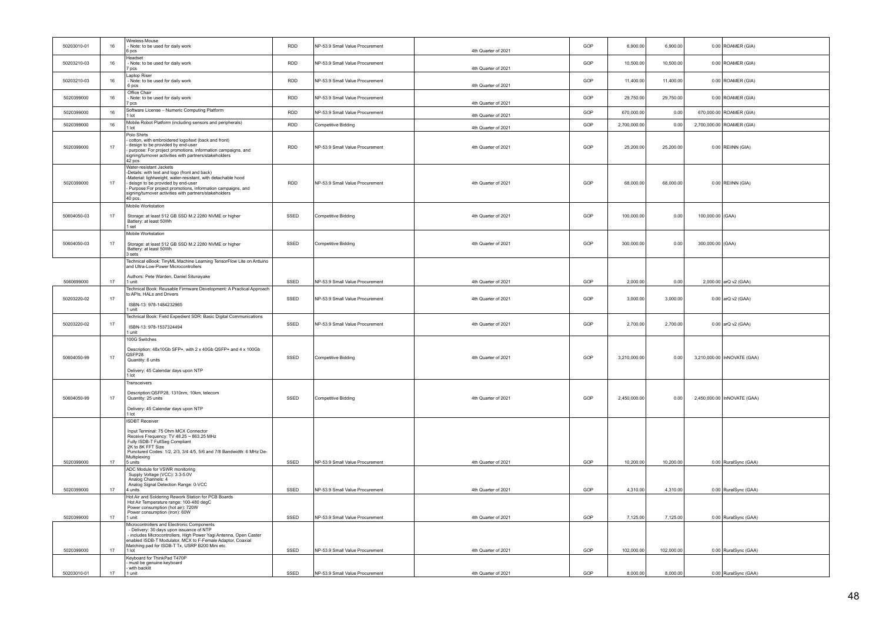| | | | | | | | | | | | |
|---|---|---|---|---|---|---|---|---|---|---|---|
| 50203010-01 | 16 | Wireless Mouse<br>- Note: to be used for daily work<br>6 pcs | RDD | NP-53.9 Small Value Procurement | | 4th Quarter of 2021 | GOP | 6,900.00 | 6,900.00 | 0.00 | ROAMER (GIA) |
| 50203210-03 | 16 | Headset<br>- Note: to be used for daily work<br>7 pcs | RDD | NP-53.9 Small Value Procurement | | 4th Quarter of 2021 | GOP | 10,500.00 | 10,500.00 | 0.00 | ROAMER (GIA) |
| 50203210-03 | 16 | Laptop Riser<br>- Note: to be used for daily work<br>6 pcs | RDD | NP-53.9 Small Value Procurement | | 4th Quarter of 2021 | GOP | 11,400.00 | 11,400.00 | 0.00 | ROAMER (GIA) |
| 5020399000 | 16 | Office Chair<br>- Note: to be used for daily work<br>7 pcs | RDD | NP-53.9 Small Value Procurement | | 4th Quarter of 2021 | GOP | 29,750.00 | 29,750.00 | 0.00 | ROAMER (GIA) |
| 5020399000 | 16 | Software License – Numeric Computing Platform<br>1 lot | RDD | NP-53.9 Small Value Procurement | | 4th Quarter of 2021 | GOP | 670,000.00 | 0.00 | 670,000.00 | ROAMER (GIA) |
| 5020399000 | 16 | Mobile Robot Platform (including sensors and peripherals)<br>1 lot | RDD | Competitive Bidding | | 4th Quarter of 2021 | GOP | 2,700,000.00 | 0.00 | 2,700,000.00 | ROAMER (GIA) |
| 5020399000 | 17 | Polo Shirts<br>- cotton, with embroidered logo/text (back and front)<br>- design to be provided by end-user<br>- purpose: For project promotions, information campaigns, and signing/turnover activities with partners/stakeholders<br>42 pcs | RDD | NP-53.9 Small Value Procurement | | 4th Quarter of 2021 | GOP | 25,200.00 | 25,200.00 | 0.00 | REIINN (GIA) |
| 5020399000 | 17 | Water-resistant Jackets<br>-Details: with text and logo (front and back)<br>-Material: lightweight, water-resistant, with detachable hood<br>- deisgn to be provided by end-user<br>- Purpose:For project promotions, information campaigns, and signing/turnover activities with partners/stakeholders<br>40 pcs. | RDD | NP-53.9 Small Value Procurement | | 4th Quarter of 2021 | GOP | 68,000.00 | 68,000.00 | 0.00 | REIINN (GIA) |
| 50604050-03 | 17 | Mobile Workstation<br><br>Storage: at least 512 GB SSD M.2 2280 NVME or higher<br>Battery: at least 50Wh<br>1 set | SSED | Competitive Bidding | | 4th Quarter of 2021 | GOP | 100,000.00 | 0.00 | 100,000.00 | (GAA) |
| 50604050-03 | 17 | Mobile Workstation<br><br>Storage: at least 512 GB SSD M.2 2280 NVME or higher<br>Battery: at least 50Wh<br>3 sets | SSED | Competitive Bidding | | 4th Quarter of 2021 | GOP | 300,000.00 | 0.00 | 300,000.00 | (GAA) |
| 5060699000 | 17 | Technical eBook: TinyML Machine Learning TensorFlow Lite on Arduino and Ultra-Low-Power Microcontrollers<br><br>Authors: Pete Warden, Daniel Situnayake<br>1 unit | SSED | NP-53.9 Small Value Procurement | | 4th Quarter of 2021 | GOP | 2,000.00 | 0.00 | 2,000.00 | arQ v2 (GAA) |
| 50203220-02 | 17 | Technical Book: Reusable Firmware Development: A Practical Approach to APIs, HALs and Drivers<br><br>ISBN-13: 978-1484232965<br>1 unit | SSED | NP-53.9 Small Value Procurement | | 4th Quarter of 2021 | GOP | 3,000.00 | 3,000.00 | 0.00 | arQ v2 (GAA) |
| 50203220-02 | 17 | Technical Book: Field Expedient SDR: Basic Digital Communications<br><br>ISBN-13: 978-1537324494<br>1 unit | SSED | NP-53.9 Small Value Procurement | | 4th Quarter of 2021 | GOP | 2,700.00 | 2,700.00 | 0.00 | arQ v2 (GAA) |
| 50604050-99 | 17 | 100G Switches<br><br>Description: 48x10Gb SFP+, with 2 x 40Gb QSFP+ and 4 x 100Gb QSFP28<br>Quantity: 6 units<br><br>Delivery: 45 Calendar days upon NTP<br>1 lot | SSED | Competitive Bidding | | 4th Quarter of 2021 | GOP | 3,210,000.00 | 0.00 | 3,210,000.00 | InNOVATE (GAA) |
| 50604050-99 | 17 | Transceivers<br><br>Description:QSFP28, 1310nm, 10km, telecom<br>Quantity: 25 units<br><br>Delivery: 45 Calendar days upon NTP<br>1 lot | SSED | Competitive Bidding | | 4th Quarter of 2021 | GOP | 2,450,000.00 | 0.00 | 2,450,000.00 | InNOVATE (GAA) |
| 5020399000 | 17 | ISDBT Receiver<br><br>Input Terminal: 75 Ohm MCX Connector<br>Receive Frequency: TV 48.25 ~ 863.25 MHz<br>Fully ISDB-T FullSeg Compliant<br>2K to 8K FFT Size<br>Punctured Codes: 1/2, 2/3, 3/4 4/5, 5/6 and 7/8 Bandwidth: 6 MHz De-Multiplexing<br>5 units | SSED | NP-53.9 Small Value Procurement | | 4th Quarter of 2021 | GOP | 10,200.00 | 10,200.00 | 0.00 | RuralSync (GAA) |
| 5020399000 | 17 | ADC Module for VSWR monitoring<br>Supply Voltage (VCC): 3.3-5.0V<br>Analog Channels: 4<br>Analog Signal Detection Range: 0-VCC<br>4 units | SSED | NP-53.9 Small Value Procurement | | 4th Quarter of 2021 | GOP | 4,310.00 | 4,310.00 | 0.00 | RuralSync (GAA) |
| 5020399000 | 17 | Hot Air and Soldering Rework Station for PCB Boards<br>Hot Air Temperature range: 100-480 degC<br>Power consumption (hot air): 720W<br>Power consumption (iron): 60W<br>1 unit | SSED | NP-53.9 Small Value Procurement | | 4th Quarter of 2021 | GOP | 7,125.00 | 7,125.00 | 0.00 | RuralSync (GAA) |
| 5020399000 | 17 | Microcontrollers and Electronic Components<br>- Delivery: 30 days upon issuance of NTP<br>- includes Microcontrollers, High Power Yagi Antenna, Open Caster enabled ISDB-T Modulator, MCX to F-Female Adaptor, Coaxial Matching pad for ISDB-T Tx, USRP B200 Mini etc.<br>1 lot | SSED | NP-53.9 Small Value Procurement | | 4th Quarter of 2021 | GOP | 102,000.00 | 102,000.00 | 0.00 | RuralSync (GAA) |
| 50203010-01 | 17 | Keyboard for ThinkPad T470P<br>- must be genuine keyboard<br>- with backlit<br>1 unit | SSED | NP-53.9 Small Value Procurement | | 4th Quarter of 2021 | GOP | 8,000.00 | 8,000.00 | 0.00 | RuralSync (GAA) |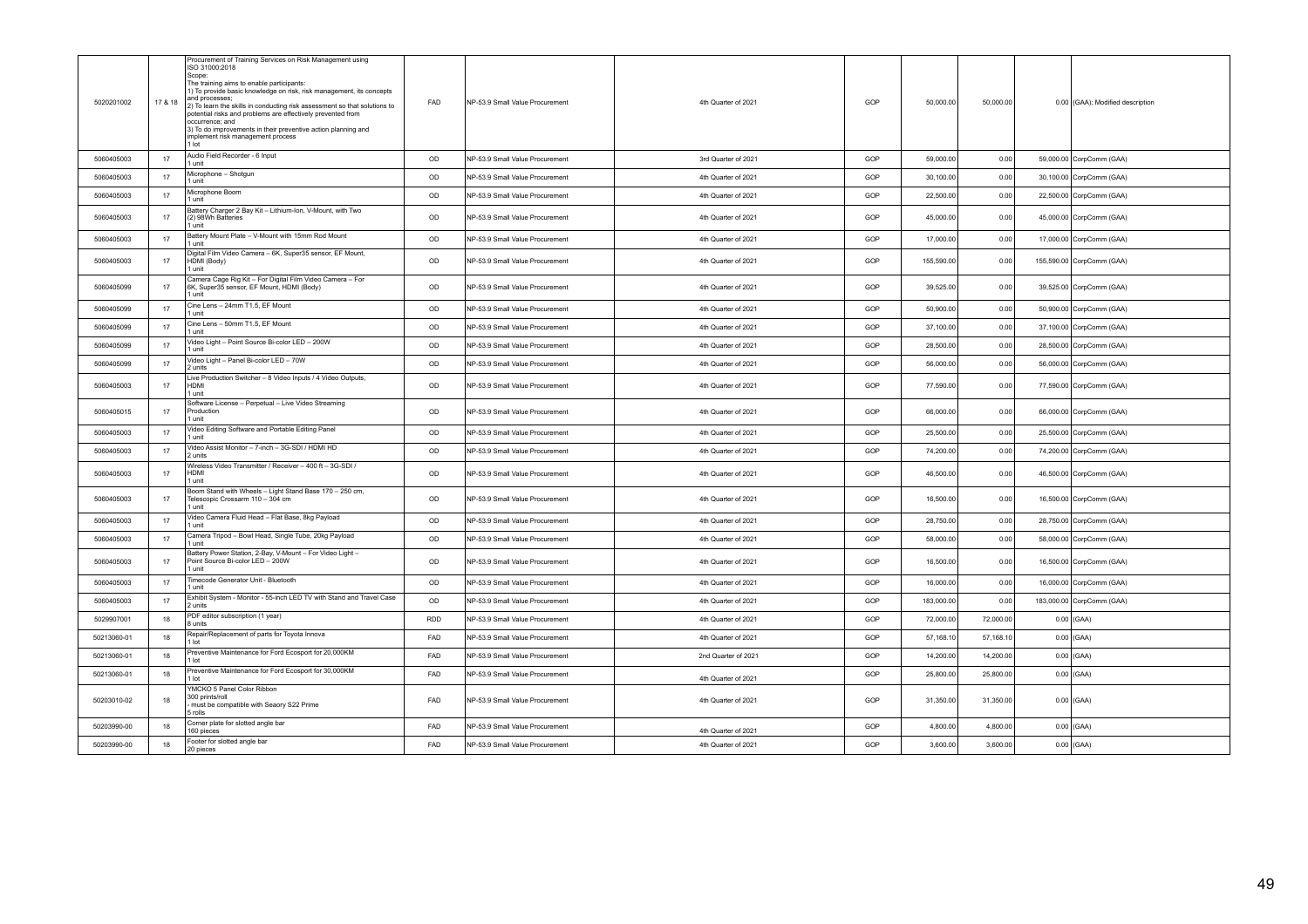| | | | | | | | | | | |
|---|---|---|---|---|---|---|---|---|---|---|
| 5020201002 | 17 & 18 | Procurement of Training Services on Risk Management using ISO 31000:2018<br>Scope:<br>The training aims to enable participants:<br>1) To provide basic knowledge on risk, risk management, its concepts and processes;<br>2) To learn the skills in conducting risk assessment so that solutions to potential risks and problems are effectively prevented from occurrence; and<br>3) To do improvements in their preventive action planning and implement risk management process<br>1 lot | FAD | NP-53.9 Small Value Procurement | 4th Quarter of 2021 | GOP | 50,000.00 | 50,000.00 | 0.00 | (GAA); Modified description |
| 5060405003 | 17 | Audio Field Recorder - 6 Input<br>1 unit | OD | NP-53.9 Small Value Procurement | 3rd Quarter of 2021 | GOP | 59,000.00 | 0.00 | 59,000.00 | CorpComm (GAA) |
| 5060405003 | 17 | Microphone – Shotgun<br>1 unit | OD | NP-53.9 Small Value Procurement | 4th Quarter of 2021 | GOP | 30,100.00 | 0.00 | 30,100.00 | CorpComm (GAA) |
| 5060405003 | 17 | Microphone Boom<br>1 unit | OD | NP-53.9 Small Value Procurement | 4th Quarter of 2021 | GOP | 22,500.00 | 0.00 | 22,500.00 | CorpComm (GAA) |
| 5060405003 | 17 | Battery Charger 2 Bay Kit – Lithium-Ion, V-Mount, with Two (2) 98Wh Batteries<br>1 unit | OD | NP-53.9 Small Value Procurement | 4th Quarter of 2021 | GOP | 45,000.00 | 0.00 | 45,000.00 | CorpComm (GAA) |
| 5060405003 | 17 | Battery Mount Plate – V-Mount with 15mm Rod Mount<br>1 unit | OD | NP-53.9 Small Value Procurement | 4th Quarter of 2021 | GOP | 17,000.00 | 0.00 | 17,000.00 | CorpComm (GAA) |
| 5060405003 | 17 | Digital Film Video Camera – 6K, Super35 sensor, EF Mount, HDMI (Body)<br>1 unit | OD | NP-53.9 Small Value Procurement | 4th Quarter of 2021 | GOP | 155,590.00 | 0.00 | 155,590.00 | CorpComm (GAA) |
| 5060405099 | 17 | Camera Cage Rig Kit – For Digital Film Video Camera – For 6K, Super35 sensor, EF Mount, HDMI (Body)<br>1 unit | OD | NP-53.9 Small Value Procurement | 4th Quarter of 2021 | GOP | 39,525.00 | 0.00 | 39,525.00 | CorpComm (GAA) |
| 5060405099 | 17 | Cine Lens – 24mm T1.5, EF Mount<br>1 unit | OD | NP-53.9 Small Value Procurement | 4th Quarter of 2021 | GOP | 50,900.00 | 0.00 | 50,900.00 | CorpComm (GAA) |
| 5060405099 | 17 | Cine Lens – 50mm T1.5, EF Mount<br>1 unit | OD | NP-53.9 Small Value Procurement | 4th Quarter of 2021 | GOP | 37,100.00 | 0.00 | 37,100.00 | CorpComm (GAA) |
| 5060405099 | 17 | Video Light – Point Source Bi-color LED – 200W<br>1 unit | OD | NP-53.9 Small Value Procurement | 4th Quarter of 2021 | GOP | 28,500.00 | 0.00 | 28,500.00 | CorpComm (GAA) |
| 5060405099 | 17 | Video Light – Panel Bi-color LED – 70W<br>2 units | OD | NP-53.9 Small Value Procurement | 4th Quarter of 2021 | GOP | 56,000.00 | 0.00 | 56,000.00 | CorpComm (GAA) |
| 5060405003 | 17 | Live Production Switcher – 8 Video Inputs / 4 Video Outputs, HDMI<br>1 unit | OD | NP-53.9 Small Value Procurement | 4th Quarter of 2021 | GOP | 77,590.00 | 0.00 | 77,590.00 | CorpComm (GAA) |
| 5060405015 | 17 | Software License – Perpetual – Live Video Streaming Production<br>1 unit | OD | NP-53.9 Small Value Procurement | 4th Quarter of 2021 | GOP | 66,000.00 | 0.00 | 66,000.00 | CorpComm (GAA) |
| 5060405003 | 17 | Video Editing Software and Portable Editing Panel<br>1 unit | OD | NP-53.9 Small Value Procurement | 4th Quarter of 2021 | GOP | 25,500.00 | 0.00 | 25,500.00 | CorpComm (GAA) |
| 5060405003 | 17 | Video Assist Monitor – 7-inch – 3G-SDI / HDMI HD<br>2 units | OD | NP-53.9 Small Value Procurement | 4th Quarter of 2021 | GOP | 74,200.00 | 0.00 | 74,200.00 | CorpComm (GAA) |
| 5060405003 | 17 | Wireless Video Transmitter / Receiver – 400 ft – 3G-SDI / HDMI<br>1 unit | OD | NP-53.9 Small Value Procurement | 4th Quarter of 2021 | GOP | 46,500.00 | 0.00 | 46,500.00 | CorpComm (GAA) |
| 5060405003 | 17 | Boom Stand with Wheels – Light Stand Base 170 – 250 cm, Telescopic Crossarm 110 – 304 cm<br>1 unit | OD | NP-53.9 Small Value Procurement | 4th Quarter of 2021 | GOP | 16,500.00 | 0.00 | 16,500.00 | CorpComm (GAA) |
| 5060405003 | 17 | Video Camera Fluid Head – Flat Base, 8kg Payload<br>1 unit | OD | NP-53.9 Small Value Procurement | 4th Quarter of 2021 | GOP | 28,750.00 | 0.00 | 28,750.00 | CorpComm (GAA) |
| 5060405003 | 17 | Camera Tripod – Bowl Head, Single Tube, 20kg Payload<br>1 unit | OD | NP-53.9 Small Value Procurement | 4th Quarter of 2021 | GOP | 58,000.00 | 0.00 | 58,000.00 | CorpComm (GAA) |
| 5060405003 | 17 | Battery Power Station, 2-Bay, V-Mount – For Video Light – Point Source Bi-color LED – 200W<br>1 unit | OD | NP-53.9 Small Value Procurement | 4th Quarter of 2021 | GOP | 16,500.00 | 0.00 | 16,500.00 | CorpComm (GAA) |
| 5060405003 | 17 | Timecode Generator Unit - Bluetooth<br>1 unit | OD | NP-53.9 Small Value Procurement | 4th Quarter of 2021 | GOP | 16,000.00 | 0.00 | 16,000.00 | CorpComm (GAA) |
| 5060405003 | 17 | Exhibit System - Monitor - 55-inch LED TV with Stand and Travel Case<br>2 units | OD | NP-53.9 Small Value Procurement | 4th Quarter of 2021 | GOP | 183,000.00 | 0.00 | 183,000.00 | CorpComm (GAA) |
| 5029907001 | 18 | PDF editor subscription (1 year)<br>8 units | RDD | NP-53.9 Small Value Procurement | 4th Quarter of 2021 | GOP | 72,000.00 | 72,000.00 | 0.00 | (GAA) |
| 50213060-01 | 18 | Repair/Replacement of parts for Toyota Innova<br>1 lot | FAD | NP-53.9 Small Value Procurement | 4th Quarter of 2021 | GOP | 57,168.10 | 57,168.10 | 0.00 | (GAA) |
| 50213060-01 | 18 | Preventive Maintenance for Ford Ecosport for 20,000KM<br>1 lot | FAD | NP-53.9 Small Value Procurement | 2nd Quarter of 2021 | GOP | 14,200.00 | 14,200.00 | 0.00 | (GAA) |
| 50213060-01 | 18 | Preventive Maintenance for Ford Ecosport for 30,000KM<br>1 lot | FAD | NP-53.9 Small Value Procurement | 4th Quarter of 2021 | GOP | 25,800.00 | 25,800.00 | 0.00 | (GAA) |
| 50203010-02 | 18 | YMCKO 5 Panel Color Ribbon<br>300 prints/roll<br>- must be compatible with Seaory S22 Prime<br>5 rolls | FAD | NP-53.9 Small Value Procurement | 4th Quarter of 2021 | GOP | 31,350.00 | 31,350.00 | 0.00 | (GAA) |
| 50203990-00 | 18 | Corner plate for slotted angle bar<br>160 pieces | FAD | NP-53.9 Small Value Procurement | 4th Quarter of 2021 | GOP | 4,800.00 | 4,800.00 | 0.00 | (GAA) |
| 50203990-00 | 18 | Footer for slotted angle bar<br>20 pieces | FAD | NP-53.9 Small Value Procurement | 4th Quarter of 2021 | GOP | 3,600.00 | 3,600.00 | 0.00 | (GAA) |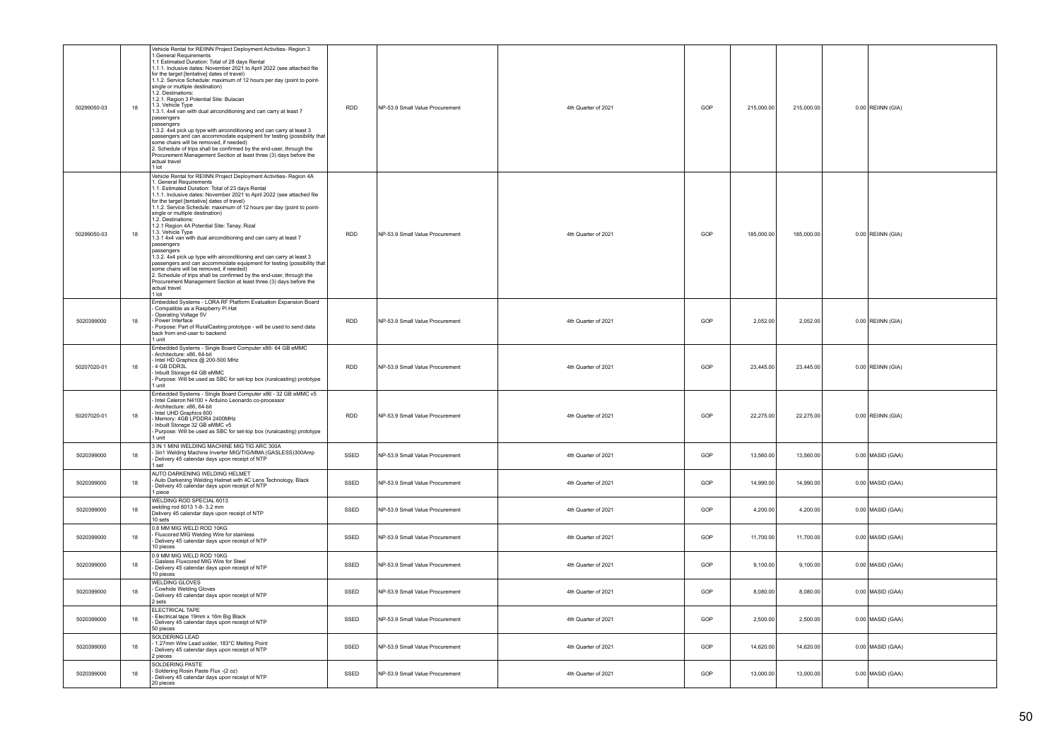| 50299050-03 | 18 | Vehicle Rental for REIINN Project Deployment Activities- Region 3<br>1.General Requirements<br>1.1 Estimated Duration: Total of 28 days Rental<br>1.1.1. Inclusive dates: November 2021 to April 2022 (see attached file for the target [tentative] dates of travel)<br>1.1.2. Service Schedule: maximum of 12 hours per day (point to point-single or multiple destination)<br>1.2. Destinations:<br>1.2.1. Region 3 Potential Site: Bulacan<br>1.3. Vehicle Type<br>1.3.1. 4x4 van with dual airconditioning and can carry at least 7 passengers<br>passengers<br>1.3.2. 4x4 pick up type with airconditioning and can carry at least 3 passengers and can accommodate equipment for testing (possibility that some chairs will be removed, if needed)<br>2. Schedule of trips shall be confirmed by the end-user, through the Procurement Management Section at least three (3) days before the actual travel<br>1 lot | RDD | NP-53.9 Small Value Procurement | 4th Quarter of 2021 | GOP | 215,000.00 | 215,000.00 | 0.00 | REIINN (GIA) |
|---|---|---|---|---|---|---|---|---|---|---|
| 50299050-03 | 18 | Vehicle Rental for REIINN Project Deployment Activities- Region 4A<br>1. General Requirements<br>1.1. Estimated Duration: Total of 23 days Rental<br>1.1.1. Inclusive dates: November 2021 to April 2022 (see attached file for the target [tentative] dates of travel)<br>1.1.2. Service Schedule: maximum of 12 hours per day (point to point-single or multiple destination)<br>1.2. Destinations:<br>1.2.1 Region 4A Potential Site: Tanay, Rizal<br>1.3. Vehicle Type<br>1.3.1 4x4 van with dual airconditioning and can carry at least 7 passengers<br>passengers<br>1.3.2. 4x4 pick up type with airconditioning and can carry at least 3 passengers and can accommodate equipment for testing (possibility that some chairs will be removed, if needed)<br>2. Schedule of trips shall be confirmed by the end-user, through the Procurement Management Section at least three (3) days before the actual travel<br>1 lot | RDD | NP-53.9 Small Value Procurement | 4th Quarter of 2021 | GOP | 185,000.00 | 185,000.00 | 0.00 | REIINN (GIA) |
| 5020399000 | 18 | Embedded Systems - LORA RF Platform Evaluation Expansion Board<br>- Compatible as a Raspberry Pi Hat<br>- Operating Voltage 5V<br>- Power Interface<br>- Purpose: Part of RuralCasting prototype - will be used to send data back from end-user to backend<br>1 unit | RDD | NP-53.9 Small Value Procurement | 4th Quarter of 2021 | GOP | 2,052.00 | 2,052.00 | 0.00 | REIINN (GIA) |
| 50207020-01 | 18 | Embedded Systems - Single Board Computer x86- 64 GB eMMC<br>- Architecture: x86, 64-bit<br>- Intel HD Graphics @ 200-500 MHz<br>- 4 GB DDR3L<br>- Inbuilt Storage 64 GB eMMC<br>- Purpose: Will be used as SBC for set-top box (ruralcasting) prototype<br>1 unit | RDD | NP-53.9 Small Value Procurement | 4th Quarter of 2021 | GOP | 23,445.00 | 23,445.00 | 0.00 | REIINN (GIA) |
| 50207020-01 | 18 | Embedded Systems - Single Board Computer x86 - 32 GB eMMC v5<br>- Intel Celeron N4100 + Arduino Leonardo co-processor<br>- Architecture: x86, 64-bit<br>- Intel UHD Graphics 600<br>- Memory: 4GB LPDDR4 2400MHz<br>- Inbuilt Storage 32 GB eMMC v5<br>- Purpose: Will be used as SBC for set-top box (ruralcasting) prototype<br>1 unit | RDD | NP-53.9 Small Value Procurement | 4th Quarter of 2021 | GOP | 22,275.00 | 22,275.00 | 0.00 | REIINN (GIA) |
| 5020399000 | 18 | 3 IN 1 MINI WELDING MACHINE MIG TIG ARC 300A<br>- 3in1 Welding Machine Inverter MIG/TIG/MMA (GASLESS)300Amp<br>- Delivery 45 calendar days upon receipt of NTP<br>1 set | SSED | NP-53.9 Small Value Procurement | 4th Quarter of 2021 | GOP | 13,560.00 | 13,560.00 | 0.00 | MASID (GAA) |
| 5020399000 | 18 | AUTO DARKENING WELDING HELMET<br>- Auto Darkening Welding Helmet with 4C Lens Technology, Black<br>- Delivery 45 calendar days upon receipt of NTP<br>1 piece | SSED | NP-53.9 Small Value Procurement | 4th Quarter of 2021 | GOP | 14,990.00 | 14,990.00 | 0.00 | MASID (GAA) |
| 5020399000 | 18 | WELDING ROD SPECIAL 6013<br>welding rod 6013 1-8- 3.2 mm<br>Delivery 45 calendar days upon receipt of NTP<br>10 sets | SSED | NP-53.9 Small Value Procurement | 4th Quarter of 2021 | GOP | 4,200.00 | 4,200.00 | 0.00 | MASID (GAA) |
| 5020399000 | 18 | 0.8 MM MIG WELD ROD 10KG<br>- Fluxcored MIG Welding Wire for stainless<br>- Delivery 45 calendar days upon receipt of NTP<br>10 pieces | SSED | NP-53.9 Small Value Procurement | 4th Quarter of 2021 | GOP | 11,700.00 | 11,700.00 | 0.00 | MASID (GAA) |
| 5020399000 | 18 | 0.9 MM MIG WELD ROD 10KG<br>- Gasless Fluxcored MIG Wire for Steel<br>- Delivery 45 calendar days upon receipt of NTP<br>10 pieces | SSED | NP-53.9 Small Value Procurement | 4th Quarter of 2021 | GOP | 9,100.00 | 9,100.00 | 0.00 | MASID (GAA) |
| 5020399000 | 18 | WELDING GLOVES<br>- Cowhide Welding Gloves<br>- Delivery 45 calendar days upon receipt of NTP<br>2 sets | SSED | NP-53.9 Small Value Procurement | 4th Quarter of 2021 | GOP | 8,080.00 | 8,080.00 | 0.00 | MASID (GAA) |
| 5020399000 | 18 | ELECTRICAL TAPE<br>- Electrical tape 19mm x 16m Big Black<br>- Delivery 45 calendar days upon receipt of NTP<br>50 pieces | SSED | NP-53.9 Small Value Procurement | 4th Quarter of 2021 | GOP | 2,500.00 | 2,500.00 | 0.00 | MASID (GAA) |
| 5020399000 | 18 | SOLDERING LEAD<br>- 1.27mm Wire Lead solder, 183°C Melting Point<br>- Delivery 45 calendar days upon receipt of NTP<br>2 pieces | SSED | NP-53.9 Small Value Procurement | 4th Quarter of 2021 | GOP | 14,620.00 | 14,620.00 | 0.00 | MASID (GAA) |
| 5020399000 | 18 | SOLDERING PASTE<br>- Soldering Rosin Paste Flux -(2 oz)<br>- Delivery 45 calendar days upon receipt of NTP<br>20 pieces | SSED | NP-53.9 Small Value Procurement | 4th Quarter of 2021 | GOP | 13,000.00 | 13,000.00 | 0.00 | MASID (GAA) |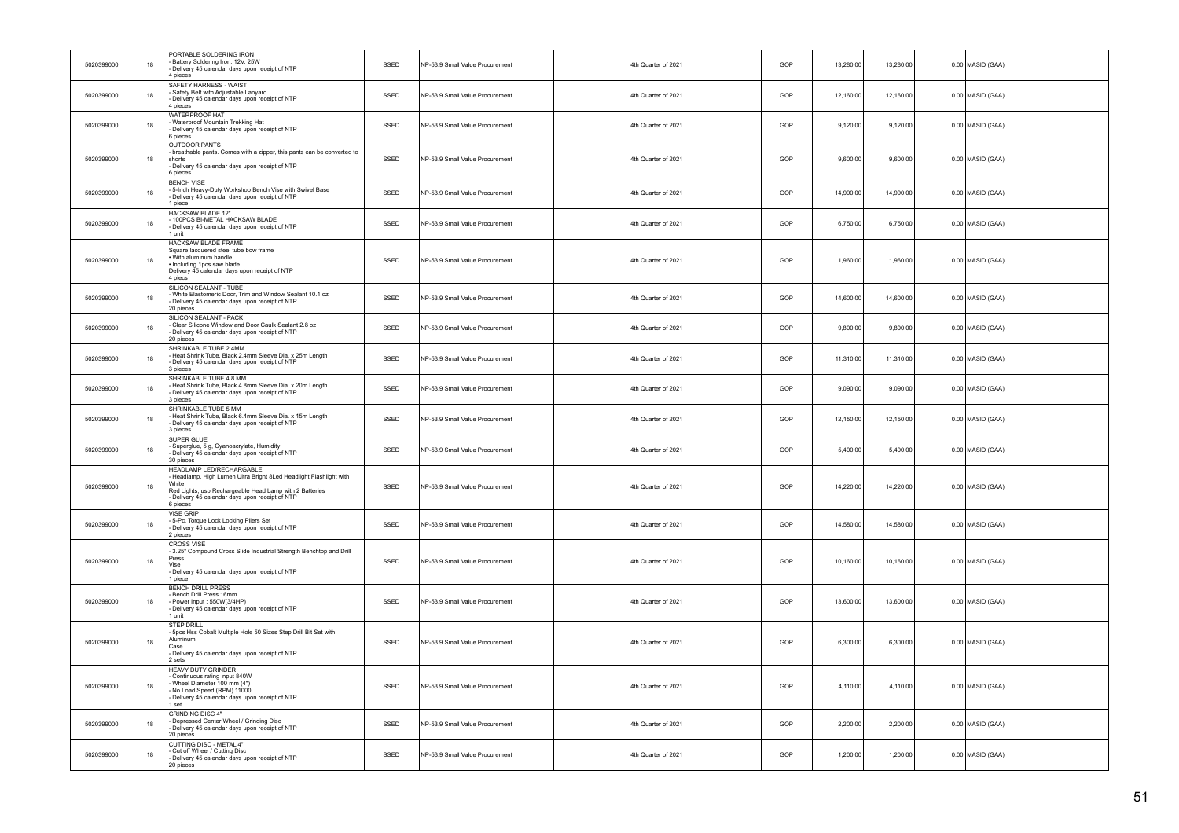| | | | | | | | | | | | |
|---|---|---|---|---|---|---|---|---|---|---|---|
| 5020399000 | 18 | PORTABLE SOLDERING IRON<br>- Battery Soldering Iron, 12V, 25W<br>- Delivery 45 calendar days upon receipt of NTP<br>4 pieces | SSED | NP-53.9 Small Value Procurement | 4th Quarter of 2021 | GOP | 13,280.00 | 13,280.00 | | 0.00 | MASID (GAA) |
| 5020399000 | 18 | SAFETY HARNESS - WAIST<br>- Safety Belt with Adjustable Lanyard<br>- Delivery 45 calendar days upon receipt of NTP<br>4 pieces | SSED | NP-53.9 Small Value Procurement | 4th Quarter of 2021 | GOP | 12,160.00 | 12,160.00 | | 0.00 | MASID (GAA) |
| 5020399000 | 18 | WATERPROOF HAT<br>- Waterproof Mountain Trekking Hat<br>- Delivery 45 calendar days upon receipt of NTP<br>6 pieces | SSED | NP-53.9 Small Value Procurement | 4th Quarter of 2021 | GOP | 9,120.00 | 9,120.00 | | 0.00 | MASID (GAA) |
| 5020399000 | 18 | OUTDOOR PANTS<br>- breathable pants. Comes with a zipper, this pants can be converted to shorts<br>- Delivery 45 calendar days upon receipt of NTP<br>6 pieces | SSED | NP-53.9 Small Value Procurement | 4th Quarter of 2021 | GOP | 9,600.00 | 9,600.00 | | 0.00 | MASID (GAA) |
| 5020399000 | 18 | BENCH VISE<br>- 5-Inch Heavy-Duty Workshop Bench Vise with Swivel Base<br>- Delivery 45 calendar days upon receipt of NTP<br>1 piece | SSED | NP-53.9 Small Value Procurement | 4th Quarter of 2021 | GOP | 14,990.00 | 14,990.00 | | 0.00 | MASID (GAA) |
| 5020399000 | 18 | HACKSAW BLADE 12"<br>- 100PCS BI-METAL HACKSAW BLADE<br>- Delivery 45 calendar days upon receipt of NTP<br>1 unit | SSED | NP-53.9 Small Value Procurement | 4th Quarter of 2021 | GOP | 6,750.00 | 6,750.00 | | 0.00 | MASID (GAA) |
| 5020399000 | 18 | HACKSAW BLADE FRAME<br>Square lacquered steel tube bow frame<br>• With aluminum handle<br>• Including 1pcs saw blade<br>Delivery 45 calendar days upon receipt of NTP<br>4 piecs | SSED | NP-53.9 Small Value Procurement | 4th Quarter of 2021 | GOP | 1,960.00 | 1,960.00 | | 0.00 | MASID (GAA) |
| 5020399000 | 18 | SILICON SEALANT - TUBE<br>- White Elastomeric Door, Trim and Window Sealant 10.1 oz<br>- Delivery 45 calendar days upon receipt of NTP<br>20 pieces | SSED | NP-53.9 Small Value Procurement | 4th Quarter of 2021 | GOP | 14,600.00 | 14,600.00 | | 0.00 | MASID (GAA) |
| 5020399000 | 18 | SILICON SEALANT - PACK<br>- Clear Silicone Window and Door Caulk Sealant 2.8 oz<br>- Delivery 45 calendar days upon receipt of NTP<br>20 pieces | SSED | NP-53.9 Small Value Procurement | 4th Quarter of 2021 | GOP | 9,800.00 | 9,800.00 | | 0.00 | MASID (GAA) |
| 5020399000 | 18 | SHRINKABLE TUBE 2.4MM<br>- Heat Shrink Tube, Black 2.4mm Sleeve Dia. x 25m Length<br>- Delivery 45 calendar days upon receipt of NTP<br>3 pieces | SSED | NP-53.9 Small Value Procurement | 4th Quarter of 2021 | GOP | 11,310.00 | 11,310.00 | | 0.00 | MASID (GAA) |
| 5020399000 | 18 | SHRINKABLE TUBE 4.8 MM<br>- Heat Shrink Tube, Black 4.8mm Sleeve Dia. x 20m Length<br>- Delivery 45 calendar days upon receipt of NTP<br>3 pieces | SSED | NP-53.9 Small Value Procurement | 4th Quarter of 2021 | GOP | 9,090.00 | 9,090.00 | | 0.00 | MASID (GAA) |
| 5020399000 | 18 | SHRINKABLE TUBE 5 MM<br>- Heat Shrink Tube, Black 6.4mm Sleeve Dia. x 15m Length<br>- Delivery 45 calendar days upon receipt of NTP<br>3 pieces | SSED | NP-53.9 Small Value Procurement | 4th Quarter of 2021 | GOP | 12,150.00 | 12,150.00 | | 0.00 | MASID (GAA) |
| 5020399000 | 18 | SUPER GLUE<br>- Superglue, 5 g, Cyanoacrylate, Humidity<br>- Delivery 45 calendar days upon receipt of NTP<br>30 pieces | SSED | NP-53.9 Small Value Procurement | 4th Quarter of 2021 | GOP | 5,400.00 | 5,400.00 | | 0.00 | MASID (GAA) |
| 5020399000 | 18 | HEADLAMP LED/RECHARGABLE<br>- Headlamp, High Lumen Ultra Bright 8Led Headlight Flashlight with White<br>Red Lights, usb Rechargeable Head Lamp with 2 Batteries<br>- Delivery 45 calendar days upon receipt of NTP<br>6 pieces | SSED | NP-53.9 Small Value Procurement | 4th Quarter of 2021 | GOP | 14,220.00 | 14,220.00 | | 0.00 | MASID (GAA) |
| 5020399000 | 18 | VISE GRIP<br>- 5-Pc. Torque Lock Locking Pliers Set<br>- Delivery 45 calendar days upon receipt of NTP<br>2 pieces | SSED | NP-53.9 Small Value Procurement | 4th Quarter of 2021 | GOP | 14,580.00 | 14,580.00 | | 0.00 | MASID (GAA) |
| 5020399000 | 18 | CROSS VISE<br>- 3.25" Compound Cross Slide Industrial Strength Benchtop and Drill Press<br>Vise<br>- Delivery 45 calendar days upon receipt of NTP<br>1 piece | SSED | NP-53.9 Small Value Procurement | 4th Quarter of 2021 | GOP | 10,160.00 | 10,160.00 | | 0.00 | MASID (GAA) |
| 5020399000 | 18 | BENCH DRILL PRESS<br>- Bench Drill Press 16mm<br>- Power Input : 550W(3/4HP)<br>- Delivery 45 calendar days upon receipt of NTP<br>1 unit | SSED | NP-53.9 Small Value Procurement | 4th Quarter of 2021 | GOP | 13,600.00 | 13,600.00 | | 0.00 | MASID (GAA) |
| 5020399000 | 18 | STEP DRILL<br>- 5pcs Hss Cobalt Multiple Hole 50 Sizes Step Drill Bit Set with Aluminum<br>Case<br>- Delivery 45 calendar days upon receipt of NTP<br>2 sets | SSED | NP-53.9 Small Value Procurement | 4th Quarter of 2021 | GOP | 6,300.00 | 6,300.00 | | 0.00 | MASID (GAA) |
| 5020399000 | 18 | HEAVY DUTY GRINDER<br>- Continuous rating input 840W<br>- Wheel Diameter 100 mm (4")<br>- No Load Speed (RPM) 11000<br>- Delivery 45 calendar days upon receipt of NTP<br>1 set | SSED | NP-53.9 Small Value Procurement | 4th Quarter of 2021 | GOP | 4,110.00 | 4,110.00 | | 0.00 | MASID (GAA) |
| 5020399000 | 18 | GRINDING DISC 4"<br>- Depressed Center Wheel / Grinding Disc<br>- Delivery 45 calendar days upon receipt of NTP<br>20 pieces | SSED | NP-53.9 Small Value Procurement | 4th Quarter of 2021 | GOP | 2,200.00 | 2,200.00 | | 0.00 | MASID (GAA) |
| 5020399000 | 18 | CUTTING DISC - METAL 4"<br>- Cut off Wheel / Cutting Disc<br>- Delivery 45 calendar days upon receipt of NTP<br>20 pieces | SSED | NP-53.9 Small Value Procurement | 4th Quarter of 2021 | GOP | 1,200.00 | 1,200.00 | | 0.00 | MASID (GAA) |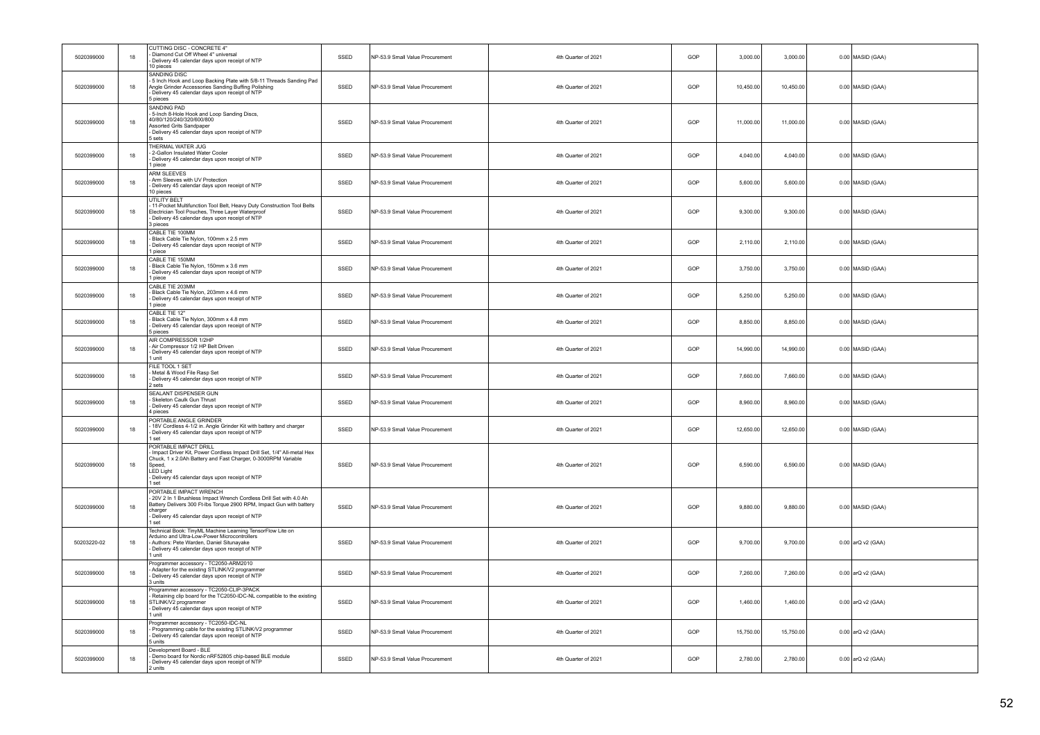| | | | | | | | | | | | |
|---|---|---|---|---|---|---|---|---|---|---|---|
| 5020399000 | 18 | CUTTING DISC - CONCRETE 4"<br>- Diamond Cut Off Wheel 4" universal<br>- Delivery 45 calendar days upon receipt of NTP<br>10 pieces | SSED | NP-53.9 Small Value Procurement | 4th Quarter of 2021 | GOP | 3,000.00 | 3,000.00 | 0.00 | MASID (GAA) |
| 5020399000 | 18 | SANDING DISC<br>- 5 Inch Hook and Loop Backing Plate with 5/8-11 Threads Sanding Pad Angle Grinder Accessories Sanding Buffing Polishing<br>- Delivery 45 calendar days upon receipt of NTP<br>5 pieces | SSED | NP-53.9 Small Value Procurement | 4th Quarter of 2021 | GOP | 10,450.00 | 10,450.00 | 0.00 | MASID (GAA) |
| 5020399000 | 18 | SANDING PAD<br>- 5-Inch 8-Hole Hook and Loop Sanding Discs, 40/80/120/240/320/600/800<br>Assorted Grits Sandpaper<br>- Delivery 45 calendar days upon receipt of NTP<br>5 sets | SSED | NP-53.9 Small Value Procurement | 4th Quarter of 2021 | GOP | 11,000.00 | 11,000.00 | 0.00 | MASID (GAA) |
| 5020399000 | 18 | THERMAL WATER JUG<br>- 2-Gallon Insulated Water Cooler<br>- Delivery 45 calendar days upon receipt of NTP<br>1 piece | SSED | NP-53.9 Small Value Procurement | 4th Quarter of 2021 | GOP | 4,040.00 | 4,040.00 | 0.00 | MASID (GAA) |
| 5020399000 | 18 | ARM SLEEVES<br>- Arm Sleeves with UV Protection<br>- Delivery 45 calendar days upon receipt of NTP<br>10 pieces | SSED | NP-53.9 Small Value Procurement | 4th Quarter of 2021 | GOP | 5,600.00 | 5,600.00 | 0.00 | MASID (GAA) |
| 5020399000 | 18 | UTILITY BELT<br>- 11-Pocket Multifunction Tool Belt, Heavy Duty Construction Tool Belts Electrician Tool Pouches, Three Layer Waterproof<br>- Delivery 45 calendar days upon receipt of NTP<br>3 pieces | SSED | NP-53.9 Small Value Procurement | 4th Quarter of 2021 | GOP | 9,300.00 | 9,300.00 | 0.00 | MASID (GAA) |
| 5020399000 | 18 | CABLE TIE 100MM<br>- Black Cable Tie Nylon, 100mm x 2.5 mm<br>- Delivery 45 calendar days upon receipt of NTP<br>1 piece | SSED | NP-53.9 Small Value Procurement | 4th Quarter of 2021 | GOP | 2,110.00 | 2,110.00 | 0.00 | MASID (GAA) |
| 5020399000 | 18 | CABLE TIE 150MM<br>- Black Cable Tie Nylon, 150mm x 3.6 mm<br>- Delivery 45 calendar days upon receipt of NTP<br>1 piece | SSED | NP-53.9 Small Value Procurement | 4th Quarter of 2021 | GOP | 3,750.00 | 3,750.00 | 0.00 | MASID (GAA) |
| 5020399000 | 18 | CABLE TIE 203MM<br>- Black Cable Tie Nylon, 203mm x 4.6 mm<br>- Delivery 45 calendar days upon receipt of NTP<br>1 piece | SSED | NP-53.9 Small Value Procurement | 4th Quarter of 2021 | GOP | 5,250.00 | 5,250.00 | 0.00 | MASID (GAA) |
| 5020399000 | 18 | CABLE TIE 12"<br>- Black Cable Tie Nylon, 300mm x 4.8 mm<br>- Delivery 45 calendar days upon receipt of NTP<br>5 pieces | SSED | NP-53.9 Small Value Procurement | 4th Quarter of 2021 | GOP | 8,850.00 | 8,850.00 | 0.00 | MASID (GAA) |
| 5020399000 | 18 | AIR COMPRESSOR 1/2HP<br>- Air Compressor 1/2 HP Belt Driven<br>- Delivery 45 calendar days upon receipt of NTP<br>1 unit | SSED | NP-53.9 Small Value Procurement | 4th Quarter of 2021 | GOP | 14,990.00 | 14,990.00 | 0.00 | MASID (GAA) |
| 5020399000 | 18 | FILE TOOL 1 SET<br>- Metal & Wood File Rasp Set<br>- Delivery 45 calendar days upon receipt of NTP<br>2 sets | SSED | NP-53.9 Small Value Procurement | 4th Quarter of 2021 | GOP | 7,660.00 | 7,660.00 | 0.00 | MASID (GAA) |
| 5020399000 | 18 | SEALANT DISPENSER GUN<br>- Skeleton Caulk Gun Thrust<br>- Delivery 45 calendar days upon receipt of NTP<br>4 pieces | SSED | NP-53.9 Small Value Procurement | 4th Quarter of 2021 | GOP | 8,960.00 | 8,960.00 | 0.00 | MASID (GAA) |
| 5020399000 | 18 | PORTABLE ANGLE GRINDER<br>- 18V Cordless 4-1/2 in. Angle Grinder Kit with battery and charger<br>- Delivery 45 calendar days upon receipt of NTP<br>1 set | SSED | NP-53.9 Small Value Procurement | 4th Quarter of 2021 | GOP | 12,650.00 | 12,650.00 | 0.00 | MASID (GAA) |
| 5020399000 | 18 | PORTABLE IMPACT DRILL<br>- Impact Driver Kit, Power Cordless Impact Drill Set, 1/4" All-metal Hex Chuck, 1 x 2.0Ah Battery and Fast Charger, 0-3000RPM Variable Speed,<br>LED Light<br>- Delivery 45 calendar days upon receipt of NTP<br>1 set | SSED | NP-53.9 Small Value Procurement | 4th Quarter of 2021 | GOP | 6,590.00 | 6,590.00 | 0.00 | MASID (GAA) |
| 5020399000 | 18 | PORTABLE IMPACT WRENCH<br>- 20V 2 In 1 Brushless Impact Wrench Cordless Drill Set with 4.0 Ah Battery Delivers 300 Ft-lbs Torque 2900 RPM, Impact Gun with battery charger<br>- Delivery 45 calendar days upon receipt of NTP<br>1 set | SSED | NP-53.9 Small Value Procurement | 4th Quarter of 2021 | GOP | 9,880.00 | 9,880.00 | 0.00 | MASID (GAA) |
| 50203220-02 | 18 | Technical Book: TinyML Machine Learning TensorFlow Lite on Arduino and Ultra-Low-Power Microcontrollers<br>- Authors: Pete Warden, Daniel Situnayake<br>- Delivery 45 calendar days upon receipt of NTP<br>1 unit | SSED | NP-53.9 Small Value Procurement | 4th Quarter of 2021 | GOP | 9,700.00 | 9,700.00 | 0.00 | arQ v2 (GAA) |
| 5020399000 | 18 | Programmer accessory - TC2050-ARM2010<br>- Adapter for the existing STLINK/V2 programmer<br>- Delivery 45 calendar days upon receipt of NTP<br>3 units | SSED | NP-53.9 Small Value Procurement | 4th Quarter of 2021 | GOP | 7,260.00 | 7,260.00 | 0.00 | arQ v2 (GAA) |
| 5020399000 | 18 | Programmer accessory - TC2050-CLIP-3PACK<br>- Retaining clip board for the TC2050-IDC-NL compatible to the existing STLINK/V2 programmer<br>- Delivery 45 calendar days upon receipt of NTP<br>1 unit | SSED | NP-53.9 Small Value Procurement | 4th Quarter of 2021 | GOP | 1,460.00 | 1,460.00 | 0.00 | arQ v2 (GAA) |
| 5020399000 | 18 | Programmer accessory - TC2050-IDC-NL<br>- Programming cable for the existing STLINK/V2 programmer<br>- Delivery 45 calendar days upon receipt of NTP<br>5 units | SSED | NP-53.9 Small Value Procurement | 4th Quarter of 2021 | GOP | 15,750.00 | 15,750.00 | 0.00 | arQ v2 (GAA) |
| 5020399000 | 18 | Development Board - BLE<br>- Demo board for Nordic nRF52805 chip-based BLE module<br>- Delivery 45 calendar days upon receipt of NTP<br>2 units | SSED | NP-53.9 Small Value Procurement | 4th Quarter of 2021 | GOP | 2,780.00 | 2,780.00 | 0.00 | arQ v2 (GAA) |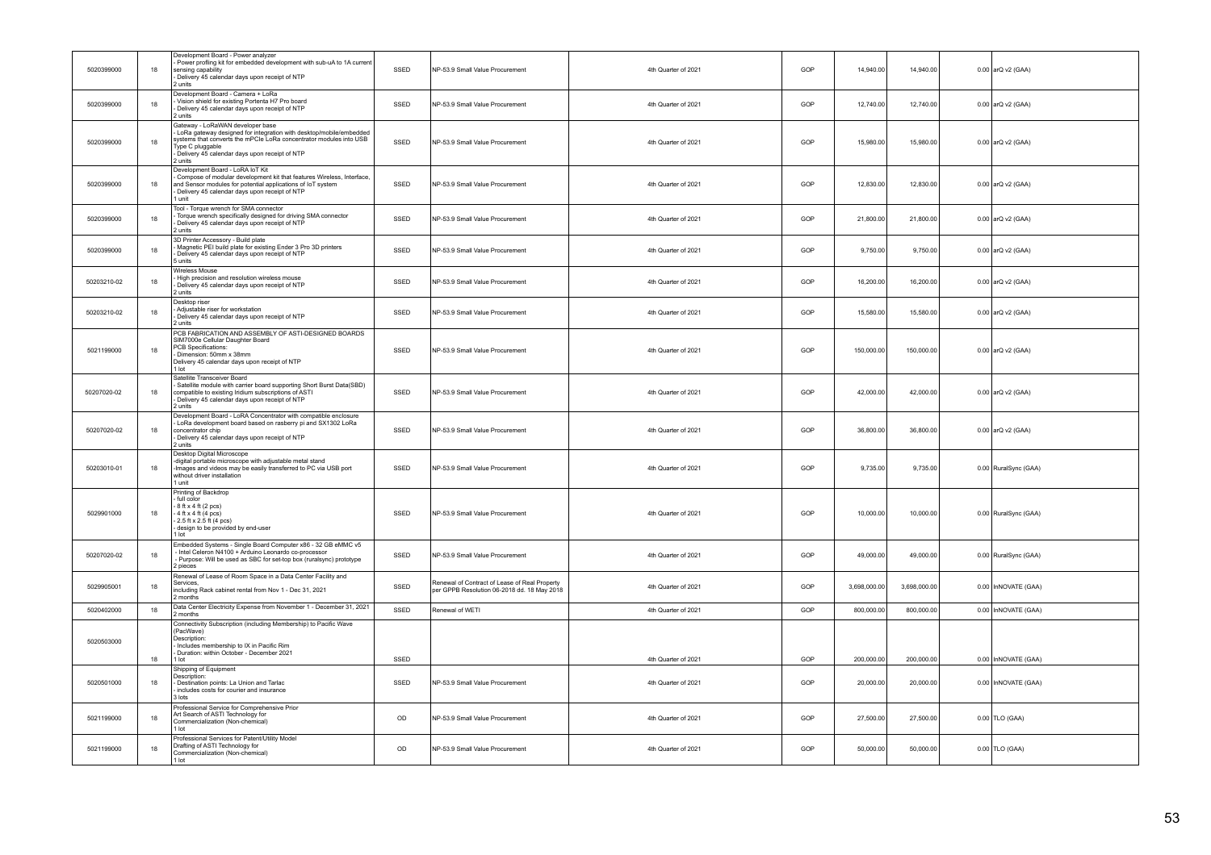| | | | | | | | | | | | |
|---|---|---|---|---|---|---|---|---|---|---|---|
| 5020399000 | 18 | Development Board - Power analyzer<br>- Power profiling kit for embedded development with sub-uA to 1A current sensing capability<br>- Delivery 45 calendar days upon receipt of NTP<br>2 units | SSED | NP-53.9 Small Value Procurement | 4th Quarter of 2021 | GOP | 14,940.00 | 14,940.00 | | 0.00 | arQ v2 (GAA) |
| 5020399000 | 18 | Development Board - Camera + LoRa<br>- Vision shield for existing Portenta H7 Pro board<br>- Delivery 45 calendar days upon receipt of NTP<br>2 units | SSED | NP-53.9 Small Value Procurement | 4th Quarter of 2021 | GOP | 12,740.00 | 12,740.00 | | 0.00 | arQ v2 (GAA) |
| 5020399000 | 18 | Gateway - LoRaWAN developer base<br>- LoRa gateway designed for integration with desktop/mobile/embedded systems that converts the mPCIe LoRa concentrator modules into USB Type C pluggable<br>- Delivery 45 calendar days upon receipt of NTP<br>2 units | SSED | NP-53.9 Small Value Procurement | 4th Quarter of 2021 | GOP | 15,980.00 | 15,980.00 | | 0.00 | arQ v2 (GAA) |
| 5020399000 | 18 | Development Board - LoRA IoT Kit<br>- Compose of modular development kit that features Wireless, Interface, and Sensor modules for potential applications of IoT system<br>- Delivery 45 calendar days upon receipt of NTP<br>1 unit | SSED | NP-53.9 Small Value Procurement | 4th Quarter of 2021 | GOP | 12,830.00 | 12,830.00 | | 0.00 | arQ v2 (GAA) |
| 5020399000 | 18 | Tool - Torque wrench for SMA connector<br>- Torque wrench specifically designed for driving SMA connector<br>- Delivery 45 calendar days upon receipt of NTP<br>2 units | SSED | NP-53.9 Small Value Procurement | 4th Quarter of 2021 | GOP | 21,800.00 | 21,800.00 | | 0.00 | arQ v2 (GAA) |
| 5020399000 | 18 | 3D Printer Accessory - Build plate<br>- Magnetic PEI build plate for existing Ender 3 Pro 3D printers<br>- Delivery 45 calendar days upon receipt of NTP<br>5 units | SSED | NP-53.9 Small Value Procurement | 4th Quarter of 2021 | GOP | 9,750.00 | 9,750.00 | | 0.00 | arQ v2 (GAA) |
| 50203210-02 | 18 | Wireless Mouse<br>- High precision and resolution wireless mouse<br>- Delivery 45 calendar days upon receipt of NTP<br>2 units | SSED | NP-53.9 Small Value Procurement | 4th Quarter of 2021 | GOP | 16,200.00 | 16,200.00 | | 0.00 | arQ v2 (GAA) |
| 50203210-02 | 18 | Desktop riser<br>- Adjustable riser for workstation<br>- Delivery 45 calendar days upon receipt of NTP<br>2 units | SSED | NP-53.9 Small Value Procurement | 4th Quarter of 2021 | GOP | 15,580.00 | 15,580.00 | | 0.00 | arQ v2 (GAA) |
| 5021199000 | 18 | PCB FABRICATION AND ASSEMBLY OF ASTI-DESIGNED BOARDS<br>SIM7000e Cellular Daughter Board<br>PCB Specifications:<br>- Dimension: 50mm x 38mm<br>Delivery 45 calendar days upon receipt of NTP<br>1 lot | SSED | NP-53.9 Small Value Procurement | 4th Quarter of 2021 | GOP | 150,000.00 | 150,000.00 | | 0.00 | arQ v2 (GAA) |
| 50207020-02 | 18 | Satellite Transceiver Board<br>- Satellite module with carrier board supporting Short Burst Data(SBD) compatible to existing Iridium subscriptions of ASTI<br>- Delivery 45 calendar days upon receipt of NTP<br>2 units | SSED | NP-53.9 Small Value Procurement | 4th Quarter of 2021 | GOP | 42,000.00 | 42,000.00 | | 0.00 | arQ v2 (GAA) |
| 50207020-02 | 18 | Development Board - LoRA Concentrator with compatible enclosure<br>- LoRa development board based on rasberry pi and SX1302 LoRa concentrator chip<br>- Delivery 45 calendar days upon receipt of NTP<br>2 units | SSED | NP-53.9 Small Value Procurement | 4th Quarter of 2021 | GOP | 36,800.00 | 36,800.00 | | 0.00 | arQ v2 (GAA) |
| 50203010-01 | 18 | Desktop Digital Microscope<br>-digital portable microscope with adjustable metal stand<br>-Images and videos may be easily transferred to PC via USB port without driver installation<br>1 unit | SSED | NP-53.9 Small Value Procurement | 4th Quarter of 2021 | GOP | 9,735.00 | 9,735.00 | | 0.00 | RuralSync (GAA) |
| 5029901000 | 18 | Printing of Backdrop<br>- full color<br>- 8 ft x 4 ft (2 pcs)<br>- 4 ft x 4 ft (4 pcs)<br>- 2.5 ft x 2.5 ft (4 pcs)<br>- design to be provided by end-user<br>1 lot | SSED | NP-53.9 Small Value Procurement | 4th Quarter of 2021 | GOP | 10,000.00 | 10,000.00 | | 0.00 | RuralSync (GAA) |
| 50207020-02 | 18 | Embedded Systems - Single Board Computer x86 - 32 GB eMMC v5<br>- Intel Celeron N4100 + Arduino Leonardo co-processor<br>- Purpose: Will be used as SBC for set-top box (ruralsync) prototype<br>2 pieces | SSED | NP-53.9 Small Value Procurement | 4th Quarter of 2021 | GOP | 49,000.00 | 49,000.00 | | 0.00 | RuralSync (GAA) |
| 5029905001 | 18 | Renewal of Lease of Room Space in a Data Center Facility and Services,<br>including Rack cabinet rental from Nov 1 - Dec 31, 2021<br>2 months | SSED | Renewal of Contract of Lease of Real Property per GPPB Resolution 06-2018 dd. 18 May 2018 | 4th Quarter of 2021 | GOP | 3,698,000.00 | 3,698,000.00 | | 0.00 | InNOVATE (GAA) |
| 5020402000 | 18 | Data Center Electricity Expense from November 1 - December 31, 2021<br>2 months | SSED | Renewal of WETI | 4th Quarter of 2021 | GOP | 800,000.00 | 800,000.00 | | 0.00 | InNOVATE (GAA) |
| 5020503000 | 18 | Connectivity Subscription (including Membership) to Pacific Wave (PacWave)<br>Description:<br>- Includes membership to IX in Pacific Rim<br>- Duration: within October - December 2021<br>1 lot | SSED | | 4th Quarter of 2021 | GOP | 200,000.00 | 200,000.00 | | 0.00 | InNOVATE (GAA) |
| 5020501000 | 18 | Shipping of Equipment<br>Description:<br>- Destination points: La Union and Tarlac<br>- includes costs for courier and insurance<br>3 lots | SSED | NP-53.9 Small Value Procurement | 4th Quarter of 2021 | GOP | 20,000.00 | 20,000.00 | | 0.00 | InNOVATE (GAA) |
| 5021199000 | 18 | Professional Service for Comprehensive Prior Art Search of ASTI Technology for Commercialization (Non-chemical)<br>1 lot | OD | NP-53.9 Small Value Procurement | 4th Quarter of 2021 | GOP | 27,500.00 | 27,500.00 | | 0.00 | TLO (GAA) |
| 5021199000 | 18 | Professional Services for Patent/Utility Model Drafting of ASTI Technology for Commercialization (Non-chemical)<br>1 lot | OD | NP-53.9 Small Value Procurement | 4th Quarter of 2021 | GOP | 50,000.00 | 50,000.00 | | 0.00 | TLO (GAA) |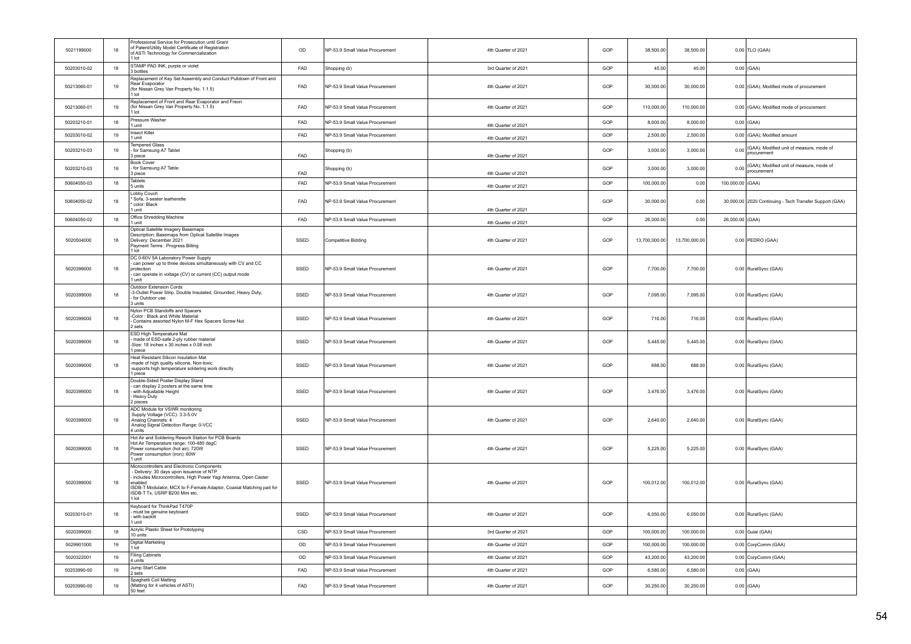| | | | | | | | | | | |
|---|---|---|---|---|---|---|---|---|---|---|
| 5021199000 | 18 | Professional Service for Prosecution until Grant of Patent/Utility Model Certificate of Registration of ASTI Technology for Commercialization<br>1 lot | OD | NP-53.9 Small Value Procurement | 4th Quarter of 2021 | GOP | 38,500.00 | 38,500.00 | 0.00 | TLO (GAA) |
| 50203010-02 | 18 | STAMP PAD INK, purple or violet<br>3 bottles | FAD | Shopping (b) | 3rd Quarter of 2021 | GOP | 45.00 | 45.00 | 0.00 | (GAA) |
| 50213060-01 | 19 | Replacement of Key Set Assembly and Conduct Pulldown of Front and Rear Evaporator<br>(for Nissan Grey Van Property No. 1.1.5)<br>1 lot | FAD | NP-53.9 Small Value Procurement | 4th Quarter of 2021 | GOP | 30,000.00 | 30,000.00 | 0.00 | (GAA); Modified mode of procurement |
| 50213060-01 | 19 | Replacement of Front and Rear Evaporator and Freon<br>(for Nissan Grey Van Property No. 1.1.5)<br>1 lot | FAD | NP-53.9 Small Value Procurement | 4th Quarter of 2021 | GOP | 110,000.00 | 110,000.00 | 0.00 | (GAA); Modified mode of procurement |
| 50203210-01 | 18 | Pressure Washer<br>1 unit | FAD | NP-53.9 Small Value Procurement | 4th Quarter of 2021 | GOP | 8,000.00 | 8,000.00 | 0.00 | (GAA) |
| 50203010-02 | 19 | Insect Killer<br>1 unit | FAD | NP-53.9 Small Value Procurement | 4th Quarter of 2021 | GOP | 2,500.00 | 2,500.00 | 0.00 | (GAA); Modified amount |
| 50203210-03 | 19 | Tempered Glass<br>- for Samsung A7 Tablet<br>3 piece | FAD | Shopping (b) | 4th Quarter of 2021 | GOP | 3,000.00 | 3,000.00 | 0.00 | (GAA); Modified unit of measure, mode of procurement |
| 50203210-03 | 19 | Book Cover<br>- for Samsung A7 Table<br>3 piece | FAD | Shopping (b) | 4th Quarter of 2021 | GOP | 3,000.00 | 3,000.00 | 0.00 | (GAA); Modified unit of measure, mode of procurement |
| 50604050-03 | 18 | Tablets<br>5 units | FAD | NP-53.9 Small Value Procurement | 4th Quarter of 2021 | GOP | 100,000.00 | 0.00 | 100,000.00 | (GAA) |
| 50604050-02 | 18 | Lobby Couch<br>* Sofa, 3-seater leatherette<br>* color: Black<br>1 unit | FAD | NP-53.9 Small Value Procurement | 4th Quarter of 2021 | GOP | 30,000.00 | 0.00 | 30,000.00 | 2020 Continuing - Tech Transfer Support (GAA) |
| 50604050-02 | 18 | Office Shredding Machine<br>1 unit | FAD | NP-53.9 Small Value Procurement | 4th Quarter of 2021 | GOP | 26,000.00 | 0.00 | 26,000.00 | (GAA) |
| 5020504000 | 18 | Optical Satellite Imagery Basemaps<br>Description: Basemaps from Optical Satellite Images<br>Delivery: December 2021<br>Payment Terms : Progress Billing<br>1 lot | SSED | Competitive Bidding | 4th Quarter of 2021 | GOP | 13,700,000.00 | 13,700,000.00 | 0.00 | PEDRO (GAA) |
| 5020399000 | 18 | DC 0-60V 5A Laboratory Power Supply<br>- can power up to three devices simultaneously with CV and CC protection<br>- can operate in voltage (CV) or current (CC) output mode<br>1 unit | SSED | NP-53.9 Small Value Procurement | 4th Quarter of 2021 | GOP | 7,700.00 | 7,700.00 | 0.00 | RuralSync (GAA) |
| 5020399000 | 18 | Outdoor Extension Cords<br>-3-Outlet Power Strip, Double Insulated, Grounded, Heavy Duty,<br>- for Outdoor use<br>3 units | SSED | NP-53.9 Small Value Procurement | 4th Quarter of 2021 | GOP | 7,095.00 | 7,095.00 | 0.00 | RuralSync (GAA) |
| 5020399000 | 18 | Nylon PCB Standoffs and Spacers<br>-Color : Black and White Material<br>- Contains assorted Nylon M-F Hex Spacers Screw Nut<br>2 sets | SSED | NP-53.9 Small Value Procurement | 4th Quarter of 2021 | GOP | 716.00 | 716.00 | 0.00 | RuralSync (GAA) |
| 5020399000 | 18 | ESD High Temperature Mat<br>- made of ESD-safe 2-ply rubber material<br>-Size: 18 inches x 30 inches x 0.08 inch<br>1 piece | SSED | NP-53.9 Small Value Procurement | 4th Quarter of 2021 | GOP | 5,445.00 | 5,445.00 | 0.00 | RuralSync (GAA) |
| 5020399000 | 18 | Heat Resistant Silicon Insulation Mat<br>-made of high quality silicone, Non-toxic<br>-supports high temperature soldering work directly<br>1 piece | SSED | NP-53.9 Small Value Procurement | 4th Quarter of 2021 | GOP | 688.00 | 688.00 | 0.00 | RuralSync (GAA) |
| 5020399000 | 18 | Double-Sided Poster Display Stand<br>- can display 2 posters at the same time<br>- with Adjustable Height<br>- Heavy Duty<br>2 pieces | SSED | NP-53.9 Small Value Procurement | 4th Quarter of 2021 | GOP | 3,476.00 | 3,476.00 | 0.00 | RuralSync (GAA) |
| 5020399000 | 18 | ADC Module for VSWR monitoring<br>Supply Voltage (VCC): 3.3-5.0V<br>Analog Channels: 4<br>Analog Signal Detection Range: 0-VCC<br>4 units | SSED | NP-53.9 Small Value Procurement | 4th Quarter of 2021 | GOP | 2,640.00 | 2,640.00 | 0.00 | RuralSync (GAA) |
| 5020399000 | 18 | Hot Air and Soldering Rework Station for PCB Boards<br>Hot Air Temperature range: 100-480 degC<br>Power consumption (hot air): 720W<br>Power consumption (iron): 60W<br>1 unit | SSED | NP-53.9 Small Value Procurement | 4th Quarter of 2021 | GOP | 5,225.00 | 5,225.00 | 0.00 | RuralSync (GAA) |
| 5020399000 | 18 | Microcontrollers and Electronic Components<br>- Delivery: 30 days upon issuance of NTP<br>- includes Microcontrollers, High Power Yagi Antenna, Open Caster enabled<br>ISDB-T Modulator, MCX to F-Female Adaptor, Coaxial Matching pad for ISDB-T Tx, USRP B200 Mini etc.<br>1 lot | SSED | NP-53.9 Small Value Procurement | 4th Quarter of 2021 | GOP | 100,012.00 | 100,012.00 | 0.00 | RuralSync (GAA) |
| 50203010-01 | 18 | Keyboard for ThinkPad T470P<br>- must be genuine keyboard<br>- with backlit<br>1 unit | SSED | NP-53.9 Small Value Procurement | 4th Quarter of 2021 | GOP | 6,050.00 | 6,050.00 | 0.00 | RuralSync (GAA) |
| 5020399000 | 18 | Acrylic Plastic Sheet for Prototyping<br>10 units | CSD | NP-53.9 Small Value Procurement | 3rd Quarter of 2021 | GOP | 100,000.00 | 100,000.00 | 0.00 | Gulai (GAA) |
| 5029901000 | 19 | Digital Marketing<br>1 lot | OD | NP-53.9 Small Value Procurement | 4th Quarter of 2021 | GOP | 100,000.00 | 100,000.00 | 0.00 | CorpComm (GAA) |
| 5020322001 | 19 | Filing Cabinets<br>4 units | OD | NP-53.9 Small Value Procurement | 4th Quarter of 2021 | GOP | 43,200.00 | 43,200.00 | 0.00 | CorpComm (GAA) |
| 50203990-00 | 19 | Jump Start Cable<br>2 sets | FAD | NP-53.9 Small Value Procurement | 4th Quarter of 2021 | GOP | 6,580.00 | 6,580.00 | 0.00 | (GAA) |
| 50203990-00 | 19 | Spaghetti Coil Matting<br>(Matting for 4 vehicles of ASTI)<br>50 feet | FAD | NP-53.9 Small Value Procurement | 4th Quarter of 2021 | GOP | 30,250.00 | 30,250.00 | 0.00 | (GAA) |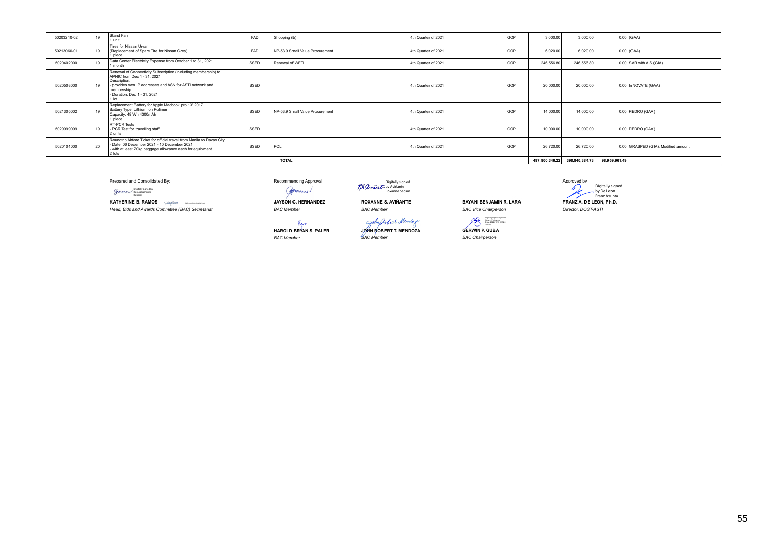| | | | | | | | | | | |
|---|---|---|---|---|---|---|---|---|---|---|
| 50203210-02 | 19 | Stand Fan<br>1 unit | FAD | Shopping (b) | 4th Quarter of 2021 | GOP | 3,000.00 | 3,000.00 | 0.00 | (GAA) |
| 50213060-01 | 19 | Tires for Nissan Urvan<br>(Replacement of Spare Tire for Nissan Grey)<br>1 piece | FAD | NP-53.9 Small Value Procurement | 4th Quarter of 2021 | GOP | 6,020.00 | 6,020.00 | 0.00 | (GAA) |
| 5020402000 | 19 | Data Center Electricity Expense from October 1 to 31, 2021<br>1 month | SSED | Renewal of WETI | 4th Quarter of 2021 | GOP | 246,556.80 | 246,556.80 | 0.00 | SAR with AIS (GIA) |
| 5020503000 | 19 | Renewal of Connectivity Subscription (including membership) to APNIC from Dec 1 - 31, 2021<br>Description:<br>- provides own IP addresses and ASN for ASTI network and membership<br>- Duration: Dec 1 - 31, 2021<br>1 lot | SSED | | 4th Quarter of 2021 | GOP | 20,000.00 | 20,000.00 | 0.00 | InNOVATE (GAA) |
| 5021305002 | 19 | Replacement Battery for Apple Macbook pro 13" 2017<br>Battery Type: Lithium Ion Polimer<br>Capacity: 49 Wh 4300mAh<br>1 piece | SSED | NP-53.9 Small Value Procurement | 4th Quarter of 2021 | GOP | 14,000.00 | 14,000.00 | 0.00 | PEDRO (GAA) |
| 5029999099 | 19 | RT-PCR Tests<br>- PCR Test for travelling staff<br>2 units | SSED | | 4th Quarter of 2021 | GOP | 10,000.00 | 10,000.00 | 0.00 | PEDRO (GAA) |
| 5020101000 | 20 | Roundtrip Airfare Ticket for official travel from Manila to Davao City<br>- Date: 06 December 2021 - 10 December 2021<br>- with at least 20kg baggage allowance each for equipment<br>2 lots | SSED | POL | 4th Quarter of 2021 | GOP | 26,720.00 | 26,720.00 | 0.00 | GRASPED (GIA); Modified amount |
| | | | | **TOTAL** | | | **497,800,346.22** | **398,840,384.73** | **98,959,961.49** | |

Prepared and Consolidated By:

Digitally signed by Ramos Katherine Balaoro

**KATHERINE B. RAMOS**
*Head, Bids and Awards Committee (BAC) Secretariat*

Recommending Approval:

**JAYSON C. HERNANDEZ**
*BAC Member*

Digitally signed by Aviñante Roxanne Sagun

**ROXANNE S. AVIÑANTE**
*BAC Member*

**BAYANI BENJAMIN R. LARA**
*BAC Vice Chairperson*

**HAROLD BRYAN S. PALER**
*BAC Member*

**JOHN ROBERT T. MENDOZA**
*BAC Member*

**GERWIN P. GUBA**
*BAC Chairperson*

Approved by:

Digitally signed by De Leon Franz Asunta

**FRANZ A. DE LEON, Ph.D.**
*Director, DOST-ASTI*